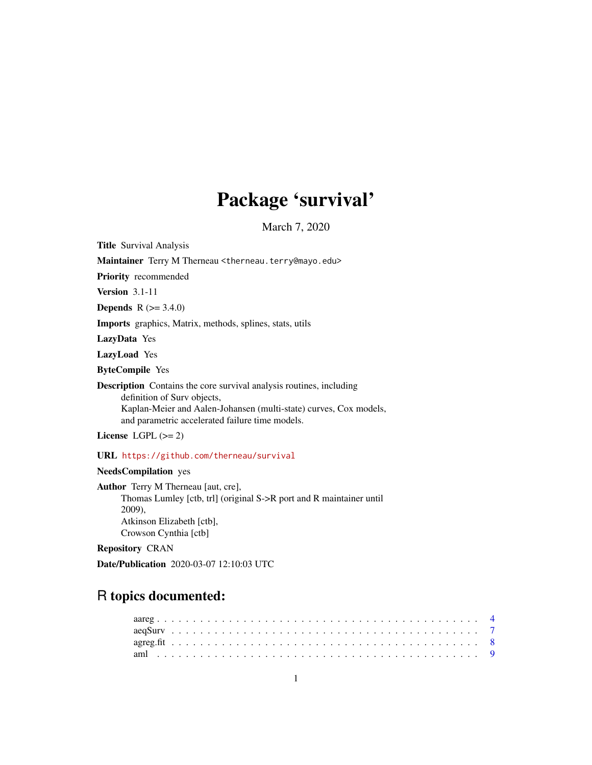# Package 'survival'

March 7, 2020

**Title** Survival Analysis

**Maintainer** Terry M Therneau <therneau.terry@mayo.edu>

**Priority** recommended

**Version** 3.1-11

**Depends** R (>= 3.4.0)

**Imports** graphics, Matrix, methods, splines, stats, utils

**LazyData** Yes

**LazyLoad** Yes

**ByteCompile** Yes

**Description** Contains the core survival analysis routines, including definition of Surv objects, Kaplan-Meier and Aalen-Johansen (multi-state) curves, Cox models, and parametric accelerated failure time models.

**License** LGPL (>= 2)

**URL** https://github.com/therneau/survival

**NeedsCompilation** yes

**Author** Terry M Therneau [aut, cre], Thomas Lumley [ctb, trl] (original S->R port and R maintainer until 2009), Atkinson Elizabeth [ctb], Crowson Cynthia [ctb]

**Repository** CRAN

**Date/Publication** 2020-03-07 12:10:03 UTC

## R topics documented:

| | |
|---|---|
| aareg | 4 |
| aeqSurv | 7 |
| agreg.fit | 8 |
| aml | 9 |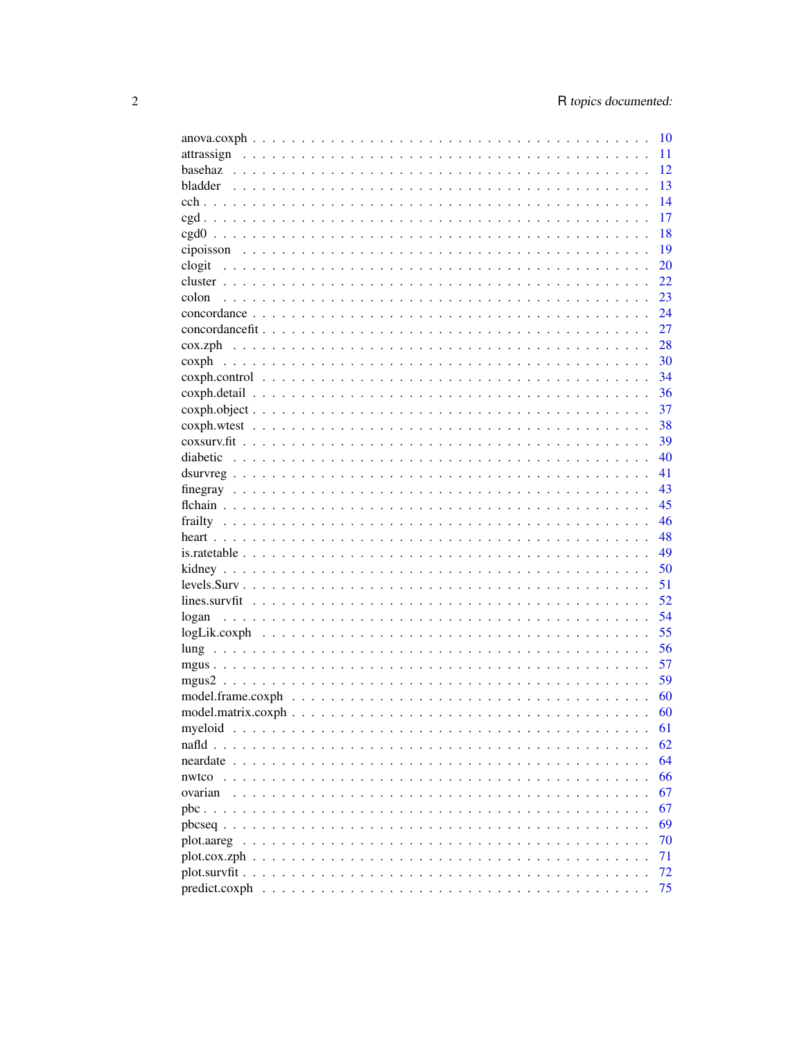anova.coxph . . . . . . . . . . . . . . . . . . . . . . . . . . . . . . . . . . . . . . . 10
attrassign . . . . . . . . . . . . . . . . . . . . . . . . . . . . . . . . . . . . . . . 11
basehaz . . . . . . . . . . . . . . . . . . . . . . . . . . . . . . . . . . . . . . . 12
bladder . . . . . . . . . . . . . . . . . . . . . . . . . . . . . . . . . . . . . . . 13
cch . . . . . . . . . . . . . . . . . . . . . . . . . . . . . . . . . . . . . . . 14
cgd . . . . . . . . . . . . . . . . . . . . . . . . . . . . . . . . . . . . . . . 17
cgd0 . . . . . . . . . . . . . . . . . . . . . . . . . . . . . . . . . . . . . . . 18
cipoisson . . . . . . . . . . . . . . . . . . . . . . . . . . . . . . . . . . . . . . . 19
clogit . . . . . . . . . . . . . . . . . . . . . . . . . . . . . . . . . . . . . . . 20
cluster . . . . . . . . . . . . . . . . . . . . . . . . . . . . . . . . . . . . . . . 22
colon . . . . . . . . . . . . . . . . . . . . . . . . . . . . . . . . . . . . . . . 23
concordance . . . . . . . . . . . . . . . . . . . . . . . . . . . . . . . . . . . . . . . 24
concordancefit . . . . . . . . . . . . . . . . . . . . . . . . . . . . . . . . . . . . . . . 27
cox.zph . . . . . . . . . . . . . . . . . . . . . . . . . . . . . . . . . . . . . . . 28
coxph . . . . . . . . . . . . . . . . . . . . . . . . . . . . . . . . . . . . . . . 30
coxph.control . . . . . . . . . . . . . . . . . . . . . . . . . . . . . . . . . . . . . . . 34
coxph.detail . . . . . . . . . . . . . . . . . . . . . . . . . . . . . . . . . . . . . . . 36
coxph.object . . . . . . . . . . . . . . . . . . . . . . . . . . . . . . . . . . . . . . . 37
coxph.wtest . . . . . . . . . . . . . . . . . . . . . . . . . . . . . . . . . . . . . . . 38
coxsurv.fit . . . . . . . . . . . . . . . . . . . . . . . . . . . . . . . . . . . . . . . 39
diabetic . . . . . . . . . . . . . . . . . . . . . . . . . . . . . . . . . . . . . . . 40
dsurvreg . . . . . . . . . . . . . . . . . . . . . . . . . . . . . . . . . . . . . . . 41
finegray . . . . . . . . . . . . . . . . . . . . . . . . . . . . . . . . . . . . . . . 43
flchain . . . . . . . . . . . . . . . . . . . . . . . . . . . . . . . . . . . . . . . 45
frailty . . . . . . . . . . . . . . . . . . . . . . . . . . . . . . . . . . . . . . . 46
heart . . . . . . . . . . . . . . . . . . . . . . . . . . . . . . . . . . . . . . . 48
is.ratetable . . . . . . . . . . . . . . . . . . . . . . . . . . . . . . . . . . . . . . . 49
kidney . . . . . . . . . . . . . . . . . . . . . . . . . . . . . . . . . . . . . . . 50
levels.Surv . . . . . . . . . . . . . . . . . . . . . . . . . . . . . . . . . . . . . . . 51
lines.survfit . . . . . . . . . . . . . . . . . . . . . . . . . . . . . . . . . . . . . . . 52
logan . . . . . . . . . . . . . . . . . . . . . . . . . . . . . . . . . . . . . . . 54
logLik.coxph . . . . . . . . . . . . . . . . . . . . . . . . . . . . . . . . . . . . . . . 55
lung . . . . . . . . . . . . . . . . . . . . . . . . . . . . . . . . . . . . . . . 56
mgus . . . . . . . . . . . . . . . . . . . . . . . . . . . . . . . . . . . . . . . 57
mgus2 . . . . . . . . . . . . . . . . . . . . . . . . . . . . . . . . . . . . . . . 59
model.frame.coxph . . . . . . . . . . . . . . . . . . . . . . . . . . . . . . . . . . . . . . . 60
model.matrix.coxph . . . . . . . . . . . . . . . . . . . . . . . . . . . . . . . . . . . . . . . 60
myeloid . . . . . . . . . . . . . . . . . . . . . . . . . . . . . . . . . . . . . . . 61
nafld . . . . . . . . . . . . . . . . . . . . . . . . . . . . . . . . . . . . . . . 62
neardate . . . . . . . . . . . . . . . . . . . . . . . . . . . . . . . . . . . . . . . 64
nwtco . . . . . . . . . . . . . . . . . . . . . . . . . . . . . . . . . . . . . . . 66
ovarian . . . . . . . . . . . . . . . . . . . . . . . . . . . . . . . . . . . . . . . 67
pbc . . . . . . . . . . . . . . . . . . . . . . . . . . . . . . . . . . . . . . . 67
pbcseq . . . . . . . . . . . . . . . . . . . . . . . . . . . . . . . . . . . . . . . 69
plot.aareg . . . . . . . . . . . . . . . . . . . . . . . . . . . . . . . . . . . . . . . 70
plot.cox.zph . . . . . . . . . . . . . . . . . . . . . . . . . . . . . . . . . . . . . . . 71
plot.survfit . . . . . . . . . . . . . . . . . . . . . . . . . . . . . . . . . . . . . . . 72
predict.coxph . . . . . . . . . . . . . . . . . . . . . . . . . . . . . . . . . . . . . . . 75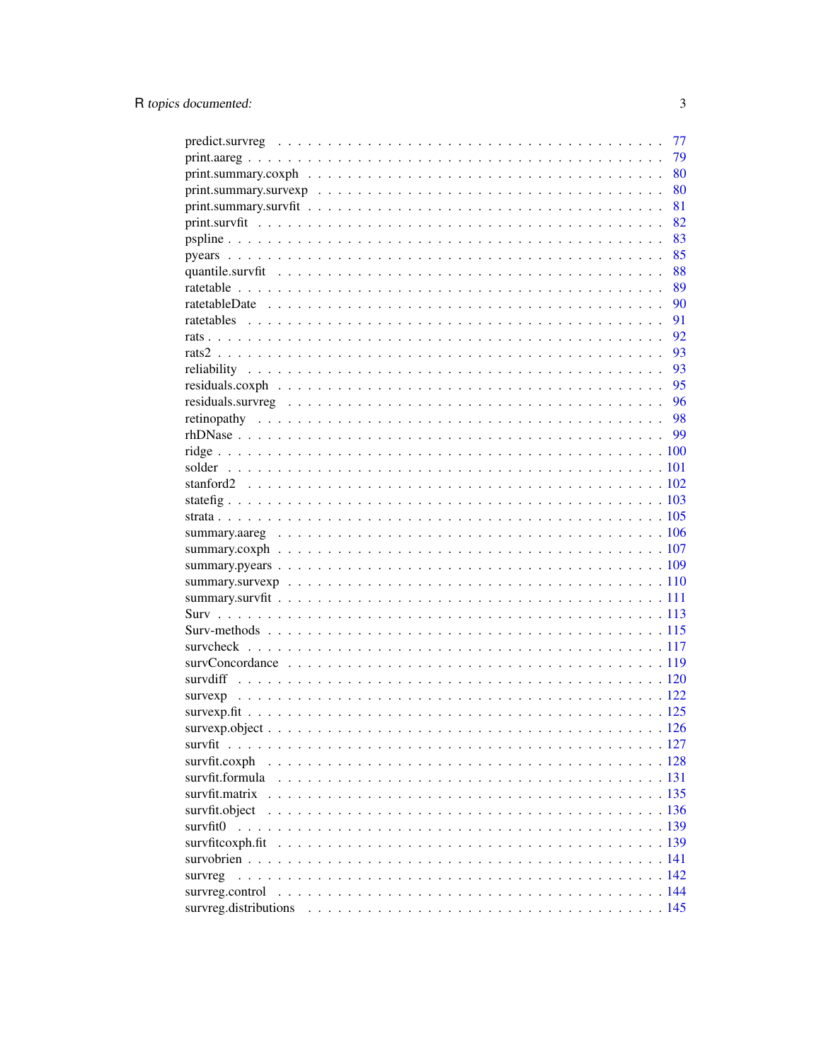predict.survreg . . . . . . . . . . . . . . . . . . . . . . . . . . . . . . . . . . . . . . 77
print.aareg . . . . . . . . . . . . . . . . . . . . . . . . . . . . . . . . . . . . . . . . . 79
print.summary.coxph . . . . . . . . . . . . . . . . . . . . . . . . . . . . . . . . . . . . 80
print.summary.survexp . . . . . . . . . . . . . . . . . . . . . . . . . . . . . . . . . . . 80
print.summary.survfit . . . . . . . . . . . . . . . . . . . . . . . . . . . . . . . . . . . . 81
print.survfit . . . . . . . . . . . . . . . . . . . . . . . . . . . . . . . . . . . . . . . . . 82
pspline . . . . . . . . . . . . . . . . . . . . . . . . . . . . . . . . . . . . . . . . . . . 83
pyears . . . . . . . . . . . . . . . . . . . . . . . . . . . . . . . . . . . . . . . . . . . . 85
quantile.survfit . . . . . . . . . . . . . . . . . . . . . . . . . . . . . . . . . . . . . . . 88
ratetable . . . . . . . . . . . . . . . . . . . . . . . . . . . . . . . . . . . . . . . . . . . 89
ratetableDate . . . . . . . . . . . . . . . . . . . . . . . . . . . . . . . . . . . . . . . . 90
ratetables . . . . . . . . . . . . . . . . . . . . . . . . . . . . . . . . . . . . . . . . . . 91
rats . . . . . . . . . . . . . . . . . . . . . . . . . . . . . . . . . . . . . . . . . . . . . . 92
rats2 . . . . . . . . . . . . . . . . . . . . . . . . . . . . . . . . . . . . . . . . . . . . . 93
reliability . . . . . . . . . . . . . . . . . . . . . . . . . . . . . . . . . . . . . . . . . . 93
residuals.coxph . . . . . . . . . . . . . . . . . . . . . . . . . . . . . . . . . . . . . . . 95
residuals.survreg . . . . . . . . . . . . . . . . . . . . . . . . . . . . . . . . . . . . . . 96
retinopathy . . . . . . . . . . . . . . . . . . . . . . . . . . . . . . . . . . . . . . . . . 98
rhDNase . . . . . . . . . . . . . . . . . . . . . . . . . . . . . . . . . . . . . . . . . . . 99
ridge . . . . . . . . . . . . . . . . . . . . . . . . . . . . . . . . . . . . . . . . . . . . . 100
solder . . . . . . . . . . . . . . . . . . . . . . . . . . . . . . . . . . . . . . . . . . . . 101
stanford2 . . . . . . . . . . . . . . . . . . . . . . . . . . . . . . . . . . . . . . . . . . 102
statefig . . . . . . . . . . . . . . . . . . . . . . . . . . . . . . . . . . . . . . . . . . . 103
strata . . . . . . . . . . . . . . . . . . . . . . . . . . . . . . . . . . . . . . . . . . . . . 105
summary.aareg . . . . . . . . . . . . . . . . . . . . . . . . . . . . . . . . . . . . . . . 106
summary.coxph . . . . . . . . . . . . . . . . . . . . . . . . . . . . . . . . . . . . . . . 107
summary.pyears . . . . . . . . . . . . . . . . . . . . . . . . . . . . . . . . . . . . . . . 109
summary.survexp . . . . . . . . . . . . . . . . . . . . . . . . . . . . . . . . . . . . . . 110
summary.survfit . . . . . . . . . . . . . . . . . . . . . . . . . . . . . . . . . . . . . . 111
Surv . . . . . . . . . . . . . . . . . . . . . . . . . . . . . . . . . . . . . . . . . . . . . 113
Surv-methods . . . . . . . . . . . . . . . . . . . . . . . . . . . . . . . . . . . . . . . . 115
survcheck . . . . . . . . . . . . . . . . . . . . . . . . . . . . . . . . . . . . . . . . . . 117
survConcordance . . . . . . . . . . . . . . . . . . . . . . . . . . . . . . . . . . . . . . 119
survdiff . . . . . . . . . . . . . . . . . . . . . . . . . . . . . . . . . . . . . . . . . . . 120
survexp . . . . . . . . . . . . . . . . . . . . . . . . . . . . . . . . . . . . . . . . . . . 122
survexp.fit . . . . . . . . . . . . . . . . . . . . . . . . . . . . . . . . . . . . . . . . . 125
survexp.object . . . . . . . . . . . . . . . . . . . . . . . . . . . . . . . . . . . . . . . 126
survfit . . . . . . . . . . . . . . . . . . . . . . . . . . . . . . . . . . . . . . . . . . . . 127
survfit.coxph . . . . . . . . . . . . . . . . . . . . . . . . . . . . . . . . . . . . . . . . 128
survfit.formula . . . . . . . . . . . . . . . . . . . . . . . . . . . . . . . . . . . . . . . 131
survfit.matrix . . . . . . . . . . . . . . . . . . . . . . . . . . . . . . . . . . . . . . . . 135
survfit.object . . . . . . . . . . . . . . . . . . . . . . . . . . . . . . . . . . . . . . . . 136
survfit0 . . . . . . . . . . . . . . . . . . . . . . . . . . . . . . . . . . . . . . . . . . . 139
survfitcoxph.fit . . . . . . . . . . . . . . . . . . . . . . . . . . . . . . . . . . . . . . . 139
survobrien . . . . . . . . . . . . . . . . . . . . . . . . . . . . . . . . . . . . . . . . . . 141
survreg . . . . . . . . . . . . . . . . . . . . . . . . . . . . . . . . . . . . . . . . . . . . 142
survreg.control . . . . . . . . . . . . . . . . . . . . . . . . . . . . . . . . . . . . . . . 144
survreg.distributions . . . . . . . . . . . . . . . . . . . . . . . . . . . . . . . . . . . . 145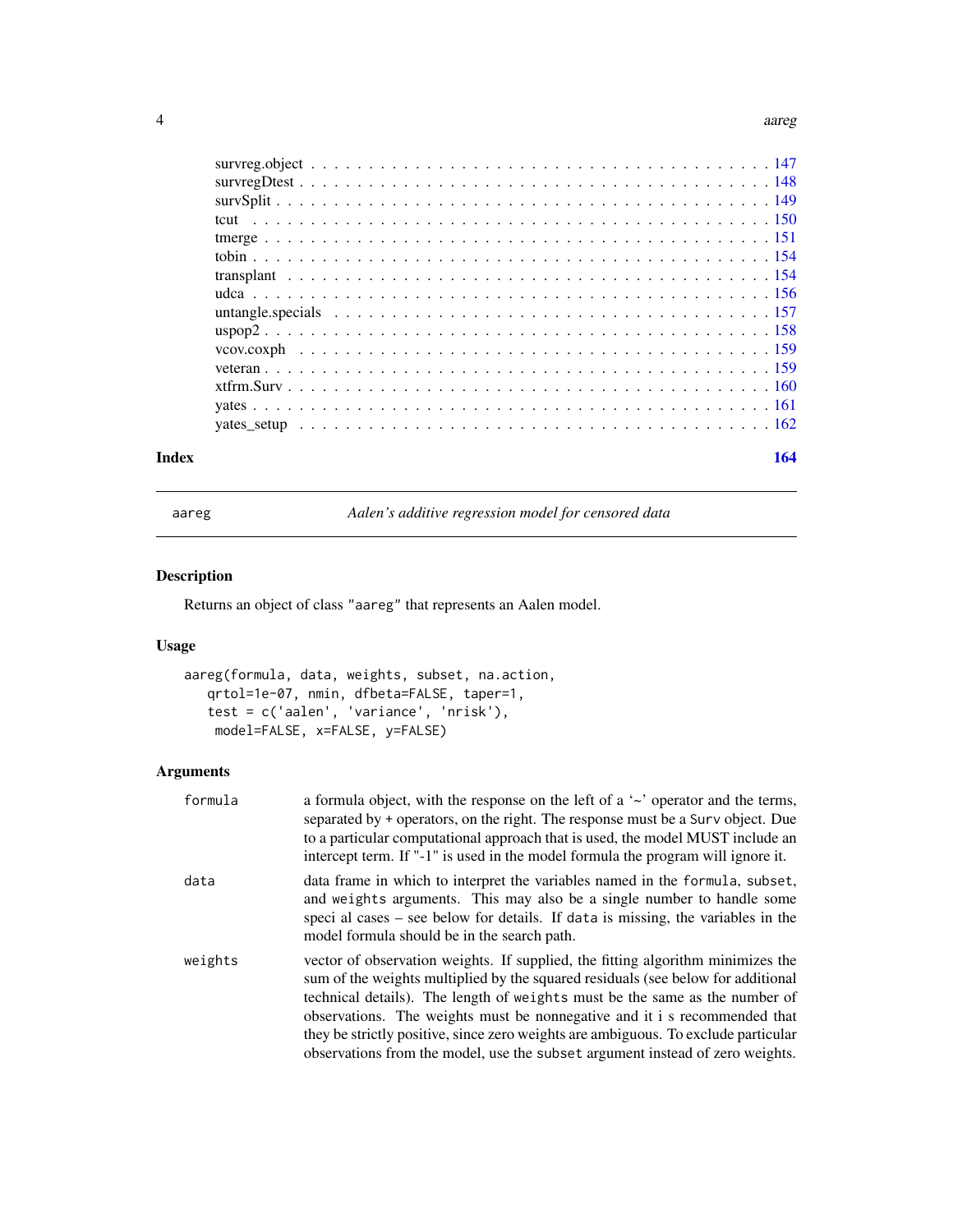survreg.object . . . . . . . . . . . . . . . . . . . . . . . . . . . . . . . . . . . . . . 147
survregDtest . . . . . . . . . . . . . . . . . . . . . . . . . . . . . . . . . . . . . . . 148
survSplit . . . . . . . . . . . . . . . . . . . . . . . . . . . . . . . . . . . . . . . . 149
tcut . . . . . . . . . . . . . . . . . . . . . . . . . . . . . . . . . . . . . . . . . . 150
tmerge . . . . . . . . . . . . . . . . . . . . . . . . . . . . . . . . . . . . . . . . . 151
tobin . . . . . . . . . . . . . . . . . . . . . . . . . . . . . . . . . . . . . . . . . . 154
transplant . . . . . . . . . . . . . . . . . . . . . . . . . . . . . . . . . . . . . . . 154
udca . . . . . . . . . . . . . . . . . . . . . . . . . . . . . . . . . . . . . . . . . . 156
untangle.specials . . . . . . . . . . . . . . . . . . . . . . . . . . . . . . . . . . . 157
uspop2 . . . . . . . . . . . . . . . . . . . . . . . . . . . . . . . . . . . . . . . . . 158
vcov.coxph . . . . . . . . . . . . . . . . . . . . . . . . . . . . . . . . . . . . . . . 159
veteran . . . . . . . . . . . . . . . . . . . . . . . . . . . . . . . . . . . . . . . . . 159
xtfrm.Surv . . . . . . . . . . . . . . . . . . . . . . . . . . . . . . . . . . . . . . . 160
yates . . . . . . . . . . . . . . . . . . . . . . . . . . . . . . . . . . . . . . . . . . 161
yates_setup . . . . . . . . . . . . . . . . . . . . . . . . . . . . . . . . . . . . . . . 162

**Index** **164**

---

## aareg — *Aalen's additive regression model for censored data*

### Description

Returns an object of class "aareg" that represents an Aalen model.

### Usage

```
aareg(formula, data, weights, subset, na.action,
   qrtol=1e-07, nmin, dfbeta=FALSE, taper=1,
   test = c('aalen', 'variance', 'nrisk'),
    model=FALSE, x=FALSE, y=FALSE)
```

### Arguments

| | |
|---|---|
| `formula` | a formula object, with the response on the left of a '~' operator and the terms, separated by + operators, on the right. The response must be a `Surv` object. Due to a particular computational approach that is used, the model MUST include an intercept term. If "-1" is used in the model formula the program will ignore it. |
| `data` | data frame in which to interpret the variables named in the `formula`, `subset`, and `weights` arguments. This may also be a single number to handle some speci al cases – see below for details. If `data` is missing, the variables in the model formula should be in the search path. |
| `weights` | vector of observation weights. If supplied, the fitting algorithm minimizes the sum of the weights multiplied by the squared residuals (see below for additional technical details). The length of `weights` must be the same as the number of observations. The weights must be nonnegative and it i s recommended that they be strictly positive, since zero weights are ambiguous. To exclude particular observations from the model, use the `subset` argument instead of zero weights. |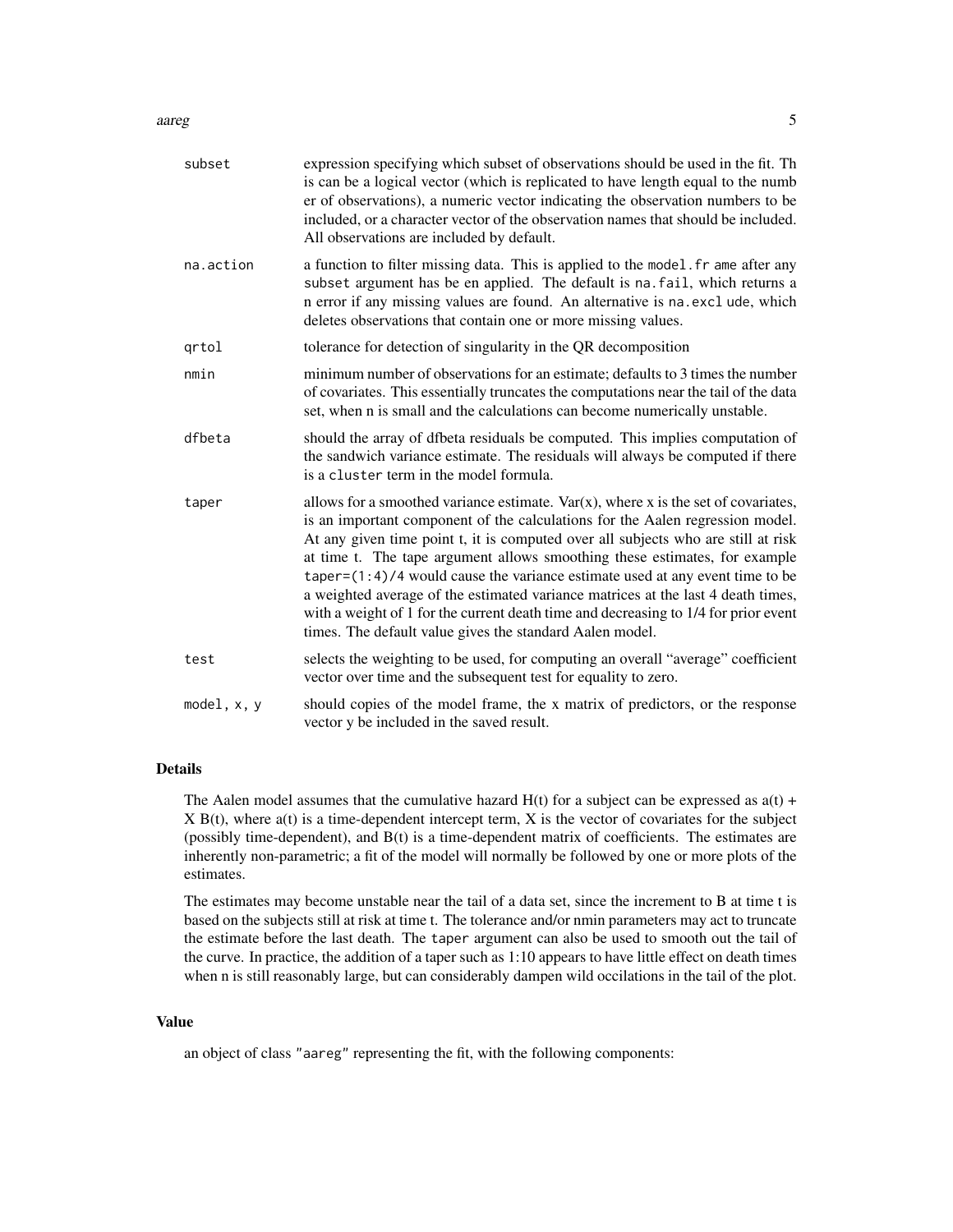| | |
|---|---|
| `subset` | expression specifying which subset of observations should be used in the fit. Th is can be a logical vector (which is replicated to have length equal to the numb er of observations), a numeric vector indicating the observation numbers to be included, or a character vector of the observation names that should be included. All observations are included by default. |
| `na.action` | a function to filter missing data. This is applied to the `model.fr ame` after any `subset` argument has be en applied. The default is `na.fail`, which returns a n error if any missing values are found. An alternative is `na.excl ude`, which deletes observations that contain one or more missing values. |
| `qrtol` | tolerance for detection of singularity in the QR decomposition |
| `nmin` | minimum number of observations for an estimate; defaults to 3 times the number of covariates. This essentially truncates the computations near the tail of the data set, when n is small and the calculations can become numerically unstable. |
| `dfbeta` | should the array of dfbeta residuals be computed. This implies computation of the sandwich variance estimate. The residuals will always be computed if there is a `cluster` term in the model formula. |
| `taper` | allows for a smoothed variance estimate. Var(x), where x is the set of covariates, is an important component of the calculations for the Aalen regression model. At any given time point t, it is computed over all subjects who are still at risk at time t. The tape argument allows smoothing these estimates, for example `taper=(1:4)/4` would cause the variance estimate used at any event time to be a weighted average of the estimated variance matrices at the last 4 death times, with a weight of 1 for the current death time and decreasing to 1/4 for prior event times. The default value gives the standard Aalen model. |
| `test` | selects the weighting to be used, for computing an overall "average" coefficient vector over time and the subsequent test for equality to zero. |
| `model, x, y` | should copies of the model frame, the x matrix of predictors, or the response vector y be included in the saved result. |

## Details

The Aalen model assumes that the cumulative hazard H(t) for a subject can be expressed as a(t) + X B(t), where a(t) is a time-dependent intercept term, X is the vector of covariates for the subject (possibly time-dependent), and B(t) is a time-dependent matrix of coefficients. The estimates are inherently non-parametric; a fit of the model will normally be followed by one or more plots of the estimates.

The estimates may become unstable near the tail of a data set, since the increment to B at time t is based on the subjects still at risk at time t. The tolerance and/or nmin parameters may act to truncate the estimate before the last death. The `taper` argument can also be used to smooth out the tail of the curve. In practice, the addition of a taper such as 1:10 appears to have little effect on death times when n is still reasonably large, but can considerably dampen wild occilations in the tail of the plot.

## Value

an object of class `"aareg"` representing the fit, with the following components: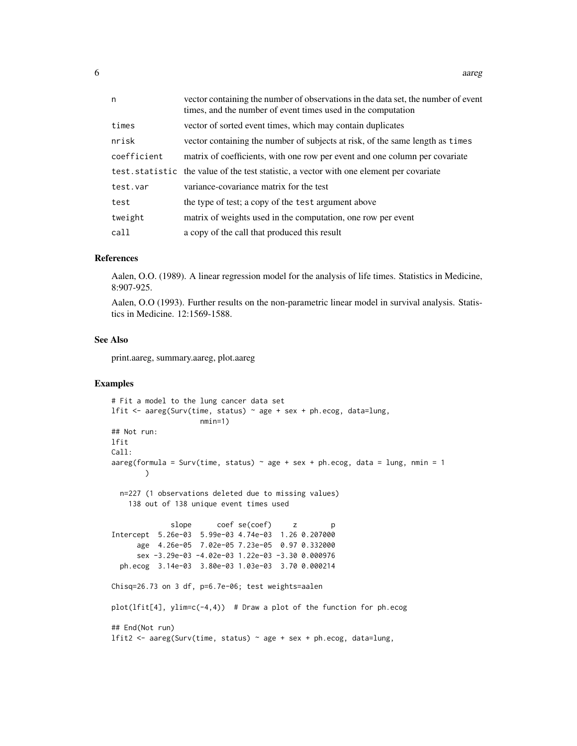| | |
|---|---|
| n | vector containing the number of observations in the data set, the number of event times, and the number of event times used in the computation |
| times | vector of sorted event times, which may contain duplicates |
| nrisk | vector containing the number of subjects at risk, of the same length as times |
| coefficient | matrix of coefficients, with one row per event and one column per covariate |
| test.statistic | the value of the test statistic, a vector with one element per covariate |
| test.var | variance-covariance matrix for the test |
| test | the type of test; a copy of the test argument above |
| tweight | matrix of weights used in the computation, one row per event |
| call | a copy of the call that produced this result |

## References

Aalen, O.O. (1989). A linear regression model for the analysis of life times. Statistics in Medicine, 8:907-925.

Aalen, O.O (1993). Further results on the non-parametric linear model in survival analysis. Statistics in Medicine. 12:1569-1588.

## See Also

print.aareg, summary.aareg, plot.aareg

## Examples

```
# Fit a model to the lung cancer data set
lfit <- aareg(Surv(time, status) ~ age + sex + ph.ecog, data=lung,
                     nmin=1)
## Not run:
lfit
Call:
aareg(formula = Surv(time, status) ~ age + sex + ph.ecog, data = lung, nmin = 1
        )

  n=227 (1 observations deleted due to missing values)
    138 out of 138 unique event times used

              slope      coef se(coef)     z        p
Intercept  5.26e-03  5.99e-03 4.74e-03  1.26 0.207000
      age  4.26e-05  7.02e-05 7.23e-05  0.97 0.332000
      sex -3.29e-03 -4.02e-03 1.22e-03 -3.30 0.000976
  ph.ecog  3.14e-03  3.80e-03 1.03e-03  3.70 0.000214

Chisq=26.73 on 3 df, p=6.7e-06; test weights=aalen

plot(lfit[4], ylim=c(-4,4))  # Draw a plot of the function for ph.ecog

## End(Not run)
lfit2 <- aareg(Surv(time, status) ~ age + sex + ph.ecog, data=lung,
```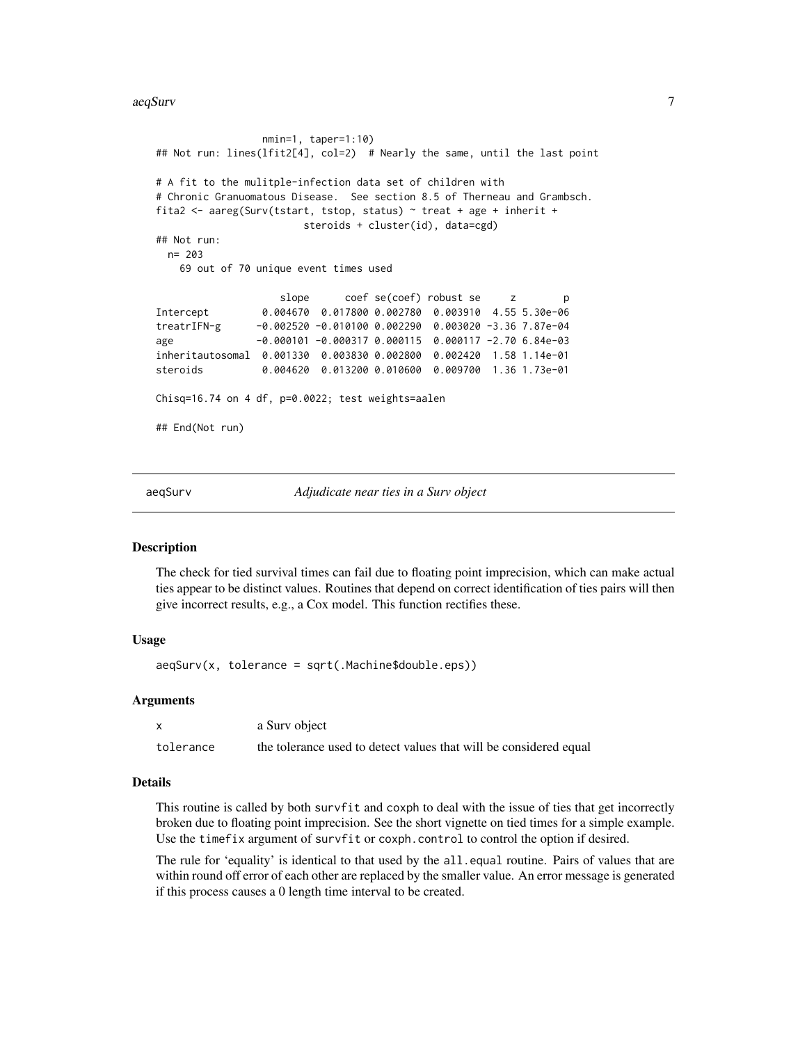```
                 nmin=1, taper=1:10)
## Not run: lines(lfit2[4], col=2)  # Nearly the same, until the last point

# A fit to the mulitple-infection data set of children with
# Chronic Granuomatous Disease.  See section 8.5 of Therneau and Grambsch.
fita2 <- aareg(Surv(tstart, tstop, status) ~ treat + age + inherit +
                        steroids + cluster(id), data=cgd)
## Not run:
  n= 203
    69 out of 70 unique event times used

                    slope      coef se(coef) robust se     z        p
Intercept         0.004670  0.017800 0.002780  0.003910  4.55 5.30e-06
treatrIFN-g      -0.002520 -0.010100 0.002290  0.003020 -3.36 7.87e-04
age              -0.000101 -0.000317 0.000115  0.000117 -2.70 6.84e-03
inheritautosomal  0.001330  0.003830 0.002800  0.002420  1.58 1.14e-01
steroids          0.004620  0.013200 0.010600  0.009700  1.36 1.73e-01

Chisq=16.74 on 4 df, p=0.0022; test weights=aalen

## End(Not run)
```

## aeqSurv — *Adjudicate near ties in a Surv object*

### Description

The check for tied survival times can fail due to floating point imprecision, which can make actual ties appear to be distinct values. Routines that depend on correct identification of ties pairs will then give incorrect results, e.g., a Cox model. This function rectifies these.

### Usage

```
aeqSurv(x, tolerance = sqrt(.Machine$double.eps))
```

### Arguments

| | |
|---|---|
| `x` | a Surv object |
| `tolerance` | the tolerance used to detect values that will be considered equal |

### Details

This routine is called by both `survfit` and `coxph` to deal with the issue of ties that get incorrectly broken due to floating point imprecision. See the short vignette on tied times for a simple example. Use the `timefix` argument of `survfit` or `coxph.control` to control the option if desired.

The rule for 'equality' is identical to that used by the `all.equal` routine. Pairs of values that are within round off error of each other are replaced by the smaller value. An error message is generated if this process causes a 0 length time interval to be created.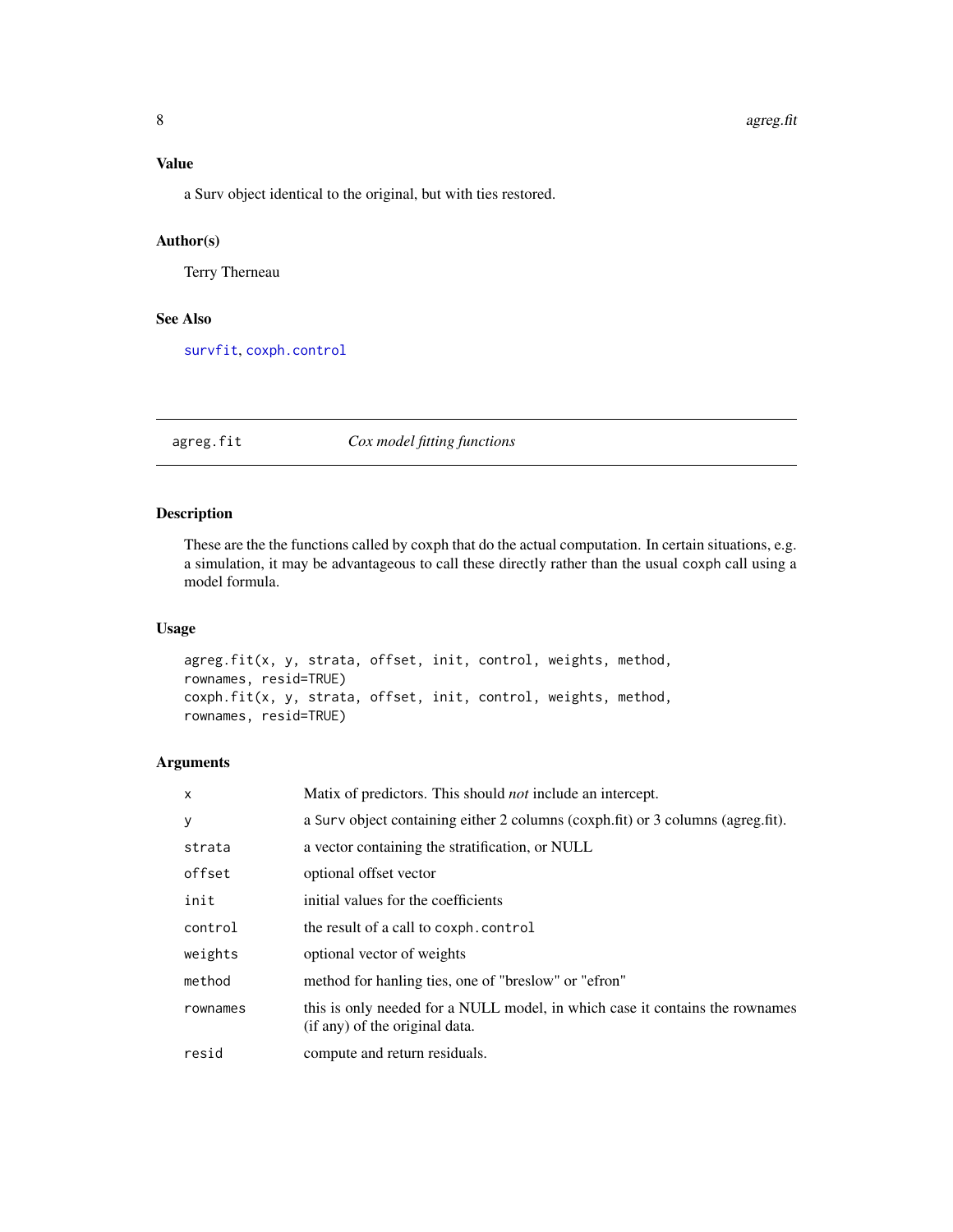### Value

a Surv object identical to the original, but with ties restored.

### Author(s)

Terry Therneau

### See Also

survfit, coxph.control

---

## agreg.fit — *Cox model fitting functions*

---

### Description

These are the the functions called by coxph that do the actual computation. In certain situations, e.g. a simulation, it may be advantageous to call these directly rather than the usual coxph call using a model formula.

### Usage

```
agreg.fit(x, y, strata, offset, init, control, weights, method,
rownames, resid=TRUE)
coxph.fit(x, y, strata, offset, init, control, weights, method,
rownames, resid=TRUE)
```

### Arguments

| | |
|---|---|
| x | Matix of predictors. This should *not* include an intercept. |
| y | a Surv object containing either 2 columns (coxph.fit) or 3 columns (agreg.fit). |
| strata | a vector containing the stratification, or NULL |
| offset | optional offset vector |
| init | initial values for the coefficients |
| control | the result of a call to coxph.control |
| weights | optional vector of weights |
| method | method for hanling ties, one of "breslow" or "efron" |
| rownames | this is only needed for a NULL model, in which case it contains the rownames (if any) of the original data. |
| resid | compute and return residuals. |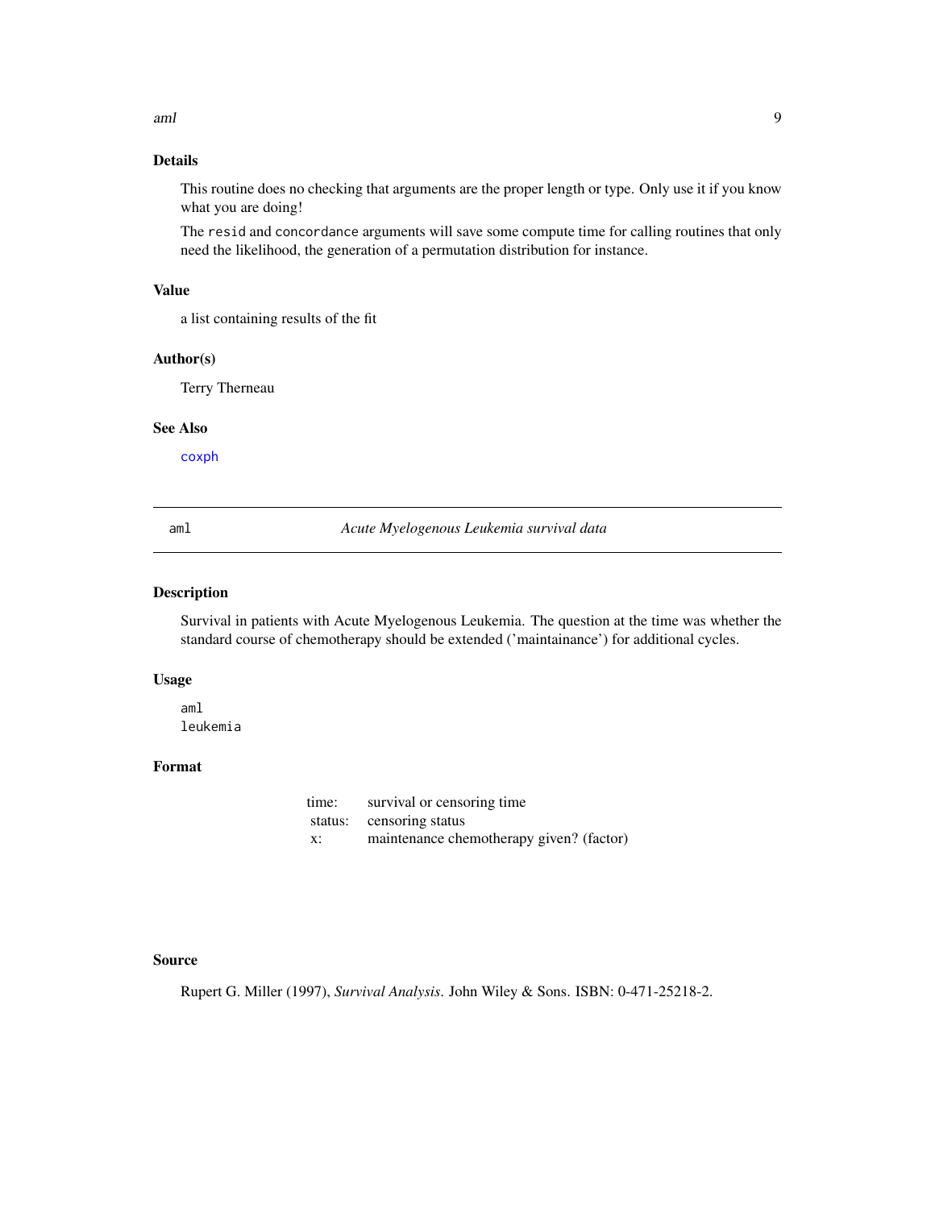## Details

This routine does no checking that arguments are the proper length or type. Only use it if you know what you are doing!

The `resid` and `concordance` arguments will save some compute time for calling routines that only need the likelihood, the generation of a permutation distribution for instance.

## Value

a list containing results of the fit

## Author(s)

Terry Therneau

## See Also

coxph

---

# aml — *Acute Myelogenous Leukemia survival data*

## Description

Survival in patients with Acute Myelogenous Leukemia. The question at the time was whether the standard course of chemotherapy should be extended ('maintainance') for additional cycles.

## Usage

```
aml
leukemia
```

## Format

| | |
|---|---|
| time: | survival or censoring time |
| status: | censoring status |
| x: | maintenance chemotherapy given? (factor) |

## Source

Rupert G. Miller (1997), *Survival Analysis*. John Wiley & Sons. ISBN: 0-471-25218-2.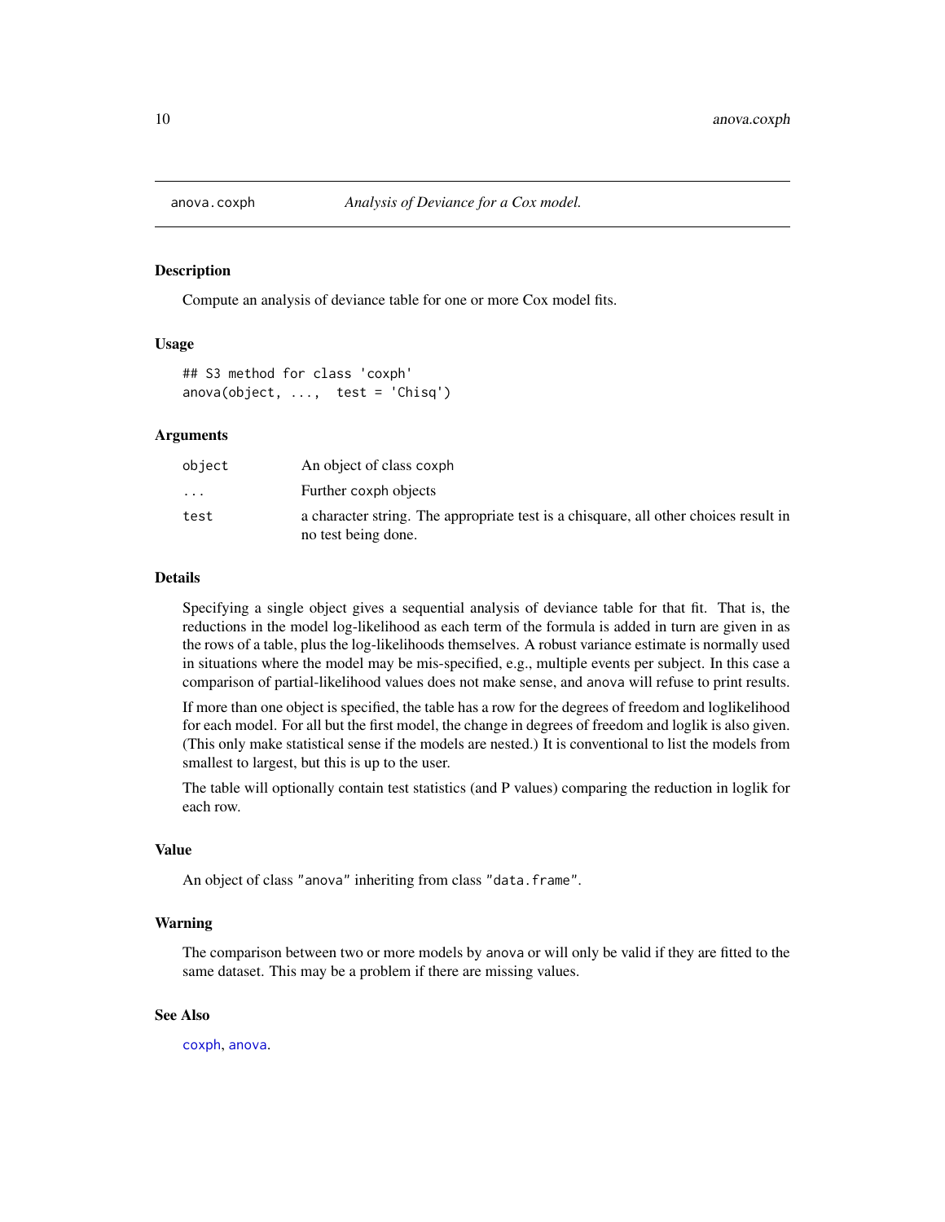## anova.coxph — *Analysis of Deviance for a Cox model.*

### Description

Compute an analysis of deviance table for one or more Cox model fits.

### Usage

```
## S3 method for class 'coxph'
anova(object, ...,  test = 'Chisq')
```

### Arguments

| | |
|---|---|
| `object` | An object of class coxph |
| `...` | Further coxph objects |
| `test` | a character string. The appropriate test is a chisquare, all other choices result in no test being done. |

### Details

Specifying a single object gives a sequential analysis of deviance table for that fit. That is, the reductions in the model log-likelihood as each term of the formula is added in turn are given in as the rows of a table, plus the log-likelihoods themselves. A robust variance estimate is normally used in situations where the model may be mis-specified, e.g., multiple events per subject. In this case a comparison of partial-likelihood values does not make sense, and anova will refuse to print results.

If more than one object is specified, the table has a row for the degrees of freedom and loglikelihood for each model. For all but the first model, the change in degrees of freedom and loglik is also given. (This only make statistical sense if the models are nested.) It is conventional to list the models from smallest to largest, but this is up to the user.

The table will optionally contain test statistics (and P values) comparing the reduction in loglik for each row.

### Value

An object of class "anova" inheriting from class "data.frame".

### Warning

The comparison between two or more models by anova or will only be valid if they are fitted to the same dataset. This may be a problem if there are missing values.

### See Also

coxph, anova.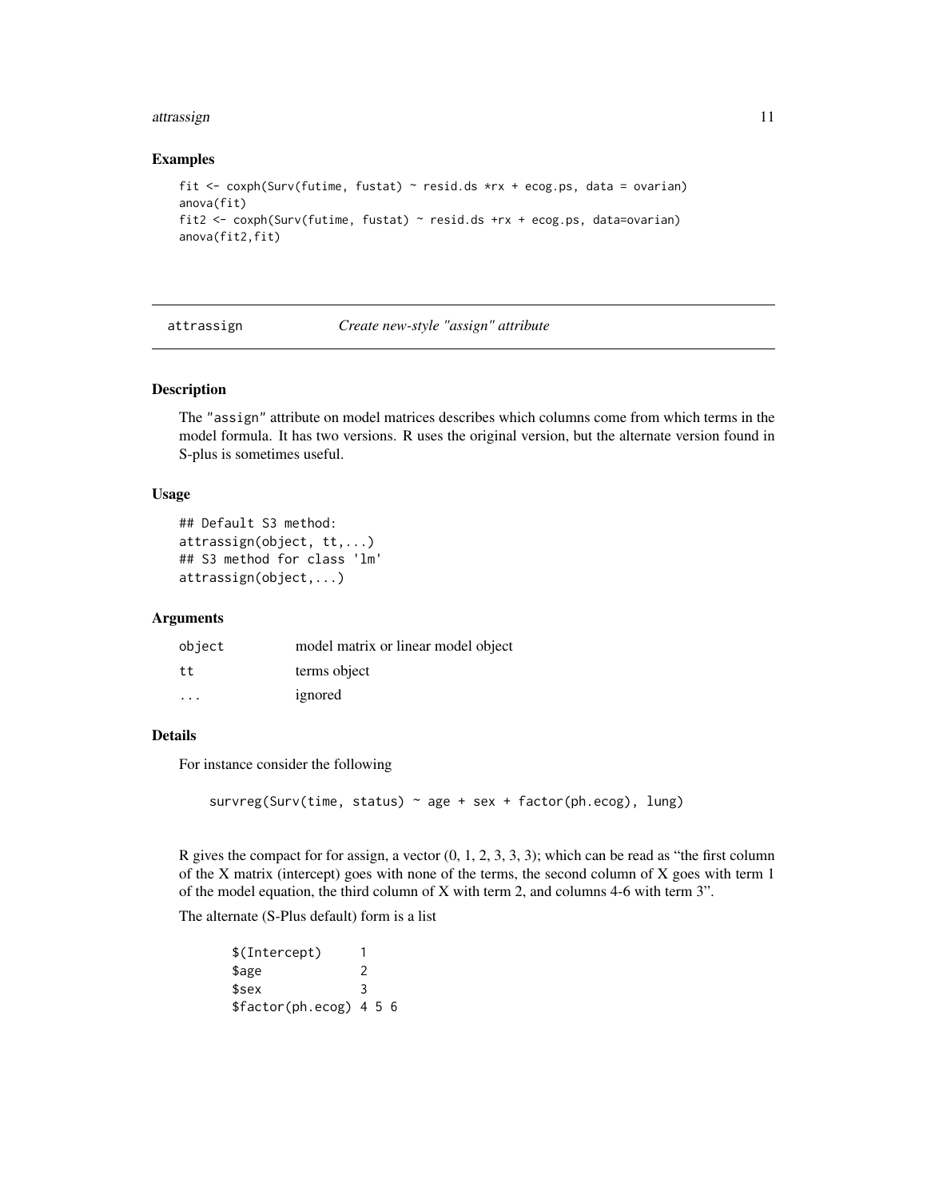## Examples

```
fit <- coxph(Surv(futime, fustat) ~ resid.ds *rx + ecog.ps, data = ovarian)
anova(fit)
fit2 <- coxph(Surv(futime, fustat) ~ resid.ds +rx + ecog.ps, data=ovarian)
anova(fit2,fit)
```

---

# attrassign *Create new-style "assign" attribute*

## Description

The "assign" attribute on model matrices describes which columns come from which terms in the model formula. It has two versions. R uses the original version, but the alternate version found in S-plus is sometimes useful.

## Usage

```
## Default S3 method:
attrassign(object, tt,...)
## S3 method for class 'lm'
attrassign(object,...)
```

## Arguments

| | |
|---|---|
| object | model matrix or linear model object |
| tt | terms object |
| ... | ignored |

## Details

For instance consider the following

```
survreg(Surv(time, status) ~ age + sex + factor(ph.ecog), lung)
```

R gives the compact for for assign, a vector (0, 1, 2, 3, 3, 3); which can be read as "the first column of the X matrix (intercept) goes with none of the terms, the second column of X goes with term 1 of the model equation, the third column of X with term 2, and columns 4-6 with term 3".

The alternate (S-Plus default) form is a list

```
$(Intercept)     1
$age             2
$sex             3
$factor(ph.ecog) 4 5 6
```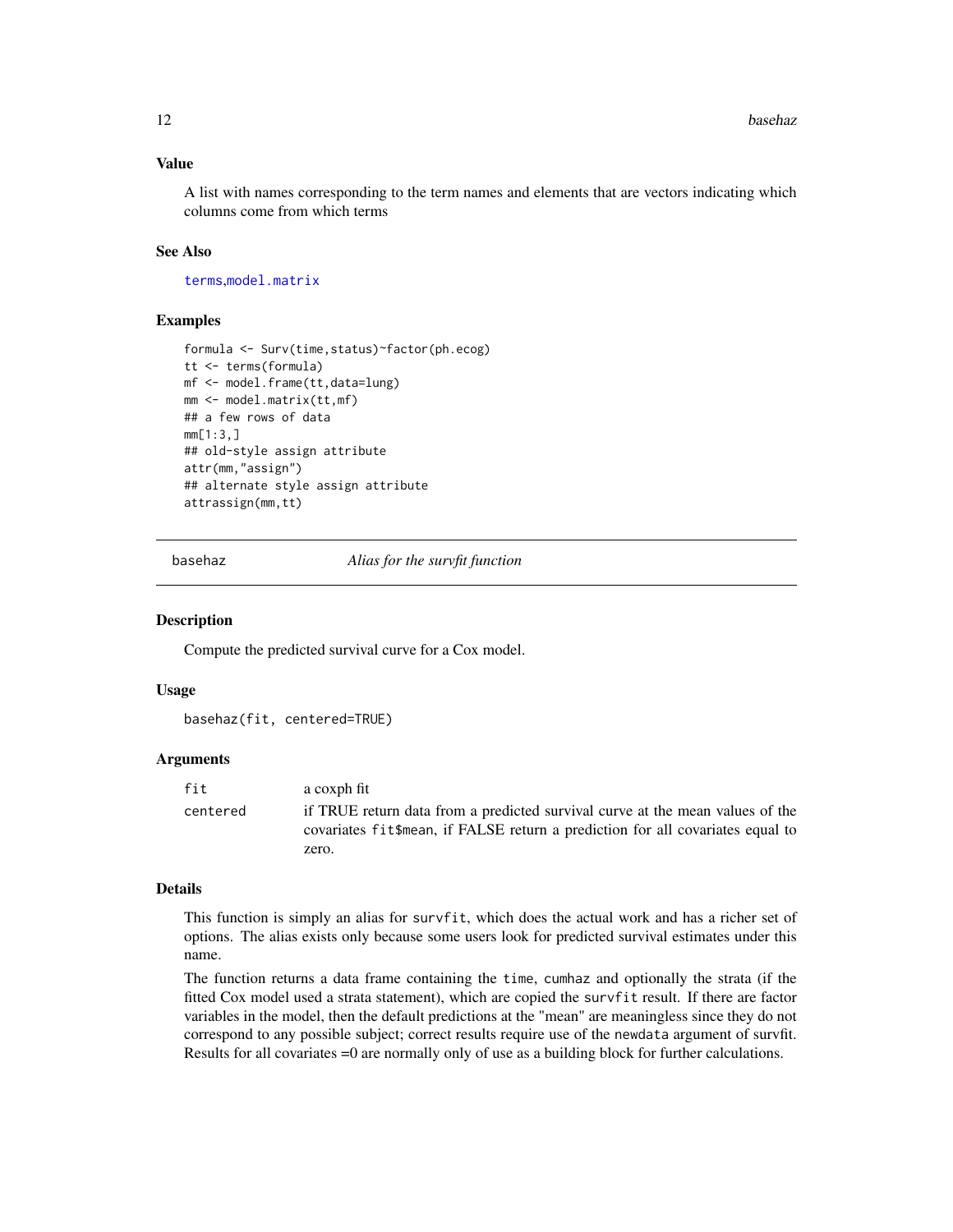### Value

A list with names corresponding to the term names and elements that are vectors indicating which columns come from which terms

### See Also

terms,model.matrix

### Examples

```
formula <- Surv(time,status)~factor(ph.ecog)
tt <- terms(formula)
mf <- model.frame(tt,data=lung)
mm <- model.matrix(tt,mf)
## a few rows of data
mm[1:3,]
## old-style assign attribute
attr(mm,"assign")
## alternate style assign attribute
attrassign(mm,tt)
```

---

## basehaz — *Alias for the survfit function*

### Description

Compute the predicted survival curve for a Cox model.

### Usage

```
basehaz(fit, centered=TRUE)
```

### Arguments

| | |
|---|---|
| `fit` | a coxph fit |
| `centered` | if TRUE return data from a predicted survival curve at the mean values of the covariates `fit$mean`, if FALSE return a prediction for all covariates equal to zero. |

### Details

This function is simply an alias for `survfit`, which does the actual work and has a richer set of options. The alias exists only because some users look for predicted survival estimates under this name.

The function returns a data frame containing the `time`, `cumhaz` and optionally the strata (if the fitted Cox model used a strata statement), which are copied the `survfit` result. If there are factor variables in the model, then the default predictions at the "mean" are meaningless since they do not correspond to any possible subject; correct results require use of the `newdata` argument of survfit. Results for all covariates =0 are normally only of use as a building block for further calculations.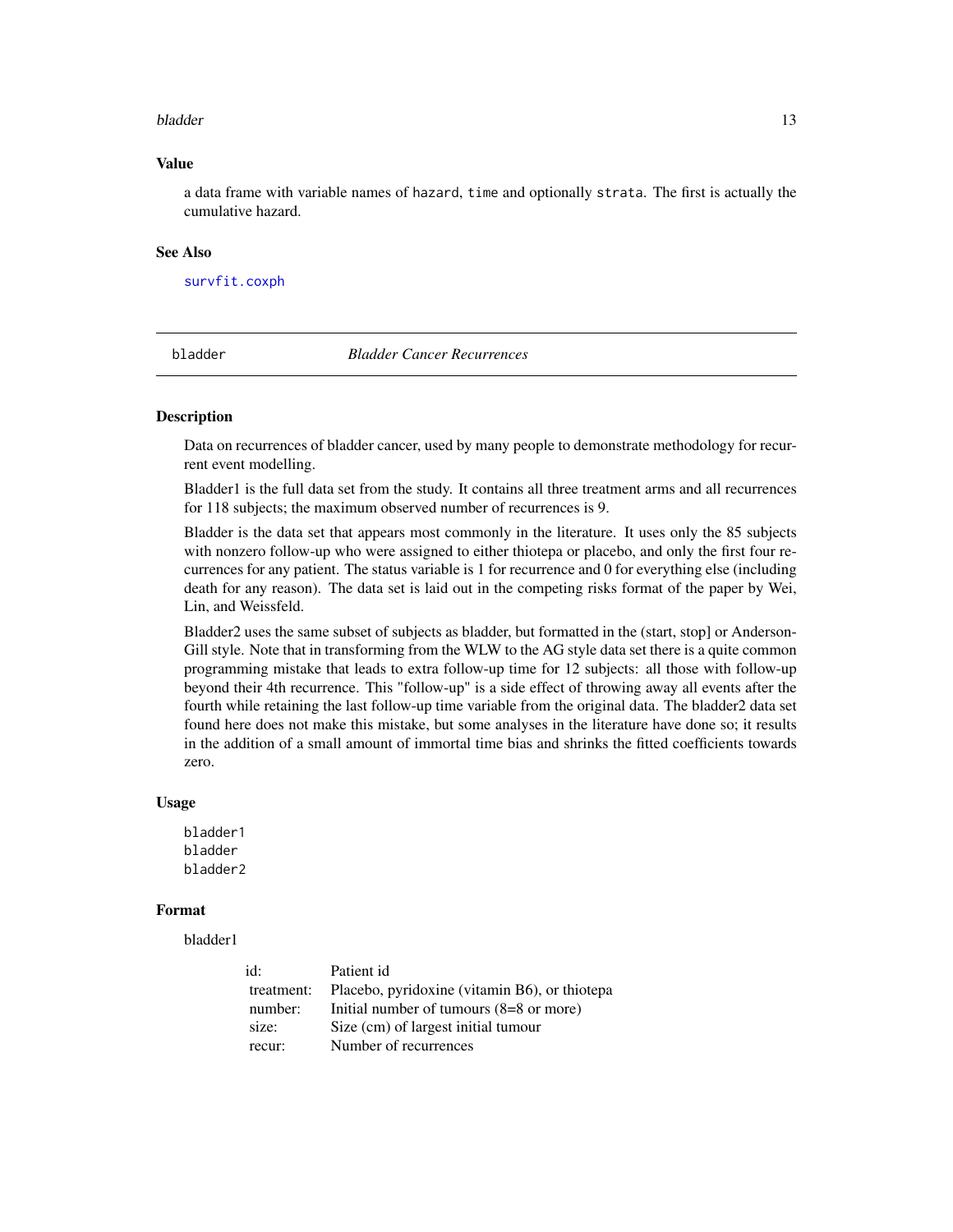## Value

a data frame with variable names of `hazard`, `time` and optionally `strata`. The first is actually the cumulative hazard.

## See Also

`survfit.coxph`

---

# bladder — *Bladder Cancer Recurrences*

## Description

Data on recurrences of bladder cancer, used by many people to demonstrate methodology for recurrent event modelling.

Bladder1 is the full data set from the study. It contains all three treatment arms and all recurrences for 118 subjects; the maximum observed number of recurrences is 9.

Bladder is the data set that appears most commonly in the literature. It uses only the 85 subjects with nonzero follow-up who were assigned to either thiotepa or placebo, and only the first four recurrences for any patient. The status variable is 1 for recurrence and 0 for everything else (including death for any reason). The data set is laid out in the competing risks format of the paper by Wei, Lin, and Weissfeld.

Bladder2 uses the same subset of subjects as bladder, but formatted in the (start, stop] or Anderson-Gill style. Note that in transforming from the WLW to the AG style data set there is a quite common programming mistake that leads to extra follow-up time for 12 subjects: all those with follow-up beyond their 4th recurrence. This "follow-up" is a side effect of throwing away all events after the fourth while retaining the last follow-up time variable from the original data. The bladder2 data set found here does not make this mistake, but some analyses in the literature have done so; it results in the addition of a small amount of immortal time bias and shrinks the fitted coefficients towards zero.

## Usage

```
bladder1
bladder
bladder2
```

## Format

bladder1

| | |
|---|---|
| id: | Patient id |
| treatment: | Placebo, pyridoxine (vitamin B6), or thiotepa |
| number: | Initial number of tumours (8=8 or more) |
| size: | Size (cm) of largest initial tumour |
| recur: | Number of recurrences |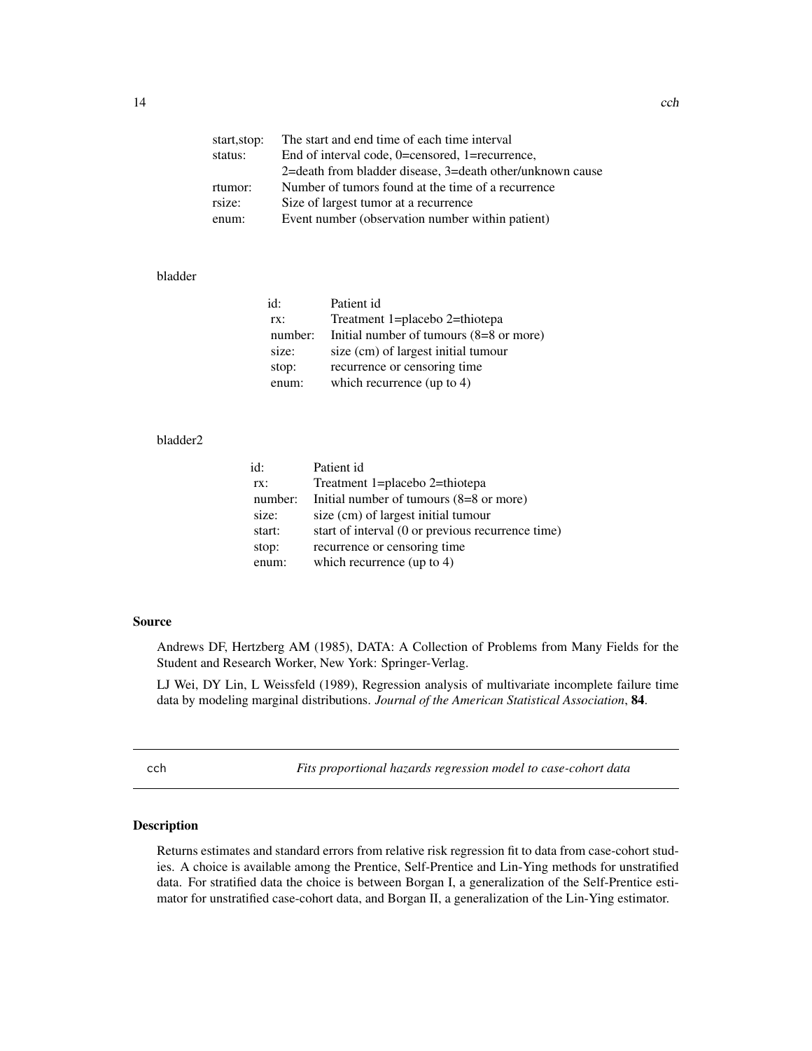| | |
|---|---|
| start,stop: | The start and end time of each time interval |
| status: | End of interval code, 0=censored, 1=recurrence, 2=death from bladder disease, 3=death other/unknown cause |
| rtumor: | Number of tumors found at the time of a recurrence |
| rsize: | Size of largest tumor at a recurrence |
| enum: | Event number (observation number within patient) |

bladder

| | |
|---|---|
| id: | Patient id |
| rx: | Treatment 1=placebo 2=thiotepa |
| number: | Initial number of tumours (8=8 or more) |
| size: | size (cm) of largest initial tumour |
| stop: | recurrence or censoring time |
| enum: | which recurrence (up to 4) |

bladder2

| | |
|---|---|
| id: | Patient id |
| rx: | Treatment 1=placebo 2=thiotepa |
| number: | Initial number of tumours (8=8 or more) |
| size: | size (cm) of largest initial tumour |
| start: | start of interval (0 or previous recurrence time) |
| stop: | recurrence or censoring time |
| enum: | which recurrence (up to 4) |

### Source

Andrews DF, Hertzberg AM (1985), DATA: A Collection of Problems from Many Fields for the Student and Research Worker, New York: Springer-Verlag.

LJ Wei, DY Lin, L Weissfeld (1989), Regression analysis of multivariate incomplete failure time data by modeling marginal distributions. *Journal of the American Statistical Association*, **84**.

---

## cch — *Fits proportional hazards regression model to case-cohort data*

---

### Description

Returns estimates and standard errors from relative risk regression fit to data from case-cohort studies. A choice is available among the Prentice, Self-Prentice and Lin-Ying methods for unstratified data. For stratified data the choice is between Borgan I, a generalization of the Self-Prentice estimator for unstratified case-cohort data, and Borgan II, a generalization of the Lin-Ying estimator.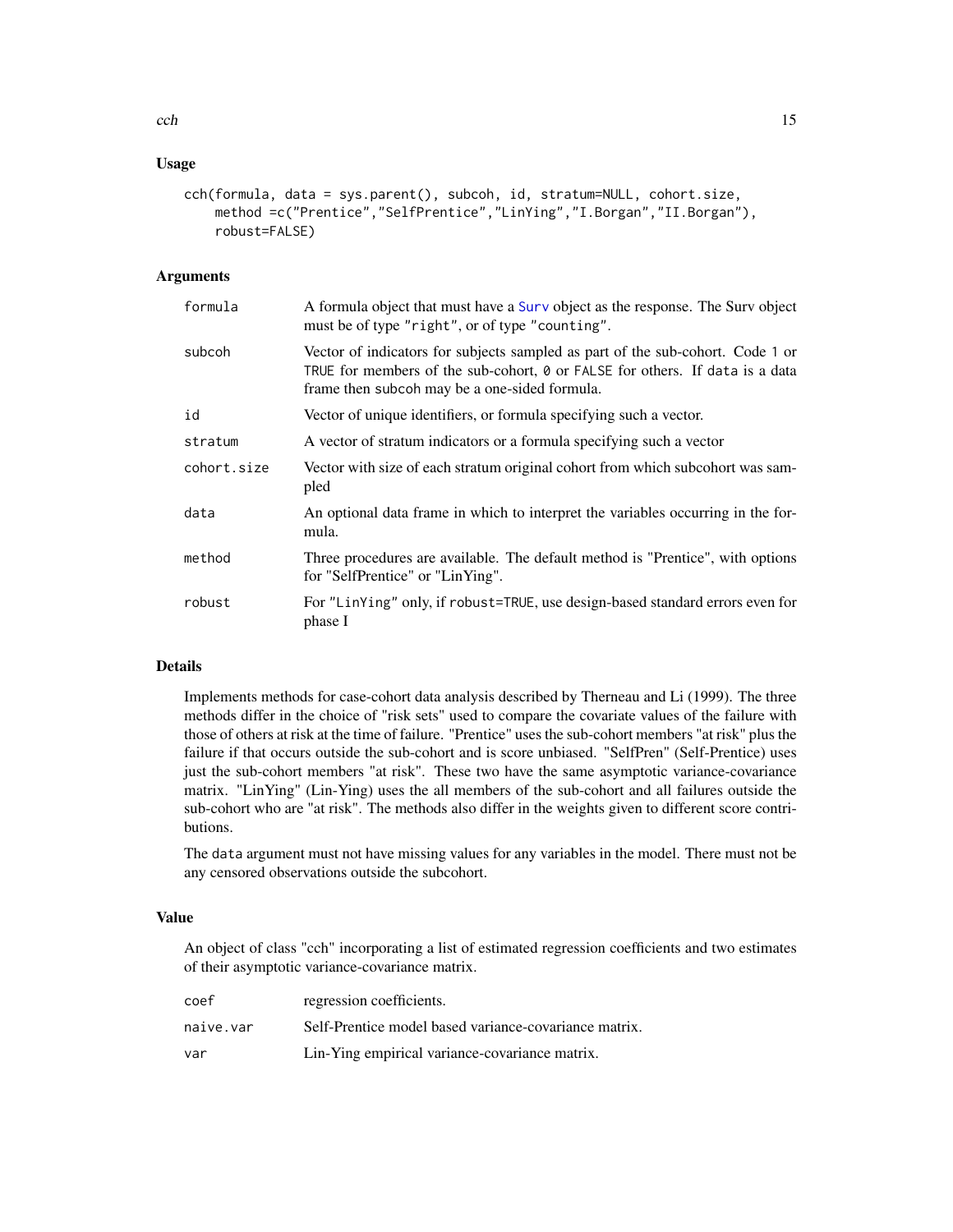## Usage

```
cch(formula, data = sys.parent(), subcoh, id, stratum=NULL, cohort.size,
    method =c("Prentice","SelfPrentice","LinYing","I.Borgan","II.Borgan"),
    robust=FALSE)
```

## Arguments

| | |
|---|---|
| formula | A formula object that must have a Surv object as the response. The Surv object must be of type "right", or of type "counting". |
| subcoh | Vector of indicators for subjects sampled as part of the sub-cohort. Code 1 or TRUE for members of the sub-cohort, 0 or FALSE for others. If data is a data frame then subcoh may be a one-sided formula. |
| id | Vector of unique identifiers, or formula specifying such a vector. |
| stratum | A vector of stratum indicators or a formula specifying such a vector |
| cohort.size | Vector with size of each stratum original cohort from which subcohort was sampled |
| data | An optional data frame in which to interpret the variables occurring in the formula. |
| method | Three procedures are available. The default method is "Prentice", with options for "SelfPrentice" or "LinYing". |
| robust | For "LinYing" only, if robust=TRUE, use design-based standard errors even for phase I |

## Details

Implements methods for case-cohort data analysis described by Therneau and Li (1999). The three methods differ in the choice of "risk sets" used to compare the covariate values of the failure with those of others at risk at the time of failure. "Prentice" uses the sub-cohort members "at risk" plus the failure if that occurs outside the sub-cohort and is score unbiased. "SelfPren" (Self-Prentice) uses just the sub-cohort members "at risk". These two have the same asymptotic variance-covariance matrix. "LinYing" (Lin-Ying) uses the all members of the sub-cohort and all failures outside the sub-cohort who are "at risk". The methods also differ in the weights given to different score contributions.

The data argument must not have missing values for any variables in the model. There must not be any censored observations outside the subcohort.

## Value

An object of class "cch" incorporating a list of estimated regression coefficients and two estimates of their asymptotic variance-covariance matrix.

| | |
|---|---|
| coef | regression coefficients. |
| naive.var | Self-Prentice model based variance-covariance matrix. |
| var | Lin-Ying empirical variance-covariance matrix. |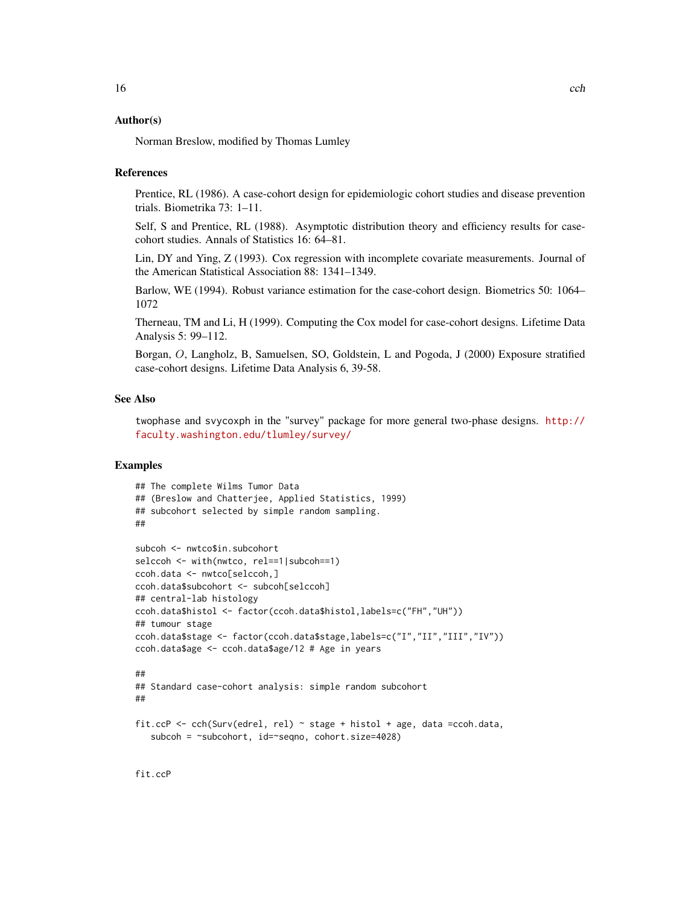### Author(s)

Norman Breslow, modified by Thomas Lumley

### References

Prentice, RL (1986). A case-cohort design for epidemiologic cohort studies and disease prevention trials. Biometrika 73: 1–11.

Self, S and Prentice, RL (1988). Asymptotic distribution theory and efficiency results for case-cohort studies. Annals of Statistics 16: 64–81.

Lin, DY and Ying, Z (1993). Cox regression with incomplete covariate measurements. Journal of the American Statistical Association 88: 1341–1349.

Barlow, WE (1994). Robust variance estimation for the case-cohort design. Biometrics 50: 1064–1072

Therneau, TM and Li, H (1999). Computing the Cox model for case-cohort designs. Lifetime Data Analysis 5: 99–112.

Borgan, $O$, Langholz, B, Samuelsen, SO, Goldstein, L and Pogoda, J (2000) Exposure stratified case-cohort designs. Lifetime Data Analysis 6, 39-58.

### See Also

`twophase` and `svycoxph` in the "survey" package for more general two-phase designs. http://faculty.washington.edu/tlumley/survey/

### Examples

```
## The complete Wilms Tumor Data
## (Breslow and Chatterjee, Applied Statistics, 1999)
## subcohort selected by simple random sampling.
##

subcoh <- nwtco$in.subcohort
selccoh <- with(nwtco, rel==1|subcoh==1)
ccoh.data <- nwtco[selccoh,]
ccoh.data$subcohort <- subcoh[selccoh]
## central-lab histology
ccoh.data$histol <- factor(ccoh.data$histol,labels=c("FH","UH"))
## tumour stage
ccoh.data$stage <- factor(ccoh.data$stage,labels=c("I","II","III","IV"))
ccoh.data$age <- ccoh.data$age/12 # Age in years

##
## Standard case-cohort analysis: simple random subcohort
##

fit.ccP <- cch(Surv(edrel, rel) ~ stage + histol + age, data =ccoh.data,
   subcoh = ~subcohort, id=~seqno, cohort.size=4028)


fit.ccP
```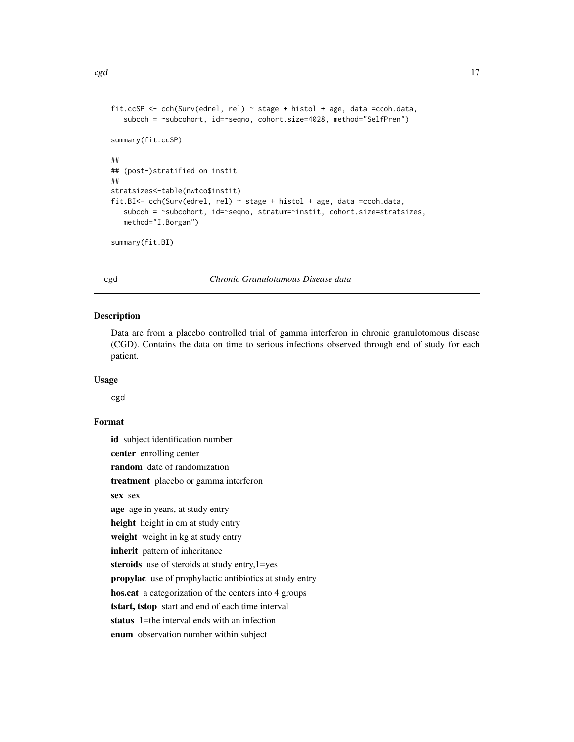```
fit.ccSP <- cch(Surv(edrel, rel) ~ stage + histol + age, data =ccoh.data,
   subcoh = ~subcohort, id=~seqno, cohort.size=4028, method="SelfPren")

summary(fit.ccSP)

##
## (post-)stratified on instit
##
stratsizes<-table(nwtco$instit)
fit.BI<- cch(Surv(edrel, rel) ~ stage + histol + age, data =ccoh.data,
   subcoh = ~subcohort, id=~seqno, stratum=~instit, cohort.size=stratsizes,
   method="I.Borgan")

summary(fit.BI)
```

---

## cgd — *Chronic Granulotamous Disease data*

### Description

Data are from a placebo controlled trial of gamma interferon in chronic granulotomous disease (CGD). Contains the data on time to serious infections observed through end of study for each patient.

### Usage

```
cgd
```

### Format

**id** subject identification number

**center** enrolling center

**random** date of randomization

**treatment** placebo or gamma interferon

**sex** sex

**age** age in years, at study entry

**height** height in cm at study entry

**weight** weight in kg at study entry

**inherit** pattern of inheritance

**steroids** use of steroids at study entry,1=yes

**propylac** use of prophylactic antibiotics at study entry

**hos.cat** a categorization of the centers into 4 groups

**tstart, tstop** start and end of each time interval

**status** 1=the interval ends with an infection

**enum** observation number within subject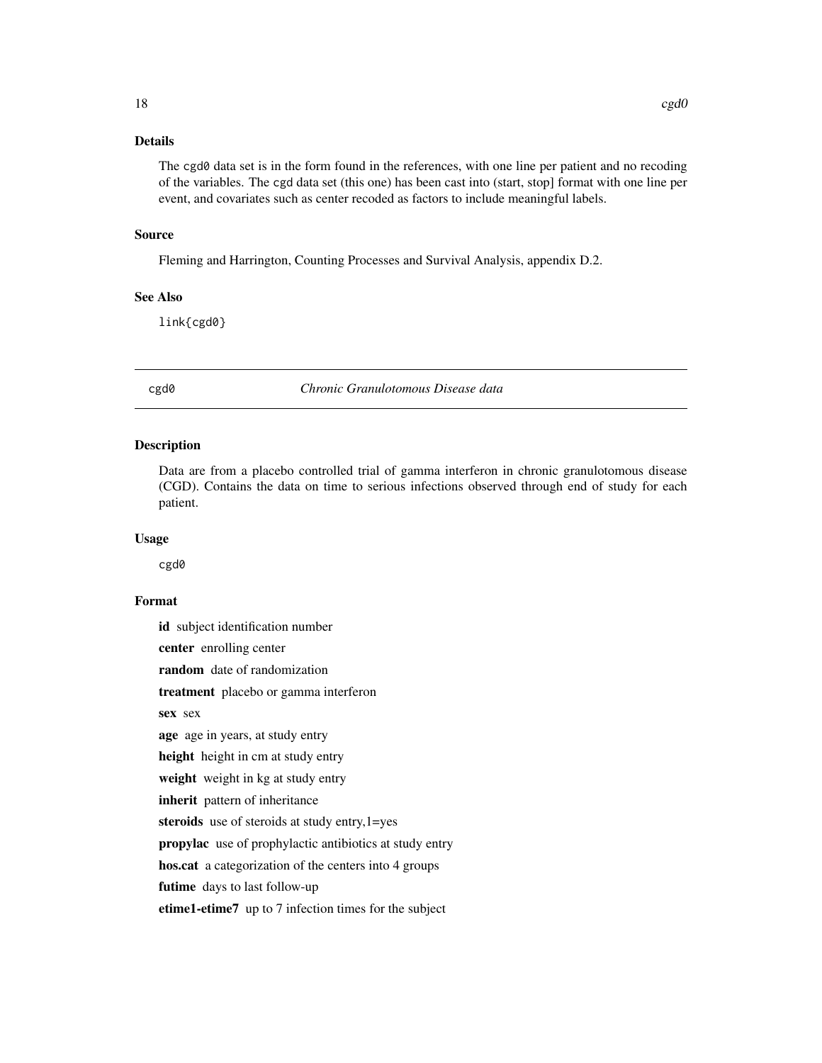### Details

The `cgd0` data set is in the form found in the references, with one line per patient and no recoding of the variables. The `cgd` data set (this one) has been cast into (start, stop] format with one line per event, and covariates such as center recoded as factors to include meaningful labels.

### Source

Fleming and Harrington, Counting Processes and Survival Analysis, appendix D.2.

### See Also

`link{cgd0}`

---

## cgd0 — *Chronic Granulotomous Disease data*

### Description

Data are from a placebo controlled trial of gamma interferon in chronic granulotomous disease (CGD). Contains the data on time to serious infections observed through end of study for each patient.

### Usage

```
cgd0
```

### Format

- **id** subject identification number
- **center** enrolling center
- **random** date of randomization
- **treatment** placebo or gamma interferon
- **sex** sex
- **age** age in years, at study entry
- **height** height in cm at study entry
- **weight** weight in kg at study entry
- **inherit** pattern of inheritance
- **steroids** use of steroids at study entry,1=yes
- **propylac** use of prophylactic antibiotics at study entry
- **hos.cat** a categorization of the centers into 4 groups
- **futime** days to last follow-up
- **etime1-etime7** up to 7 infection times for the subject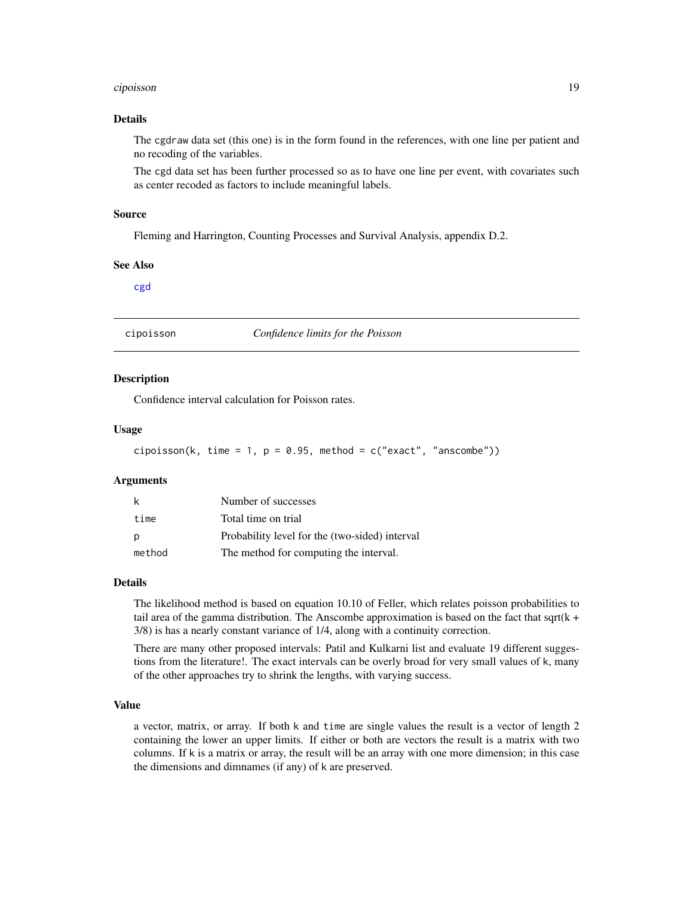### Details

The cgdraw data set (this one) is in the form found in the references, with one line per patient and no recoding of the variables.

The cgd data set has been further processed so as to have one line per event, with covariates such as center recoded as factors to include meaningful labels.

### Source

Fleming and Harrington, Counting Processes and Survival Analysis, appendix D.2.

### See Also

cgd

---

## cipoisson — *Confidence limits for the Poisson*

---

### Description

Confidence interval calculation for Poisson rates.

### Usage

```
cipoisson(k, time = 1, p = 0.95, method = c("exact", "anscombe"))
```

### Arguments

| | |
|---|---|
| k | Number of successes |
| time | Total time on trial |
| p | Probability level for the (two-sided) interval |
| method | The method for computing the interval. |

### Details

The likelihood method is based on equation 10.10 of Feller, which relates poisson probabilities to tail area of the gamma distribution. The Anscombe approximation is based on the fact that sqrt(k + 3/8) is has a nearly constant variance of 1/4, along with a continuity correction.

There are many other proposed intervals: Patil and Kulkarni list and evaluate 19 different suggestions from the literature!. The exact intervals can be overly broad for very small values of k, many of the other approaches try to shrink the lengths, with varying success.

### Value

a vector, matrix, or array. If both k and time are single values the result is a vector of length 2 containing the lower an upper limits. If either or both are vectors the result is a matrix with two columns. If k is a matrix or array, the result will be an array with one more dimension; in this case the dimensions and dimnames (if any) of k are preserved.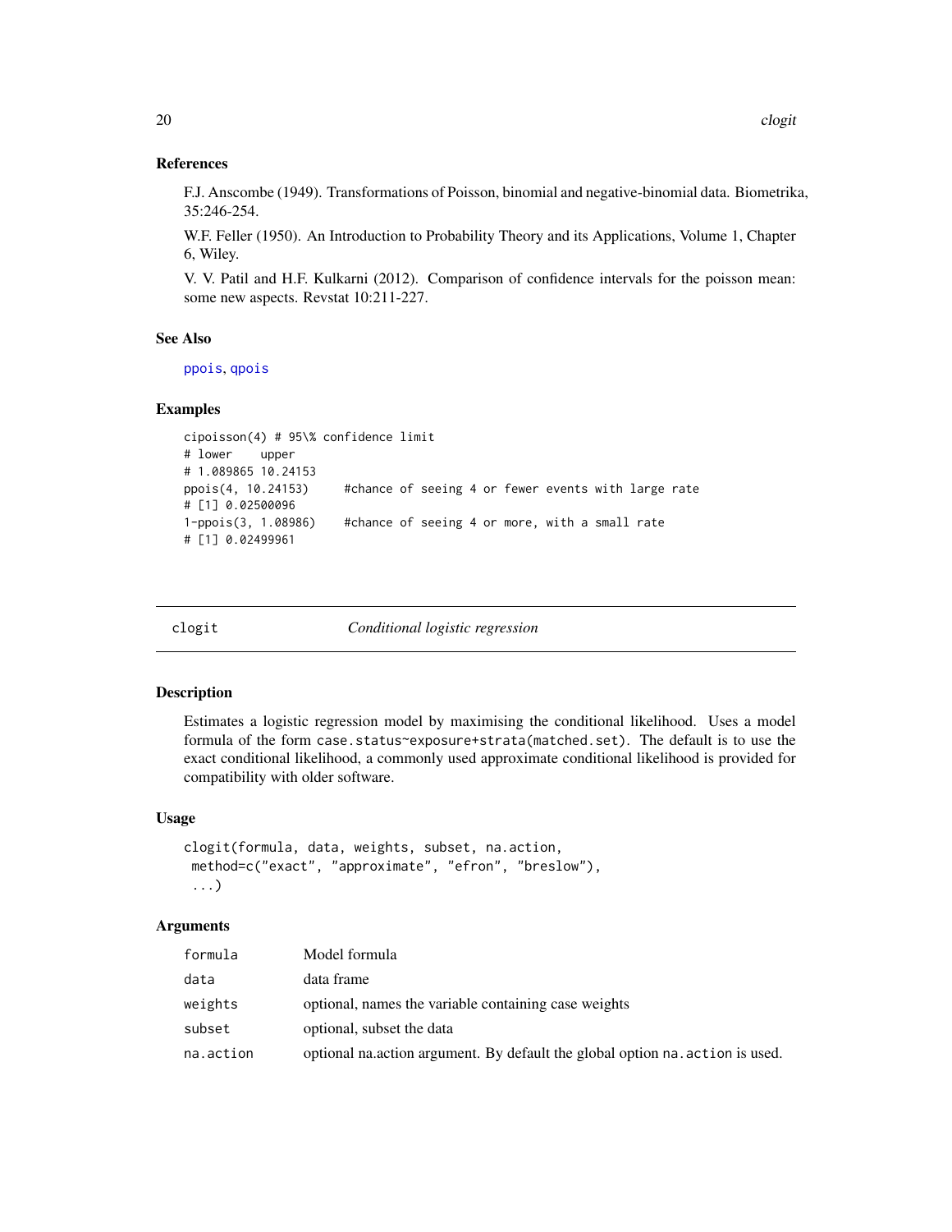### References

F.J. Anscombe (1949). Transformations of Poisson, binomial and negative-binomial data. Biometrika, 35:246-254.

W.F. Feller (1950). An Introduction to Probability Theory and its Applications, Volume 1, Chapter 6, Wiley.

V. V. Patil and H.F. Kulkarni (2012). Comparison of confidence intervals for the poisson mean: some new aspects. Revstat 10:211-227.

### See Also

ppois, qpois

### Examples

```
cipoisson(4) # 95\% confidence limit
# lower    upper
# 1.089865 10.24153
ppois(4, 10.24153)     #chance of seeing 4 or fewer events with large rate
# [1] 0.02500096
1-ppois(3, 1.08986)    #chance of seeing 4 or more, with a small rate
# [1] 0.02499961
```

---

## clogit — *Conditional logistic regression*

### Description

Estimates a logistic regression model by maximising the conditional likelihood. Uses a model formula of the form `case.status~exposure+strata(matched.set)`. The default is to use the exact conditional likelihood, a commonly used approximate conditional likelihood is provided for compatibility with older software.

### Usage

```
clogit(formula, data, weights, subset, na.action,
 method=c("exact", "approximate", "efron", "breslow"),
 ...)
```

### Arguments

| | |
|---|---|
| `formula` | Model formula |
| `data` | data frame |
| `weights` | optional, names the variable containing case weights |
| `subset` | optional, subset the data |
| `na.action` | optional na.action argument. By default the global option `na.action` is used. |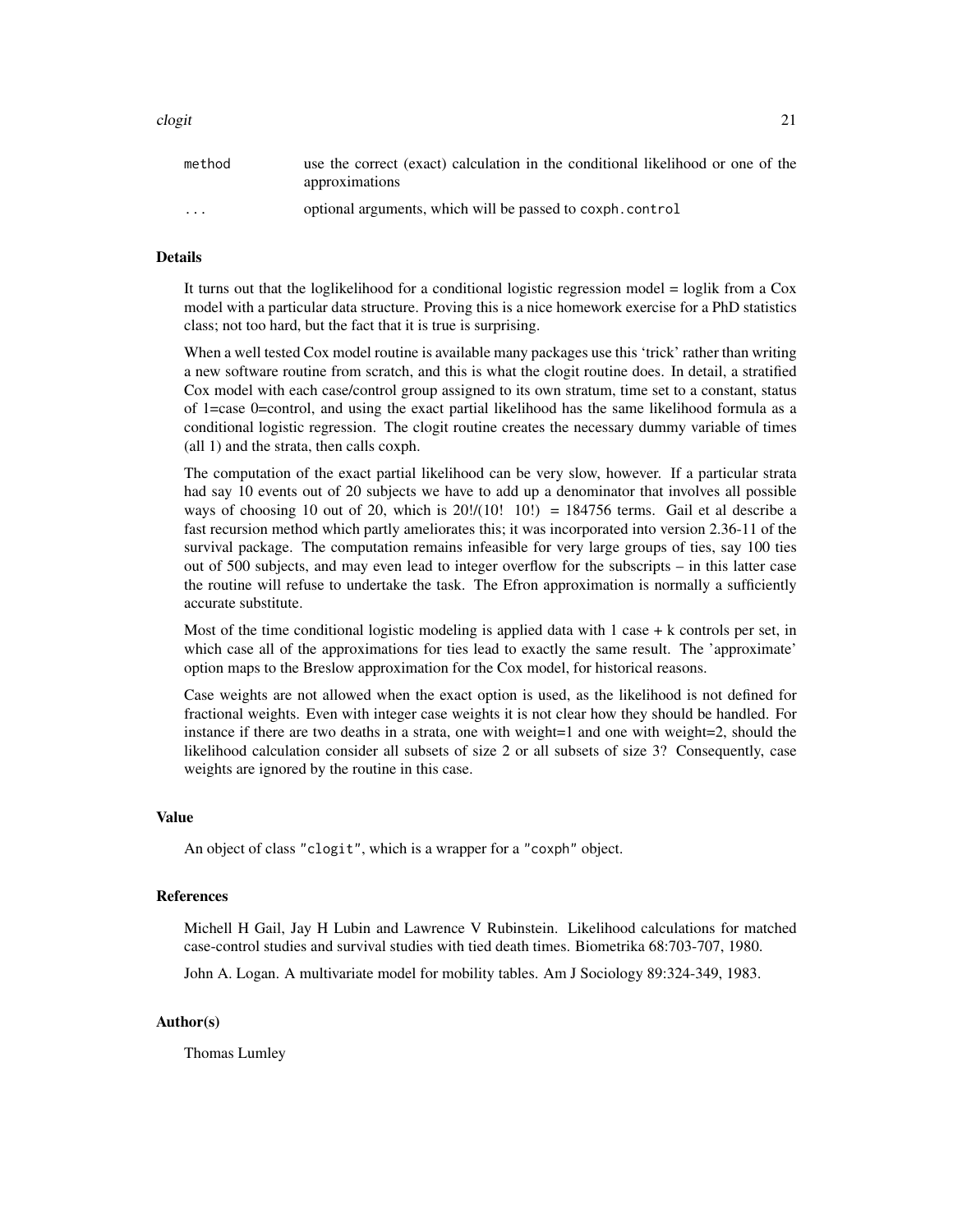| | |
|---|---|
| `method` | use the correct (exact) calculation in the conditional likelihood or one of the approximations |
| `...` | optional arguments, which will be passed to `coxph.control` |

### Details

It turns out that the loglikelihood for a conditional logistic regression model = loglik from a Cox model with a particular data structure. Proving this is a nice homework exercise for a PhD statistics class; not too hard, but the fact that it is true is surprising.

When a well tested Cox model routine is available many packages use this 'trick' rather than writing a new software routine from scratch, and this is what the clogit routine does. In detail, a stratified Cox model with each case/control group assigned to its own stratum, time set to a constant, status of 1=case 0=control, and using the exact partial likelihood has the same likelihood formula as a conditional logistic regression. The clogit routine creates the necessary dummy variable of times (all 1) and the strata, then calls coxph.

The computation of the exact partial likelihood can be very slow, however. If a particular strata had say 10 events out of 20 subjects we have to add up a denominator that involves all possible ways of choosing 10 out of 20, which is 20!/(10! 10!) = 184756 terms. Gail et al describe a fast recursion method which partly ameliorates this; it was incorporated into version 2.36-11 of the survival package. The computation remains infeasible for very large groups of ties, say 100 ties out of 500 subjects, and may even lead to integer overflow for the subscripts – in this latter case the routine will refuse to undertake the task. The Efron approximation is normally a sufficiently accurate substitute.

Most of the time conditional logistic modeling is applied data with 1 case + k controls per set, in which case all of the approximations for ties lead to exactly the same result. The 'approximate' option maps to the Breslow approximation for the Cox model, for historical reasons.

Case weights are not allowed when the exact option is used, as the likelihood is not defined for fractional weights. Even with integer case weights it is not clear how they should be handled. For instance if there are two deaths in a strata, one with weight=1 and one with weight=2, should the likelihood calculation consider all subsets of size 2 or all subsets of size 3? Consequently, case weights are ignored by the routine in this case.

### Value

An object of class `"clogit"`, which is a wrapper for a `"coxph"` object.

### References

Michell H Gail, Jay H Lubin and Lawrence V Rubinstein. Likelihood calculations for matched case-control studies and survival studies with tied death times. Biometrika 68:703-707, 1980.

John A. Logan. A multivariate model for mobility tables. Am J Sociology 89:324-349, 1983.

### Author(s)

Thomas Lumley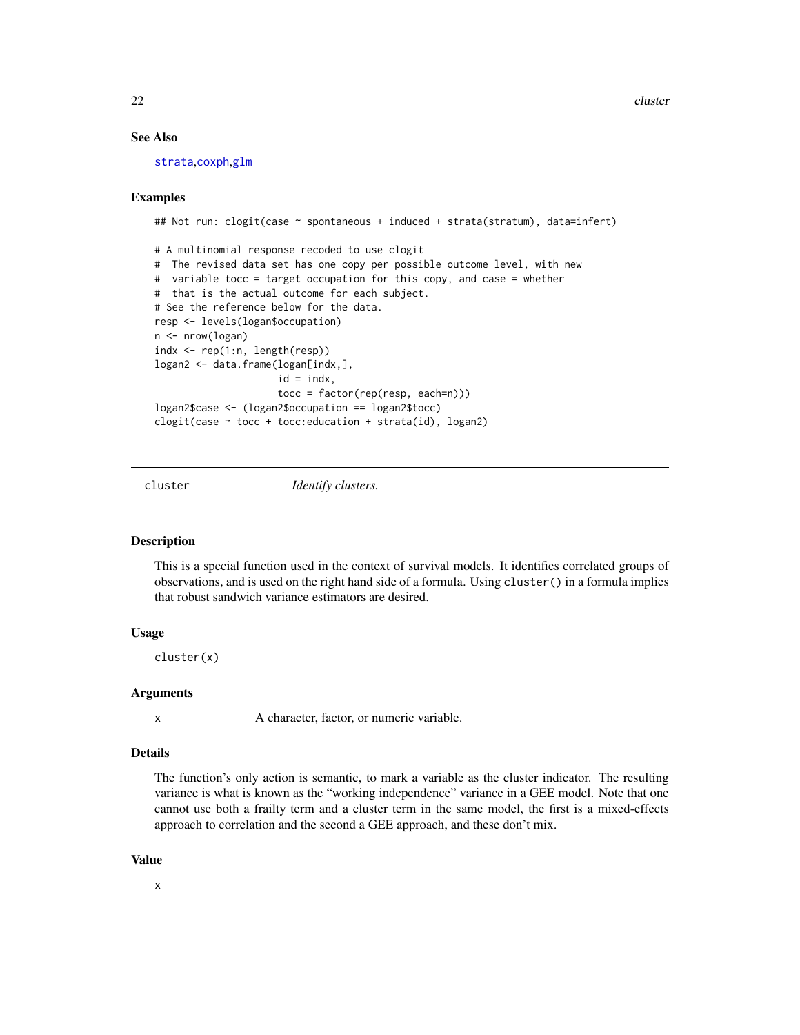### See Also

strata,coxph,glm

### Examples

```
## Not run: clogit(case ~ spontaneous + induced + strata(stratum), data=infert)

# A multinomial response recoded to use clogit
#  The revised data set has one copy per possible outcome level, with new
#  variable tocc = target occupation for this copy, and case = whether
#  that is the actual outcome for each subject.
# See the reference below for the data.
resp <- levels(logan$occupation)
n <- nrow(logan)
indx <- rep(1:n, length(resp))
logan2 <- data.frame(logan[indx,],
                     id = indx,
                     tocc = factor(rep(resp, each=n)))
logan2$case <- (logan2$occupation == logan2$tocc)
clogit(case ~ tocc + tocc:education + strata(id), logan2)
```

---

## cluster — *Identify clusters.*

### Description

This is a special function used in the context of survival models. It identifies correlated groups of observations, and is used on the right hand side of a formula. Using `cluster()` in a formula implies that robust sandwich variance estimators are desired.

### Usage

```
cluster(x)
```

### Arguments

| | |
|---|---|
| x | A character, factor, or numeric variable. |

### Details

The function's only action is semantic, to mark a variable as the cluster indicator. The resulting variance is what is known as the "working independence" variance in a GEE model. Note that one cannot use both a frailty term and a cluster term in the same model, the first is a mixed-effects approach to correlation and the second a GEE approach, and these don't mix.

### Value

x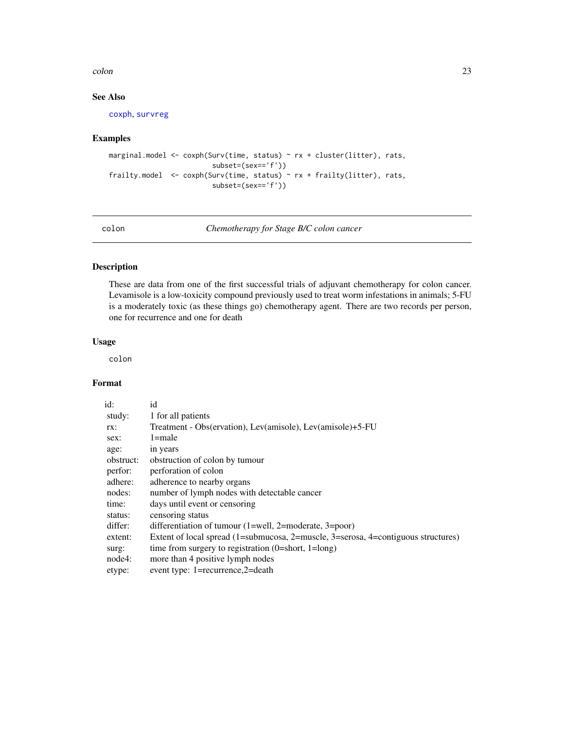## See Also

coxph, survreg

## Examples

```
marginal.model <- coxph(Surv(time, status) ~ rx + cluster(litter), rats,
                        subset=(sex=='f'))
frailty.model  <- coxph(Surv(time, status) ~ rx + frailty(litter), rats,
                        subset=(sex=='f'))
```

---

# colon — *Chemotherapy for Stage B/C colon cancer*

## Description

These are data from one of the first successful trials of adjuvant chemotherapy for colon cancer. Levamisole is a low-toxicity compound previously used to treat worm infestations in animals; 5-FU is a moderately toxic (as these things go) chemotherapy agent. There are two records per person, one for recurrence and one for death

## Usage

```
colon
```

## Format

| | |
|---|---|
| id: | id |
| study: | 1 for all patients |
| rx: | Treatment - Obs(ervation), Lev(amisole), Lev(amisole)+5-FU |
| sex: | 1=male |
| age: | in years |
| obstruct: | obstruction of colon by tumour |
| perfor: | perforation of colon |
| adhere: | adherence to nearby organs |
| nodes: | number of lymph nodes with detectable cancer |
| time: | days until event or censoring |
| status: | censoring status |
| differ: | differentiation of tumour (1=well, 2=moderate, 3=poor) |
| extent: | Extent of local spread (1=submucosa, 2=muscle, 3=serosa, 4=contiguous structures) |
| surg: | time from surgery to registration (0=short, 1=long) |
| node4: | more than 4 positive lymph nodes |
| etype: | event type: 1=recurrence,2=death |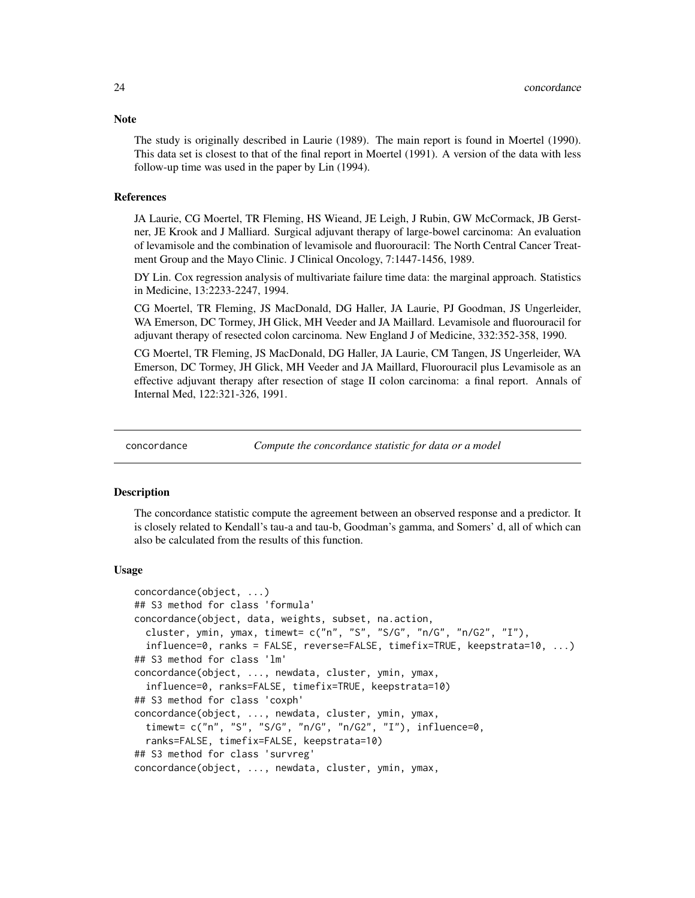### Note

The study is originally described in Laurie (1989). The main report is found in Moertel (1990). This data set is closest to that of the final report in Moertel (1991). A version of the data with less follow-up time was used in the paper by Lin (1994).

### References

JA Laurie, CG Moertel, TR Fleming, HS Wieand, JE Leigh, J Rubin, GW McCormack, JB Gerstner, JE Krook and J Malliard. Surgical adjuvant therapy of large-bowel carcinoma: An evaluation of levamisole and the combination of levamisole and fluorouracil: The North Central Cancer Treatment Group and the Mayo Clinic. J Clinical Oncology, 7:1447-1456, 1989.

DY Lin. Cox regression analysis of multivariate failure time data: the marginal approach. Statistics in Medicine, 13:2233-2247, 1994.

CG Moertel, TR Fleming, JS MacDonald, DG Haller, JA Laurie, PJ Goodman, JS Ungerleider, WA Emerson, DC Tormey, JH Glick, MH Veeder and JA Maillard. Levamisole and fluorouracil for adjuvant therapy of resected colon carcinoma. New England J of Medicine, 332:352-358, 1990.

CG Moertel, TR Fleming, JS MacDonald, DG Haller, JA Laurie, CM Tangen, JS Ungerleider, WA Emerson, DC Tormey, JH Glick, MH Veeder and JA Maillard, Fluorouracil plus Levamisole as an effective adjuvant therapy after resection of stage II colon carcinoma: a final report. Annals of Internal Med, 122:321-326, 1991.

---

## concordance — *Compute the concordance statistic for data or a model*

---

### Description

The concordance statistic compute the agreement between an observed response and a predictor. It is closely related to Kendall's tau-a and tau-b, Goodman's gamma, and Somers' d, all of which can also be calculated from the results of this function.

### Usage

```
concordance(object, ...)
## S3 method for class 'formula'
concordance(object, data, weights, subset, na.action,
  cluster, ymin, ymax, timewt= c("n", "S", "S/G", "n/G", "n/G2", "I"),
  influence=0, ranks = FALSE, reverse=FALSE, timefix=TRUE, keepstrata=10, ...)
## S3 method for class 'lm'
concordance(object, ..., newdata, cluster, ymin, ymax,
  influence=0, ranks=FALSE, timefix=TRUE, keepstrata=10)
## S3 method for class 'coxph'
concordance(object, ..., newdata, cluster, ymin, ymax,
  timewt= c("n", "S", "S/G", "n/G", "n/G2", "I"), influence=0,
  ranks=FALSE, timefix=FALSE, keepstrata=10)
## S3 method for class 'survreg'
concordance(object, ..., newdata, cluster, ymin, ymax,
```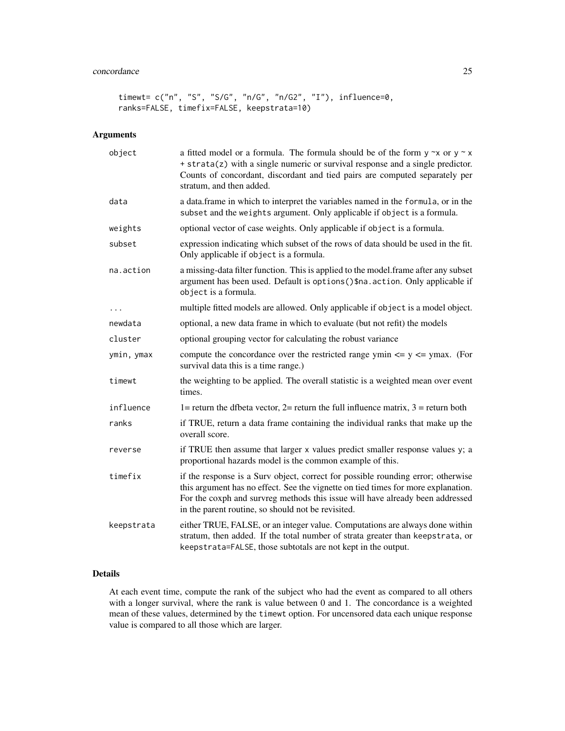```
timewt= c("n", "S", "S/G", "n/G", "n/G2", "I"), influence=0,
ranks=FALSE, timefix=FALSE, keepstrata=10)
```

## Arguments

| | |
|---|---|
| `object` | a fitted model or a formula. The formula should be of the form `y ~x` or `y ~ x + strata(z)` with a single numeric or survival response and a single predictor. Counts of concordant, discordant and tied pairs are computed separately per stratum, and then added. |
| `data` | a data.frame in which to interpret the variables named in the `formula`, or in the `subset` and the `weights` argument. Only applicable if `object` is a formula. |
| `weights` | optional vector of case weights. Only applicable if `object` is a formula. |
| `subset` | expression indicating which subset of the rows of data should be used in the fit. Only applicable if `object` is a formula. |
| `na.action` | a missing-data filter function. This is applied to the model.frame after any subset argument has been used. Default is `options()$na.action`. Only applicable if `object` is a formula. |
| `...` | multiple fitted models are allowed. Only applicable if `object` is a model object. |
| `newdata` | optional, a new data frame in which to evaluate (but not refit) the models |
| `cluster` | optional grouping vector for calculating the robust variance |
| `ymin, ymax` | compute the concordance over the restricted range ymin <= y <= ymax. (For survival data this is a time range.) |
| `timewt` | the weighting to be applied. The overall statistic is a weighted mean over event times. |
| `influence` | 1= return the dfbeta vector, 2= return the full influence matrix, 3 = return both |
| `ranks` | if TRUE, return a data frame containing the individual ranks that make up the overall score. |
| `reverse` | if TRUE then assume that larger `x` values predict smaller response values `y`; a proportional hazards model is the common example of this. |
| `timefix` | if the response is a Surv object, correct for possible rounding error; otherwise this argument has no effect. See the vignette on tied times for more explanation. For the coxph and survreg methods this issue will have already been addressed in the parent routine, so should not be revisited. |
| `keepstrata` | either TRUE, FALSE, or an integer value. Computations are always done within stratum, then added. If the total number of strata greater than `keepstrata`, or `keepstrata=FALSE`, those subtotals are not kept in the output. |

## Details

At each event time, compute the rank of the subject who had the event as compared to all others with a longer survival, where the rank is value between 0 and 1. The concordance is a weighted mean of these values, determined by the `timewt` option. For uncensored data each unique response value is compared to all those which are larger.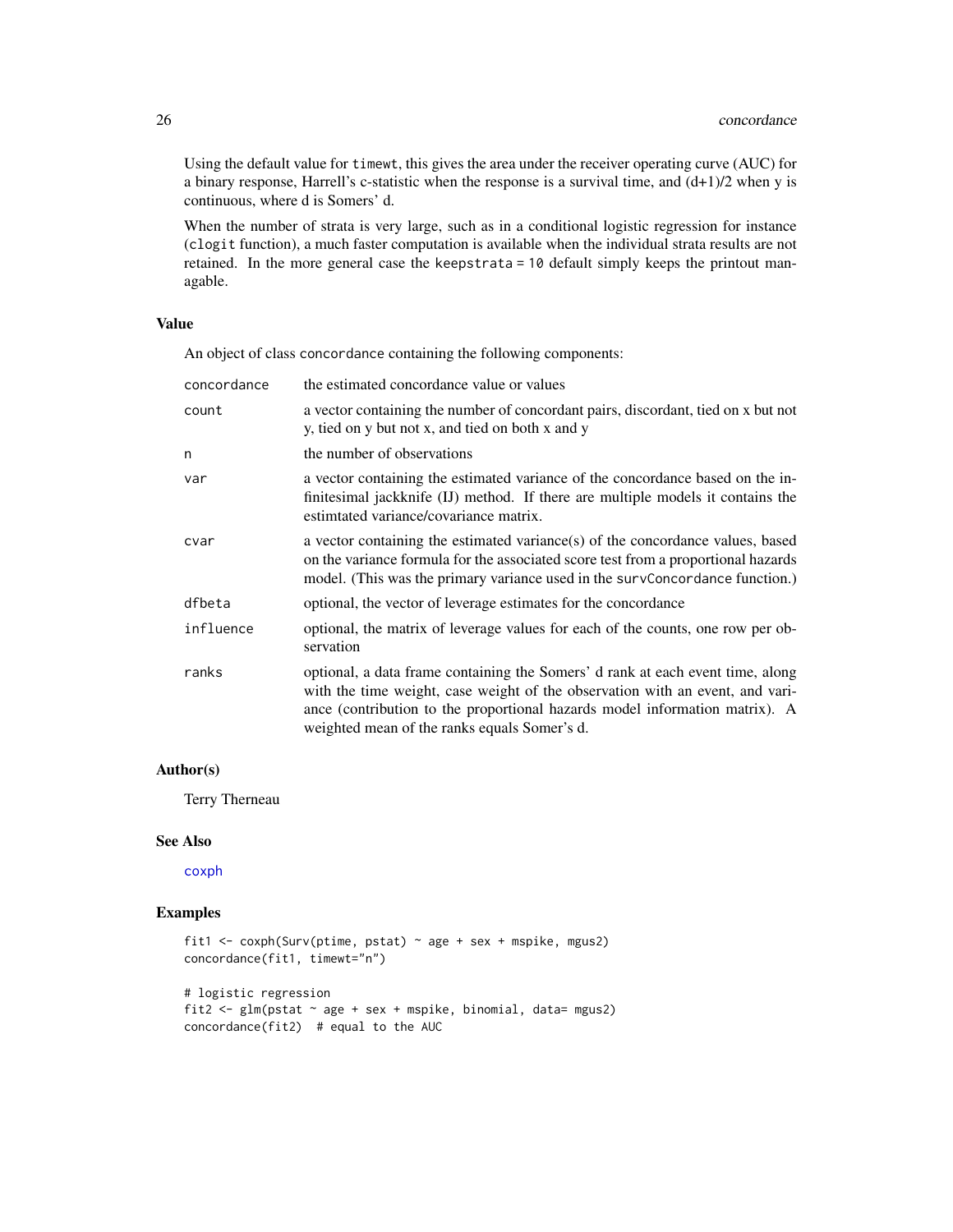Using the default value for `timewt`, this gives the area under the receiver operating curve (AUC) for a binary response, Harrell's c-statistic when the response is a survival time, and (d+1)/2 when y is continuous, where d is Somers' d.

When the number of strata is very large, such as in a conditional logistic regression for instance (`clogit` function), a much faster computation is available when the individual strata results are not retained. In the more general case the `keepstrata = 10` default simply keeps the printout managable.

### Value

An object of class concordance containing the following components:

| | |
|---|---|
| `concordance` | the estimated concordance value or values |
| `count` | a vector containing the number of concordant pairs, discordant, tied on x but not y, tied on y but not x, and tied on both x and y |
| `n` | the number of observations |
| `var` | a vector containing the estimated variance of the concordance based on the infinitesimal jackknife (IJ) method. If there are multiple models it contains the estimtated variance/covariance matrix. |
| `cvar` | a vector containing the estimated variance(s) of the concordance values, based on the variance formula for the associated score test from a proportional hazards model. (This was the primary variance used in the `survConcordance` function.) |
| `dfbeta` | optional, the vector of leverage estimates for the concordance |
| `influence` | optional, the matrix of leverage values for each of the counts, one row per observation |
| `ranks` | optional, a data frame containing the Somers' d rank at each event time, along with the time weight, case weight of the observation with an event, and variance (contribution to the proportional hazards model information matrix). A weighted mean of the ranks equals Somer's d. |

### Author(s)

Terry Therneau

### See Also

`coxph`

### Examples

```
fit1 <- coxph(Surv(ptime, pstat) ~ age + sex + mspike, mgus2)
concordance(fit1, timewt="n")

# logistic regression
fit2 <- glm(pstat ~ age + sex + mspike, binomial, data= mgus2)
concordance(fit2)  # equal to the AUC
```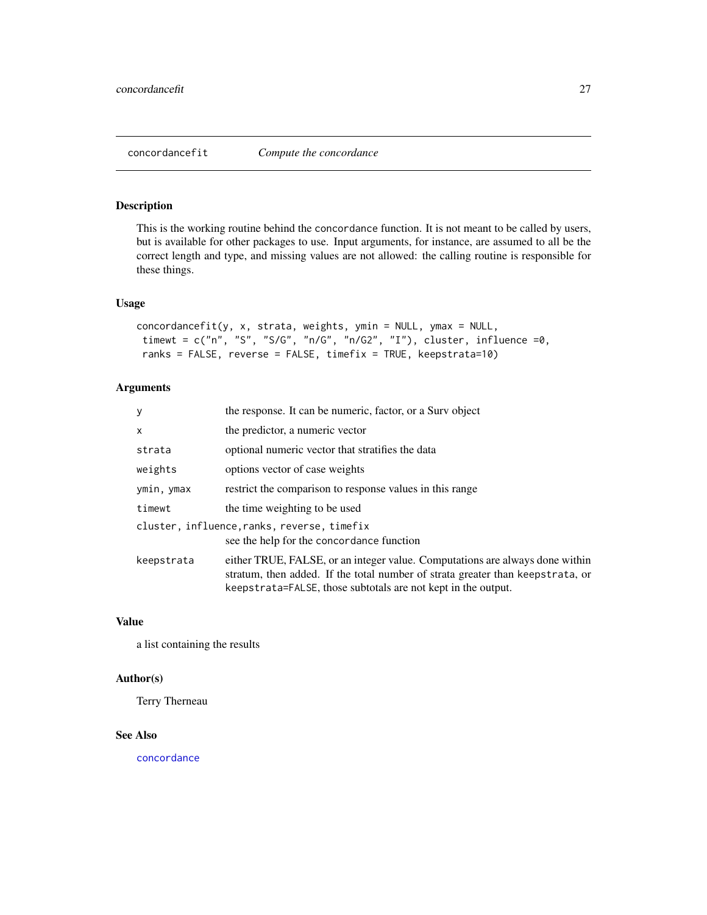# concordancefit *Compute the concordance*

## Description

This is the working routine behind the concordance function. It is not meant to be called by users, but is available for other packages to use. Input arguments, for instance, are assumed to all be the correct length and type, and missing values are not allowed: the calling routine is responsible for these things.

## Usage

```
concordancefit(y, x, strata, weights, ymin = NULL, ymax = NULL,
 timewt = c("n", "S", "S/G", "n/G", "n/G2", "I"), cluster, influence =0,
 ranks = FALSE, reverse = FALSE, timefix = TRUE, keepstrata=10)
```

## Arguments

| | |
|---|---|
| y | the response. It can be numeric, factor, or a Surv object |
| x | the predictor, a numeric vector |
| strata | optional numeric vector that stratifies the data |
| weights | options vector of case weights |
| ymin, ymax | restrict the comparison to response values in this range |
| timewt | the time weighting to be used |
| cluster, influence, ranks, reverse, timefix | see the help for the concordance function |
| keepstrata | either TRUE, FALSE, or an integer value. Computations are always done within stratum, then added. If the total number of strata greater than keepstrata, or keepstrata=FALSE, those subtotals are not kept in the output. |

## Value

a list containing the results

## Author(s)

Terry Therneau

## See Also

concordance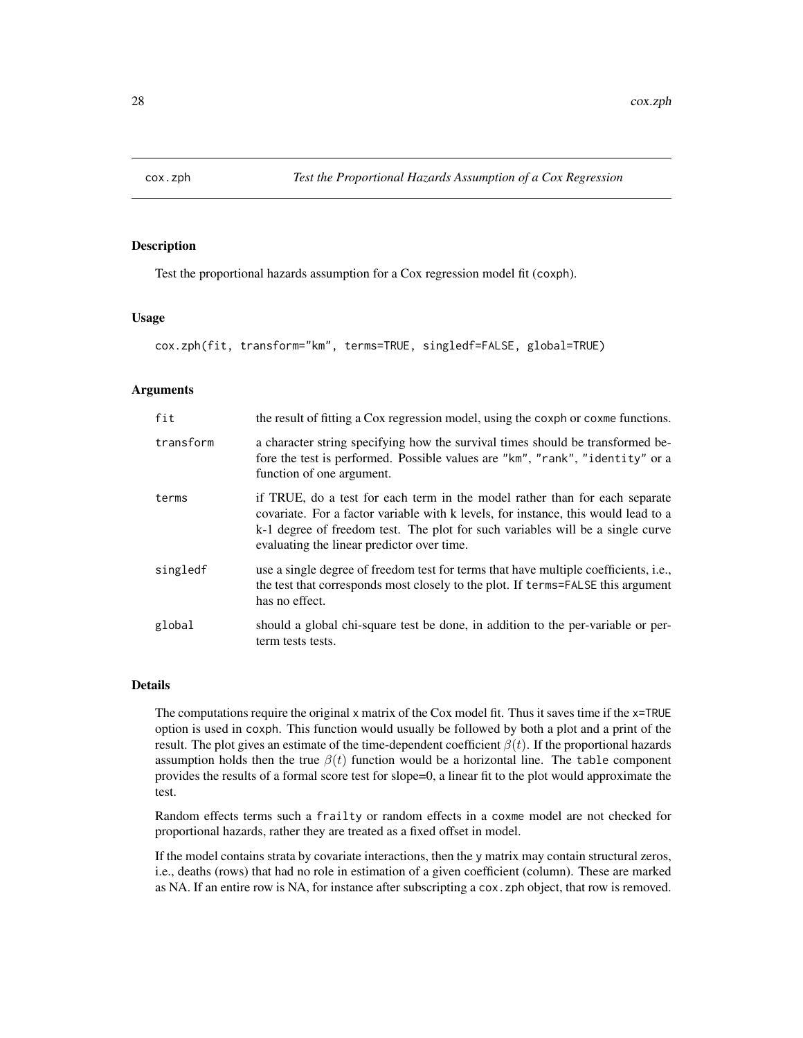# cox.zph — *Test the Proportional Hazards Assumption of a Cox Regression*

## Description

Test the proportional hazards assumption for a Cox regression model fit (coxph).

## Usage

```
cox.zph(fit, transform="km", terms=TRUE, singledf=FALSE, global=TRUE)
```

## Arguments

| | |
|---|---|
| fit | the result of fitting a Cox regression model, using the coxph or coxme functions. |
| transform | a character string specifying how the survival times should be transformed before the test is performed. Possible values are "km", "rank", "identity" or a function of one argument. |
| terms | if TRUE, do a test for each term in the model rather than for each separate covariate. For a factor variable with k levels, for instance, this would lead to a k-1 degree of freedom test. The plot for such variables will be a single curve evaluating the linear predictor over time. |
| singledf | use a single degree of freedom test for terms that have multiple coefficients, i.e., the test that corresponds most closely to the plot. If terms=FALSE this argument has no effect. |
| global | should a global chi-square test be done, in addition to the per-variable or per-term tests tests. |

## Details

The computations require the original x matrix of the Cox model fit. Thus it saves time if the x=TRUE option is used in coxph. This function would usually be followed by both a plot and a print of the result. The plot gives an estimate of the time-dependent coefficient $\beta(t)$. If the proportional hazards assumption holds then the true $\beta(t)$ function would be a horizontal line. The table component provides the results of a formal score test for slope=0, a linear fit to the plot would approximate the test.

Random effects terms such a frailty or random effects in a coxme model are not checked for proportional hazards, rather they are treated as a fixed offset in model.

If the model contains strata by covariate interactions, then the y matrix may contain structural zeros, i.e., deaths (rows) that had no role in estimation of a given coefficient (column). These are marked as NA. If an entire row is NA, for instance after subscripting a cox.zph object, that row is removed.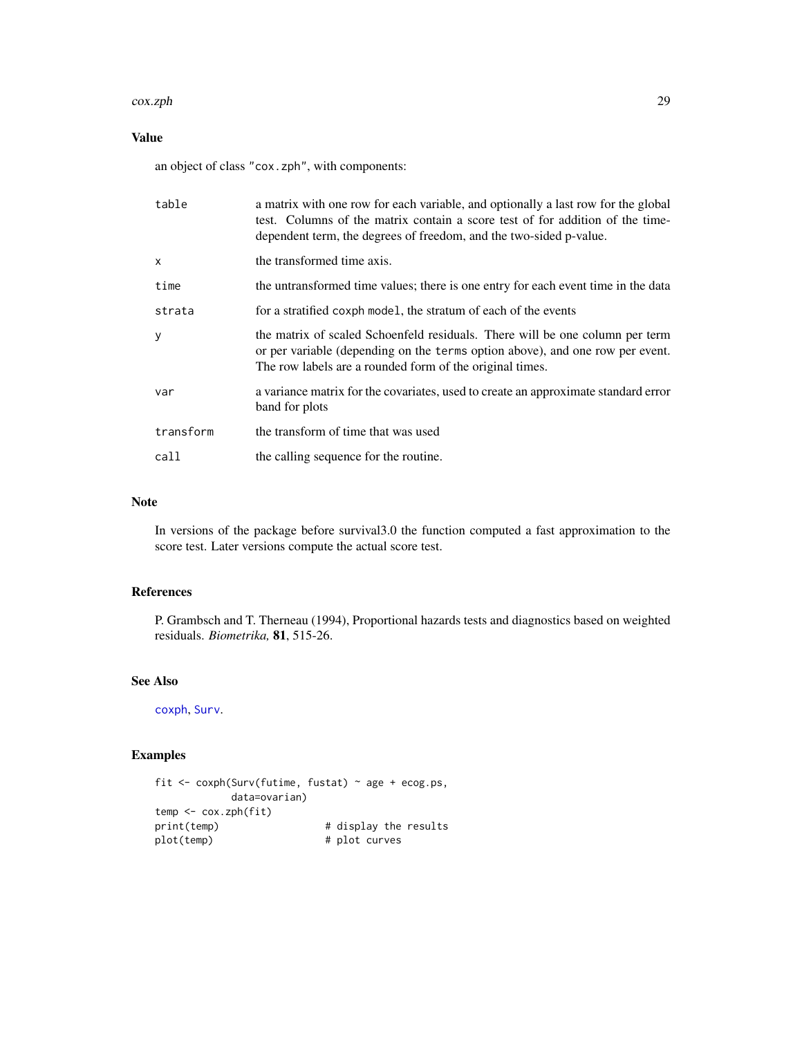## Value

an object of class "cox.zph", with components:

| | |
|---|---|
| table | a matrix with one row for each variable, and optionally a last row for the global test. Columns of the matrix contain a score test of for addition of the time-dependent term, the degrees of freedom, and the two-sided p-value. |
| x | the transformed time axis. |
| time | the untransformed time values; there is one entry for each event time in the data |
| strata | for a stratified coxph model, the stratum of each of the events |
| y | the matrix of scaled Schoenfeld residuals. There will be one column per term or per variable (depending on the terms option above), and one row per event. The row labels are a rounded form of the original times. |
| var | a variance matrix for the covariates, used to create an approximate standard error band for plots |
| transform | the transform of time that was used |
| call | the calling sequence for the routine. |

## Note

In versions of the package before survival3.0 the function computed a fast approximation to the score test. Later versions compute the actual score test.

## References

P. Grambsch and T. Therneau (1994), Proportional hazards tests and diagnostics based on weighted residuals. *Biometrika,* **81**, 515-26.

## See Also

coxph, Surv.

## Examples

```
fit <- coxph(Surv(futime, fustat) ~ age + ecog.ps,
             data=ovarian)
temp <- cox.zph(fit)
print(temp)                  # display the results
plot(temp)                   # plot curves
```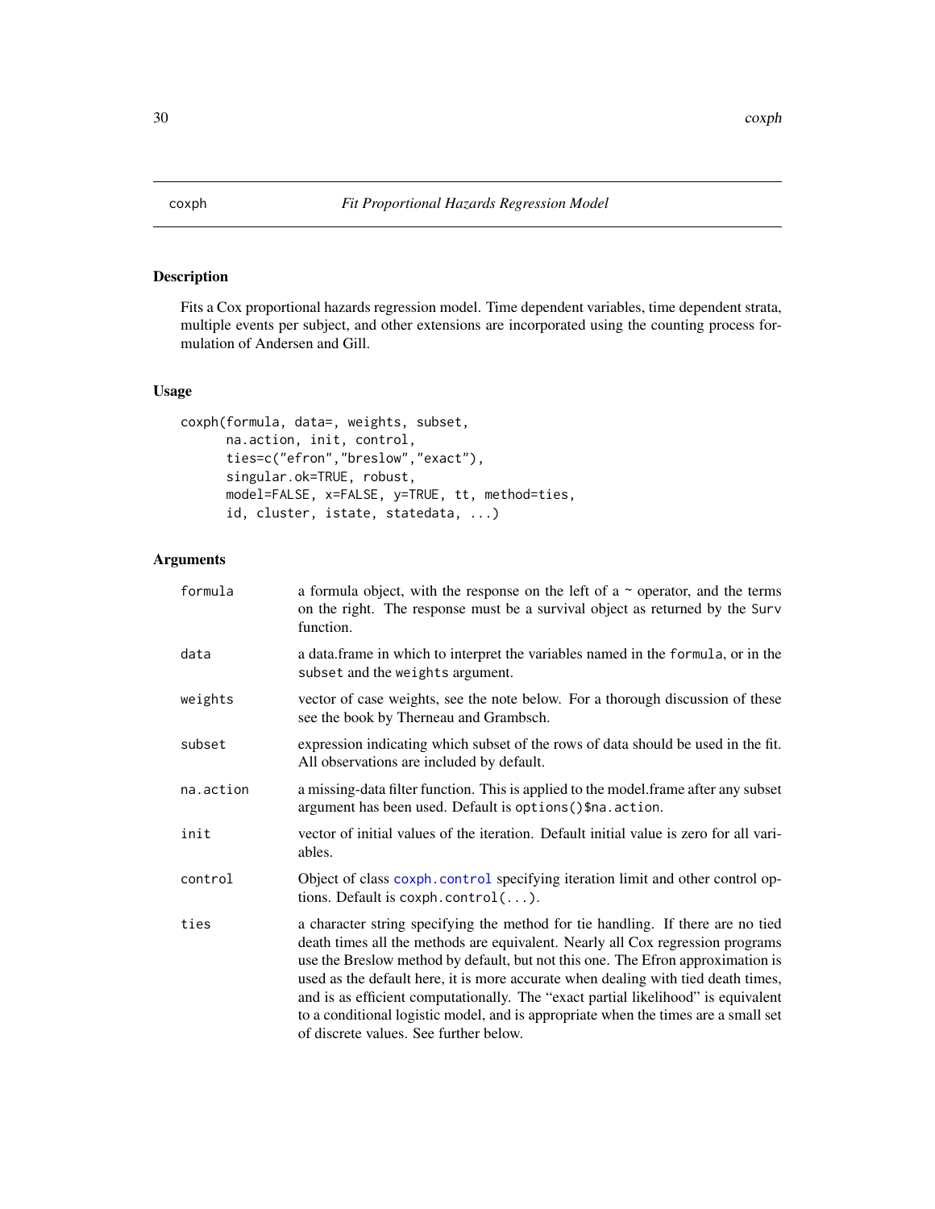coxph *Fit Proportional Hazards Regression Model*

## Description

Fits a Cox proportional hazards regression model. Time dependent variables, time dependent strata, multiple events per subject, and other extensions are incorporated using the counting process formulation of Andersen and Gill.

## Usage

```
coxph(formula, data=, weights, subset,
      na.action, init, control,
      ties=c("efron","breslow","exact"),
      singular.ok=TRUE, robust,
      model=FALSE, x=FALSE, y=TRUE, tt, method=ties,
      id, cluster, istate, statedata, ...)
```

## Arguments

| | |
|---|---|
| `formula` | a formula object, with the response on the left of a ~ operator, and the terms on the right. The response must be a survival object as returned by the `Surv` function. |
| `data` | a data.frame in which to interpret the variables named in the `formula`, or in the `subset` and the `weights` argument. |
| `weights` | vector of case weights, see the note below. For a thorough discussion of these see the book by Therneau and Grambsch. |
| `subset` | expression indicating which subset of the rows of data should be used in the fit. All observations are included by default. |
| `na.action` | a missing-data filter function. This is applied to the model.frame after any subset argument has been used. Default is `options()$na.action`. |
| `init` | vector of initial values of the iteration. Default initial value is zero for all variables. |
| `control` | Object of class `coxph.control` specifying iteration limit and other control options. Default is `coxph.control(...)`. |
| `ties` | a character string specifying the method for tie handling. If there are no tied death times all the methods are equivalent. Nearly all Cox regression programs use the Breslow method by default, but not this one. The Efron approximation is used as the default here, it is more accurate when dealing with tied death times, and is as efficient computationally. The "exact partial likelihood" is equivalent to a conditional logistic model, and is appropriate when the times are a small set of discrete values. See further below. |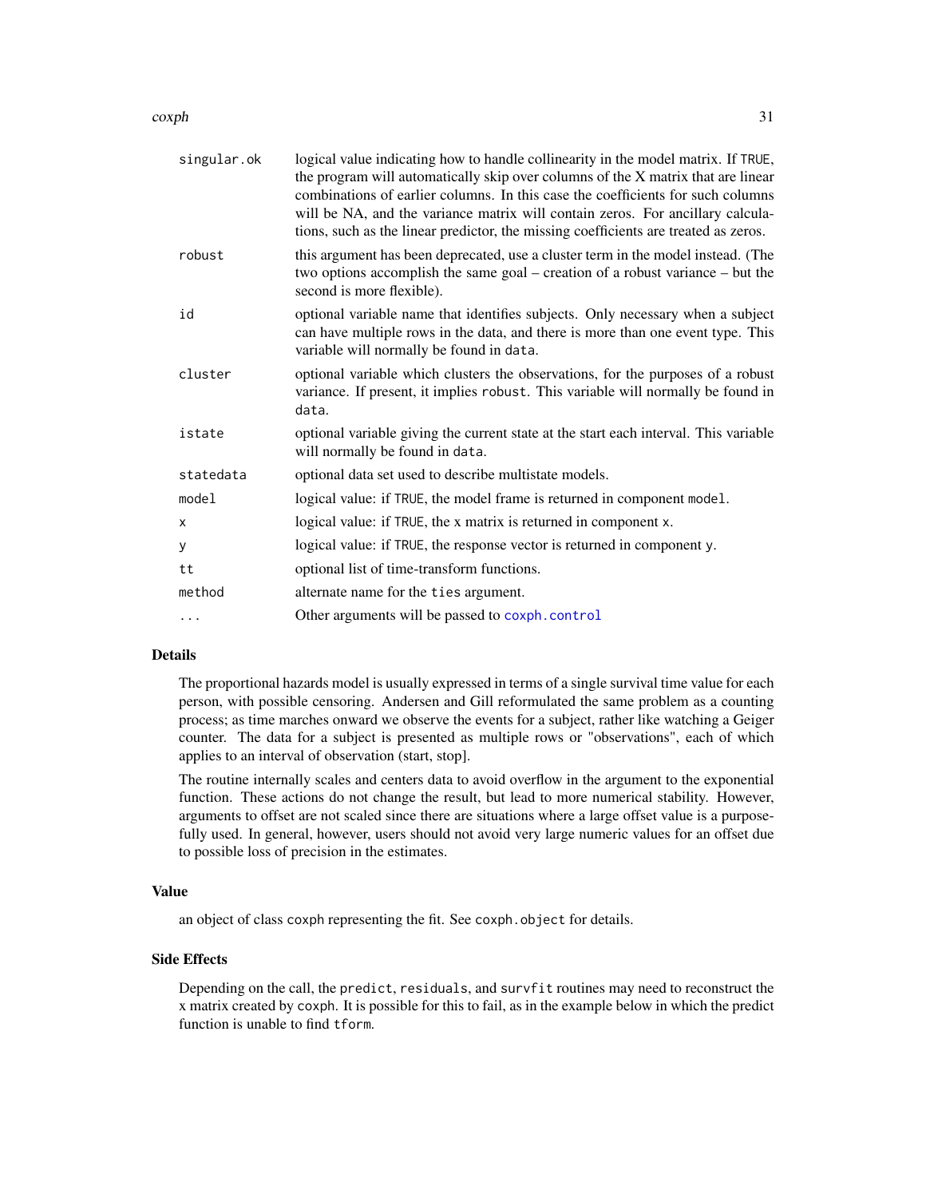| | |
|---|---|
| `singular.ok` | logical value indicating how to handle collinearity in the model matrix. If `TRUE`, the program will automatically skip over columns of the X matrix that are linear combinations of earlier columns. In this case the coefficients for such columns will be NA, and the variance matrix will contain zeros. For ancillary calculations, such as the linear predictor, the missing coefficients are treated as zeros. |
| `robust` | this argument has been deprecated, use a cluster term in the model instead. (The two options accomplish the same goal – creation of a robust variance – but the second is more flexible). |
| `id` | optional variable name that identifies subjects. Only necessary when a subject can have multiple rows in the data, and there is more than one event type. This variable will normally be found in `data`. |
| `cluster` | optional variable which clusters the observations, for the purposes of a robust variance. If present, it implies `robust`. This variable will normally be found in `data`. |
| `istate` | optional variable giving the current state at the start each interval. This variable will normally be found in `data`. |
| `statedata` | optional data set used to describe multistate models. |
| `model` | logical value: if `TRUE`, the model frame is returned in component `model`. |
| `x` | logical value: if `TRUE`, the x matrix is returned in component `x`. |
| `y` | logical value: if `TRUE`, the response vector is returned in component `y`. |
| `tt` | optional list of time-transform functions. |
| `method` | alternate name for the `ties` argument. |
| `...` | Other arguments will be passed to `coxph.control` |

## Details

The proportional hazards model is usually expressed in terms of a single survival time value for each person, with possible censoring. Andersen and Gill reformulated the same problem as a counting process; as time marches onward we observe the events for a subject, rather like watching a Geiger counter. The data for a subject is presented as multiple rows or "observations", each of which applies to an interval of observation (start, stop].

The routine internally scales and centers data to avoid overflow in the argument to the exponential function. These actions do not change the result, but lead to more numerical stability. However, arguments to offset are not scaled since there are situations where a large offset value is a purposefully used. In general, however, users should not avoid very large numeric values for an offset due to possible loss of precision in the estimates.

## Value

an object of class `coxph` representing the fit. See `coxph.object` for details.

## Side Effects

Depending on the call, the `predict`, `residuals`, and `survfit` routines may need to reconstruct the x matrix created by `coxph`. It is possible for this to fail, as in the example below in which the predict function is unable to find `tform`.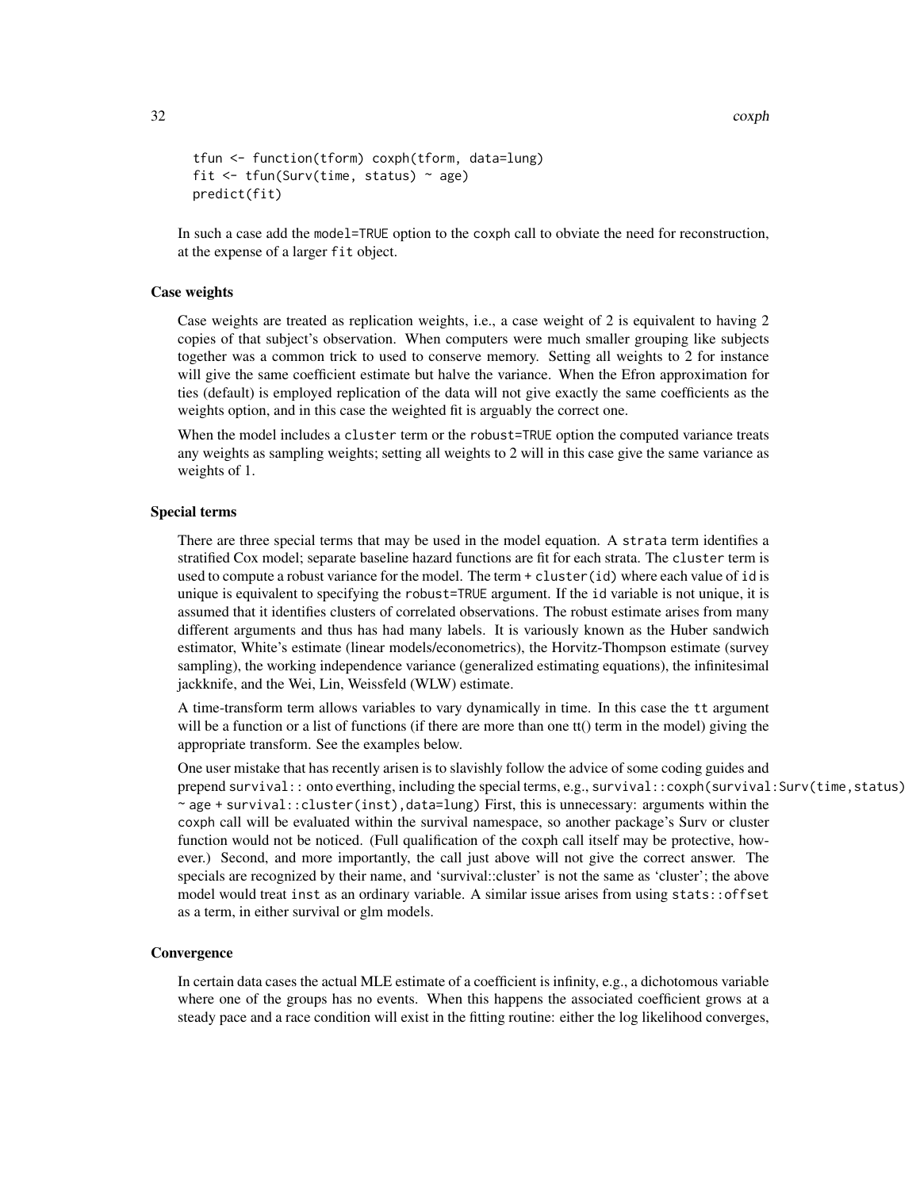```
tfun <- function(tform) coxph(tform, data=lung)
fit <- tfun(Surv(time, status) ~ age)
predict(fit)
```

In such a case add the `model=TRUE` option to the `coxph` call to obviate the need for reconstruction, at the expense of a larger `fit` object.

### Case weights

Case weights are treated as replication weights, i.e., a case weight of 2 is equivalent to having 2 copies of that subject's observation. When computers were much smaller grouping like subjects together was a common trick to used to conserve memory. Setting all weights to 2 for instance will give the same coefficient estimate but halve the variance. When the Efron approximation for ties (default) is employed replication of the data will not give exactly the same coefficients as the weights option, and in this case the weighted fit is arguably the correct one.

When the model includes a `cluster` term or the `robust=TRUE` option the computed variance treats any weights as sampling weights; setting all weights to 2 will in this case give the same variance as weights of 1.

### Special terms

There are three special terms that may be used in the model equation. A `strata` term identifies a stratified Cox model; separate baseline hazard functions are fit for each strata. The `cluster` term is used to compute a robust variance for the model. The term `+ cluster(id)` where each value of `id` is unique is equivalent to specifying the `robust=TRUE` argument. If the `id` variable is not unique, it is assumed that it identifies clusters of correlated observations. The robust estimate arises from many different arguments and thus has had many labels. It is variously known as the Huber sandwich estimator, White's estimate (linear models/econometrics), the Horvitz-Thompson estimate (survey sampling), the working independence variance (generalized estimating equations), the infinitesimal jackknife, and the Wei, Lin, Weissfeld (WLW) estimate.

A time-transform term allows variables to vary dynamically in time. In this case the `tt` argument will be a function or a list of functions (if there are more than one tt() term in the model) giving the appropriate transform. See the examples below.

One user mistake that has recently arisen is to slavishly follow the advice of some coding guides and prepend `survival::` onto everthing, including the special terms, e.g., `survival::coxph(survival:Surv(time,status) ~ age + survival::cluster(inst),data=lung)` First, this is unnecessary: arguments within the `coxph` call will be evaluated within the survival namespace, so another package's Surv or cluster function would not be noticed. (Full qualification of the coxph call itself may be protective, however.) Second, and more importantly, the call just above will not give the correct answer. The specials are recognized by their name, and 'survival::cluster' is not the same as 'cluster'; the above model would treat `inst` as an ordinary variable. A similar issue arises from using `stats::offset` as a term, in either survival or glm models.

### Convergence

In certain data cases the actual MLE estimate of a coefficient is infinity, e.g., a dichotomous variable where one of the groups has no events. When this happens the associated coefficient grows at a steady pace and a race condition will exist in the fitting routine: either the log likelihood converges,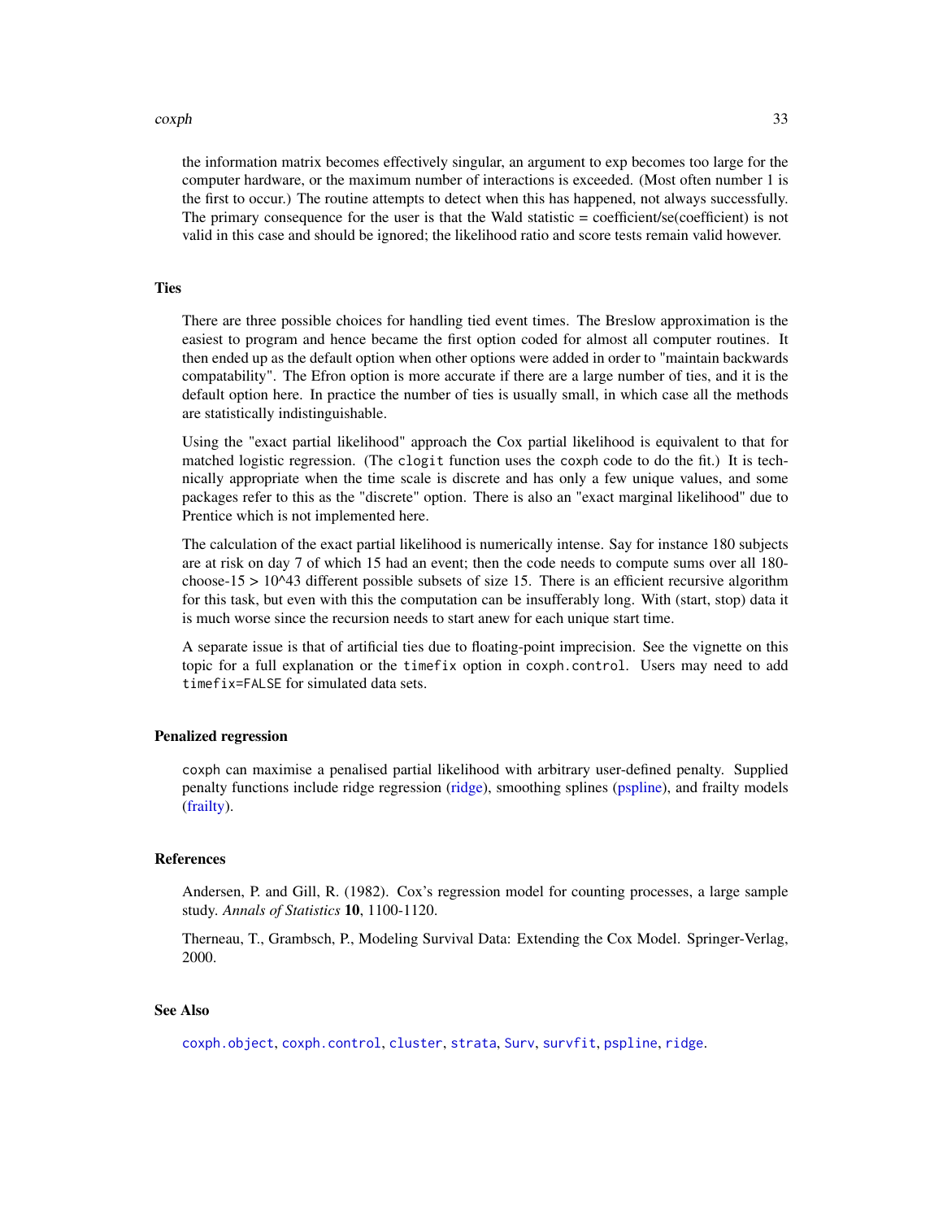the information matrix becomes effectively singular, an argument to exp becomes too large for the computer hardware, or the maximum number of interactions is exceeded. (Most often number 1 is the first to occur.) The routine attempts to detect when this has happened, not always successfully. The primary consequence for the user is that the Wald statistic = coefficient/se(coefficient) is not valid in this case and should be ignored; the likelihood ratio and score tests remain valid however.

## Ties

There are three possible choices for handling tied event times. The Breslow approximation is the easiest to program and hence became the first option coded for almost all computer routines. It then ended up as the default option when other options were added in order to "maintain backwards compatability". The Efron option is more accurate if there are a large number of ties, and it is the default option here. In practice the number of ties is usually small, in which case all the methods are statistically indistinguishable.

Using the "exact partial likelihood" approach the Cox partial likelihood is equivalent to that for matched logistic regression. (The `clogit` function uses the `coxph` code to do the fit.) It is technically appropriate when the time scale is discrete and has only a few unique values, and some packages refer to this as the "discrete" option. There is also an "exact marginal likelihood" due to Prentice which is not implemented here.

The calculation of the exact partial likelihood is numerically intense. Say for instance 180 subjects are at risk on day 7 of which 15 had an event; then the code needs to compute sums over all 180-choose-15 > 10^43 different possible subsets of size 15. There is an efficient recursive algorithm for this task, but even with this the computation can be insufferably long. With (start, stop) data it is much worse since the recursion needs to start anew for each unique start time.

A separate issue is that of artificial ties due to floating-point imprecision. See the vignette on this topic for a full explanation or the `timefix` option in `coxph.control`. Users may need to add `timefix=FALSE` for simulated data sets.

## Penalized regression

`coxph` can maximise a penalised partial likelihood with arbitrary user-defined penalty. Supplied penalty functions include ridge regression (ridge), smoothing splines (pspline), and frailty models (frailty).

## References

Andersen, P. and Gill, R. (1982). Cox's regression model for counting processes, a large sample study. *Annals of Statistics* **10**, 1100-1120.

Therneau, T., Grambsch, P., Modeling Survival Data: Extending the Cox Model. Springer-Verlag, 2000.

## See Also

`coxph.object`, `coxph.control`, `cluster`, `strata`, `Surv`, `survfit`, `pspline`, `ridge`.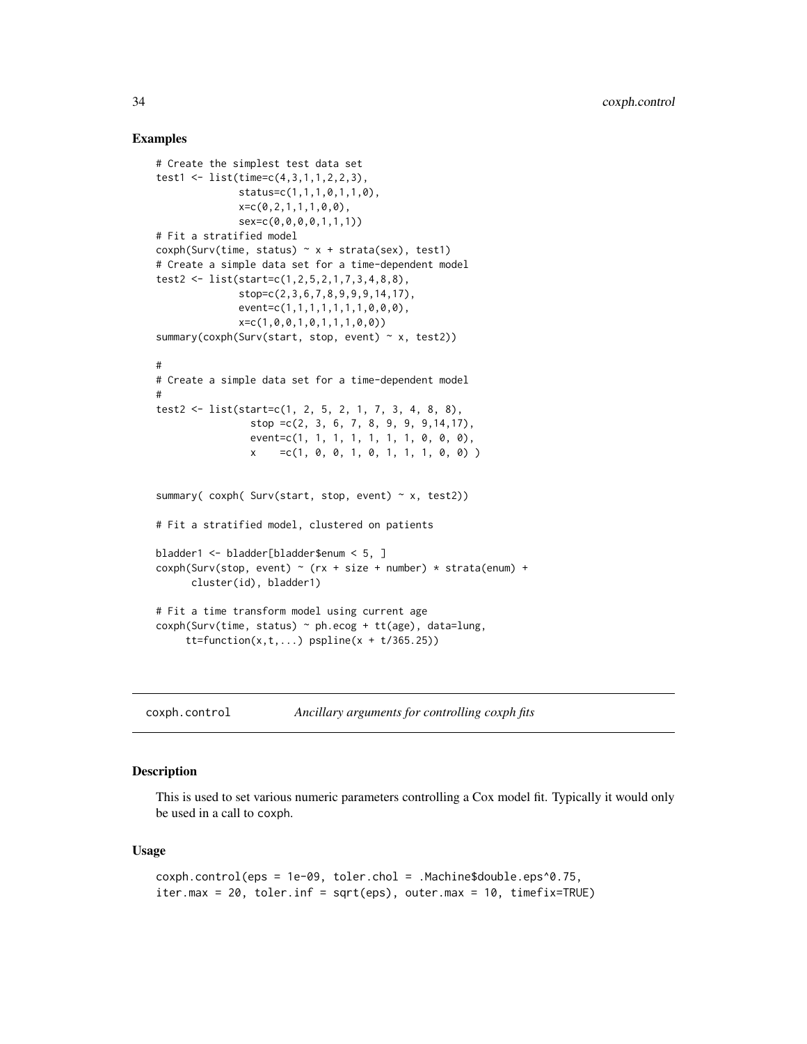### Examples

```
# Create the simplest test data set
test1 <- list(time=c(4,3,1,1,2,2,3),
              status=c(1,1,1,0,1,1,0),
              x=c(0,2,1,1,1,0,0),
              sex=c(0,0,0,0,1,1,1))
# Fit a stratified model
coxph(Surv(time, status) ~ x + strata(sex), test1)
# Create a simple data set for a time-dependent model
test2 <- list(start=c(1,2,5,2,1,7,3,4,8,8),
              stop=c(2,3,6,7,8,9,9,9,14,17),
              event=c(1,1,1,1,1,1,1,0,0,0),
              x=c(1,0,0,1,0,1,1,1,0,0))
summary(coxph(Surv(start, stop, event) ~ x, test2))

#
# Create a simple data set for a time-dependent model
#
test2 <- list(start=c(1, 2, 5, 2, 1, 7, 3, 4, 8, 8),
                stop =c(2, 3, 6, 7, 8, 9, 9, 9,14,17),
                event=c(1, 1, 1, 1, 1, 1, 1, 0, 0, 0),
                x    =c(1, 0, 0, 1, 0, 1, 1, 1, 0, 0) )


summary( coxph( Surv(start, stop, event) ~ x, test2))

# Fit a stratified model, clustered on patients

bladder1 <- bladder[bladder$enum < 5, ]
coxph(Surv(stop, event) ~ (rx + size + number) * strata(enum) +
      cluster(id), bladder1)

# Fit a time transform model using current age
coxph(Surv(time, status) ~ ph.ecog + tt(age), data=lung,
     tt=function(x,t,...) pspline(x + t/365.25))
```

---

## coxph.control *Ancillary arguments for controlling coxph fits*

### Description

This is used to set various numeric parameters controlling a Cox model fit. Typically it would only be used in a call to coxph.

### Usage

```
coxph.control(eps = 1e-09, toler.chol = .Machine$double.eps^0.75,
iter.max = 20, toler.inf = sqrt(eps), outer.max = 10, timefix=TRUE)
```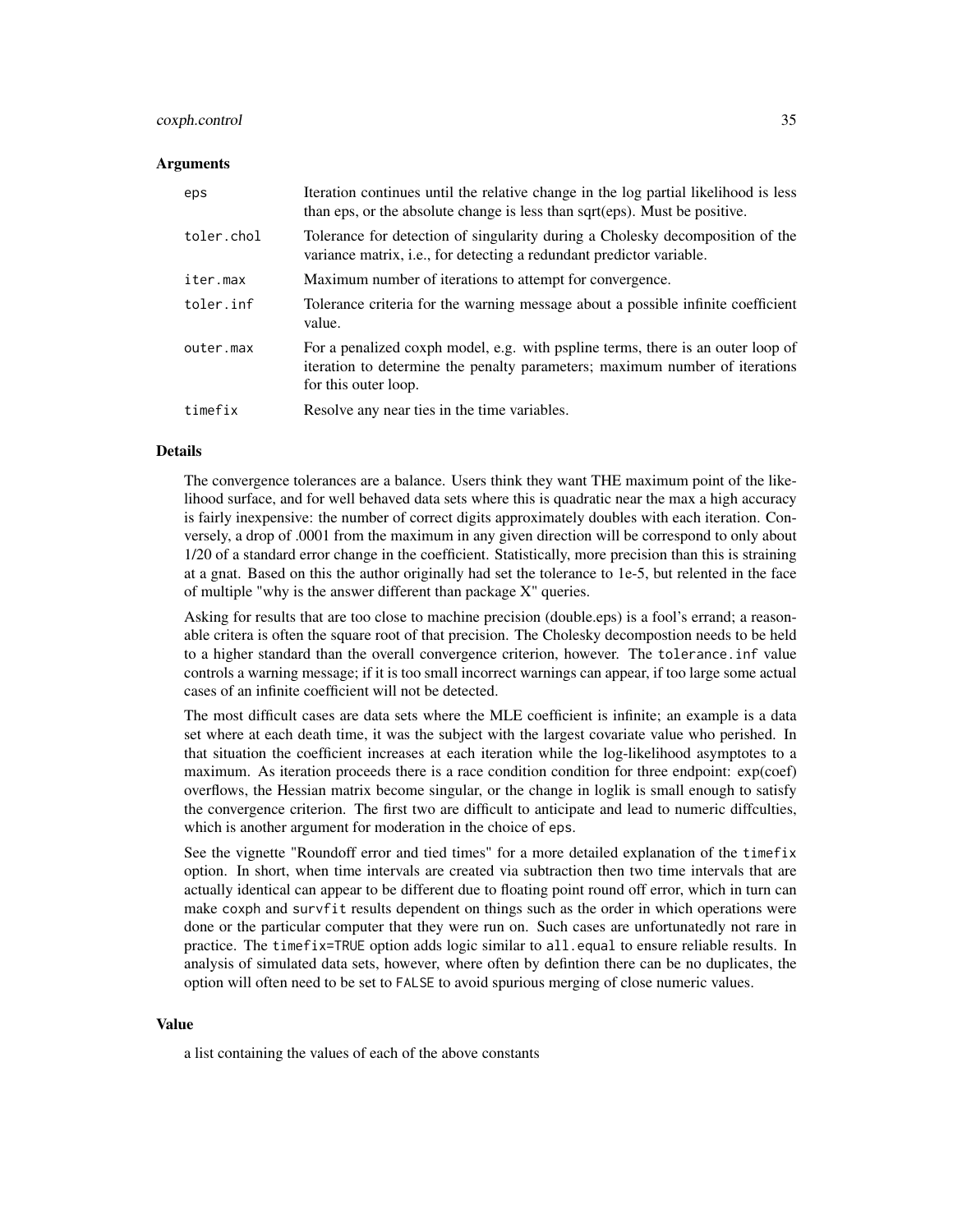### Arguments

| | |
|---|---|
| `eps` | Iteration continues until the relative change in the log partial likelihood is less than eps, or the absolute change is less than sqrt(eps). Must be positive. |
| `toler.chol` | Tolerance for detection of singularity during a Cholesky decomposition of the variance matrix, i.e., for detecting a redundant predictor variable. |
| `iter.max` | Maximum number of iterations to attempt for convergence. |
| `toler.inf` | Tolerance criteria for the warning message about a possible infinite coefficient value. |
| `outer.max` | For a penalized coxph model, e.g. with pspline terms, there is an outer loop of iteration to determine the penalty parameters; maximum number of iterations for this outer loop. |
| `timefix` | Resolve any near ties in the time variables. |

### Details

The convergence tolerances are a balance. Users think they want THE maximum point of the likelihood surface, and for well behaved data sets where this is quadratic near the max a high accuracy is fairly inexpensive: the number of correct digits approximately doubles with each iteration. Conversely, a drop of .0001 from the maximum in any given direction will be correspond to only about 1/20 of a standard error change in the coefficient. Statistically, more precision than this is straining at a gnat. Based on this the author originally had set the tolerance to 1e-5, but relented in the face of multiple "why is the answer different than package X" queries.

Asking for results that are too close to machine precision (double.eps) is a fool's errand; a reasonable critera is often the square root of that precision. The Cholesky decompostion needs to be held to a higher standard than the overall convergence criterion, however. The `tolerance.inf` value controls a warning message; if it is too small incorrect warnings can appear, if too large some actual cases of an infinite coefficient will not be detected.

The most difficult cases are data sets where the MLE coefficient is infinite; an example is a data set where at each death time, it was the subject with the largest covariate value who perished. In that situation the coefficient increases at each iteration while the log-likelihood asymptotes to a maximum. As iteration proceeds there is a race condition condition for three endpoint: exp(coef) overflows, the Hessian matrix become singular, or the change in loglik is small enough to satisfy the convergence criterion. The first two are difficult to anticipate and lead to numeric diffculties, which is another argument for moderation in the choice of `eps`.

See the vignette "Roundoff error and tied times" for a more detailed explanation of the `timefix` option. In short, when time intervals are created via subtraction then two time intervals that are actually identical can appear to be different due to floating point round off error, which in turn can make `coxph` and `survfit` results dependent on things such as the order in which operations were done or the particular computer that they were run on. Such cases are unfortunatedly not rare in practice. The `timefix=TRUE` option adds logic similar to `all.equal` to ensure reliable results. In analysis of simulated data sets, however, where often by defintion there can be no duplicates, the option will often need to be set to `FALSE` to avoid spurious merging of close numeric values.

### Value

a list containing the values of each of the above constants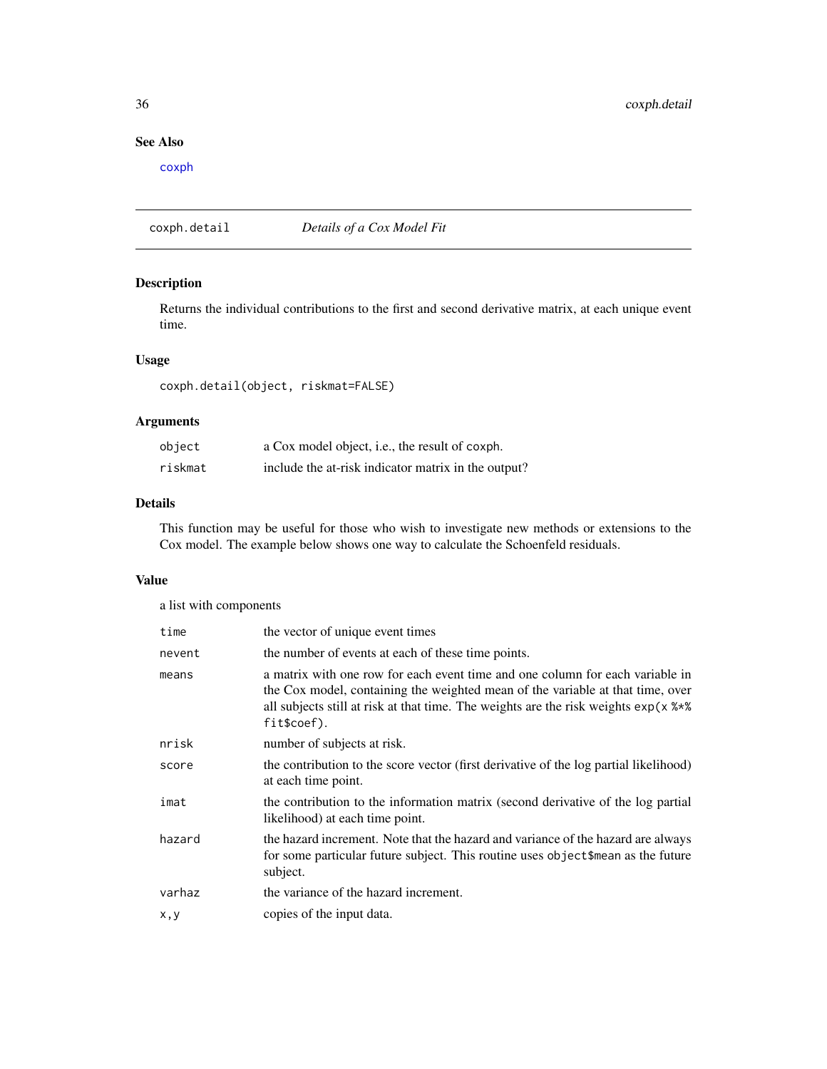## See Also

coxph

## coxph.detail *Details of a Cox Model Fit*

### Description

Returns the individual contributions to the first and second derivative matrix, at each unique event time.

### Usage

```
coxph.detail(object, riskmat=FALSE)
```

### Arguments

| | |
|---|---|
| `object` | a Cox model object, i.e., the result of `coxph`. |
| `riskmat` | include the at-risk indicator matrix in the output? |

### Details

This function may be useful for those who wish to investigate new methods or extensions to the Cox model. The example below shows one way to calculate the Schoenfeld residuals.

### Value

a list with components

| | |
|---|---|
| `time` | the vector of unique event times |
| `nevent` | the number of events at each of these time points. |
| `means` | a matrix with one row for each event time and one column for each variable in the Cox model, containing the weighted mean of the variable at that time, over all subjects still at risk at that time. The weights are the risk weights `exp(x %*% fit$coef)`. |
| `nrisk` | number of subjects at risk. |
| `score` | the contribution to the score vector (first derivative of the log partial likelihood) at each time point. |
| `imat` | the contribution to the information matrix (second derivative of the log partial likelihood) at each time point. |
| `hazard` | the hazard increment. Note that the hazard and variance of the hazard are always for some particular future subject. This routine uses `object$mean` as the future subject. |
| `varhaz` | the variance of the hazard increment. |
| `x,y` | copies of the input data. |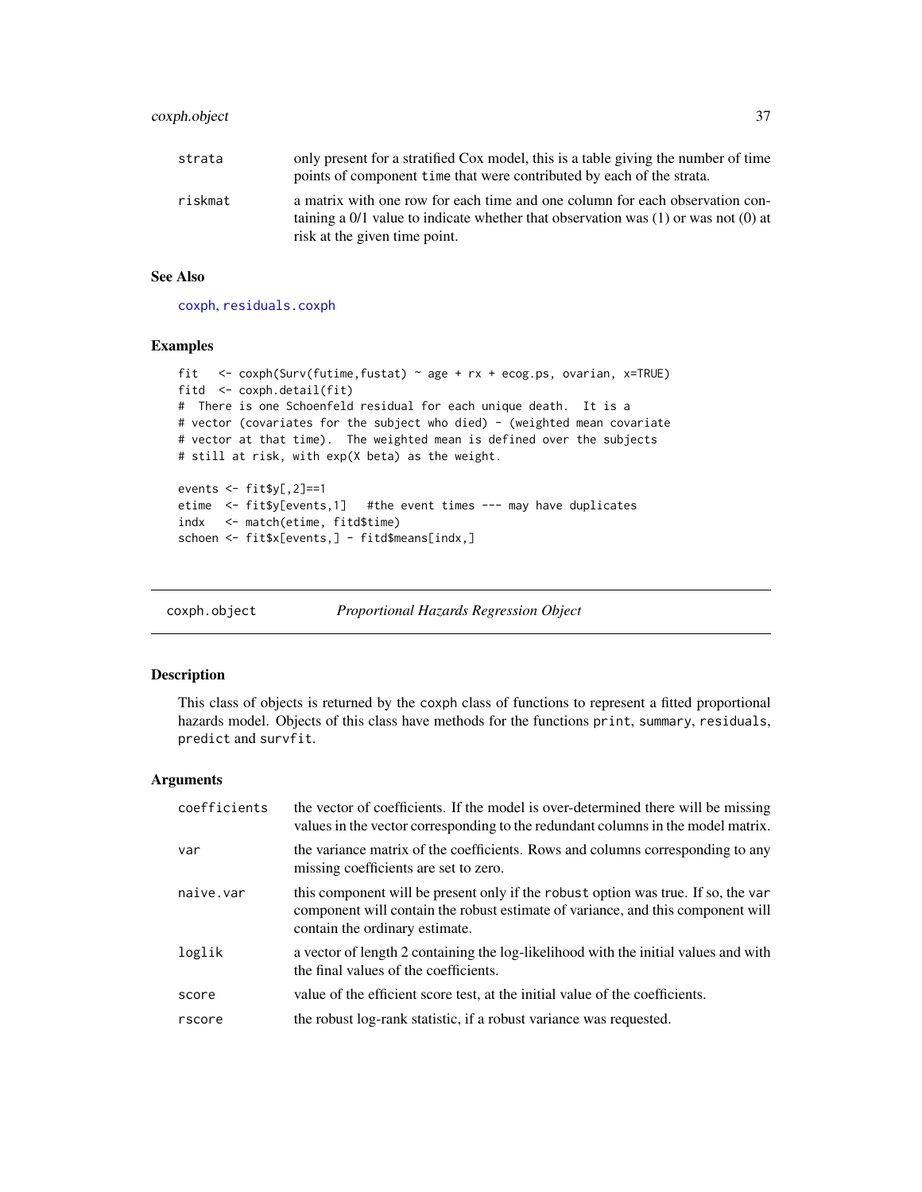| | |
|---|---|
| strata | only present for a stratified Cox model, this is a table giving the number of time points of component time that were contributed by each of the strata. |
| riskmat | a matrix with one row for each time and one column for each observation containing a 0/1 value to indicate whether that observation was (1) or was not (0) at risk at the given time point. |

### See Also

coxph, residuals.coxph

### Examples

```
fit   <- coxph(Surv(futime,fustat) ~ age + rx + ecog.ps, ovarian, x=TRUE)
fitd  <- coxph.detail(fit)
#  There is one Schoenfeld residual for each unique death.  It is a
# vector (covariates for the subject who died) - (weighted mean covariate
# vector at that time).  The weighted mean is defined over the subjects
# still at risk, with exp(X beta) as the weight.

events <- fit$y[,2]==1
etime  <- fit$y[events,1]   #the event times --- may have duplicates
indx   <- match(etime, fitd$time)
schoen <- fit$x[events,] - fitd$means[indx,]
```

---

## coxph.object — *Proportional Hazards Regression Object*

### Description

This class of objects is returned by the coxph class of functions to represent a fitted proportional hazards model. Objects of this class have methods for the functions print, summary, residuals, predict and survfit.

### Arguments

| | |
|---|---|
| coefficients | the vector of coefficients. If the model is over-determined there will be missing values in the vector corresponding to the redundant columns in the model matrix. |
| var | the variance matrix of the coefficients. Rows and columns corresponding to any missing coefficients are set to zero. |
| naive.var | this component will be present only if the robust option was true. If so, the var component will contain the robust estimate of variance, and this component will contain the ordinary estimate. |
| loglik | a vector of length 2 containing the log-likelihood with the initial values and with the final values of the coefficients. |
| score | value of the efficient score test, at the initial value of the coefficients. |
| rscore | the robust log-rank statistic, if a robust variance was requested. |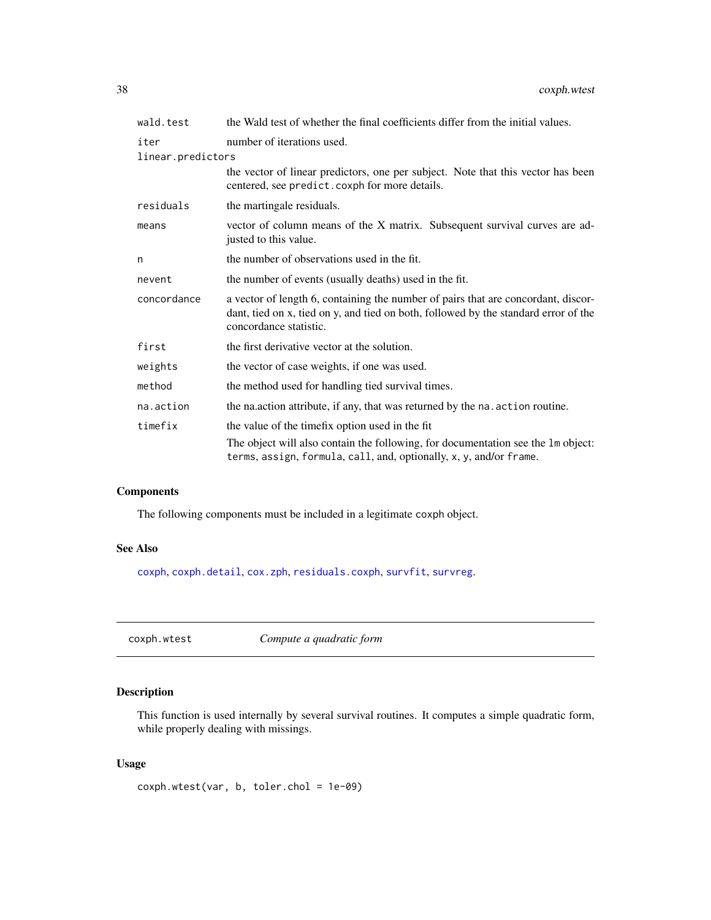| | |
|---|---|
| `wald.test` | the Wald test of whether the final coefficients differ from the initial values. |
| `iter` | number of iterations used. |
| `linear.predictors` | the vector of linear predictors, one per subject. Note that this vector has been centered, see `predict.coxph` for more details. |
| `residuals` | the martingale residuals. |
| `means` | vector of column means of the X matrix. Subsequent survival curves are adjusted to this value. |
| `n` | the number of observations used in the fit. |
| `nevent` | the number of events (usually deaths) used in the fit. |
| `concordance` | a vector of length 6, containing the number of pairs that are concordant, discordant, tied on x, tied on y, and tied on both, followed by the standard error of the concordance statistic. |
| `first` | the first derivative vector at the solution. |
| `weights` | the vector of case weights, if one was used. |
| `method` | the method used for handling tied survival times. |
| `na.action` | the na.action attribute, if any, that was returned by the `na.action` routine. |
| `timefix` | the value of the timefix option used in the fit |
| | The object will also contain the following, for documentation see the `lm` object: `terms`, `assign`, `formula`, `call`, and, optionally, `x`, `y`, and/or `frame`. |

### Components

The following components must be included in a legitimate `coxph` object.

### See Also

`coxph`, `coxph.detail`, `cox.zph`, `residuals.coxph`, `survfit`, `survreg`.

---

## coxph.wtest — *Compute a quadratic form*

### Description

This function is used internally by several survival routines. It computes a simple quadratic form, while properly dealing with missings.

### Usage

```
coxph.wtest(var, b, toler.chol = 1e-09)
```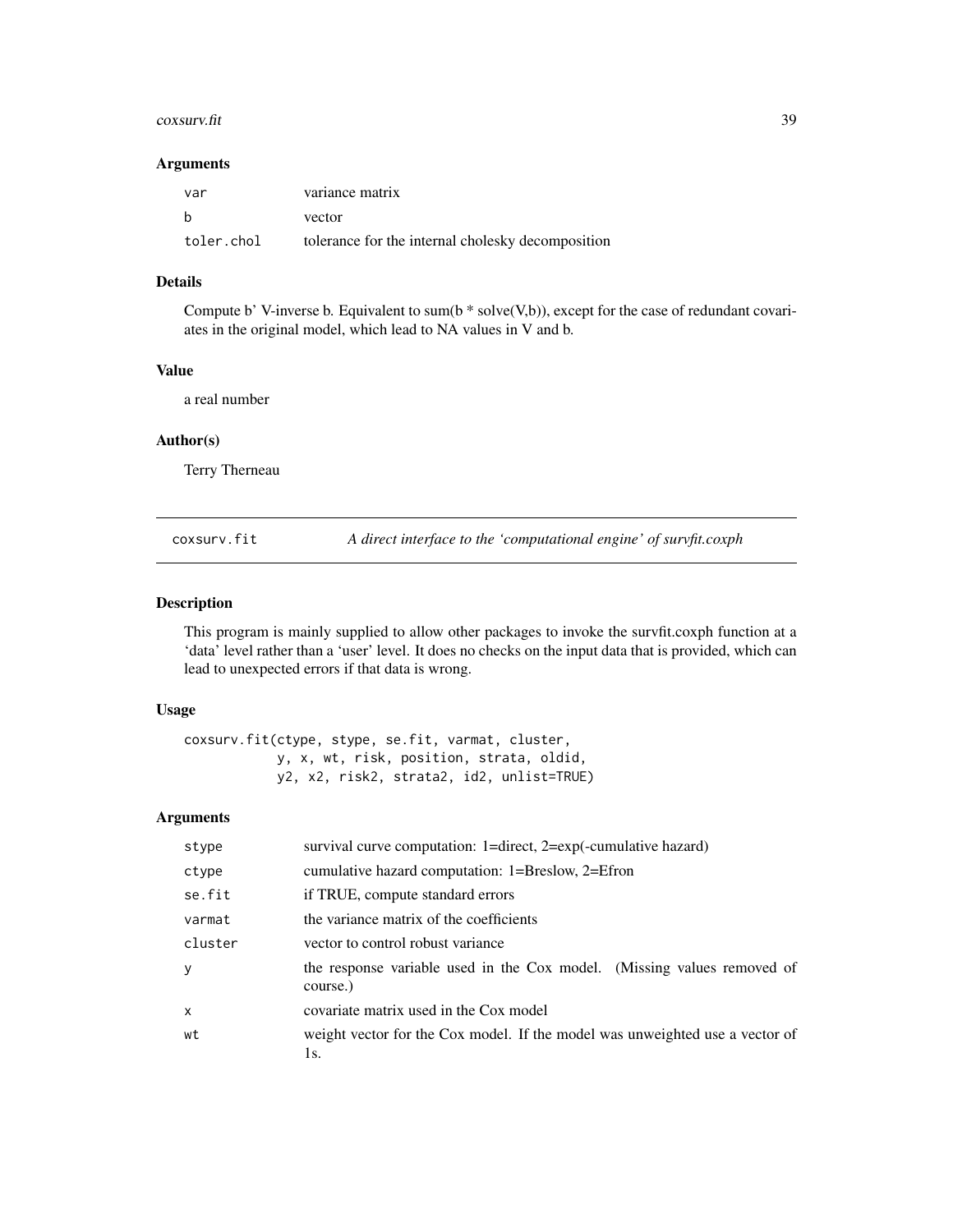### Arguments

| | |
|---|---|
| `var` | variance matrix |
| `b` | vector |
| `toler.chol` | tolerance for the internal cholesky decomposition |

### Details

Compute b' V-inverse b. Equivalent to sum(b * solve(V,b)), except for the case of redundant covariates in the original model, which lead to NA values in V and b.

### Value

a real number

### Author(s)

Terry Therneau

---

## coxsurv.fit — *A direct interface to the 'computational engine' of survfit.coxph*

### Description

This program is mainly supplied to allow other packages to invoke the survfit.coxph function at a 'data' level rather than a 'user' level. It does no checks on the input data that is provided, which can lead to unexpected errors if that data is wrong.

### Usage

```
coxsurv.fit(ctype, stype, se.fit, varmat, cluster,
            y, x, wt, risk, position, strata, oldid,
            y2, x2, risk2, strata2, id2, unlist=TRUE)
```

### Arguments

| | |
|---|---|
| `stype` | survival curve computation: 1=direct, 2=exp(-cumulative hazard) |
| `ctype` | cumulative hazard computation: 1=Breslow, 2=Efron |
| `se.fit` | if TRUE, compute standard errors |
| `varmat` | the variance matrix of the coefficients |
| `cluster` | vector to control robust variance |
| `y` | the response variable used in the Cox model. (Missing values removed of course.) |
| `x` | covariate matrix used in the Cox model |
| `wt` | weight vector for the Cox model. If the model was unweighted use a vector of 1s. |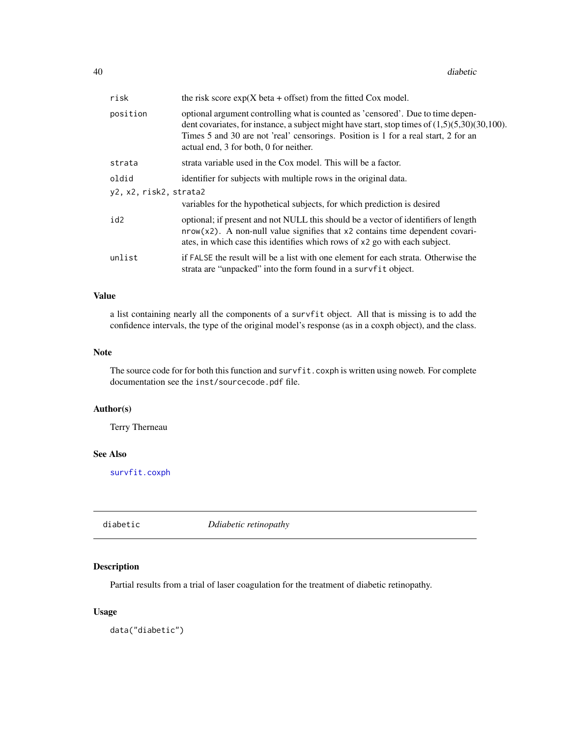| | |
|---|---|
| `risk` | the risk score exp(X beta + offset) from the fitted Cox model. |
| `position` | optional argument controlling what is counted as 'censored'. Due to time dependent covariates, for instance, a subject might have start, stop times of (1,5)(5,30)(30,100). Times 5 and 30 are not 'real' censorings. Position is 1 for a real start, 2 for an actual end, 3 for both, 0 for neither. |
| `strata` | strata variable used in the Cox model. This will be a factor. |
| `oldid` | identifier for subjects with multiple rows in the original data. |
| `y2, x2, risk2, strata2` | variables for the hypothetical subjects, for which prediction is desired |
| `id2` | optional; if present and not NULL this should be a vector of identifiers of length `nrow(x2)`. A non-null value signifies that `x2` contains time dependent covariates, in which case this identifies which rows of `x2` go with each subject. |
| `unlist` | if `FALSE` the result will be a list with one element for each strata. Otherwise the strata are "unpacked" into the form found in a `survfit` object. |

### Value

a list containing nearly all the components of a `survfit` object. All that is missing is to add the confidence intervals, the type of the original model's response (as in a coxph object), and the class.

### Note

The source code for for both this function and `survfit.coxph` is written using noweb. For complete documentation see the `inst/sourcecode.pdf` file.

### Author(s)

Terry Therneau

### See Also

`survfit.coxph`

---

## diabetic — *Ddiabetic retinopathy*

### Description

Partial results from a trial of laser coagulation for the treatment of diabetic retinopathy.

### Usage

```
data("diabetic")
```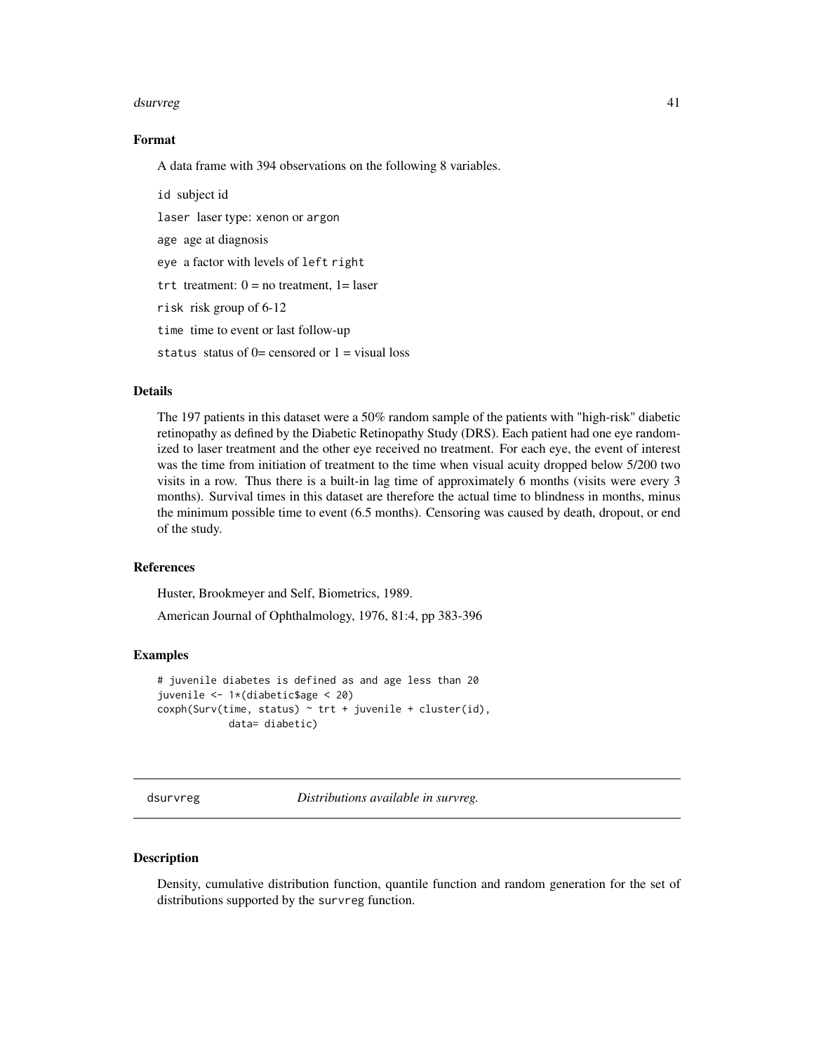## Format

A data frame with 394 observations on the following 8 variables.

`id` subject id

`laser` laser type: `xenon` or `argon`

`age` age at diagnosis

`eye` a factor with levels of `left` `right`

`trt` treatment: 0 = no treatment, 1= laser

`risk` risk group of 6-12

`time` time to event or last follow-up

`status` status of 0= censored or 1 = visual loss

## Details

The 197 patients in this dataset were a 50% random sample of the patients with "high-risk" diabetic retinopathy as defined by the Diabetic Retinopathy Study (DRS). Each patient had one eye randomized to laser treatment and the other eye received no treatment. For each eye, the event of interest was the time from initiation of treatment to the time when visual acuity dropped below 5/200 two visits in a row. Thus there is a built-in lag time of approximately 6 months (visits were every 3 months). Survival times in this dataset are therefore the actual time to blindness in months, minus the minimum possible time to event (6.5 months). Censoring was caused by death, dropout, or end of the study.

## References

Huster, Brookmeyer and Self, Biometrics, 1989.

American Journal of Ophthalmology, 1976, 81:4, pp 383-396

## Examples

```
# juvenile diabetes is defined as and age less than 20
juvenile <- 1*(diabetic$age < 20)
coxph(Surv(time, status) ~ trt + juvenile + cluster(id),
            data= diabetic)
```

---

# dsurvreg    *Distributions available in survreg.*

## Description

Density, cumulative distribution function, quantile function and random generation for the set of distributions supported by the `survreg` function.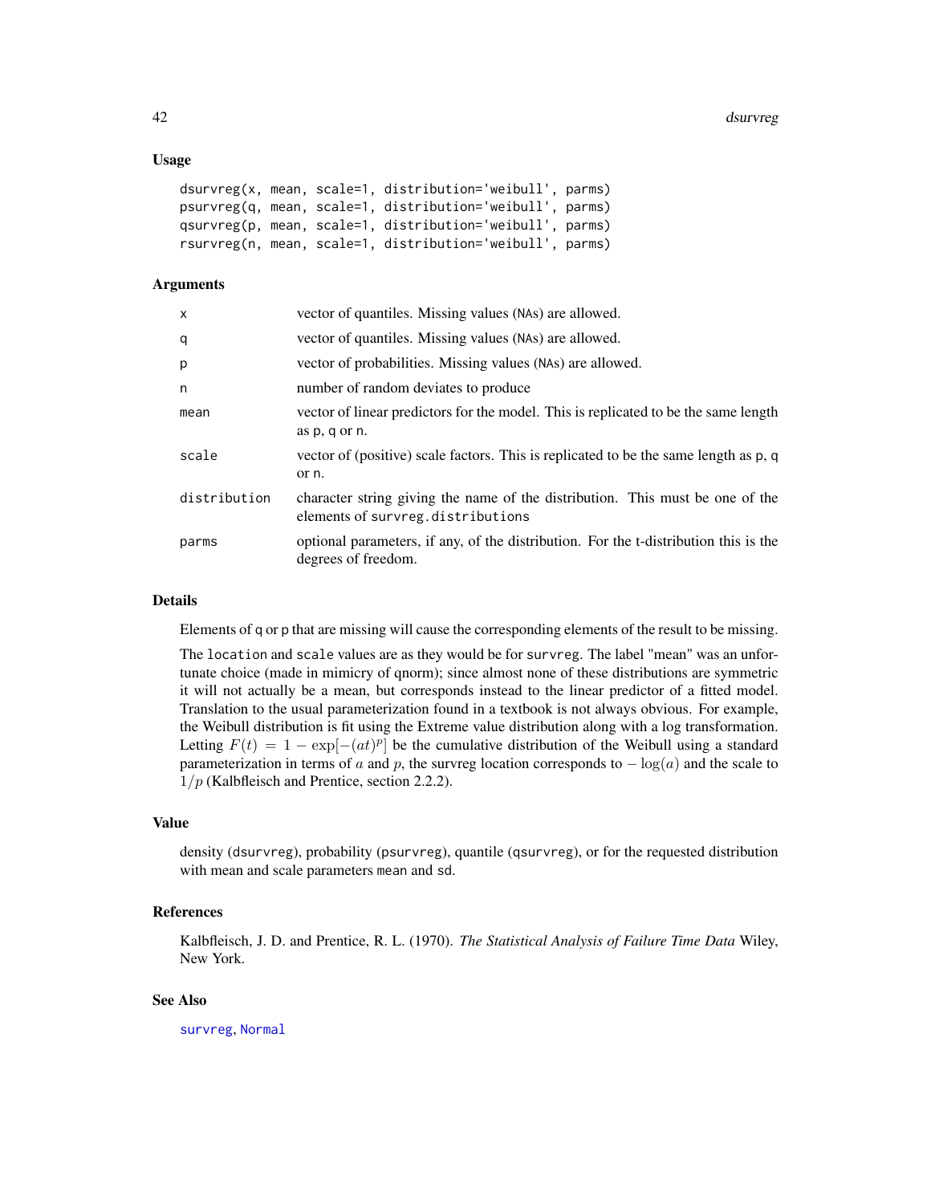### Usage

```
dsurvreg(x, mean, scale=1, distribution='weibull', parms)
psurvreg(q, mean, scale=1, distribution='weibull', parms)
qsurvreg(p, mean, scale=1, distribution='weibull', parms)
rsurvreg(n, mean, scale=1, distribution='weibull', parms)
```

### Arguments

| | |
|---|---|
| x | vector of quantiles. Missing values (NAs) are allowed. |
| q | vector of quantiles. Missing values (NAs) are allowed. |
| p | vector of probabilities. Missing values (NAs) are allowed. |
| n | number of random deviates to produce |
| mean | vector of linear predictors for the model. This is replicated to be the same length as p, q or n. |
| scale | vector of (positive) scale factors. This is replicated to be the same length as p, q or n. |
| distribution | character string giving the name of the distribution. This must be one of the elements of survreg.distributions |
| parms | optional parameters, if any, of the distribution. For the t-distribution this is the degrees of freedom. |

### Details

Elements of q or p that are missing will cause the corresponding elements of the result to be missing.

The location and scale values are as they would be for survreg. The label "mean" was an unfortunate choice (made in mimicry of qnorm); since almost none of these distributions are symmetric it will not actually be a mean, but corresponds instead to the linear predictor of a fitted model. Translation to the usual parameterization found in a textbook is not always obvious. For example, the Weibull distribution is fit using the Extreme value distribution along with a log transformation. Letting $F(t) = 1 - \exp[-(at)^p]$ be the cumulative distribution of the Weibull using a standard parameterization in terms of $a$ and $p$, the survreg location corresponds to $-\log(a)$ and the scale to $1/p$ (Kalbfleisch and Prentice, section 2.2.2).

### Value

density (dsurvreg), probability (psurvreg), quantile (qsurvreg), or for the requested distribution with mean and scale parameters mean and sd.

### References

Kalbfleisch, J. D. and Prentice, R. L. (1970). *The Statistical Analysis of Failure Time Data* Wiley, New York.

### See Also

survreg, Normal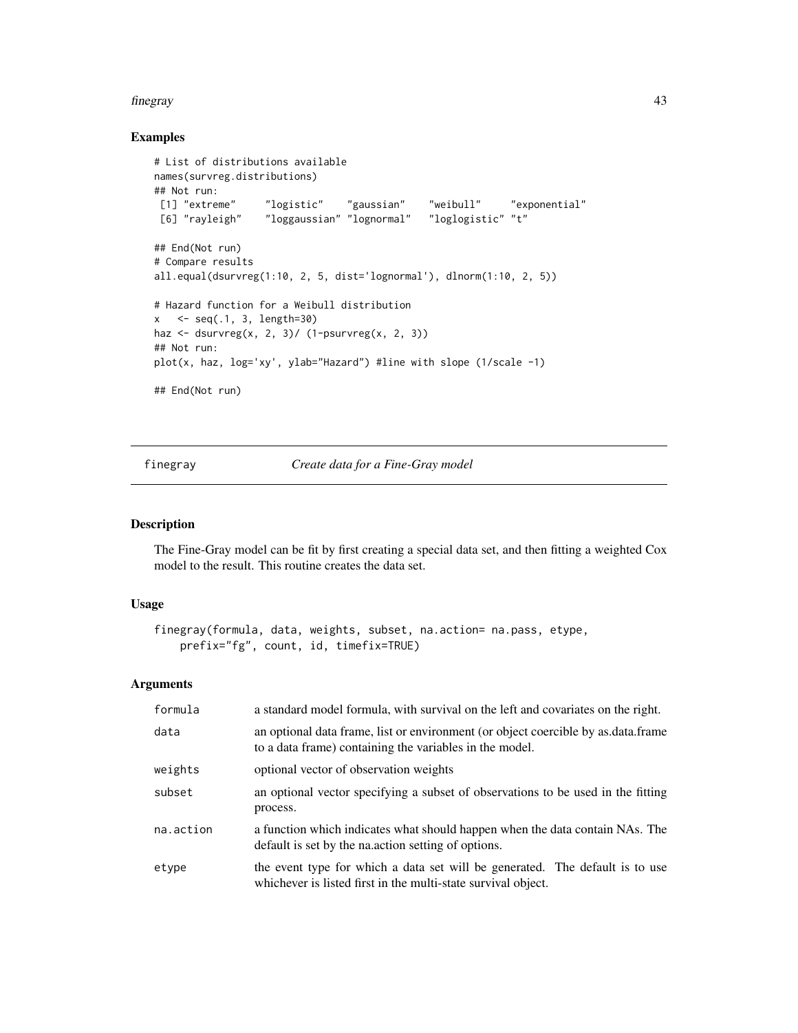## Examples

```
# List of distributions available
names(survreg.distributions)
## Not run:
 [1] "extreme"     "logistic"    "gaussian"    "weibull"     "exponential"
 [6] "rayleigh"    "loggaussian" "lognormal"   "loglogistic" "t"

## End(Not run)
# Compare results
all.equal(dsurvreg(1:10, 2, 5, dist='lognormal'), dlnorm(1:10, 2, 5))

# Hazard function for a Weibull distribution
x   <- seq(.1, 3, length=30)
haz <- dsurvreg(x, 2, 3)/ (1-psurvreg(x, 2, 3))
## Not run:
plot(x, haz, log='xy', ylab="Hazard") #line with slope (1/scale -1)

## End(Not run)
```

---

# finegray — *Create data for a Fine-Gray model*

## Description

The Fine-Gray model can be fit by first creating a special data set, and then fitting a weighted Cox model to the result. This routine creates the data set.

## Usage

```
finegray(formula, data, weights, subset, na.action= na.pass, etype,
    prefix="fg", count, id, timefix=TRUE)
```

## Arguments

| | |
|---|---|
| formula | a standard model formula, with survival on the left and covariates on the right. |
| data | an optional data frame, list or environment (or object coercible by as.data.frame to a data frame) containing the variables in the model. |
| weights | optional vector of observation weights |
| subset | an optional vector specifying a subset of observations to be used in the fitting process. |
| na.action | a function which indicates what should happen when the data contain NAs. The default is set by the na.action setting of options. |
| etype | the event type for which a data set will be generated. The default is to use whichever is listed first in the multi-state survival object. |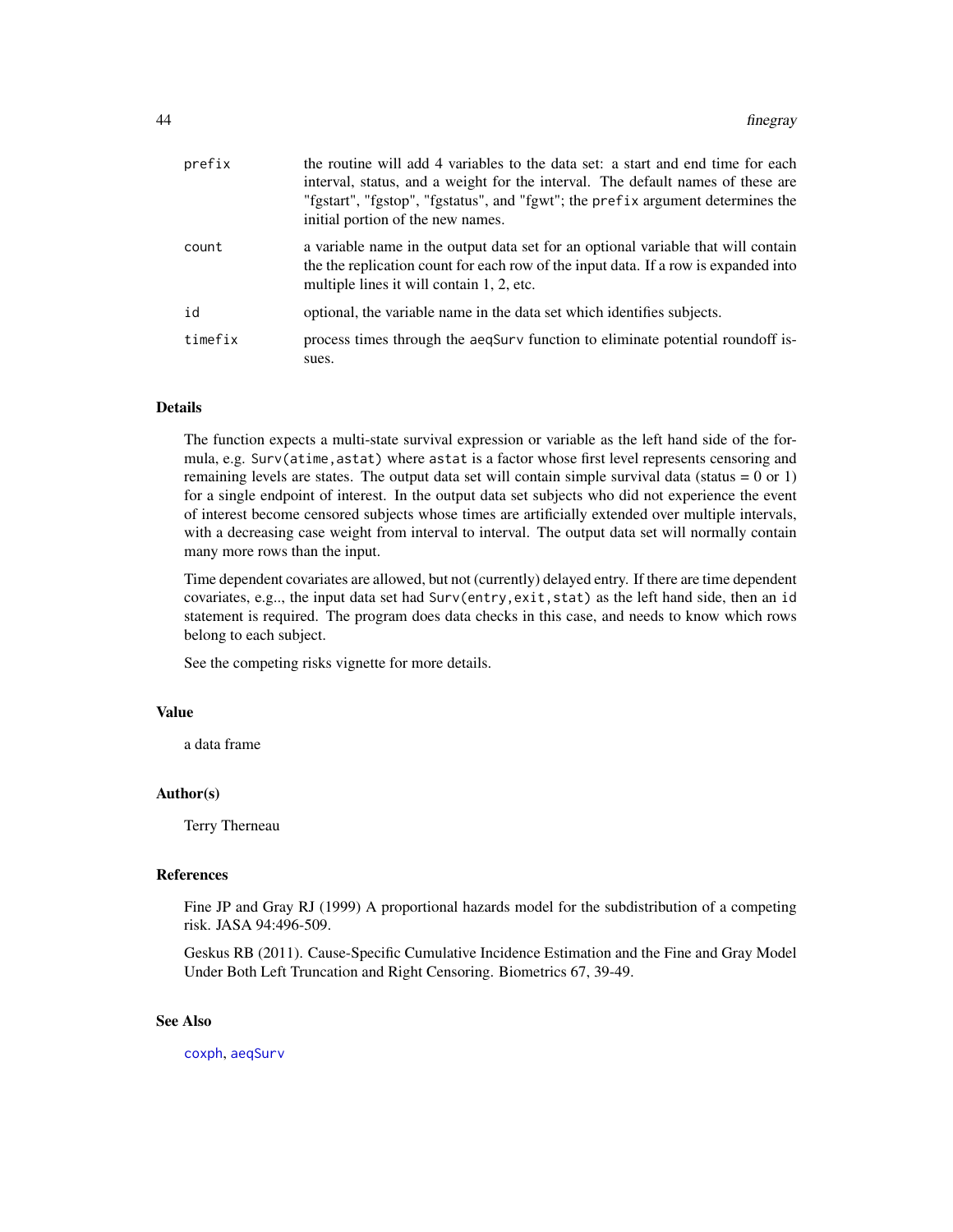| | |
|---|---|
| `prefix` | the routine will add 4 variables to the data set: a start and end time for each interval, status, and a weight for the interval. The default names of these are "fgstart", "fgstop", "fgstatus", and "fgwt"; the `prefix` argument determines the initial portion of the new names. |
| `count` | a variable name in the output data set for an optional variable that will contain the the replication count for each row of the input data. If a row is expanded into multiple lines it will contain 1, 2, etc. |
| `id` | optional, the variable name in the data set which identifies subjects. |
| `timefix` | process times through the `aeqSurv` function to eliminate potential roundoff issues. |

## Details

The function expects a multi-state survival expression or variable as the left hand side of the formula, e.g. `Surv(atime,astat)` where `astat` is a factor whose first level represents censoring and remaining levels are states. The output data set will contain simple survival data (status = 0 or 1) for a single endpoint of interest. In the output data set subjects who did not experience the event of interest become censored subjects whose times are artificially extended over multiple intervals, with a decreasing case weight from interval to interval. The output data set will normally contain many more rows than the input.

Time dependent covariates are allowed, but not (currently) delayed entry. If there are time dependent covariates, e.g.., the input data set had `Surv(entry,exit,stat)` as the left hand side, then an `id` statement is required. The program does data checks in this case, and needs to know which rows belong to each subject.

See the competing risks vignette for more details.

## Value

a data frame

## Author(s)

Terry Therneau

## References

Fine JP and Gray RJ (1999) A proportional hazards model for the subdistribution of a competing risk. JASA 94:496-509.

Geskus RB (2011). Cause-Specific Cumulative Incidence Estimation and the Fine and Gray Model Under Both Left Truncation and Right Censoring. Biometrics 67, 39-49.

## See Also

`coxph`, `aeqSurv`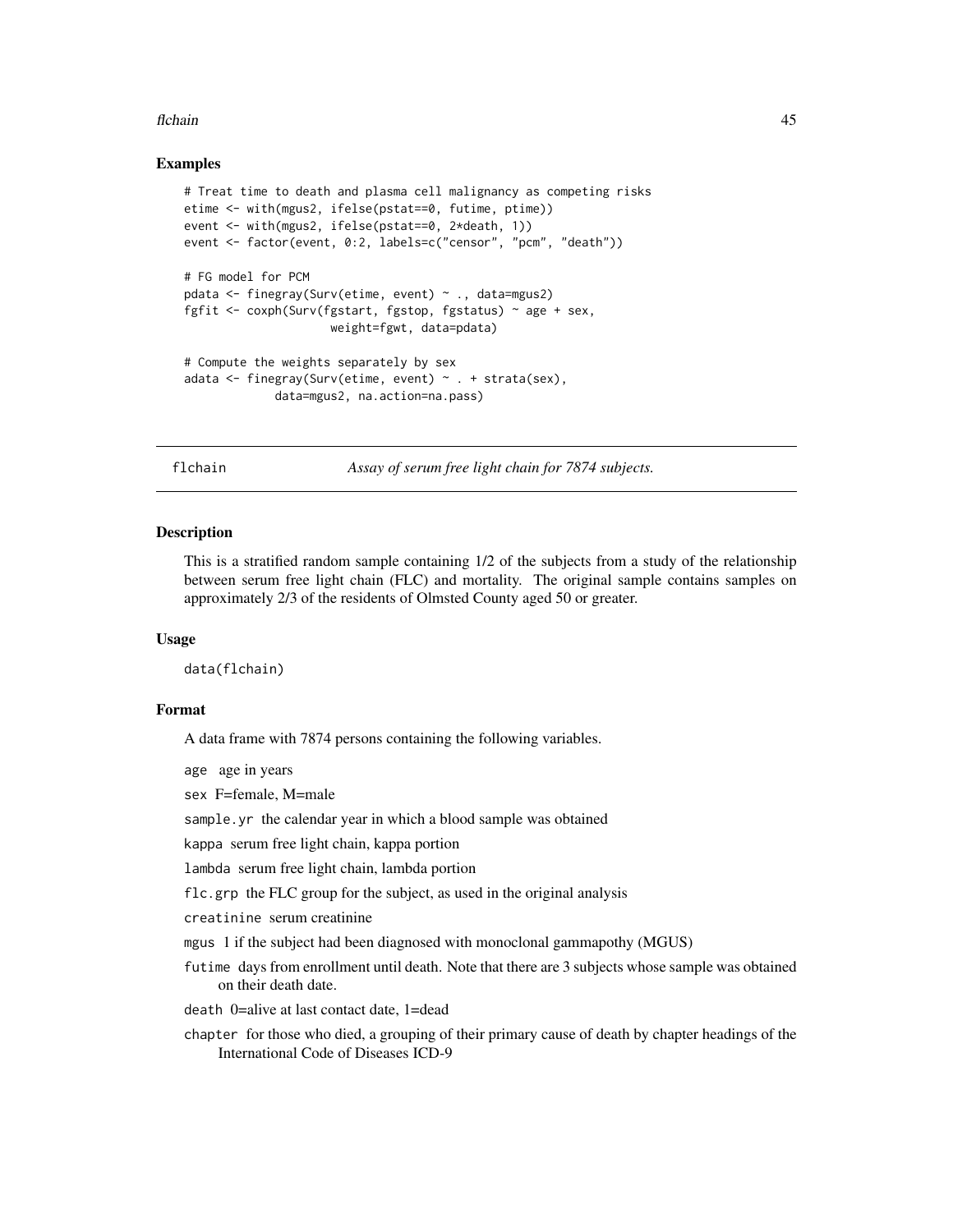### Examples

```
# Treat time to death and plasma cell malignancy as competing risks
etime <- with(mgus2, ifelse(pstat==0, futime, ptime))
event <- with(mgus2, ifelse(pstat==0, 2*death, 1))
event <- factor(event, 0:2, labels=c("censor", "pcm", "death"))

# FG model for PCM
pdata <- finegray(Surv(etime, event) ~ ., data=mgus2)
fgfit <- coxph(Surv(fgstart, fgstop, fgstatus) ~ age + sex,
                     weight=fgwt, data=pdata)

# Compute the weights separately by sex
adata <- finegray(Surv(etime, event) ~ . + strata(sex),
             data=mgus2, na.action=na.pass)
```

---

## flchain — *Assay of serum free light chain for 7874 subjects.*

### Description

This is a stratified random sample containing 1/2 of the subjects from a study of the relationship between serum free light chain (FLC) and mortality. The original sample contains samples on approximately 2/3 of the residents of Olmsted County aged 50 or greater.

### Usage

```
data(flchain)
```

### Format

A data frame with 7874 persons containing the following variables.

- `age` age in years
- `sex` F=female, M=male
- `sample.yr` the calendar year in which a blood sample was obtained
- `kappa` serum free light chain, kappa portion
- `lambda` serum free light chain, lambda portion
- `flc.grp` the FLC group for the subject, as used in the original analysis
- `creatinine` serum creatinine
- `mgus` 1 if the subject had been diagnosed with monoclonal gammapothy (MGUS)
- `futime` days from enrollment until death. Note that there are 3 subjects whose sample was obtained on their death date.
- `death` 0=alive at last contact date, 1=dead
- `chapter` for those who died, a grouping of their primary cause of death by chapter headings of the International Code of Diseases ICD-9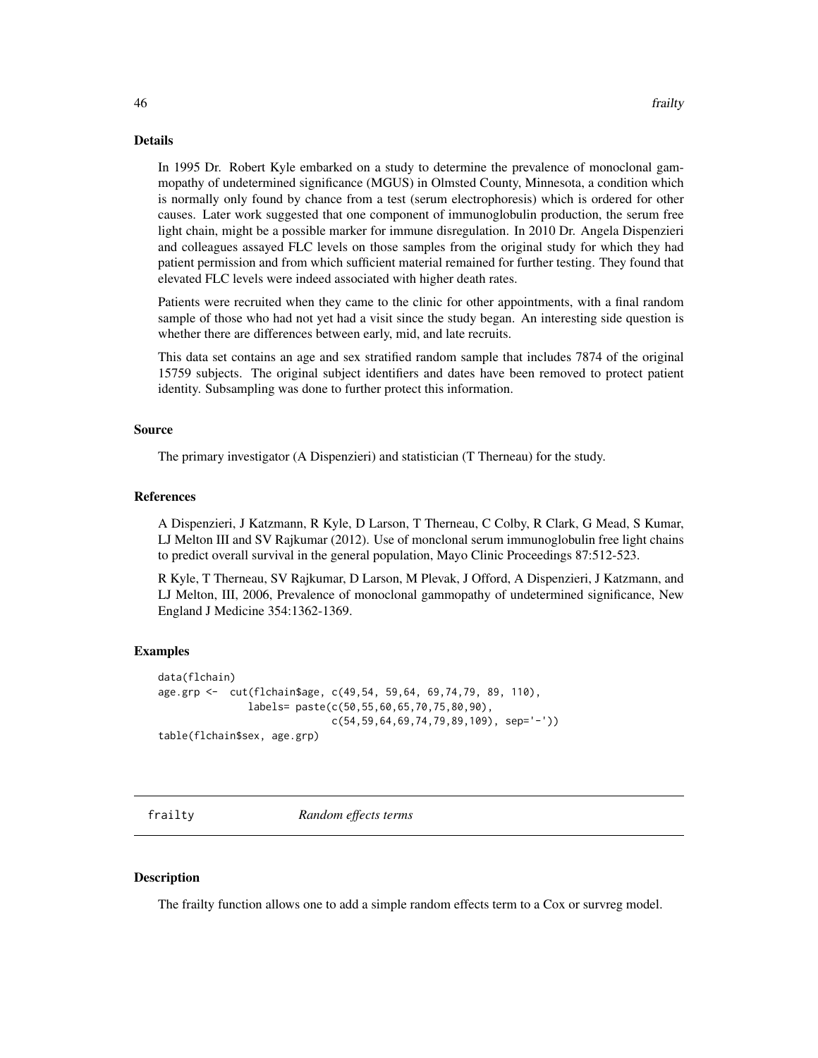## Details

In 1995 Dr. Robert Kyle embarked on a study to determine the prevalence of monoclonal gammopathy of undetermined significance (MGUS) in Olmsted County, Minnesota, a condition which is normally only found by chance from a test (serum electrophoresis) which is ordered for other causes. Later work suggested that one component of immunoglobulin production, the serum free light chain, might be a possible marker for immune disregulation. In 2010 Dr. Angela Dispenzieri and colleagues assayed FLC levels on those samples from the original study for which they had patient permission and from which sufficient material remained for further testing. They found that elevated FLC levels were indeed associated with higher death rates.

Patients were recruited when they came to the clinic for other appointments, with a final random sample of those who had not yet had a visit since the study began. An interesting side question is whether there are differences between early, mid, and late recruits.

This data set contains an age and sex stratified random sample that includes 7874 of the original 15759 subjects. The original subject identifiers and dates have been removed to protect patient identity. Subsampling was done to further protect this information.

## Source

The primary investigator (A Dispenzieri) and statistician (T Therneau) for the study.

## References

A Dispenzieri, J Katzmann, R Kyle, D Larson, T Therneau, C Colby, R Clark, G Mead, S Kumar, LJ Melton III and SV Rajkumar (2012). Use of monclonal serum immunoglobulin free light chains to predict overall survival in the general population, Mayo Clinic Proceedings 87:512-523.

R Kyle, T Therneau, SV Rajkumar, D Larson, M Plevak, J Offord, A Dispenzieri, J Katzmann, and LJ Melton, III, 2006, Prevalence of monoclonal gammopathy of undetermined significance, New England J Medicine 354:1362-1369.

## Examples

```
data(flchain)
age.grp <-  cut(flchain$age, c(49,54, 59,64, 69,74,79, 89, 110),
               labels= paste(c(50,55,60,65,70,75,80,90),
                             c(54,59,64,69,74,79,89,109), sep='-'))
table(flchain$sex, age.grp)
```

---

# frailty — *Random effects terms*

## Description

The frailty function allows one to add a simple random effects term to a Cox or survreg model.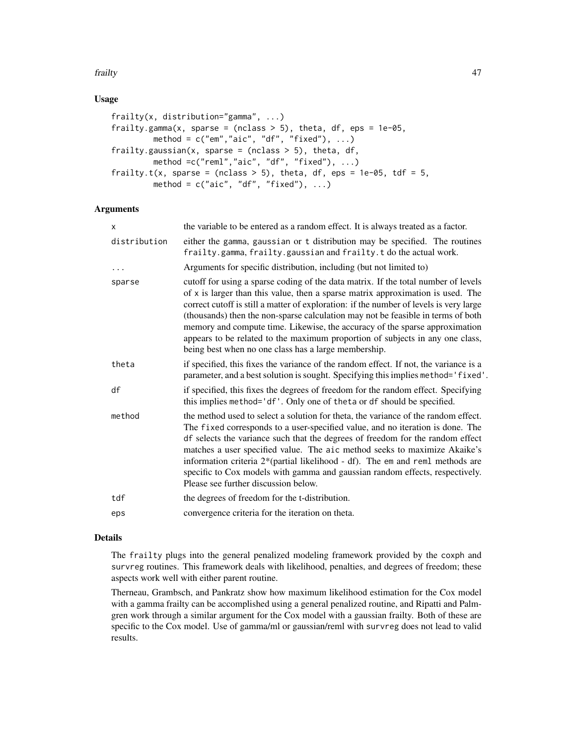### Usage

```
frailty(x, distribution="gamma", ...)
frailty.gamma(x, sparse = (nclass > 5), theta, df, eps = 1e-05,
        method = c("em","aic", "df", "fixed"), ...)
frailty.gaussian(x, sparse = (nclass > 5), theta, df,
        method =c("reml","aic", "df", "fixed"), ...)
frailty.t(x, sparse = (nclass > 5), theta, df, eps = 1e-05, tdf = 5,
        method = c("aic", "df", "fixed"), ...)
```

### Arguments

| | |
|---|---|
| `x` | the variable to be entered as a random effect. It is always treated as a factor. |
| `distribution` | either the `gamma`, `gaussian` or `t` distribution may be specified. The routines `frailty.gamma`, `frailty.gaussian` and `frailty.t` do the actual work. |
| `...` | Arguments for specific distribution, including (but not limited to) |
| `sparse` | cutoff for using a sparse coding of the data matrix. If the total number of levels of `x` is larger than this value, then a sparse matrix approximation is used. The correct cutoff is still a matter of exploration: if the number of levels is very large (thousands) then the non-sparse calculation may not be feasible in terms of both memory and compute time. Likewise, the accuracy of the sparse approximation appears to be related to the maximum proportion of subjects in any one class, being best when no one class has a large membership. |
| `theta` | if specified, this fixes the variance of the random effect. If not, the variance is a parameter, and a best solution is sought. Specifying this implies `method='fixed'`. |
| `df` | if specified, this fixes the degrees of freedom for the random effect. Specifying this implies `method='df'`. Only one of `theta` or `df` should be specified. |
| `method` | the method used to select a solution for theta, the variance of the random effect. The `fixed` corresponds to a user-specified value, and no iteration is done. The `df` selects the variance such that the degrees of freedom for the random effect matches a user specified value. The `aic` method seeks to maximize Akaike's information criteria 2*(partial likelihood - df). The `em` and `reml` methods are specific to Cox models with gamma and gaussian random effects, respectively. Please see further discussion below. |
| `tdf` | the degrees of freedom for the t-distribution. |
| `eps` | convergence criteria for the iteration on theta. |

### Details

The `frailty` plugs into the general penalized modeling framework provided by the `coxph` and `survreg` routines. This framework deals with likelihood, penalties, and degrees of freedom; these aspects work well with either parent routine.

Therneau, Grambsch, and Pankratz show how maximum likelihood estimation for the Cox model with a gamma frailty can be accomplished using a general penalized routine, and Ripatti and Palmgren work through a similar argument for the Cox model with a gaussian frailty. Both of these are specific to the Cox model. Use of gamma/ml or gaussian/reml with `survreg` does not lead to valid results.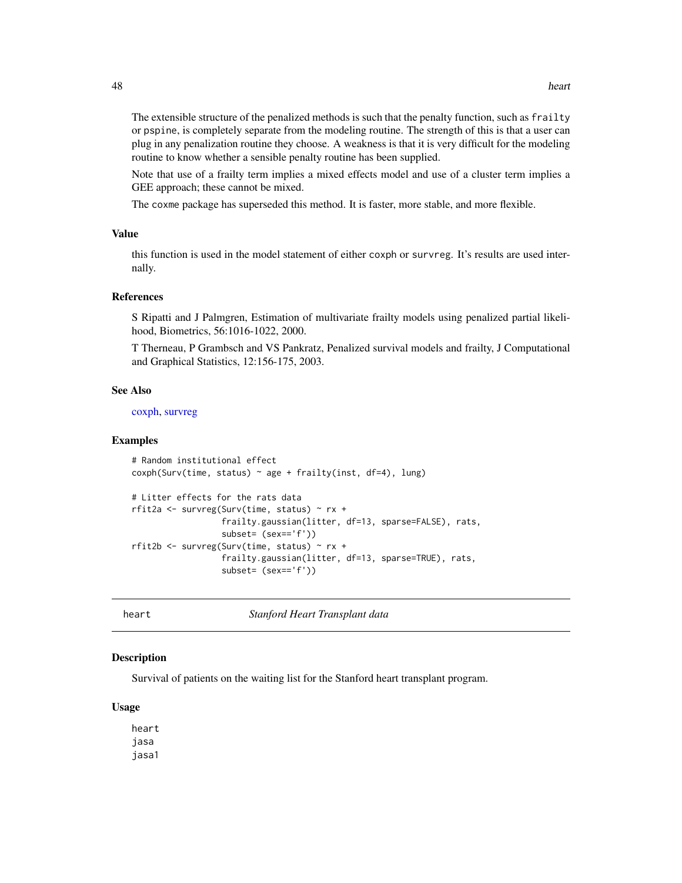The extensible structure of the penalized methods is such that the penalty function, such as `frailty` or `pspine`, is completely separate from the modeling routine. The strength of this is that a user can plug in any penalization routine they choose. A weakness is that it is very difficult for the modeling routine to know whether a sensible penalty routine has been supplied.

Note that use of a frailty term implies a mixed effects model and use of a cluster term implies a GEE approach; these cannot be mixed.

The `coxme` package has superseded this method. It is faster, more stable, and more flexible.

### Value

this function is used in the model statement of either `coxph` or `survreg`. It's results are used internally.

### References

S Ripatti and J Palmgren, Estimation of multivariate frailty models using penalized partial likelihood, Biometrics, 56:1016-1022, 2000.

T Therneau, P Grambsch and VS Pankratz, Penalized survival models and frailty, J Computational and Graphical Statistics, 12:156-175, 2003.

### See Also

coxph, survreg

### Examples

```
# Random institutional effect
coxph(Surv(time, status) ~ age + frailty(inst, df=4), lung)

# Litter effects for the rats data
rfit2a <- survreg(Surv(time, status) ~ rx +
                  frailty.gaussian(litter, df=13, sparse=FALSE), rats,
                  subset= (sex=='f'))
rfit2b <- survreg(Surv(time, status) ~ rx +
                  frailty.gaussian(litter, df=13, sparse=TRUE), rats,
                  subset= (sex=='f'))
```

---

## heart — *Stanford Heart Transplant data*

### Description

Survival of patients on the waiting list for the Stanford heart transplant program.

### Usage

```
heart
jasa
jasa1
```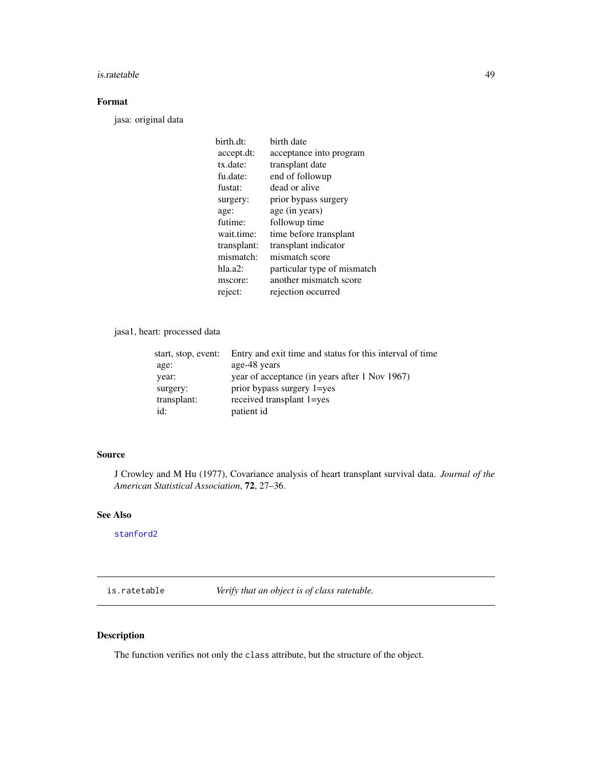## Format

jasa: original data

| | |
|---|---|
| birth.dt: | birth date |
| accept.dt: | acceptance into program |
| tx.date: | transplant date |
| fu.date: | end of followup |
| fustat: | dead or alive |
| surgery: | prior bypass surgery |
| age: | age (in years) |
| futime: | followup time |
| wait.time: | time before transplant |
| transplant: | transplant indicator |
| mismatch: | mismatch score |
| hla.a2: | particular type of mismatch |
| mscore: | another mismatch score |
| reject: | rejection occurred |

jasa1, heart: processed data

| | |
|---|---|
| start, stop, event: | Entry and exit time and status for this interval of time |
| age: | age-48 years |
| year: | year of acceptance (in years after 1 Nov 1967) |
| surgery: | prior bypass surgery 1=yes |
| transplant: | received transplant 1=yes |
| id: | patient id |

## Source

J Crowley and M Hu (1977), Covariance analysis of heart transplant survival data. *Journal of the American Statistical Association*, **72**, 27–36.

## See Also

`stanford2`

---

# is.ratetable — *Verify that an object is of class ratetable.*

## Description

The function verifies not only the `class` attribute, but the structure of the object.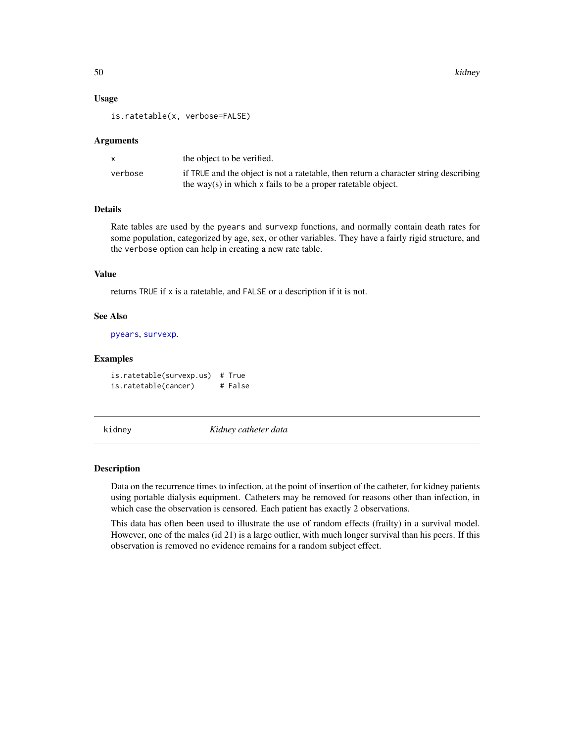### Usage

```
is.ratetable(x, verbose=FALSE)
```

### Arguments

| | |
|---|---|
| x | the object to be verified. |
| verbose | if TRUE and the object is not a ratetable, then return a character string describing the way(s) in which x fails to be a proper ratetable object. |

### Details

Rate tables are used by the pyears and survexp functions, and normally contain death rates for some population, categorized by age, sex, or other variables. They have a fairly rigid structure, and the verbose option can help in creating a new rate table.

### Value

returns TRUE if x is a ratetable, and FALSE or a description if it is not.

### See Also

pyears, survexp.

### Examples

```
is.ratetable(survexp.us)  # True
is.ratetable(cancer)      # False
```

---

## kidney — *Kidney catheter data*

### Description

Data on the recurrence times to infection, at the point of insertion of the catheter, for kidney patients using portable dialysis equipment. Catheters may be removed for reasons other than infection, in which case the observation is censored. Each patient has exactly 2 observations.

This data has often been used to illustrate the use of random effects (frailty) in a survival model. However, one of the males (id 21) is a large outlier, with much longer survival than his peers. If this observation is removed no evidence remains for a random subject effect.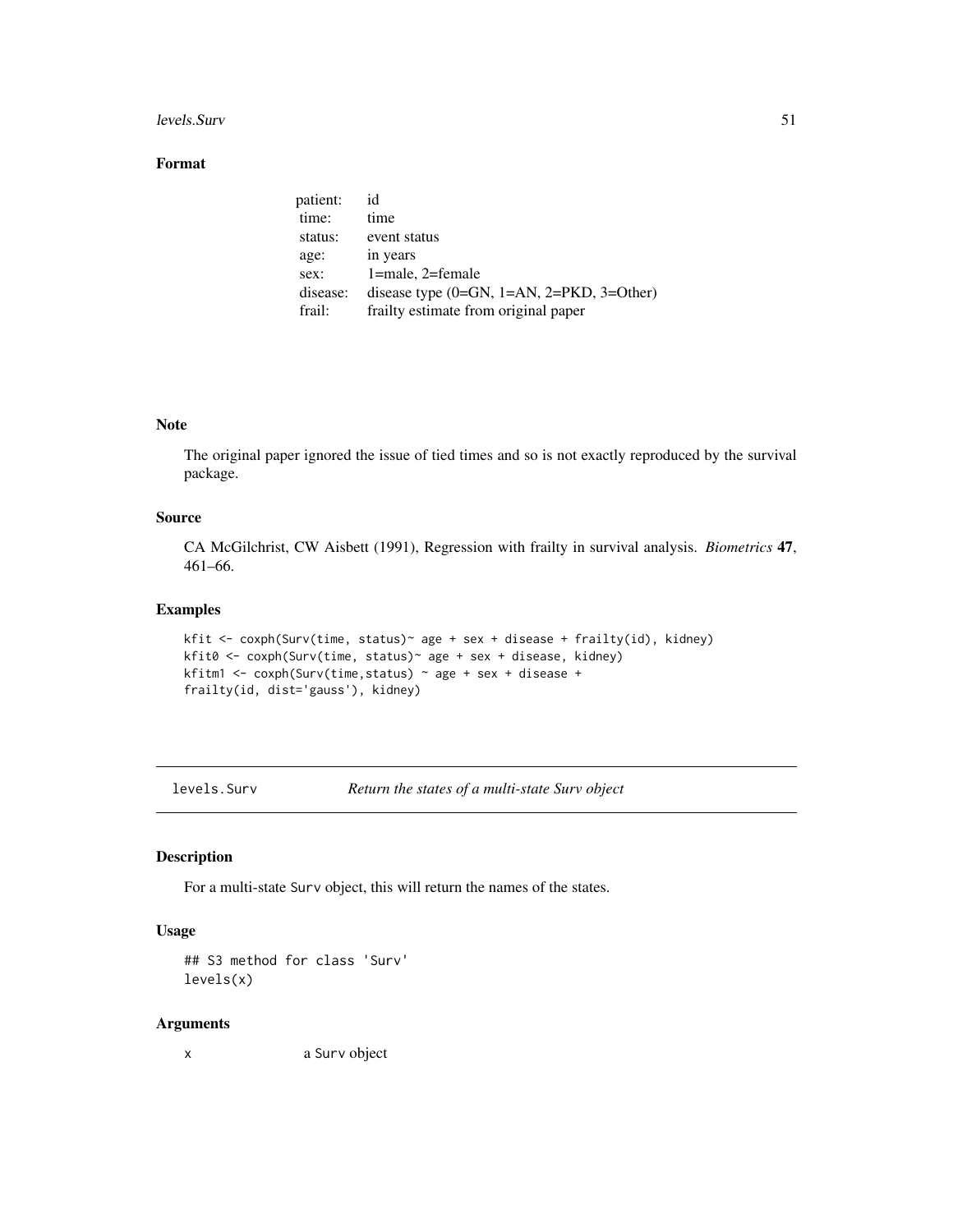## Format

| | |
|---|---|
| patient: | id |
| time: | time |
| status: | event status |
| age: | in years |
| sex: | 1=male, 2=female |
| disease: | disease type (0=GN, 1=AN, 2=PKD, 3=Other) |
| frail: | frailty estimate from original paper |

## Note

The original paper ignored the issue of tied times and so is not exactly reproduced by the survival package.

## Source

CA McGilchrist, CW Aisbett (1991), Regression with frailty in survival analysis. *Biometrics* **47**, 461–66.

## Examples

```
kfit <- coxph(Surv(time, status)~ age + sex + disease + frailty(id), kidney)
kfit0 <- coxph(Surv(time, status)~ age + sex + disease, kidney)
kfitm1 <- coxph(Surv(time,status) ~ age + sex + disease +
frailty(id, dist='gauss'), kidney)
```

---

# levels.Surv — *Return the states of a multi-state Surv object*

## Description

For a multi-state Surv object, this will return the names of the states.

## Usage

```
## S3 method for class 'Surv'
levels(x)
```

## Arguments

| | |
|---|---|
| x | a Surv object |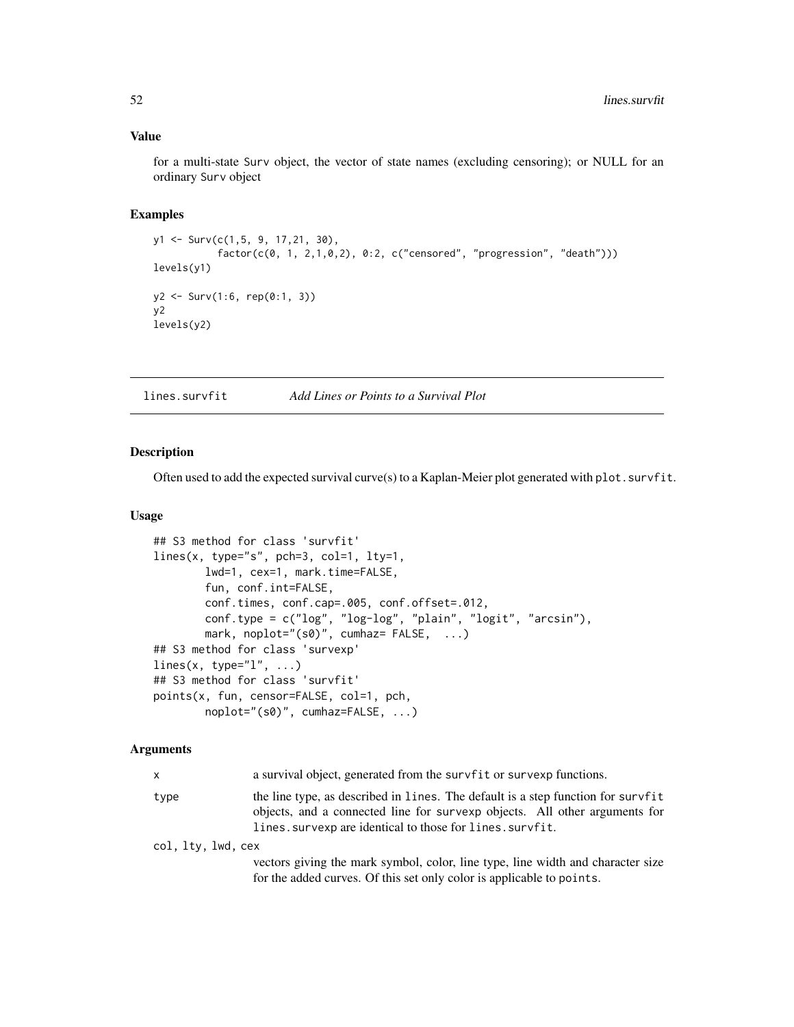### Value

for a multi-state Surv object, the vector of state names (excluding censoring); or NULL for an ordinary Surv object

### Examples

```
y1 <- Surv(c(1,5, 9, 17,21, 30),
          factor(c(0, 1, 2,1,0,2), 0:2, c("censored", "progression", "death")))
levels(y1)

y2 <- Surv(1:6, rep(0:1, 3))
y2
levels(y2)
```

---

## lines.survfit — *Add Lines or Points to a Survival Plot*

---

### Description

Often used to add the expected survival curve(s) to a Kaplan-Meier plot generated with `plot.survfit`.

### Usage

```
## S3 method for class 'survfit'
lines(x, type="s", pch=3, col=1, lty=1,
        lwd=1, cex=1, mark.time=FALSE,
        fun, conf.int=FALSE,
        conf.times, conf.cap=.005, conf.offset=.012,
        conf.type = c("log", "log-log", "plain", "logit", "arcsin"),
        mark, noplot="(s0)", cumhaz= FALSE,  ...)
## S3 method for class 'survexp'
lines(x, type="l", ...)
## S3 method for class 'survfit'
points(x, fun, censor=FALSE, col=1, pch,
        noplot="(s0)", cumhaz=FALSE, ...)
```

### Arguments

`x` — a survival object, generated from the `survfit` or `survexp` functions.

`type` — the line type, as described in `lines`. The default is a step function for `survfit` objects, and a connected line for `survexp` objects. All other arguments for `lines.survexp` are identical to those for `lines.survfit`.

`col, lty, lwd, cex` — vectors giving the mark symbol, color, line type, line width and character size for the added curves. Of this set only color is applicable to `points`.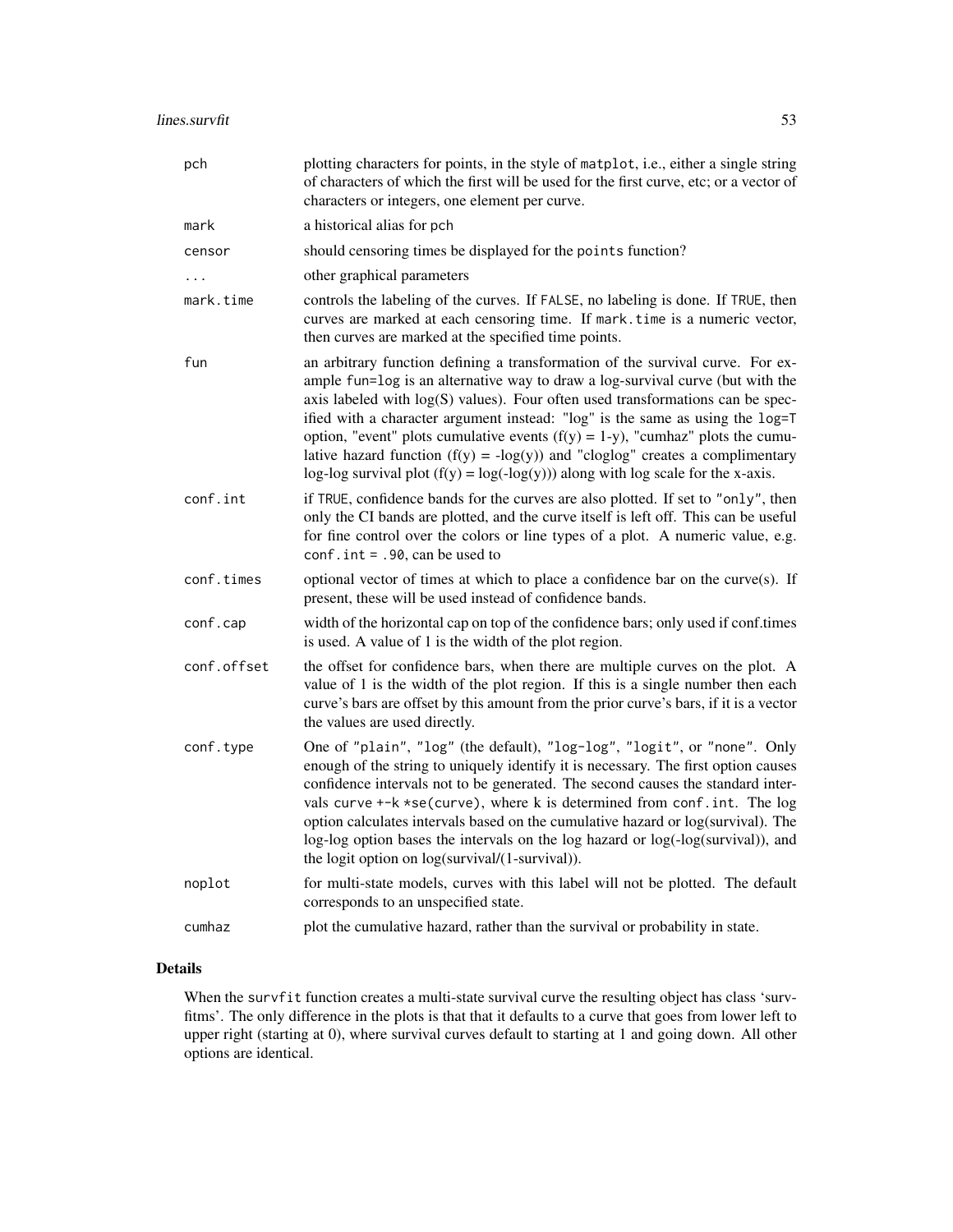| | |
|---|---|
| pch | plotting characters for points, in the style of matplot, i.e., either a single string of characters of which the first will be used for the first curve, etc; or a vector of characters or integers, one element per curve. |
| mark | a historical alias for pch |
| censor | should censoring times be displayed for the points function? |
| ... | other graphical parameters |
| mark.time | controls the labeling of the curves. If FALSE, no labeling is done. If TRUE, then curves are marked at each censoring time. If mark.time is a numeric vector, then curves are marked at the specified time points. |
| fun | an arbitrary function defining a transformation of the survival curve. For example fun=log is an alternative way to draw a log-survival curve (but with the axis labeled with log(S) values). Four often used transformations can be specified with a character argument instead: "log" is the same as using the log=T option, "event" plots cumulative events (f(y) = 1-y), "cumhaz" plots the cumulative hazard function (f(y) = -log(y)) and "cloglog" creates a complimentary log-log survival plot (f(y) = log(-log(y))) along with log scale for the x-axis. |
| conf.int | if TRUE, confidence bands for the curves are also plotted. If set to "only", then only the CI bands are plotted, and the curve itself is left off. This can be useful for fine control over the colors or line types of a plot. A numeric value, e.g. conf.int = .90, can be used to |
| conf.times | optional vector of times at which to place a confidence bar on the curve(s). If present, these will be used instead of confidence bands. |
| conf.cap | width of the horizontal cap on top of the confidence bars; only used if conf.times is used. A value of 1 is the width of the plot region. |
| conf.offset | the offset for confidence bars, when there are multiple curves on the plot. A value of 1 is the width of the plot region. If this is a single number then each curve's bars are offset by this amount from the prior curve's bars, if it is a vector the values are used directly. |
| conf.type | One of "plain", "log" (the default), "log-log", "logit", or "none". Only enough of the string to uniquely identify it is necessary. The first option causes confidence intervals not to be generated. The second causes the standard intervals curve +-k *se(curve), where k is determined from conf.int. The log option calculates intervals based on the cumulative hazard or log(survival). The log-log option bases the intervals on the log hazard or log(-log(survival)), and the logit option on log(survival/(1-survival)). |
| noplot | for multi-state models, curves with this label will not be plotted. The default corresponds to an unspecified state. |
| cumhaz | plot the cumulative hazard, rather than the survival or probability in state. |

## Details

When the survfit function creates a multi-state survival curve the resulting object has class 'survfitms'. The only difference in the plots is that that it defaults to a curve that goes from lower left to upper right (starting at 0), where survival curves default to starting at 1 and going down. All other options are identical.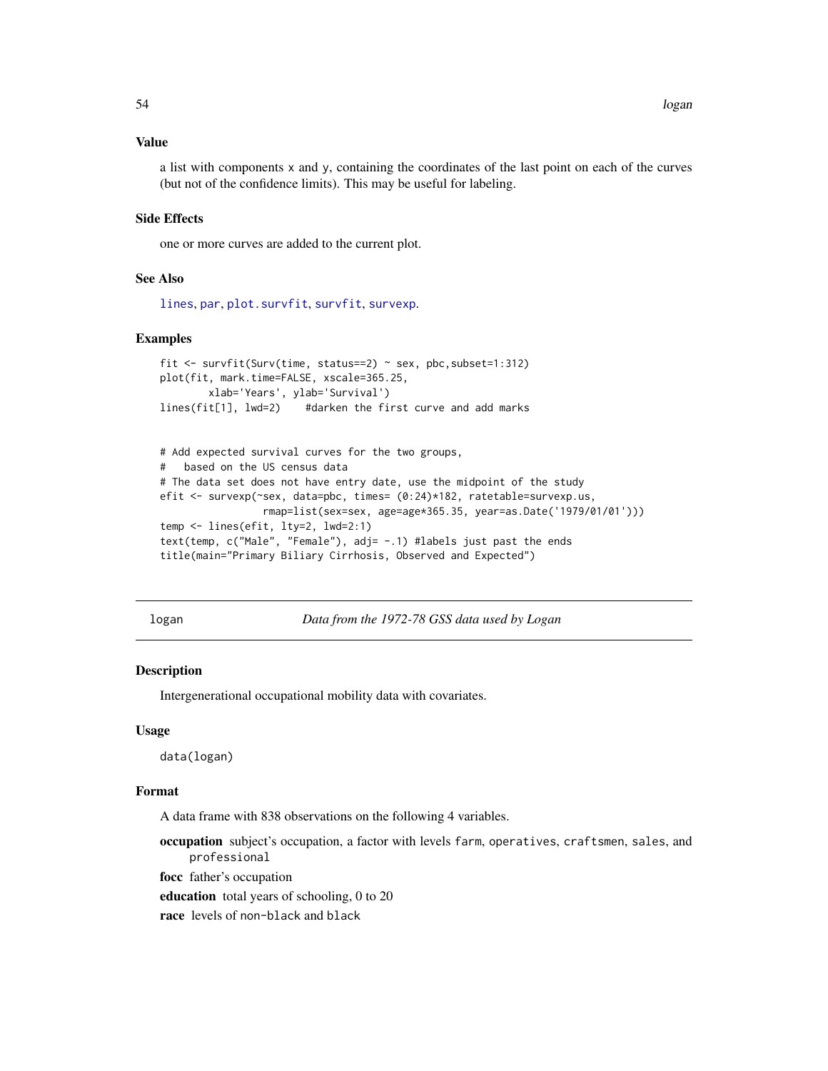### Value

a list with components x and y, containing the coordinates of the last point on each of the curves (but not of the confidence limits). This may be useful for labeling.

### Side Effects

one or more curves are added to the current plot.

### See Also

lines, par, plot.survfit, survfit, survexp.

### Examples

```
fit <- survfit(Surv(time, status==2) ~ sex, pbc,subset=1:312)
plot(fit, mark.time=FALSE, xscale=365.25,
        xlab='Years', ylab='Survival')
lines(fit[1], lwd=2)    #darken the first curve and add marks


# Add expected survival curves for the two groups,
#   based on the US census data
# The data set does not have entry date, use the midpoint of the study
efit <- survexp(~sex, data=pbc, times= (0:24)*182, ratetable=survexp.us,
                 rmap=list(sex=sex, age=age*365.35, year=as.Date('1979/01/01')))
temp <- lines(efit, lty=2, lwd=2:1)
text(temp, c("Male", "Female"), adj= -.1) #labels just past the ends
title(main="Primary Biliary Cirrhosis, Observed and Expected")
```

---

## logan — *Data from the 1972-78 GSS data used by Logan*

### Description

Intergenerational occupational mobility data with covariates.

### Usage

```
data(logan)
```

### Format

A data frame with 838 observations on the following 4 variables.

**occupation** subject's occupation, a factor with levels farm, operatives, craftsmen, sales, and professional

**focc** father's occupation

**education** total years of schooling, 0 to 20

**race** levels of non-black and black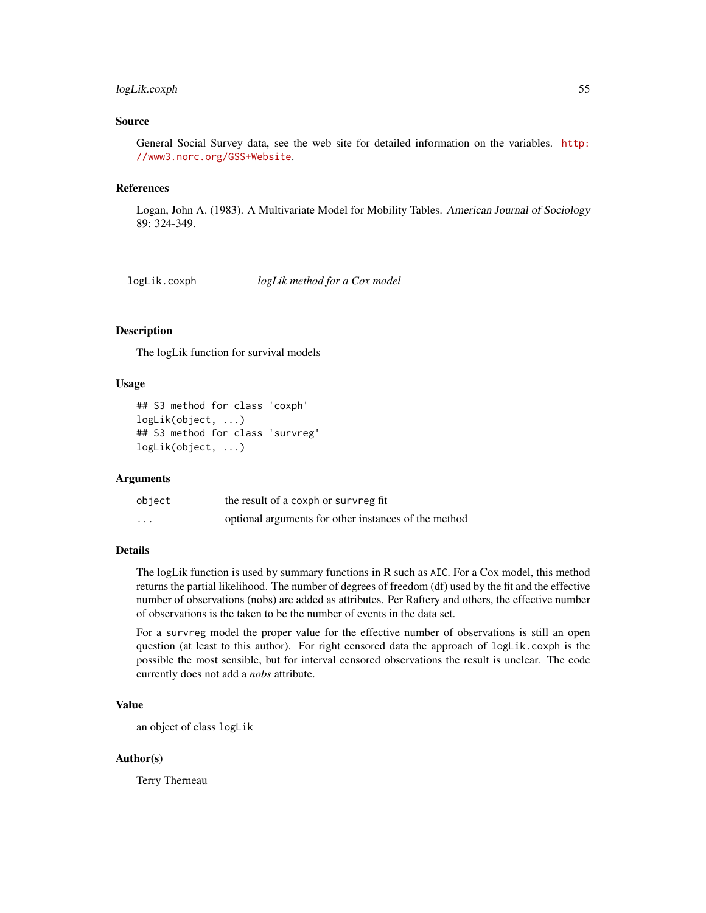### Source

General Social Survey data, see the web site for detailed information on the variables. http://www3.norc.org/GSS+Website.

### References

Logan, John A. (1983). A Multivariate Model for Mobility Tables. *American Journal of Sociology* 89: 324-349.

---

## logLik.coxph — *logLik method for a Cox model*

---

### Description

The logLik function for survival models

### Usage

```
## S3 method for class 'coxph'
logLik(object, ...)
## S3 method for class 'survreg'
logLik(object, ...)
```

### Arguments

| | |
|---|---|
| `object` | the result of a `coxph` or `survreg` fit |
| `...` | optional arguments for other instances of the method |

### Details

The logLik function is used by summary functions in R such as `AIC`. For a Cox model, this method returns the partial likelihood. The number of degrees of freedom (df) used by the fit and the effective number of observations (nobs) are added as attributes. Per Raftery and others, the effective number of observations is the taken to be the number of events in the data set.

For a `survreg` model the proper value for the effective number of observations is still an open question (at least to this author). For right censored data the approach of `logLik.coxph` is the possible the most sensible, but for interval censored observations the result is unclear. The code currently does not add a *nobs* attribute.

### Value

an object of class `logLik`

### Author(s)

Terry Therneau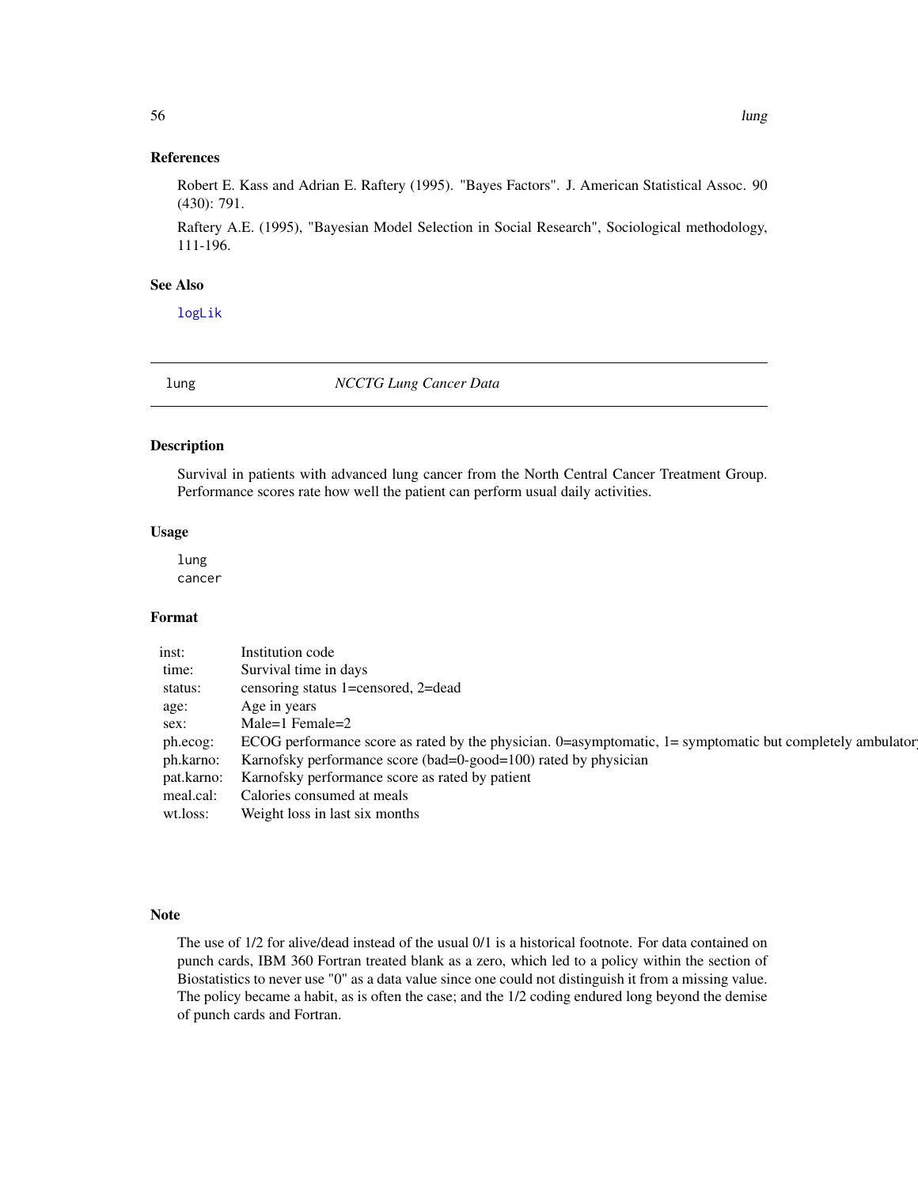### References

Robert E. Kass and Adrian E. Raftery (1995). "Bayes Factors". J. American Statistical Assoc. 90 (430): 791.

Raftery A.E. (1995), "Bayesian Model Selection in Social Research", Sociological methodology, 111-196.

### See Also

logLik

---

## lung — *NCCTG Lung Cancer Data*

### Description

Survival in patients with advanced lung cancer from the North Central Cancer Treatment Group. Performance scores rate how well the patient can perform usual daily activities.

### Usage

```
lung
cancer
```

### Format

| | |
|---|---|
| inst: | Institution code |
| time: | Survival time in days |
| status: | censoring status 1=censored, 2=dead |
| age: | Age in years |
| sex: | Male=1 Female=2 |
| ph.ecog: | ECOG performance score as rated by the physician. 0=asymptomatic, 1= symptomatic but completely ambulatory |
| ph.karno: | Karnofsky performance score (bad=0-good=100) rated by physician |
| pat.karno: | Karnofsky performance score as rated by patient |
| meal.cal: | Calories consumed at meals |
| wt.loss: | Weight loss in last six months |

### Note

The use of 1/2 for alive/dead instead of the usual 0/1 is a historical footnote. For data contained on punch cards, IBM 360 Fortran treated blank as a zero, which led to a policy within the section of Biostatistics to never use "0" as a data value since one could not distinguish it from a missing value. The policy became a habit, as is often the case; and the 1/2 coding endured long beyond the demise of punch cards and Fortran.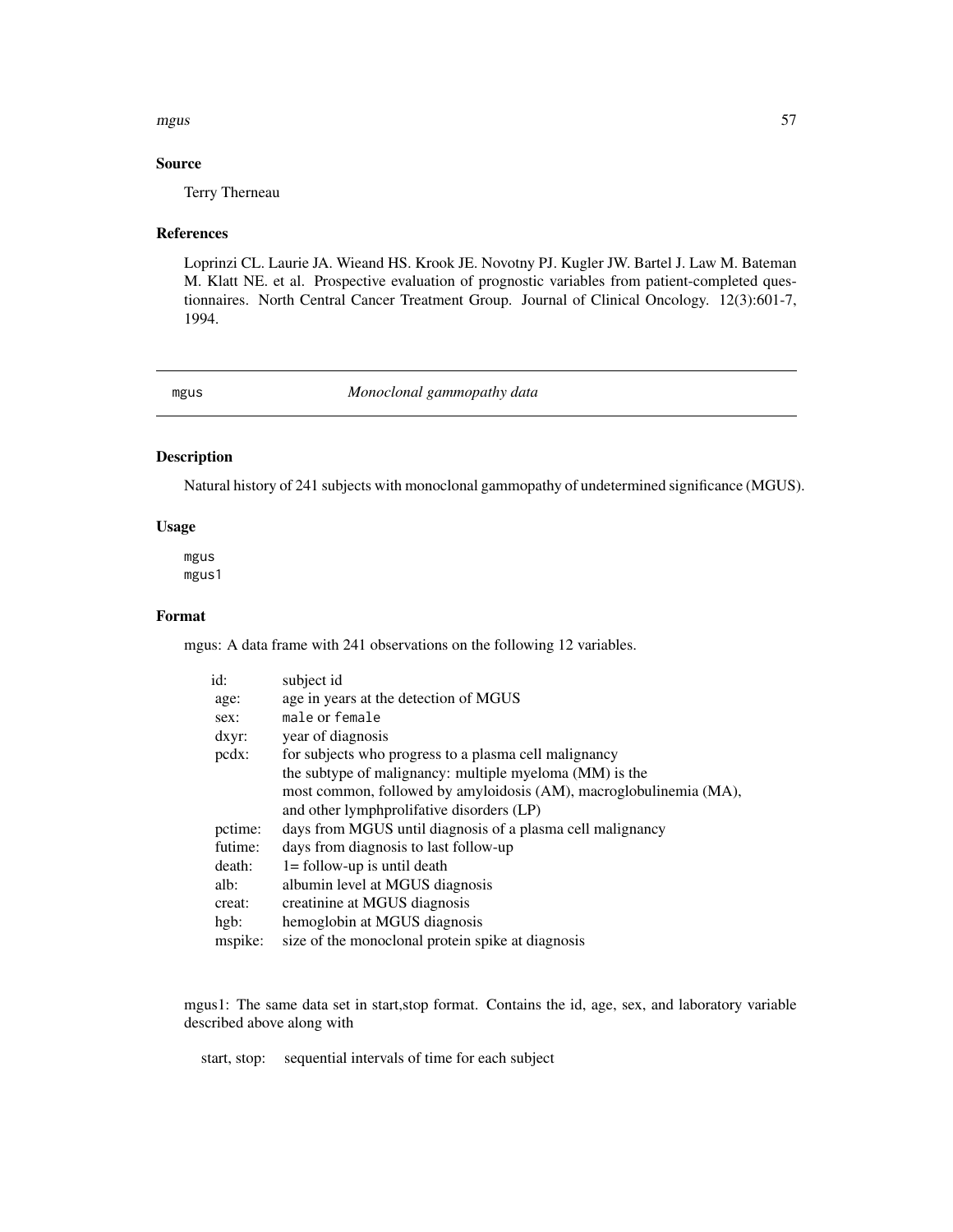### Source

Terry Therneau

### References

Loprinzi CL. Laurie JA. Wieand HS. Krook JE. Novotny PJ. Kugler JW. Bartel J. Law M. Bateman M. Klatt NE. et al. Prospective evaluation of prognostic variables from patient-completed questionnaires. North Central Cancer Treatment Group. Journal of Clinical Oncology. 12(3):601-7, 1994.

---

## mgus — *Monoclonal gammopathy data*

---

### Description

Natural history of 241 subjects with monoclonal gammopathy of undetermined significance (MGUS).

### Usage

```
mgus
mgus1
```

### Format

mgus: A data frame with 241 observations on the following 12 variables.

| | |
|---|---|
| id: | subject id |
| age: | age in years at the detection of MGUS |
| sex: | `male` or `female` |
| dxyr: | year of diagnosis |
| pcdx: | for subjects who progress to a plasma cell malignancy the subtype of malignancy: multiple myeloma (MM) is the most common, followed by amyloidosis (AM), macroglobulinemia (MA), and other lymphprolifative disorders (LP) |
| pctime: | days from MGUS until diagnosis of a plasma cell malignancy |
| futime: | days from diagnosis to last follow-up |
| death: | 1= follow-up is until death |
| alb: | albumin level at MGUS diagnosis |
| creat: | creatinine at MGUS diagnosis |
| hgb: | hemoglobin at MGUS diagnosis |
| mspike: | size of the monoclonal protein spike at diagnosis |

mgus1: The same data set in start,stop format. Contains the id, age, sex, and laboratory variable described above along with

| | |
|---|---|
| start, stop: | sequential intervals of time for each subject |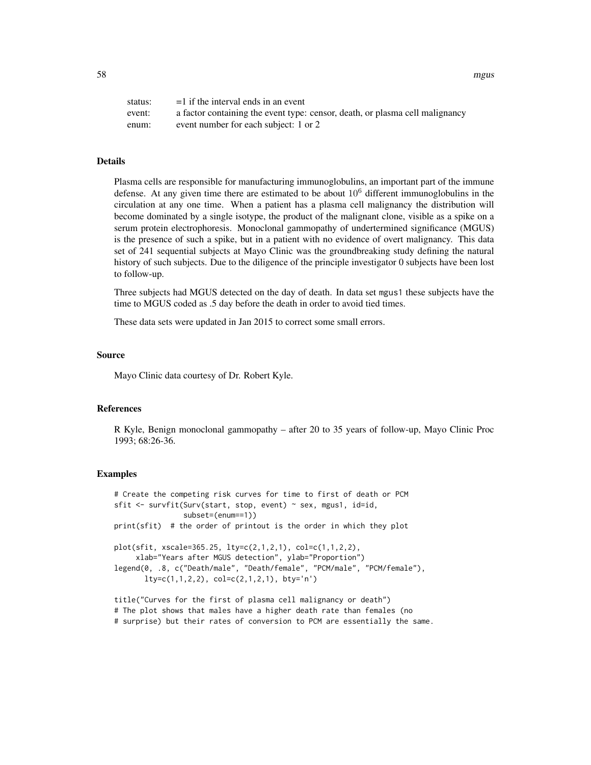| | |
|---|---|
| status: | =1 if the interval ends in an event |
| event: | a factor containing the event type: censor, death, or plasma cell malignancy |
| enum: | event number for each subject: 1 or 2 |

### Details

Plasma cells are responsible for manufacturing immunoglobulins, an important part of the immune defense. At any given time there are estimated to be about $10^6$ different immunoglobulins in the circulation at any one time. When a patient has a plasma cell malignancy the distribution will become dominated by a single isotype, the product of the malignant clone, visible as a spike on a serum protein electrophoresis. Monoclonal gammopathy of undertermined significance (MGUS) is the presence of such a spike, but in a patient with no evidence of overt malignancy. This data set of 241 sequential subjects at Mayo Clinic was the groundbreaking study defining the natural history of such subjects. Due to the diligence of the principle investigator 0 subjects have been lost to follow-up.

Three subjects had MGUS detected on the day of death. In data set mgus1 these subjects have the time to MGUS coded as .5 day before the death in order to avoid tied times.

These data sets were updated in Jan 2015 to correct some small errors.

### Source

Mayo Clinic data courtesy of Dr. Robert Kyle.

### References

R Kyle, Benign monoclonal gammopathy – after 20 to 35 years of follow-up, Mayo Clinic Proc 1993; 68:26-36.

### Examples

```
# Create the competing risk curves for time to first of death or PCM
sfit <- survfit(Surv(start, stop, event) ~ sex, mgus1, id=id,
                subset=(enum==1))
print(sfit)  # the order of printout is the order in which they plot

plot(sfit, xscale=365.25, lty=c(2,1,2,1), col=c(1,1,2,2),
     xlab="Years after MGUS detection", ylab="Proportion")
legend(0, .8, c("Death/male", "Death/female", "PCM/male", "PCM/female"),
       lty=c(1,1,2,2), col=c(2,1,2,1), bty='n')

title("Curves for the first of plasma cell malignancy or death")
# The plot shows that males have a higher death rate than females (no
# surprise) but their rates of conversion to PCM are essentially the same.
```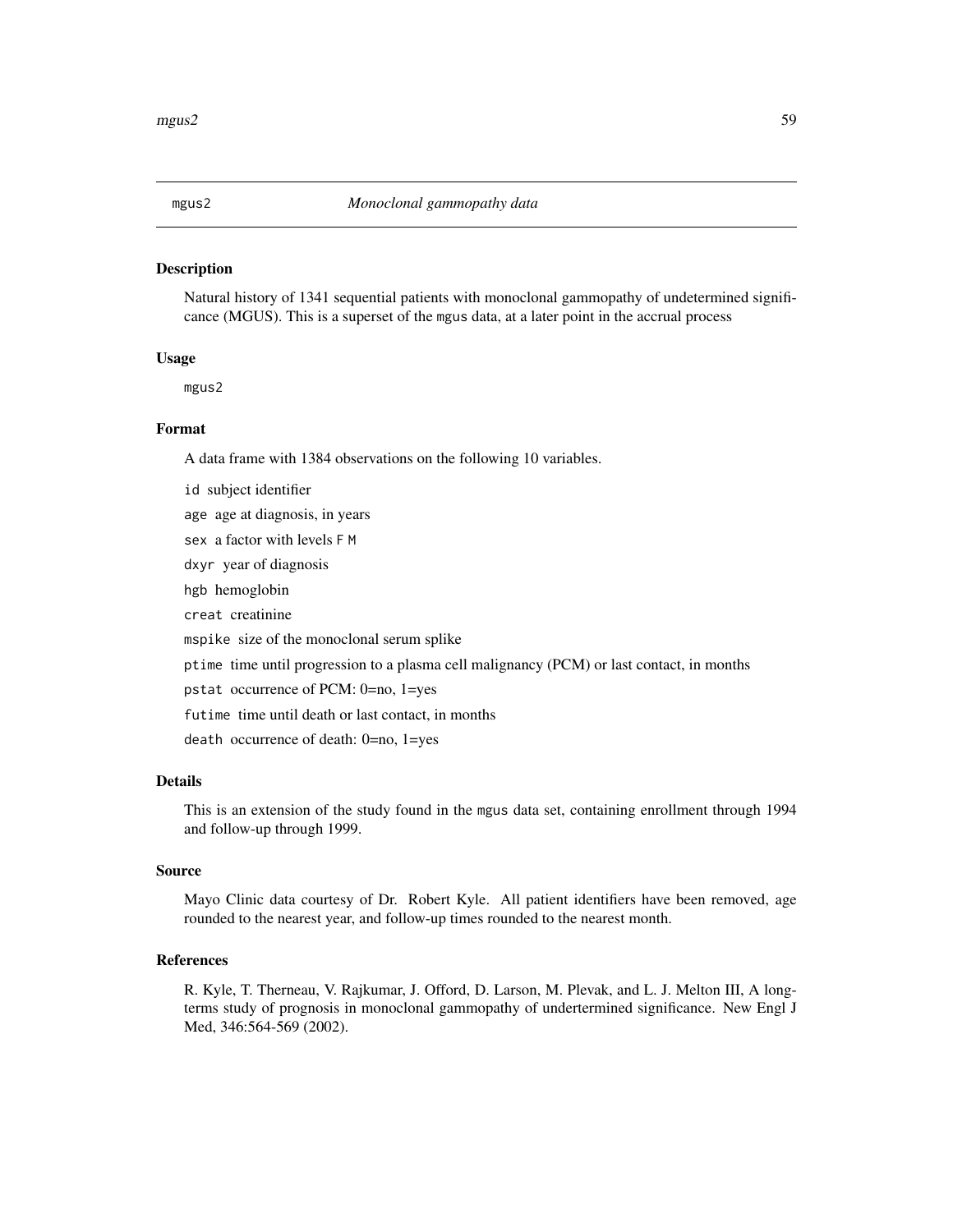## mgus2 *Monoclonal gammopathy data*

### Description

Natural history of 1341 sequential patients with monoclonal gammopathy of undetermined significance (MGUS). This is a superset of the `mgus` data, at a later point in the accrual process

### Usage

```
mgus2
```

### Format

A data frame with 1384 observations on the following 10 variables.

- `id` subject identifier
- `age` age at diagnosis, in years
- `sex` a factor with levels `F` `M`
- `dxyr` year of diagnosis
- `hgb` hemoglobin
- `creat` creatinine
- `mspike` size of the monoclonal serum splike
- `ptime` time until progression to a plasma cell malignancy (PCM) or last contact, in months
- `pstat` occurrence of PCM: 0=no, 1=yes
- `futime` time until death or last contact, in months
- `death` occurrence of death: 0=no, 1=yes

### Details

This is an extension of the study found in the `mgus` data set, containing enrollment through 1994 and follow-up through 1999.

### Source

Mayo Clinic data courtesy of Dr. Robert Kyle. All patient identifiers have been removed, age rounded to the nearest year, and follow-up times rounded to the nearest month.

### References

R. Kyle, T. Therneau, V. Rajkumar, J. Offord, D. Larson, M. Plevak, and L. J. Melton III, A long-terms study of prognosis in monoclonal gammopathy of undertermined significance. New Engl J Med, 346:564-569 (2002).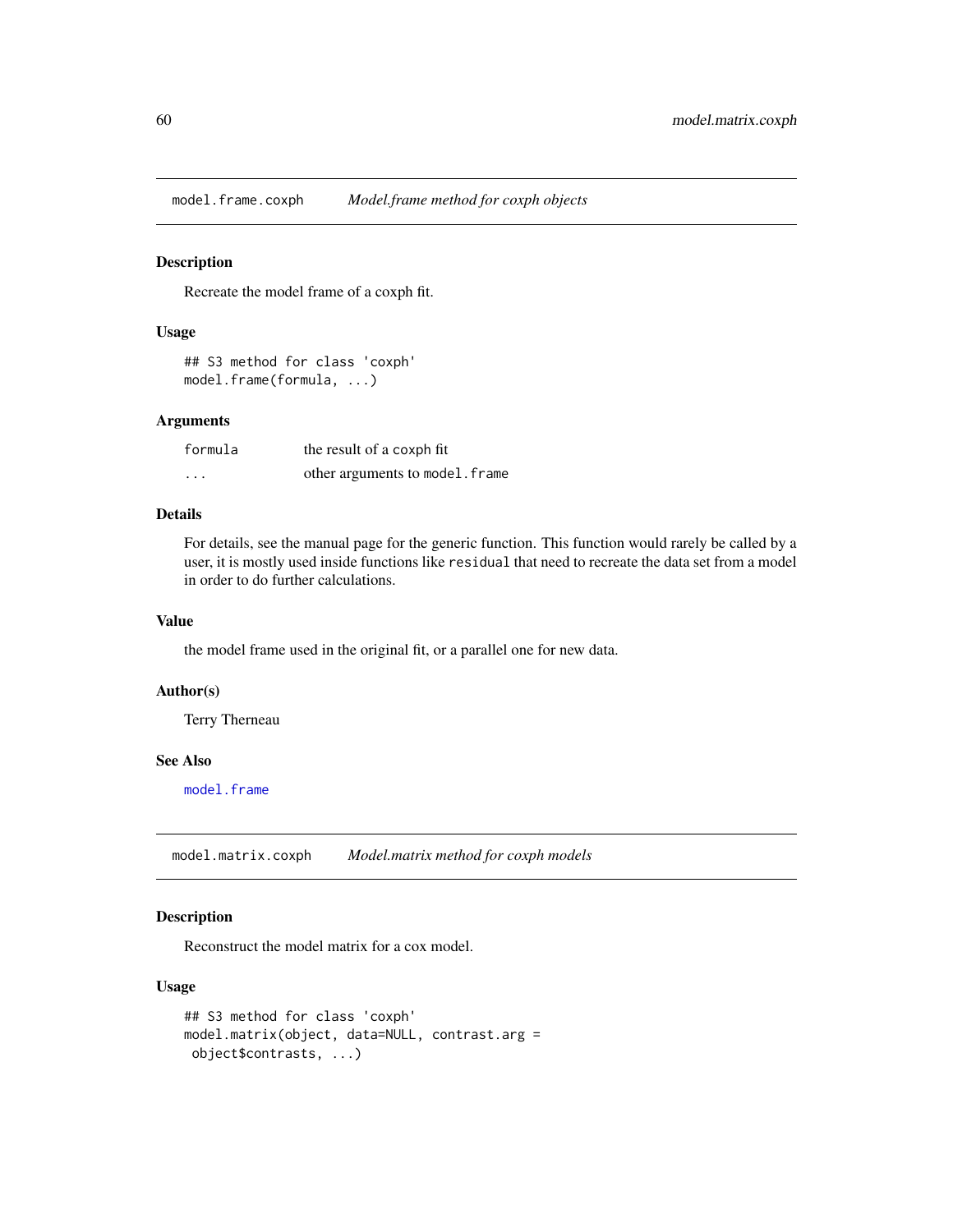## model.frame.coxph — *Model.frame method for coxph objects*

### Description

Recreate the model frame of a coxph fit.

### Usage

```
## S3 method for class 'coxph'
model.frame(formula, ...)
```

### Arguments

| | |
|---|---|
| formula | the result of a coxph fit |
| ... | other arguments to `model.frame` |

### Details

For details, see the manual page for the generic function. This function would rarely be called by a user, it is mostly used inside functions like `residual` that need to recreate the data set from a model in order to do further calculations.

### Value

the model frame used in the original fit, or a parallel one for new data.

### Author(s)

Terry Therneau

### See Also

`model.frame`

## model.matrix.coxph — *Model.matrix method for coxph models*

### Description

Reconstruct the model matrix for a cox model.

### Usage

```
## S3 method for class 'coxph'
model.matrix(object, data=NULL, contrast.arg =
 object$contrasts, ...)
```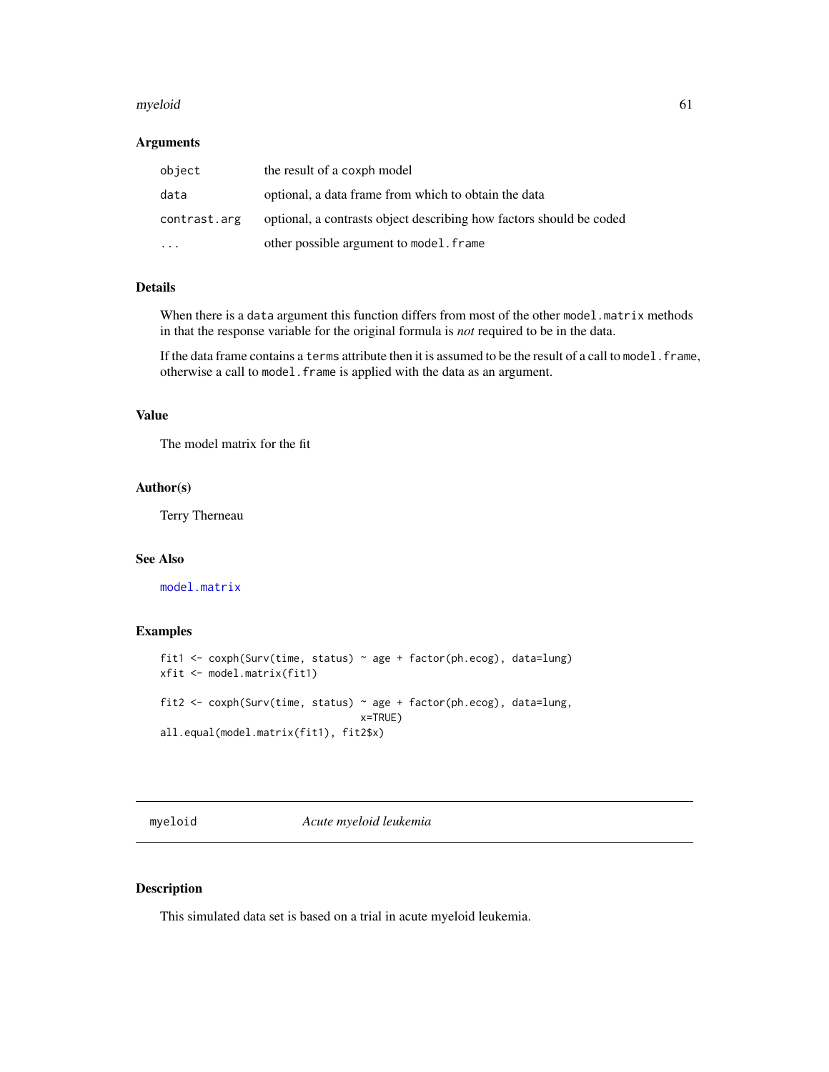### Arguments

| | |
|---|---|
| `object` | the result of a coxph model |
| `data` | optional, a data frame from which to obtain the data |
| `contrast.arg` | optional, a contrasts object describing how factors should be coded |
| `...` | other possible argument to `model.frame` |

### Details

When there is a `data` argument this function differs from most of the other `model.matrix` methods in that the response variable for the original formula is *not* required to be in the data.

If the data frame contains a `terms` attribute then it is assumed to be the result of a call to `model.frame`, otherwise a call to `model.frame` is applied with the data as an argument.

### Value

The model matrix for the fit

### Author(s)

Terry Therneau

### See Also

`model.matrix`

### Examples

```
fit1 <- coxph(Surv(time, status) ~ age + factor(ph.ecog), data=lung)
xfit <- model.matrix(fit1)

fit2 <- coxph(Surv(time, status) ~ age + factor(ph.ecog), data=lung,
                                 x=TRUE)
all.equal(model.matrix(fit1), fit2$x)
```

---

## myeloid *Acute myeloid leukemia*

---

### Description

This simulated data set is based on a trial in acute myeloid leukemia.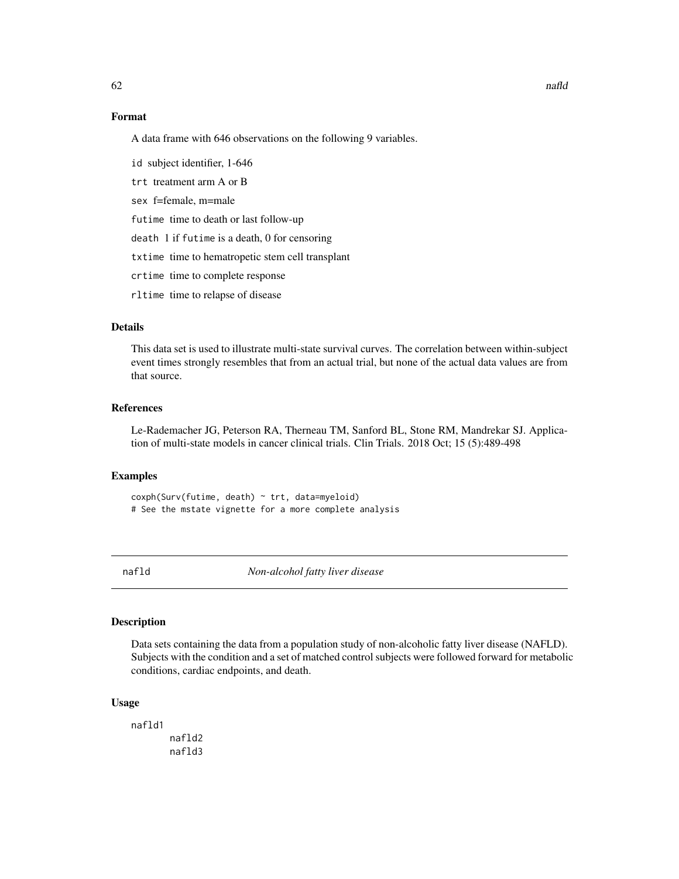### Format

A data frame with 646 observations on the following 9 variables.

- `id` subject identifier, 1-646
- `trt` treatment arm A or B
- `sex` f=female, m=male
- `futime` time to death or last follow-up
- `death` 1 if `futime` is a death, 0 for censoring
- `txtime` time to hematropetic stem cell transplant
- `crtime` time to complete response
- `rltime` time to relapse of disease

### Details

This data set is used to illustrate multi-state survival curves. The correlation between within-subject event times strongly resembles that from an actual trial, but none of the actual data values are from that source.

### References

Le-Rademacher JG, Peterson RA, Therneau TM, Sanford BL, Stone RM, Mandrekar SJ. Application of multi-state models in cancer clinical trials. Clin Trials. 2018 Oct; 15 (5):489-498

### Examples

```
coxph(Surv(futime, death) ~ trt, data=myeloid)
# See the mstate vignette for a more complete analysis
```

---

## nafld — *Non-alcohol fatty liver disease*

---

### Description

Data sets containing the data from a population study of non-alcoholic fatty liver disease (NAFLD). Subjects with the condition and a set of matched control subjects were followed forward for metabolic conditions, cardiac endpoints, and death.

### Usage

```
nafld1
        nafld2
        nafld3
```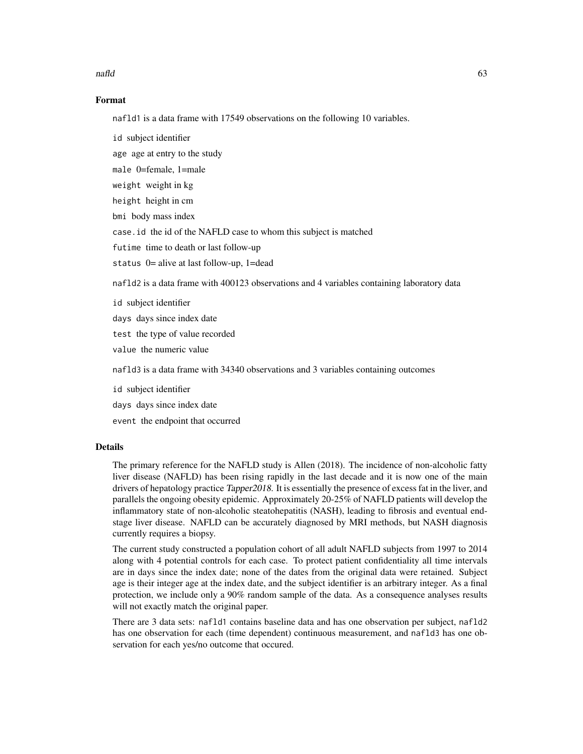## Format

nafld1 is a data frame with 17549 observations on the following 10 variables.

`id` subject identifier

`age` age at entry to the study

`male` 0=female, 1=male

`weight` weight in kg

`height` height in cm

`bmi` body mass index

`case.id` the id of the NAFLD case to whom this subject is matched

`futime` time to death or last follow-up

`status` 0= alive at last follow-up, 1=dead

nafld2 is a data frame with 400123 observations and 4 variables containing laboratory data

`id` subject identifier

`days` days since index date

`test` the type of value recorded

`value` the numeric value

nafld3 is a data frame with 34340 observations and 3 variables containing outcomes

`id` subject identifier

`days` days since index date

`event` the endpoint that occurred

## Details

The primary reference for the NAFLD study is Allen (2018). The incidence of non-alcoholic fatty liver disease (NAFLD) has been rising rapidly in the last decade and it is now one of the main drivers of hepatology practice *Tapper2018*. It is essentially the presence of excess fat in the liver, and parallels the ongoing obesity epidemic. Approximately 20-25% of NAFLD patients will develop the inflammatory state of non-alcoholic steatohepatitis (NASH), leading to fibrosis and eventual end-stage liver disease. NAFLD can be accurately diagnosed by MRI methods, but NASH diagnosis currently requires a biopsy.

The current study constructed a population cohort of all adult NAFLD subjects from 1997 to 2014 along with 4 potential controls for each case. To protect patient confidentiality all time intervals are in days since the index date; none of the dates from the original data were retained. Subject age is their integer age at the index date, and the subject identifier is an arbitrary integer. As a final protection, we include only a 90% random sample of the data. As a consequence analyses results will not exactly match the original paper.

There are 3 data sets: nafld1 contains baseline data and has one observation per subject, nafld2 has one observation for each (time dependent) continuous measurement, and nafld3 has one observation for each yes/no outcome that occured.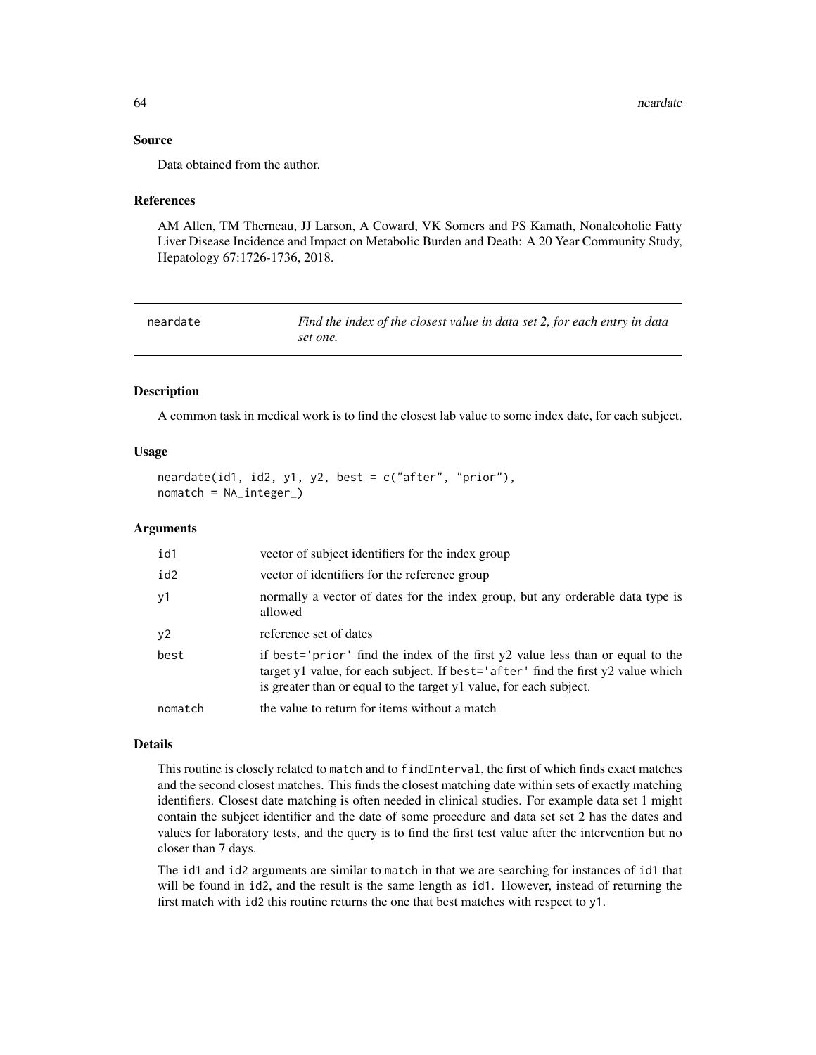## Source

Data obtained from the author.

## References

AM Allen, TM Therneau, JJ Larson, A Coward, VK Somers and PS Kamath, Nonalcoholic Fatty Liver Disease Incidence and Impact on Metabolic Burden and Death: A 20 Year Community Study, Hepatology 67:1726-1736, 2018.

---

# neardate *Find the index of the closest value in data set 2, for each entry in data set one.*

---

## Description

A common task in medical work is to find the closest lab value to some index date, for each subject.

## Usage

```
neardate(id1, id2, y1, y2, best = c("after", "prior"),
nomatch = NA_integer_)
```

## Arguments

| | |
|---|---|
| id1 | vector of subject identifiers for the index group |
| id2 | vector of identifiers for the reference group |
| y1 | normally a vector of dates for the index group, but any orderable data type is allowed |
| y2 | reference set of dates |
| best | if `best='prior'` find the index of the first y2 value less than or equal to the target y1 value, for each subject. If `best='after'` find the first y2 value which is greater than or equal to the target y1 value, for each subject. |
| nomatch | the value to return for items without a match |

## Details

This routine is closely related to `match` and to `findInterval`, the first of which finds exact matches and the second closest matches. This finds the closest matching date within sets of exactly matching identifiers. Closest date matching is often needed in clinical studies. For example data set 1 might contain the subject identifier and the date of some procedure and data set set 2 has the dates and values for laboratory tests, and the query is to find the first test value after the intervention but no closer than 7 days.

The `id1` and `id2` arguments are similar to `match` in that we are searching for instances of `id1` that will be found in `id2`, and the result is the same length as `id1`. However, instead of returning the first match with `id2` this routine returns the one that best matches with respect to `y1`.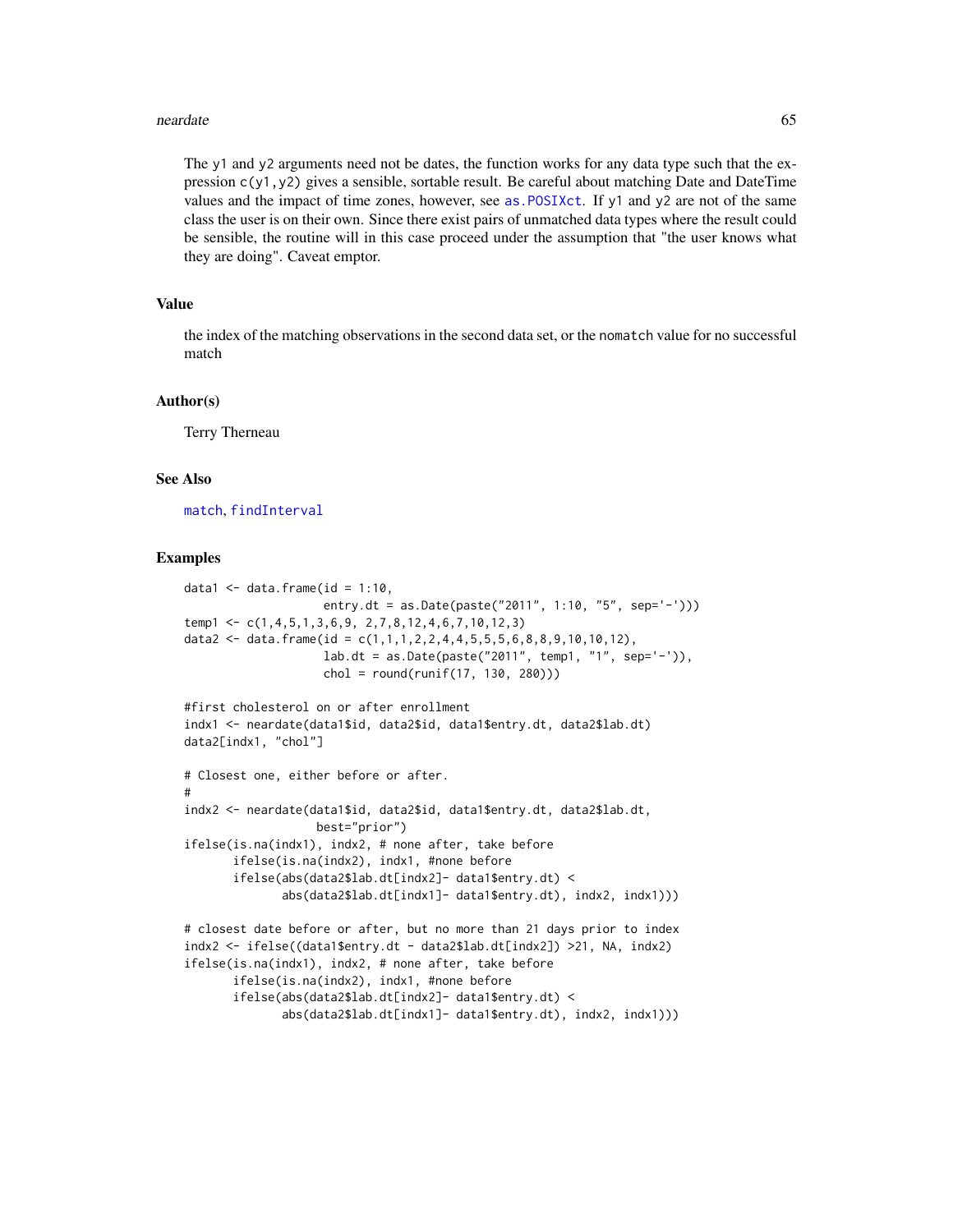The y1 and y2 arguments need not be dates, the function works for any data type such that the expression c(y1,y2) gives a sensible, sortable result. Be careful about matching Date and DateTime values and the impact of time zones, however, see as.POSIXct. If y1 and y2 are not of the same class the user is on their own. Since there exist pairs of unmatched data types where the result could be sensible, the routine will in this case proceed under the assumption that "the user knows what they are doing". Caveat emptor.

## Value

the index of the matching observations in the second data set, or the nomatch value for no successful match

## Author(s)

Terry Therneau

## See Also

match, findInterval

## Examples

```
data1 <- data.frame(id = 1:10,
                    entry.dt = as.Date(paste("2011", 1:10, "5", sep='-')))
temp1 <- c(1,4,5,1,3,6,9, 2,7,8,12,4,6,7,10,12,3)
data2 <- data.frame(id = c(1,1,1,2,2,4,4,5,5,5,6,8,8,9,10,10,12),
                    lab.dt = as.Date(paste("2011", temp1, "1", sep='-')),
                    chol = round(runif(17, 130, 280)))

#first cholesterol on or after enrollment
indx1 <- neardate(data1$id, data2$id, data1$entry.dt, data2$lab.dt)
data2[indx1, "chol"]

# Closest one, either before or after.
#
indx2 <- neardate(data1$id, data2$id, data1$entry.dt, data2$lab.dt,
                  best="prior")
ifelse(is.na(indx1), indx2, # none after, take before
       ifelse(is.na(indx2), indx1, #none before
       ifelse(abs(data2$lab.dt[indx2]- data1$entry.dt) <
              abs(data2$lab.dt[indx1]- data1$entry.dt), indx2, indx1)))

# closest date before or after, but no more than 21 days prior to index
indx2 <- ifelse((data1$entry.dt - data2$lab.dt[indx2]) >21, NA, indx2)
ifelse(is.na(indx1), indx2, # none after, take before
       ifelse(is.na(indx2), indx1, #none before
       ifelse(abs(data2$lab.dt[indx2]- data1$entry.dt) <
              abs(data2$lab.dt[indx1]- data1$entry.dt), indx2, indx1)))
```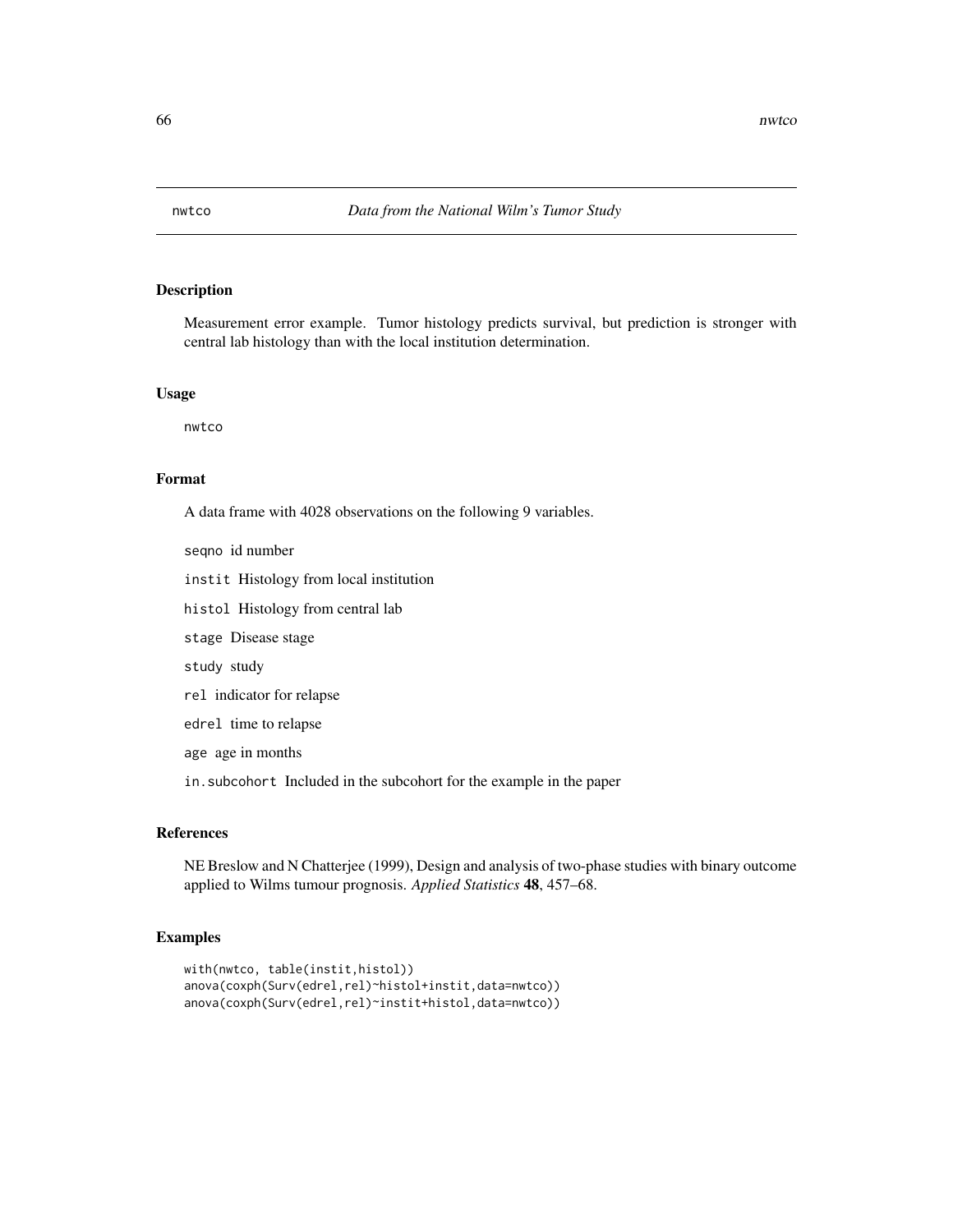nwtco *Data from the National Wilm's Tumor Study*

## Description

Measurement error example. Tumor histology predicts survival, but prediction is stronger with central lab histology than with the local institution determination.

## Usage

```
nwtco
```

## Format

A data frame with 4028 observations on the following 9 variables.

- `seqno` id number
- `instit` Histology from local institution
- `histol` Histology from central lab
- `stage` Disease stage
- `study` study
- `rel` indicator for relapse
- `edrel` time to relapse
- `age` age in months
- `in.subcohort` Included in the subcohort for the example in the paper

## References

NE Breslow and N Chatterjee (1999), Design and analysis of two-phase studies with binary outcome applied to Wilms tumour prognosis. *Applied Statistics* **48**, 457–68.

## Examples

```
with(nwtco, table(instit,histol))
anova(coxph(Surv(edrel,rel)~histol+instit,data=nwtco))
anova(coxph(Surv(edrel,rel)~instit+histol,data=nwtco))
```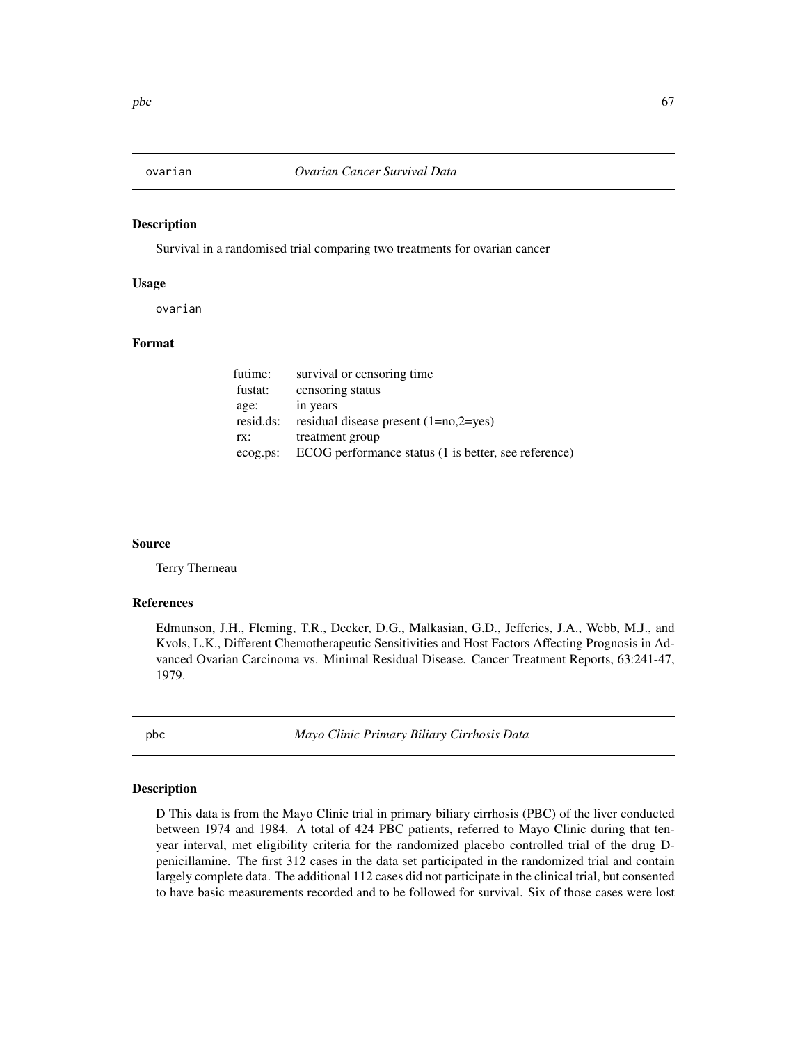## ovarian *Ovarian Cancer Survival Data*

### Description

Survival in a randomised trial comparing two treatments for ovarian cancer

### Usage

```
ovarian
```

### Format

| | |
|---|---|
| futime: | survival or censoring time |
| fustat: | censoring status |
| age: | in years |
| resid.ds: | residual disease present (1=no,2=yes) |
| rx: | treatment group |
| ecog.ps: | ECOG performance status (1 is better, see reference) |

### Source

Terry Therneau

### References

Edmunson, J.H., Fleming, T.R., Decker, D.G., Malkasian, G.D., Jefferies, J.A., Webb, M.J., and Kvols, L.K., Different Chemotherapeutic Sensitivities and Host Factors Affecting Prognosis in Advanced Ovarian Carcinoma vs. Minimal Residual Disease. Cancer Treatment Reports, 63:241-47, 1979.

## pbc *Mayo Clinic Primary Biliary Cirrhosis Data*

### Description

D This data is from the Mayo Clinic trial in primary biliary cirrhosis (PBC) of the liver conducted between 1974 and 1984. A total of 424 PBC patients, referred to Mayo Clinic during that ten-year interval, met eligibility criteria for the randomized placebo controlled trial of the drug D-penicillamine. The first 312 cases in the data set participated in the randomized trial and contain largely complete data. The additional 112 cases did not participate in the clinical trial, but consented to have basic measurements recorded and to be followed for survival. Six of those cases were lost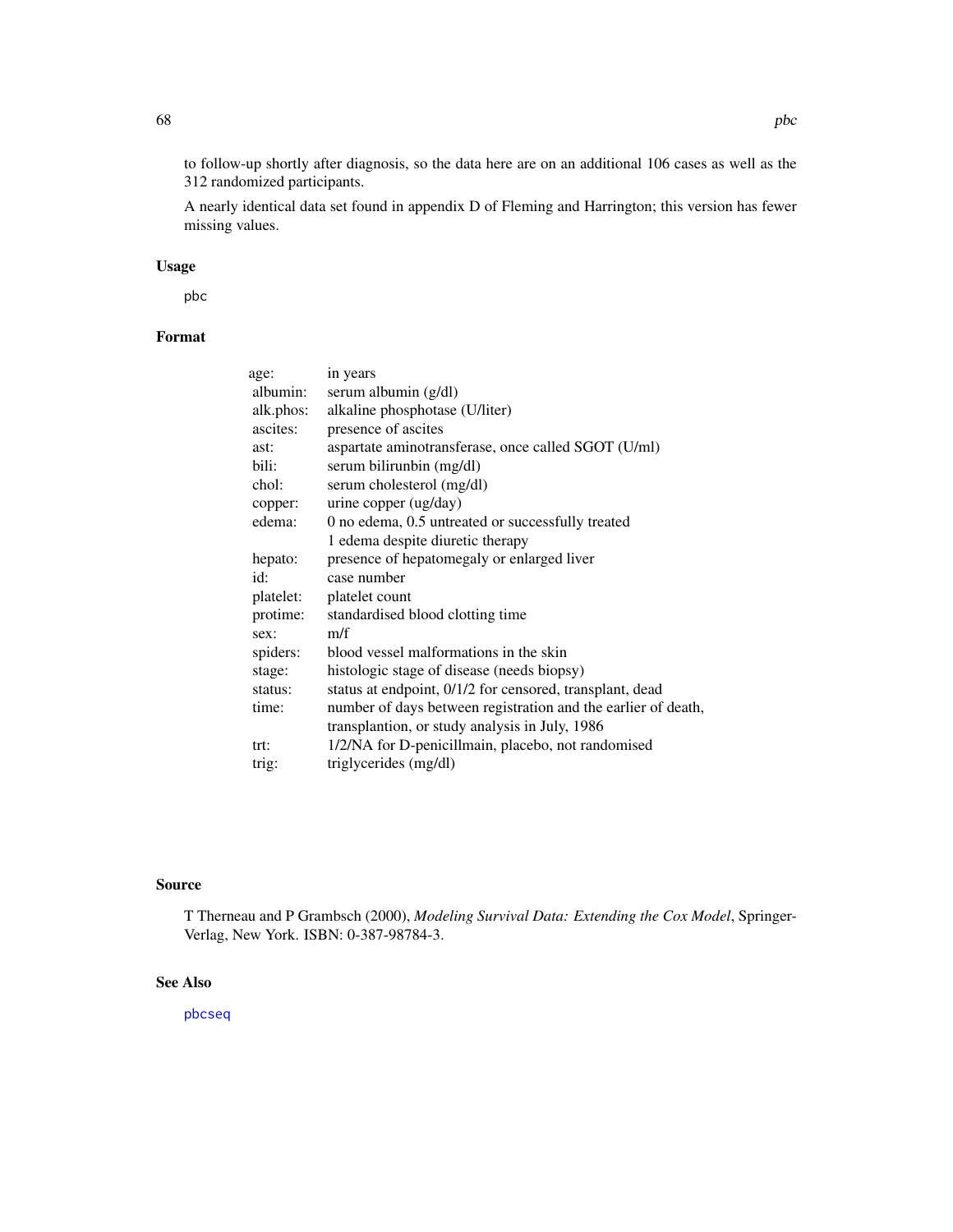to follow-up shortly after diagnosis, so the data here are on an additional 106 cases as well as the 312 randomized participants.

A nearly identical data set found in appendix D of Fleming and Harrington; this version has fewer missing values.

## Usage

```
pbc
```

## Format

| | |
|---|---|
| age: | in years |
| albumin: | serum albumin (g/dl) |
| alk.phos: | alkaline phosphotase (U/liter) |
| ascites: | presence of ascites |
| ast: | aspartate aminotransferase, once called SGOT (U/ml) |
| bili: | serum bilirunbin (mg/dl) |
| chol: | serum cholesterol (mg/dl) |
| copper: | urine copper (ug/day) |
| edema: | 0 no edema, 0.5 untreated or successfully treated<br>1 edema despite diuretic therapy |
| hepato: | presence of hepatomegaly or enlarged liver |
| id: | case number |
| platelet: | platelet count |
| protime: | standardised blood clotting time |
| sex: | m/f |
| spiders: | blood vessel malformations in the skin |
| stage: | histologic stage of disease (needs biopsy) |
| status: | status at endpoint, 0/1/2 for censored, transplant, dead |
| time: | number of days between registration and the earlier of death,<br>transplantion, or study analysis in July, 1986 |
| trt: | 1/2/NA for D-penicillmain, placebo, not randomised |
| trig: | triglycerides (mg/dl) |

## Source

T Therneau and P Grambsch (2000), *Modeling Survival Data: Extending the Cox Model*, Springer-Verlag, New York. ISBN: 0-387-98784-3.

## See Also

pbcseq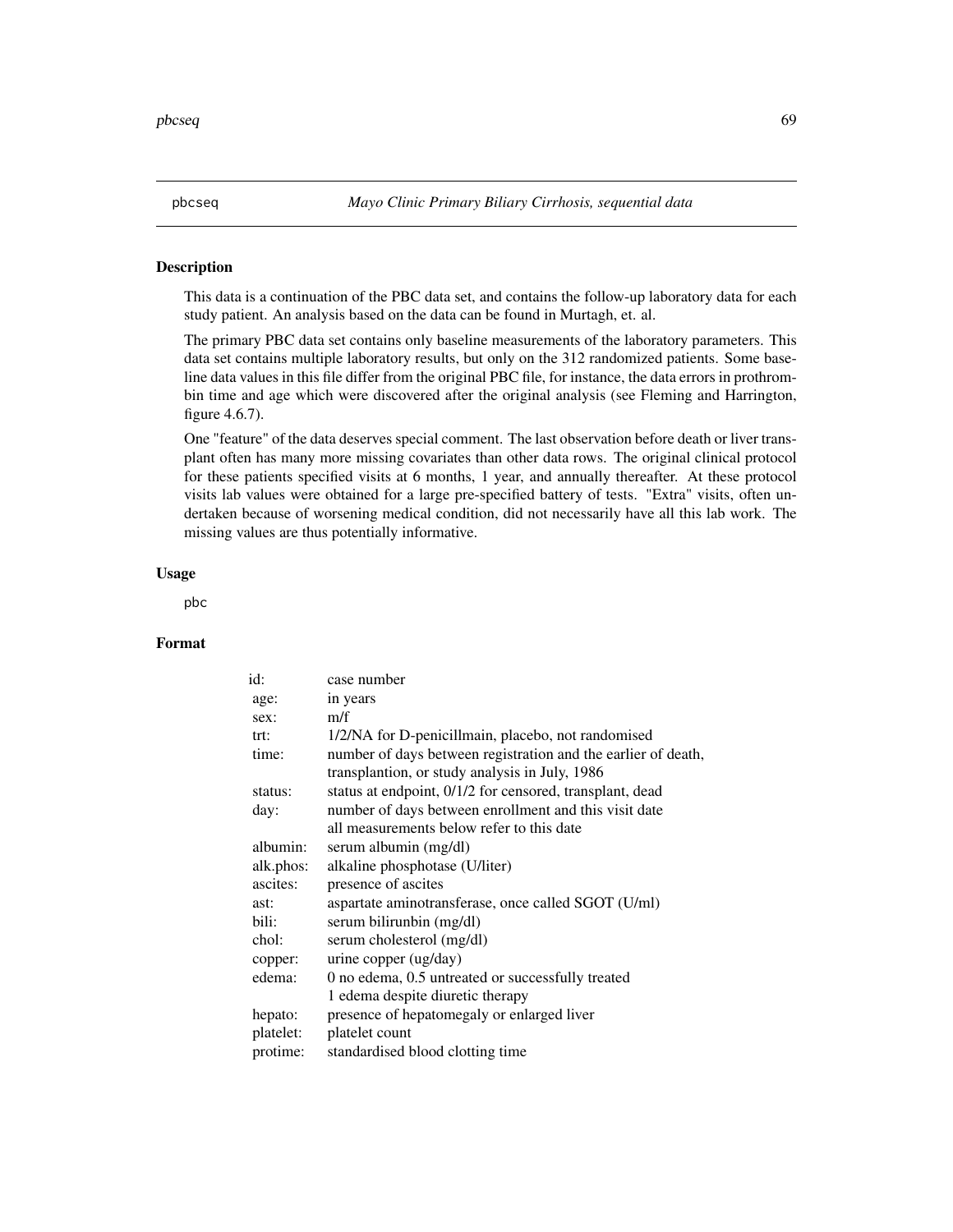pbcseq *Mayo Clinic Primary Biliary Cirrhosis, sequential data*

## Description

This data is a continuation of the PBC data set, and contains the follow-up laboratory data for each study patient. An analysis based on the data can be found in Murtagh, et. al.

The primary PBC data set contains only baseline measurements of the laboratory parameters. This data set contains multiple laboratory results, but only on the 312 randomized patients. Some baseline data values in this file differ from the original PBC file, for instance, the data errors in prothrombin time and age which were discovered after the original analysis (see Fleming and Harrington, figure 4.6.7).

One "feature" of the data deserves special comment. The last observation before death or liver transplant often has many more missing covariates than other data rows. The original clinical protocol for these patients specified visits at 6 months, 1 year, and annually thereafter. At these protocol visits lab values were obtained for a large pre-specified battery of tests. "Extra" visits, often undertaken because of worsening medical condition, did not necessarily have all this lab work. The missing values are thus potentially informative.

## Usage

```
pbc
```

## Format

| | |
|---|---|
| id: | case number |
| age: | in years |
| sex: | m/f |
| trt: | 1/2/NA for D-penicillmain, placebo, not randomised |
| time: | number of days between registration and the earlier of death, transplantion, or study analysis in July, 1986 |
| status: | status at endpoint, 0/1/2 for censored, transplant, dead |
| day: | number of days between enrollment and this visit date all measurements below refer to this date |
| albumin: | serum albumin (mg/dl) |
| alk.phos: | alkaline phosphotase (U/liter) |
| ascites: | presence of ascites |
| ast: | aspartate aminotransferase, once called SGOT (U/ml) |
| bili: | serum bilirunbin (mg/dl) |
| chol: | serum cholesterol (mg/dl) |
| copper: | urine copper (ug/day) |
| edema: | 0 no edema, 0.5 untreated or successfully treated 1 edema despite diuretic therapy |
| hepato: | presence of hepatomegaly or enlarged liver |
| platelet: | platelet count |
| protime: | standardised blood clotting time |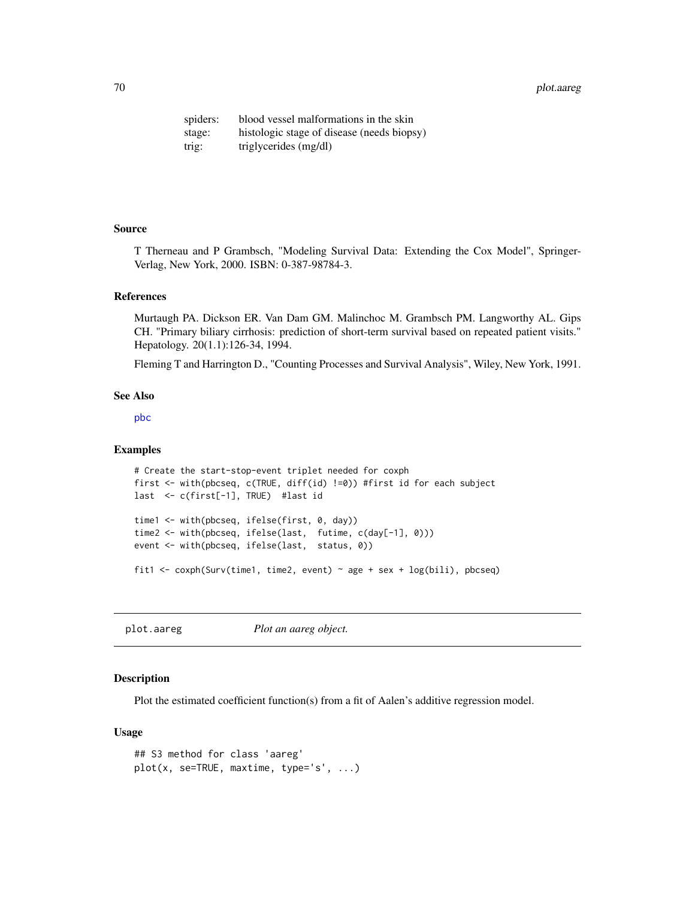| | |
|---|---|
| spiders: | blood vessel malformations in the skin |
| stage: | histologic stage of disease (needs biopsy) |
| trig: | triglycerides (mg/dl) |

### Source

T Therneau and P Grambsch, "Modeling Survival Data: Extending the Cox Model", Springer-Verlag, New York, 2000. ISBN: 0-387-98784-3.

### References

Murtaugh PA. Dickson ER. Van Dam GM. Malinchoc M. Grambsch PM. Langworthy AL. Gips CH. "Primary biliary cirrhosis: prediction of short-term survival based on repeated patient visits." Hepatology. 20(1.1):126-34, 1994.

Fleming T and Harrington D., "Counting Processes and Survival Analysis", Wiley, New York, 1991.

### See Also

pbc

### Examples

```
# Create the start-stop-event triplet needed for coxph
first <- with(pbcseq, c(TRUE, diff(id) !=0)) #first id for each subject
last  <- c(first[-1], TRUE)  #last id

time1 <- with(pbcseq, ifelse(first, 0, day))
time2 <- with(pbcseq, ifelse(last,  futime, c(day[-1], 0)))
event <- with(pbcseq, ifelse(last,  status, 0))

fit1 <- coxph(Surv(time1, time2, event) ~ age + sex + log(bili), pbcseq)
```

---

## plot.aareg — *Plot an aareg object.*

### Description

Plot the estimated coefficient function(s) from a fit of Aalen's additive regression model.

### Usage

```
## S3 method for class 'aareg'
plot(x, se=TRUE, maxtime, type='s', ...)
```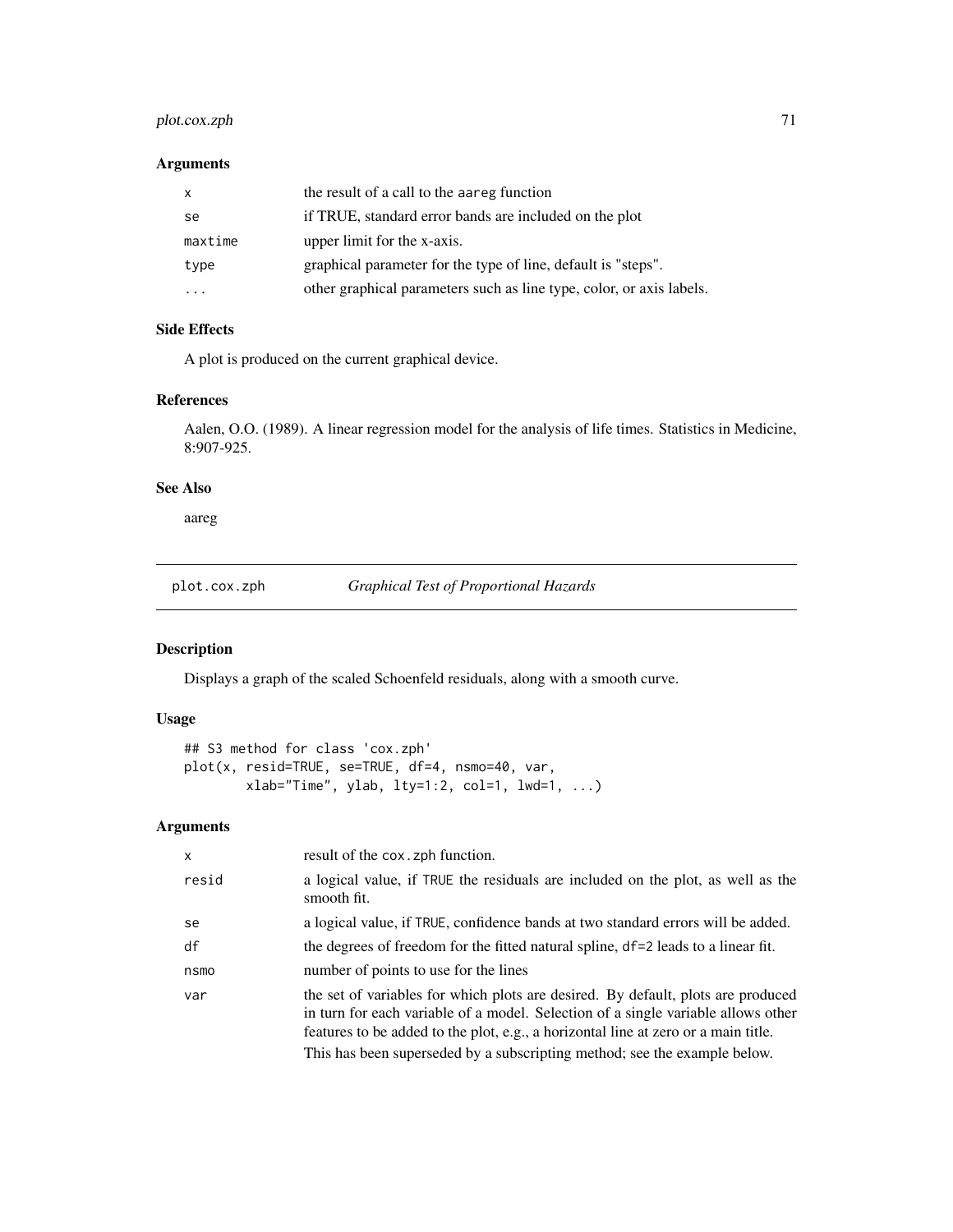### Arguments

| | |
|---|---|
| x | the result of a call to the aareg function |
| se | if TRUE, standard error bands are included on the plot |
| maxtime | upper limit for the x-axis. |
| type | graphical parameter for the type of line, default is "steps". |
| ... | other graphical parameters such as line type, color, or axis labels. |

### Side Effects

A plot is produced on the current graphical device.

### References

Aalen, O.O. (1989). A linear regression model for the analysis of life times. Statistics in Medicine, 8:907-925.

### See Also

aareg

---

## plot.cox.zph *Graphical Test of Proportional Hazards*

---

### Description

Displays a graph of the scaled Schoenfeld residuals, along with a smooth curve.

### Usage

```
## S3 method for class 'cox.zph'
plot(x, resid=TRUE, se=TRUE, df=4, nsmo=40, var,
        xlab="Time", ylab, lty=1:2, col=1, lwd=1, ...)
```

### Arguments

| | |
|---|---|
| x | result of the cox.zph function. |
| resid | a logical value, if TRUE the residuals are included on the plot, as well as the smooth fit. |
| se | a logical value, if TRUE, confidence bands at two standard errors will be added. |
| df | the degrees of freedom for the fitted natural spline, df=2 leads to a linear fit. |
| nsmo | number of points to use for the lines |
| var | the set of variables for which plots are desired. By default, plots are produced in turn for each variable of a model. Selection of a single variable allows other features to be added to the plot, e.g., a horizontal line at zero or a main title. This has been superseded by a subscripting method; see the example below. |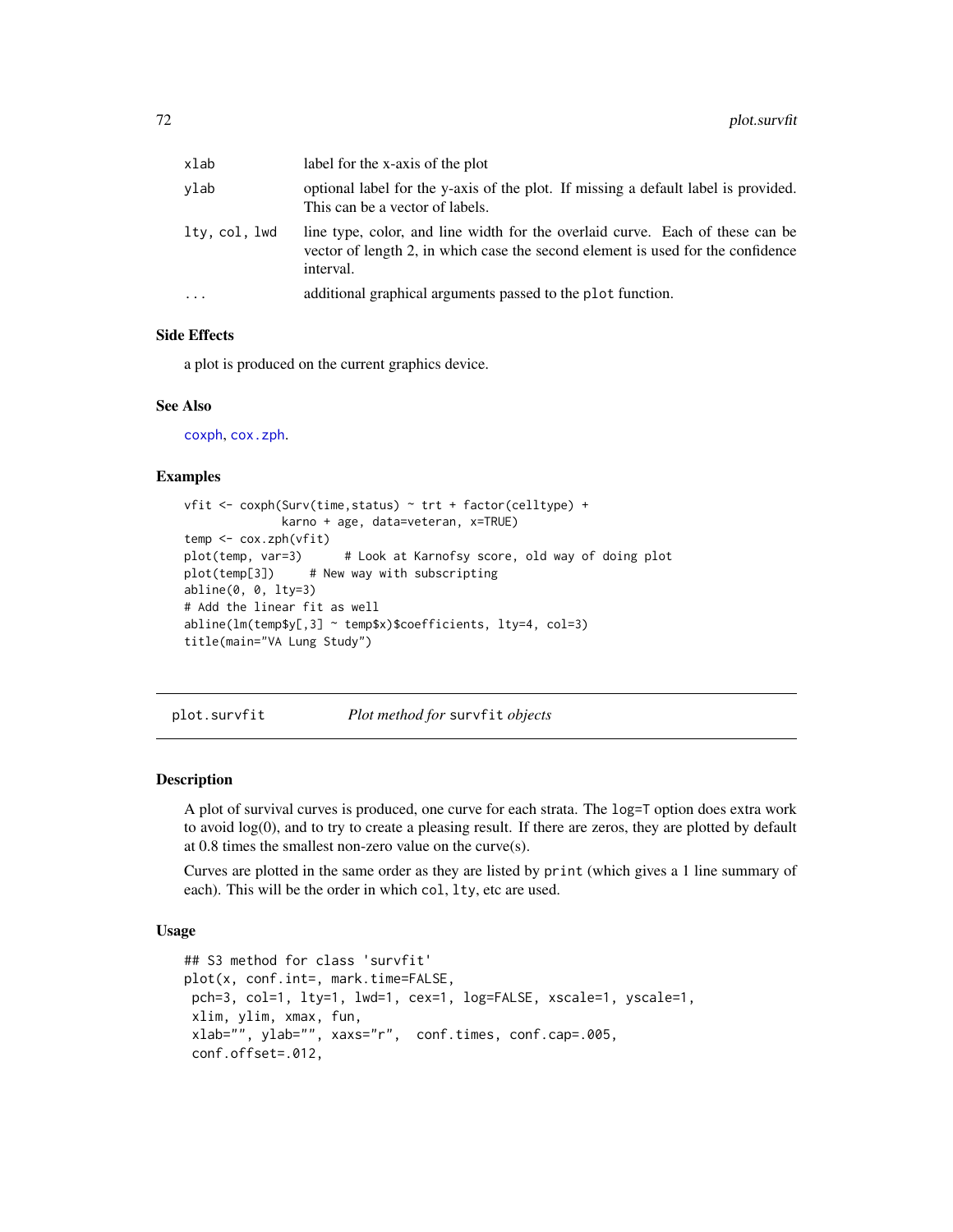| | |
|---|---|
| xlab | label for the x-axis of the plot |
| ylab | optional label for the y-axis of the plot. If missing a default label is provided. This can be a vector of labels. |
| lty, col, lwd | line type, color, and line width for the overlaid curve. Each of these can be vector of length 2, in which case the second element is used for the confidence interval. |
| ... | additional graphical arguments passed to the plot function. |

### Side Effects

a plot is produced on the current graphics device.

### See Also

coxph, cox.zph.

### Examples

```
vfit <- coxph(Surv(time,status) ~ trt + factor(celltype) +
              karno + age, data=veteran, x=TRUE)
temp <- cox.zph(vfit)
plot(temp, var=3)      # Look at Karnofsy score, old way of doing plot
plot(temp[3])     # New way with subscripting
abline(0, 0, lty=3)
# Add the linear fit as well
abline(lm(temp$y[,3] ~ temp$x)$coefficients, lty=4, col=3)
title(main="VA Lung Study")
```

---

## plot.survfit — *Plot method for* survfit *objects*

### Description

A plot of survival curves is produced, one curve for each strata. The log=T option does extra work to avoid log(0), and to try to create a pleasing result. If there are zeros, they are plotted by default at 0.8 times the smallest non-zero value on the curve(s).

Curves are plotted in the same order as they are listed by print (which gives a 1 line summary of each). This will be the order in which col, lty, etc are used.

### Usage

```
## S3 method for class 'survfit'
plot(x, conf.int=, mark.time=FALSE,
 pch=3, col=1, lty=1, lwd=1, cex=1, log=FALSE, xscale=1, yscale=1,
 xlim, ylim, xmax, fun,
 xlab="", ylab="", xaxs="r",  conf.times, conf.cap=.005,
 conf.offset=.012,
```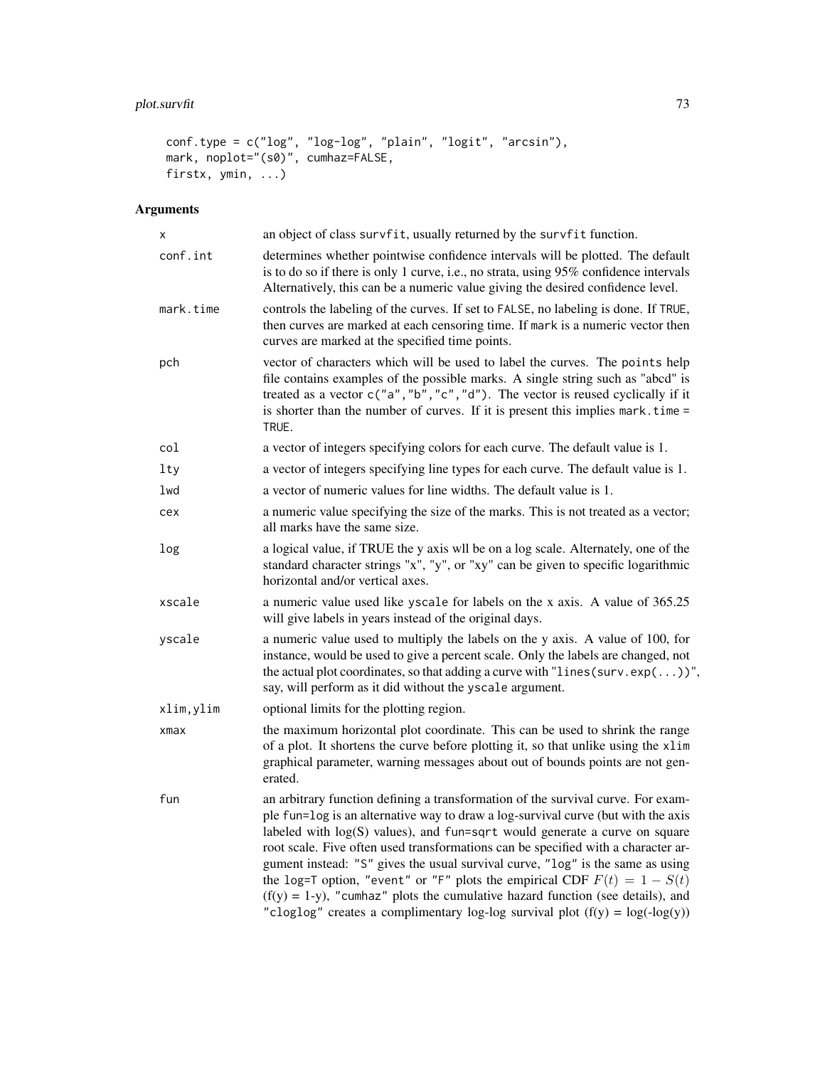```
conf.type = c("log", "log-log", "plain", "logit", "arcsin"),
mark, noplot="(s0)", cumhaz=FALSE,
firstx, ymin, ...)
```

## Arguments

| | |
|---|---|
| x | an object of class survfit, usually returned by the survfit function. |
| conf.int | determines whether pointwise confidence intervals will be plotted. The default is to do so if there is only 1 curve, i.e., no strata, using 95% confidence intervals Alternatively, this can be a numeric value giving the desired confidence level. |
| mark.time | controls the labeling of the curves. If set to FALSE, no labeling is done. If TRUE, then curves are marked at each censoring time. If mark is a numeric vector then curves are marked at the specified time points. |
| pch | vector of characters which will be used to label the curves. The points help file contains examples of the possible marks. A single string such as "abcd" is treated as a vector c("a","b","c","d"). The vector is reused cyclically if it is shorter than the number of curves. If it is present this implies mark.time = TRUE. |
| col | a vector of integers specifying colors for each curve. The default value is 1. |
| lty | a vector of integers specifying line types for each curve. The default value is 1. |
| lwd | a vector of numeric values for line widths. The default value is 1. |
| cex | a numeric value specifying the size of the marks. This is not treated as a vector; all marks have the same size. |
| log | a logical value, if TRUE the y axis wll be on a log scale. Alternately, one of the standard character strings "x", "y", or "xy" can be given to specific logarithmic horizontal and/or vertical axes. |
| xscale | a numeric value used like yscale for labels on the x axis. A value of 365.25 will give labels in years instead of the original days. |
| yscale | a numeric value used to multiply the labels on the y axis. A value of 100, for instance, would be used to give a percent scale. Only the labels are changed, not the actual plot coordinates, so that adding a curve with "lines(surv.exp(...))", say, will perform as it did without the yscale argument. |
| xlim,ylim | optional limits for the plotting region. |
| xmax | the maximum horizontal plot coordinate. This can be used to shrink the range of a plot. It shortens the curve before plotting it, so that unlike using the xlim graphical parameter, warning messages about out of bounds points are not generated. |
| fun | an arbitrary function defining a transformation of the survival curve. For example fun=log is an alternative way to draw a log-survival curve (but with the axis labeled with log(S) values), and fun=sqrt would generate a curve on square root scale. Five often used transformations can be specified with a character argument instead: "S" gives the usual survival curve, "log" is the same as using the log=T option, "event" or "F" plots the empirical CDF $F(t) = 1 - S(t)$ (f(y) = 1-y), "cumhaz" plots the cumulative hazard function (see details), and "cloglog" creates a complimentary log-log survival plot (f(y) = log(-log(y)) |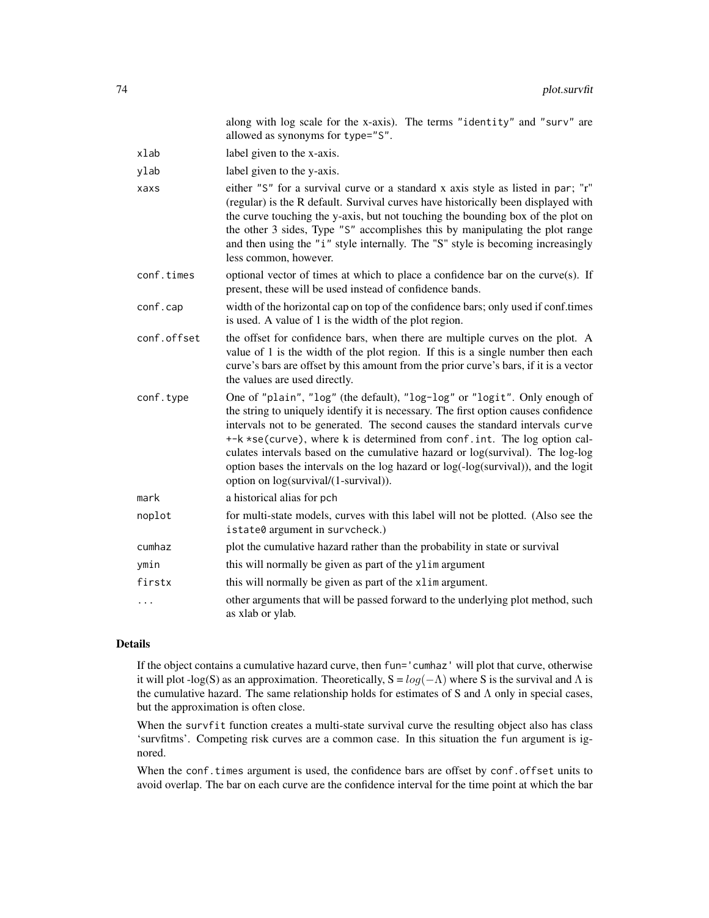along with log scale for the x-axis). The terms "identity" and "surv" are allowed as synonyms for type="S".

| | |
|---|---|
| xlab | label given to the x-axis. |
| ylab | label given to the y-axis. |
| xaxs | either "S" for a survival curve or a standard x axis style as listed in par; "r" (regular) is the R default. Survival curves have historically been displayed with the curve touching the y-axis, but not touching the bounding box of the plot on the other 3 sides, Type "S" accomplishes this by manipulating the plot range and then using the "i" style internally. The "S" style is becoming increasingly less common, however. |
| conf.times | optional vector of times at which to place a confidence bar on the curve(s). If present, these will be used instead of confidence bands. |
| conf.cap | width of the horizontal cap on top of the confidence bars; only used if conf.times is used. A value of 1 is the width of the plot region. |
| conf.offset | the offset for confidence bars, when there are multiple curves on the plot. A value of 1 is the width of the plot region. If this is a single number then each curve's bars are offset by this amount from the prior curve's bars, if it is a vector the values are used directly. |
| conf.type | One of "plain", "log" (the default), "log-log" or "logit". Only enough of the string to uniquely identify it is necessary. The first option causes confidence intervals not to be generated. The second causes the standard intervals curve +-k *se(curve), where k is determined from conf.int. The log option calculates intervals based on the cumulative hazard or log(survival). The log-log option bases the intervals on the log hazard or log(-log(survival)), and the logit option on log(survival/(1-survival)). |
| mark | a historical alias for pch |
| noplot | for multi-state models, curves with this label will not be plotted. (Also see the istate0 argument in survcheck.) |
| cumhaz | plot the cumulative hazard rather than the probability in state or survival |
| ymin | this will normally be given as part of the ylim argument |
| firstx | this will normally be given as part of the xlim argument. |
| ... | other arguments that will be passed forward to the underlying plot method, such as xlab or ylab. |

## Details

If the object contains a cumulative hazard curve, then fun='cumhaz' will plot that curve, otherwise it will plot -log(S) as an approximation. Theoretically, S = $log(-\Lambda)$ where S is the survival and $\Lambda$ is the cumulative hazard. The same relationship holds for estimates of S and $\Lambda$ only in special cases, but the approximation is often close.

When the survfit function creates a multi-state survival curve the resulting object also has class 'survfitms'. Competing risk curves are a common case. In this situation the fun argument is ignored.

When the conf.times argument is used, the confidence bars are offset by conf.offset units to avoid overlap. The bar on each curve are the confidence interval for the time point at which the bar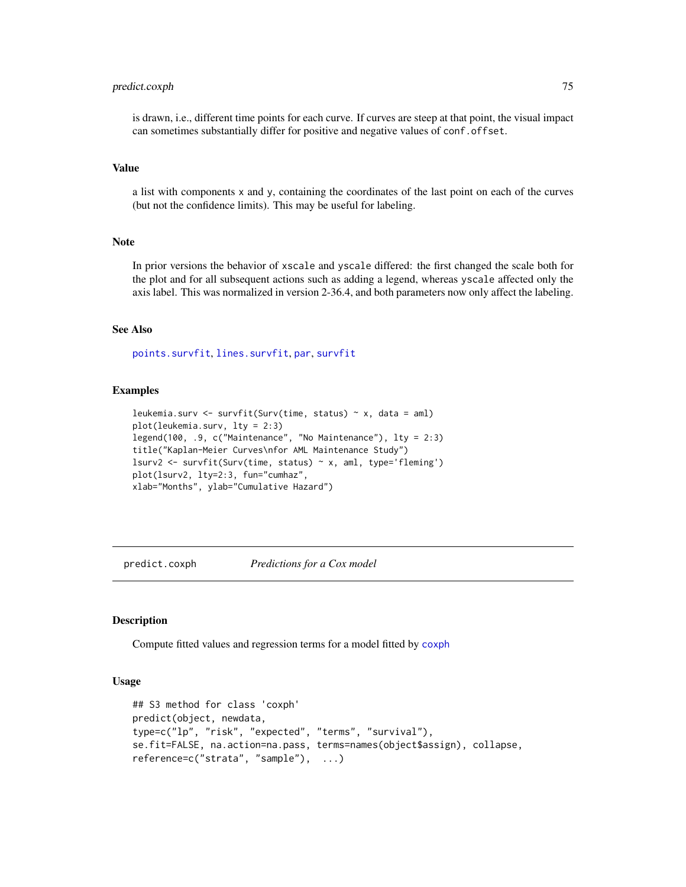is drawn, i.e., different time points for each curve. If curves are steep at that point, the visual impact can sometimes substantially differ for positive and negative values of `conf.offset`.

### Value

a list with components `x` and `y`, containing the coordinates of the last point on each of the curves (but not the confidence limits). This may be useful for labeling.

### Note

In prior versions the behavior of `xscale` and `yscale` differed: the first changed the scale both for the plot and for all subsequent actions such as adding a legend, whereas `yscale` affected only the axis label. This was normalized in version 2-36.4, and both parameters now only affect the labeling.

### See Also

`points.survfit`, `lines.survfit`, `par`, `survfit`

### Examples

```
leukemia.surv <- survfit(Surv(time, status) ~ x, data = aml)
plot(leukemia.surv, lty = 2:3)
legend(100, .9, c("Maintenance", "No Maintenance"), lty = 2:3)
title("Kaplan-Meier Curves\nfor AML Maintenance Study")
lsurv2 <- survfit(Surv(time, status) ~ x, aml, type='fleming')
plot(lsurv2, lty=2:3, fun="cumhaz",
xlab="Months", ylab="Cumulative Hazard")
```

---

## predict.coxph *Predictions for a Cox model*

### Description

Compute fitted values and regression terms for a model fitted by `coxph`

### Usage

```
## S3 method for class 'coxph'
predict(object, newdata,
type=c("lp", "risk", "expected", "terms", "survival"),
se.fit=FALSE, na.action=na.pass, terms=names(object$assign), collapse,
reference=c("strata", "sample"),  ...)
```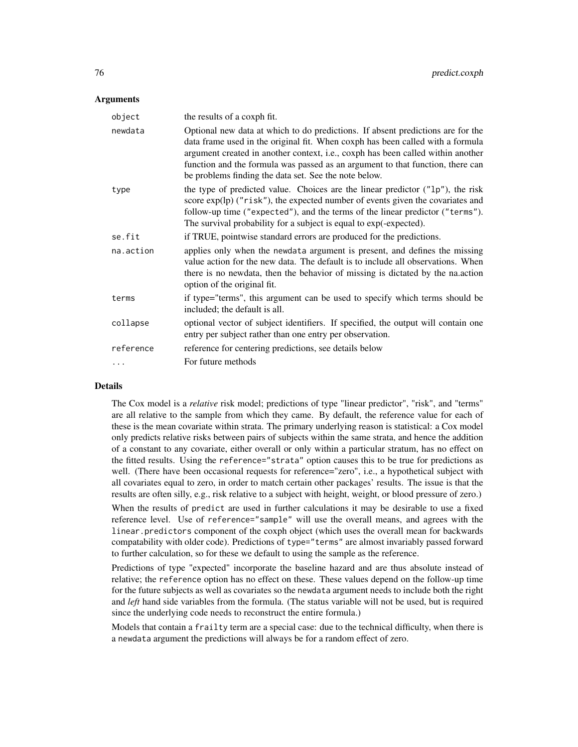### Arguments

| | |
|---|---|
| `object` | the results of a coxph fit. |
| `newdata` | Optional new data at which to do predictions. If absent predictions are for the data frame used in the original fit. When coxph has been called with a formula argument created in another context, i.e., coxph has been called within another function and the formula was passed as an argument to that function, there can be problems finding the data set. See the note below. |
| `type` | the type of predicted value. Choices are the linear predictor (`"lp"`), the risk score exp(lp) (`"risk"`), the expected number of events given the covariates and follow-up time (`"expected"`), and the terms of the linear predictor (`"terms"`). The survival probability for a subject is equal to exp(-expected). |
| `se.fit` | if TRUE, pointwise standard errors are produced for the predictions. |
| `na.action` | applies only when the `newdata` argument is present, and defines the missing value action for the new data. The default is to include all observations. When there is no newdata, then the behavior of missing is dictated by the na.action option of the original fit. |
| `terms` | if type="terms", this argument can be used to specify which terms should be included; the default is all. |
| `collapse` | optional vector of subject identifiers. If specified, the output will contain one entry per subject rather than one entry per observation. |
| `reference` | reference for centering predictions, see details below |
| `...` | For future methods |

### Details

The Cox model is a *relative* risk model; predictions of type "linear predictor", "risk", and "terms" are all relative to the sample from which they came. By default, the reference value for each of these is the mean covariate within strata. The primary underlying reason is statistical: a Cox model only predicts relative risks between pairs of subjects within the same strata, and hence the addition of a constant to any covariate, either overall or only within a particular stratum, has no effect on the fitted results. Using the `reference="strata"` option causes this to be true for predictions as well. (There have been occasional requests for reference="zero", i.e., a hypothetical subject with all covariates equal to zero, in order to match certain other packages' results. The issue is that the results are often silly, e.g., risk relative to a subject with height, weight, or blood pressure of zero.)

When the results of `predict` are used in further calculations it may be desirable to use a fixed reference level. Use of `reference="sample"` will use the overall means, and agrees with the `linear.predictors` component of the coxph object (which uses the overall mean for backwards compatability with older code). Predictions of `type="terms"` are almost invariably passed forward to further calculation, so for these we default to using the sample as the reference.

Predictions of type "expected" incorporate the baseline hazard and are thus absolute instead of relative; the `reference` option has no effect on these. These values depend on the follow-up time for the future subjects as well as covariates so the `newdata` argument needs to include both the right and *left* hand side variables from the formula. (The status variable will not be used, but is required since the underlying code needs to reconstruct the entire formula.)

Models that contain a `frailty` term are a special case: due to the technical difficulty, when there is a `newdata` argument the predictions will always be for a random effect of zero.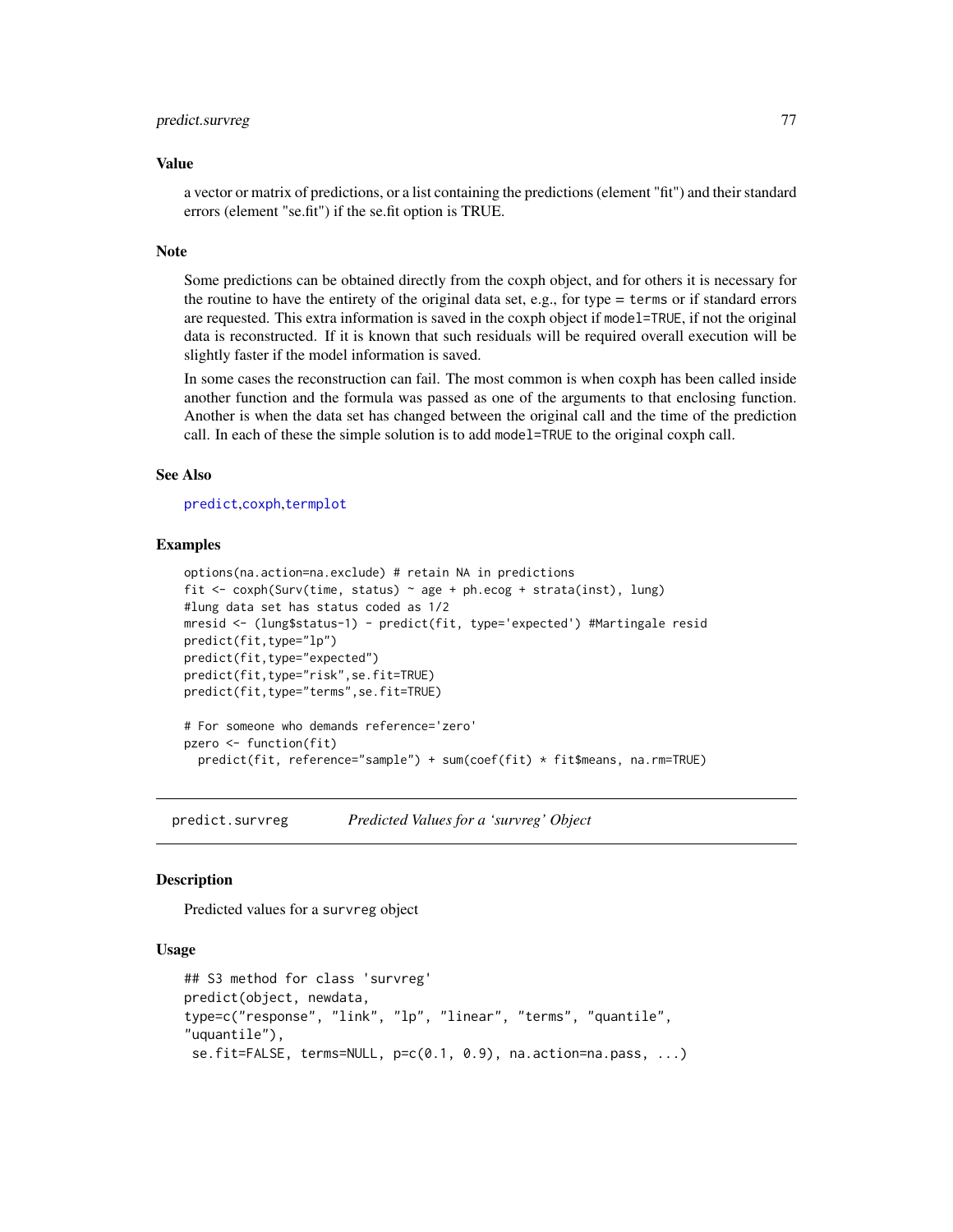### Value

a vector or matrix of predictions, or a list containing the predictions (element "fit") and their standard errors (element "se.fit") if the se.fit option is TRUE.

### Note

Some predictions can be obtained directly from the coxph object, and for others it is necessary for the routine to have the entirety of the original data set, e.g., for type = `terms` or if standard errors are requested. This extra information is saved in the coxph object if `model=TRUE`, if not the original data is reconstructed. If it is known that such residuals will be required overall execution will be slightly faster if the model information is saved.

In some cases the reconstruction can fail. The most common is when coxph has been called inside another function and the formula was passed as one of the arguments to that enclosing function. Another is when the data set has changed between the original call and the time of the prediction call. In each of these the simple solution is to add `model=TRUE` to the original coxph call.

### See Also

`predict`, `coxph`, `termplot`

### Examples

```
options(na.action=na.exclude) # retain NA in predictions
fit <- coxph(Surv(time, status) ~ age + ph.ecog + strata(inst), lung)
#lung data set has status coded as 1/2
mresid <- (lung$status-1) - predict(fit, type='expected') #Martingale resid
predict(fit,type="lp")
predict(fit,type="expected")
predict(fit,type="risk",se.fit=TRUE)
predict(fit,type="terms",se.fit=TRUE)

# For someone who demands reference='zero'
pzero <- function(fit)
  predict(fit, reference="sample") + sum(coef(fit) * fit$means, na.rm=TRUE)
```

---

## predict.survreg — *Predicted Values for a 'survreg' Object*

### Description

Predicted values for a `survreg` object

### Usage

```
## S3 method for class 'survreg'
predict(object, newdata,
type=c("response", "link", "lp", "linear", "terms", "quantile",
"uquantile"),
 se.fit=FALSE, terms=NULL, p=c(0.1, 0.9), na.action=na.pass, ...)
```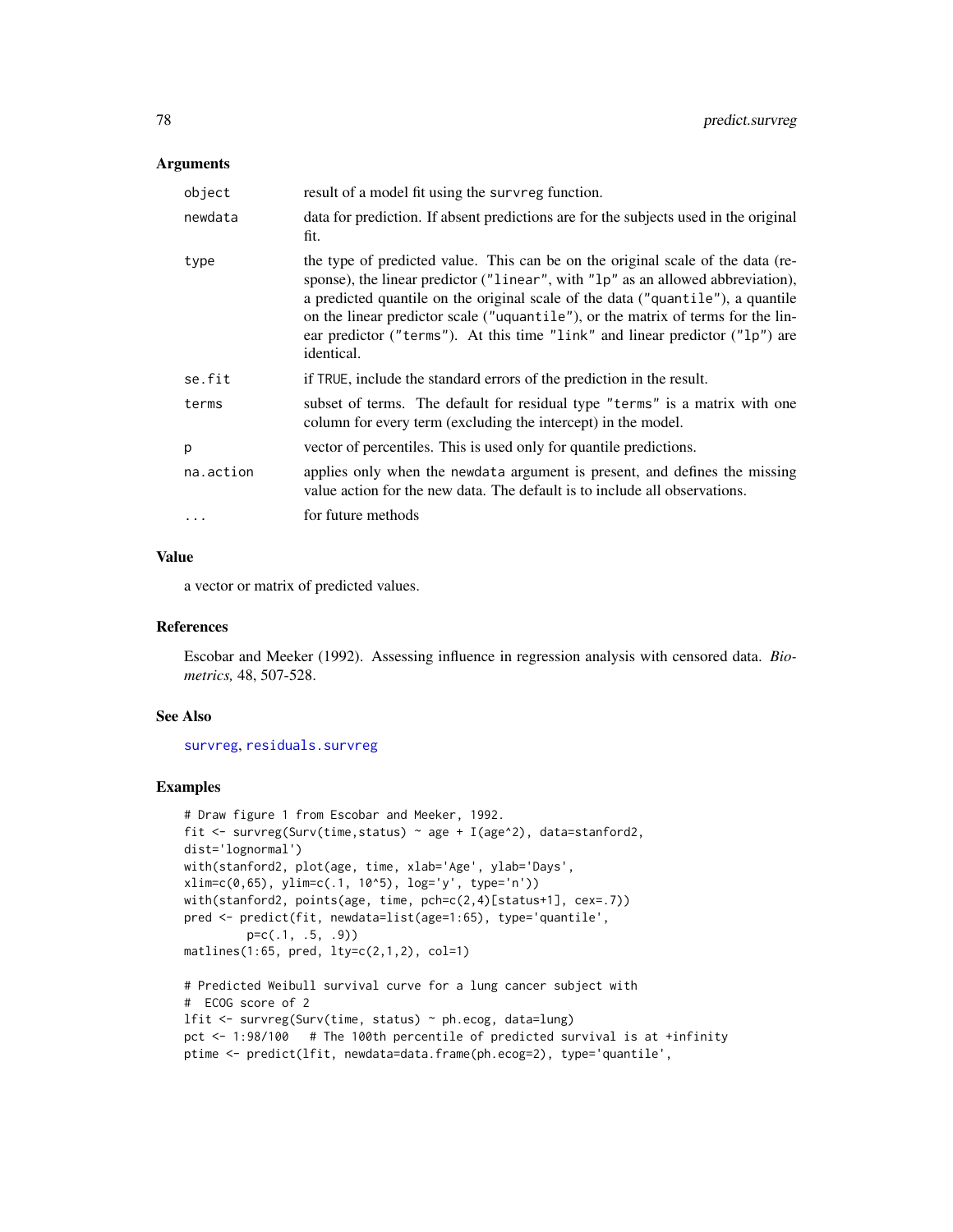## Arguments

| | |
|---|---|
| object | result of a model fit using the survreg function. |
| newdata | data for prediction. If absent predictions are for the subjects used in the original fit. |
| type | the type of predicted value. This can be on the original scale of the data (response), the linear predictor ("linear", with "lp" as an allowed abbreviation), a predicted quantile on the original scale of the data ("quantile"), a quantile on the linear predictor scale ("uquantile"), or the matrix of terms for the linear predictor ("terms"). At this time "link" and linear predictor ("lp") are identical. |
| se.fit | if TRUE, include the standard errors of the prediction in the result. |
| terms | subset of terms. The default for residual type "terms" is a matrix with one column for every term (excluding the intercept) in the model. |
| p | vector of percentiles. This is used only for quantile predictions. |
| na.action | applies only when the newdata argument is present, and defines the missing value action for the new data. The default is to include all observations. |
| ... | for future methods |

## Value

a vector or matrix of predicted values.

## References

Escobar and Meeker (1992). Assessing influence in regression analysis with censored data. *Biometrics,* 48, 507-528.

## See Also

survreg, residuals.survreg

## Examples

```
# Draw figure 1 from Escobar and Meeker, 1992.
fit <- survreg(Surv(time,status) ~ age + I(age^2), data=stanford2,
dist='lognormal')
with(stanford2, plot(age, time, xlab='Age', ylab='Days',
xlim=c(0,65), ylim=c(.1, 10^5), log='y', type='n'))
with(stanford2, points(age, time, pch=c(2,4)[status+1], cex=.7))
pred <- predict(fit, newdata=list(age=1:65), type='quantile',
         p=c(.1, .5, .9))
matlines(1:65, pred, lty=c(2,1,2), col=1)

# Predicted Weibull survival curve for a lung cancer subject with
#  ECOG score of 2
lfit <- survreg(Surv(time, status) ~ ph.ecog, data=lung)
pct <- 1:98/100   # The 100th percentile of predicted survival is at +infinity
ptime <- predict(lfit, newdata=data.frame(ph.ecog=2), type='quantile',
```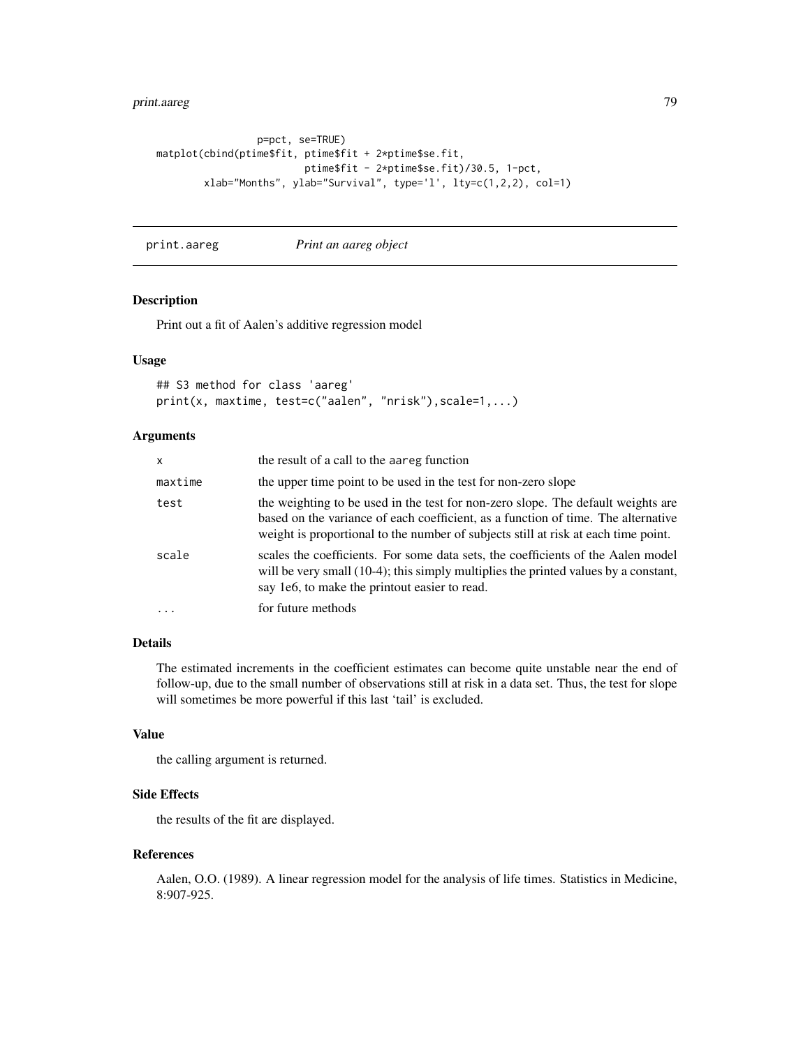```
                  p=pct, se=TRUE)
matplot(cbind(ptime$fit, ptime$fit + 2*ptime$se.fit,
                         ptime$fit - 2*ptime$se.fit)/30.5, 1-pct,
        xlab="Months", ylab="Survival", type='l', lty=c(1,2,2), col=1)
```

## print.aareg    *Print an aareg object*

### Description

Print out a fit of Aalen's additive regression model

### Usage

```
## S3 method for class 'aareg'
print(x, maxtime, test=c("aalen", "nrisk"),scale=1,...)
```

### Arguments

| | |
|---|---|
| x | the result of a call to the aareg function |
| maxtime | the upper time point to be used in the test for non-zero slope |
| test | the weighting to be used in the test for non-zero slope. The default weights are based on the variance of each coefficient, as a function of time. The alternative weight is proportional to the number of subjects still at risk at each time point. |
| scale | scales the coefficients. For some data sets, the coefficients of the Aalen model will be very small (10-4); this simply multiplies the printed values by a constant, say 1e6, to make the printout easier to read. |
| ... | for future methods |

### Details

The estimated increments in the coefficient estimates can become quite unstable near the end of follow-up, due to the small number of observations still at risk in a data set. Thus, the test for slope will sometimes be more powerful if this last 'tail' is excluded.

### Value

the calling argument is returned.

### Side Effects

the results of the fit are displayed.

### References

Aalen, O.O. (1989). A linear regression model for the analysis of life times. Statistics in Medicine, 8:907-925.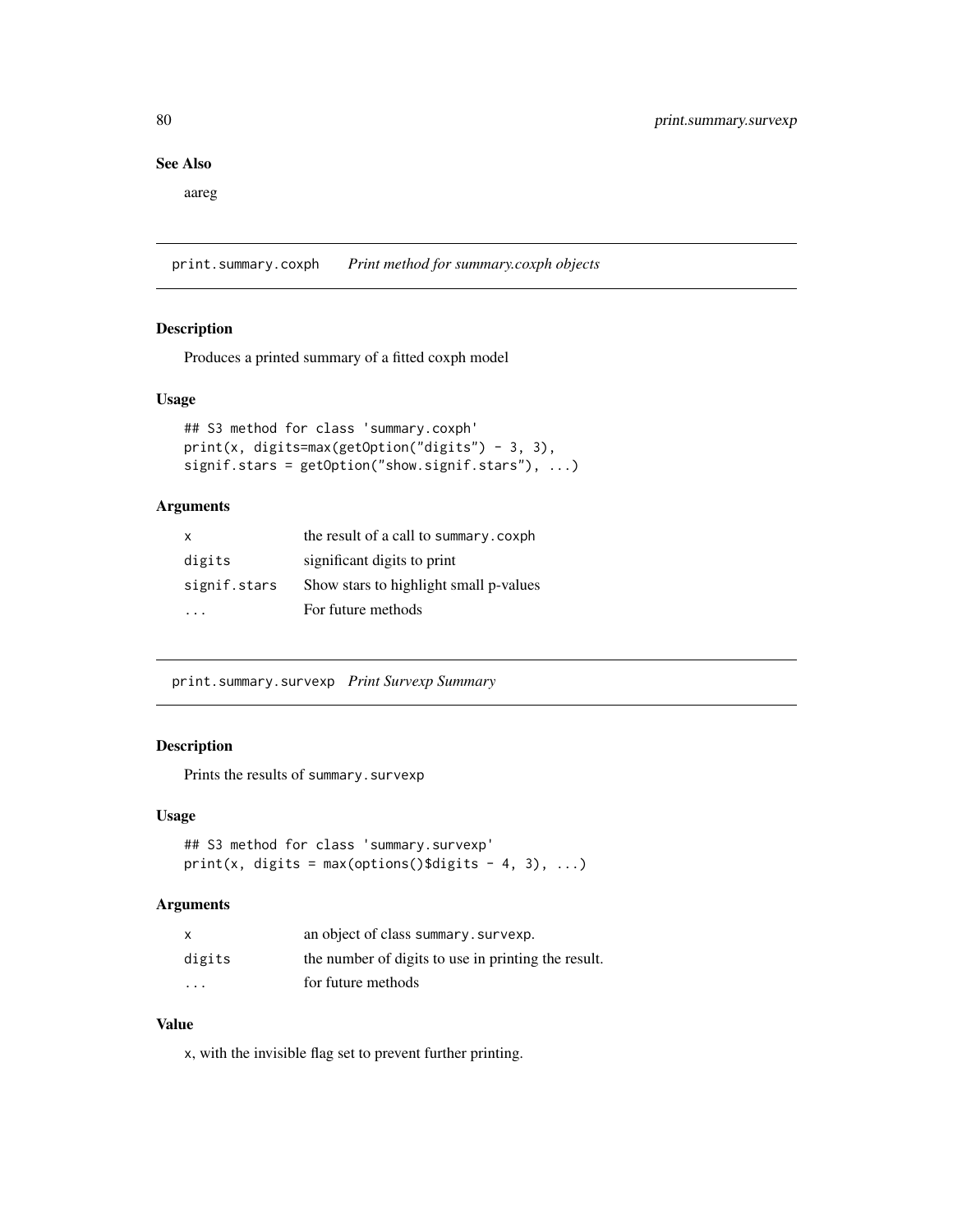### See Also

aareg

## print.summary.coxph *Print method for summary.coxph objects*

### Description

Produces a printed summary of a fitted coxph model

### Usage

```
## S3 method for class 'summary.coxph'
print(x, digits=max(getOption("digits") - 3, 3),
signif.stars = getOption("show.signif.stars"), ...)
```

### Arguments

| | |
|---|---|
| `x` | the result of a call to `summary.coxph` |
| `digits` | significant digits to print |
| `signif.stars` | Show stars to highlight small p-values |
| `...` | For future methods |

## print.summary.survexp *Print Survexp Summary*

### Description

Prints the results of `summary.survexp`

### Usage

```
## S3 method for class 'summary.survexp'
print(x, digits = max(options()$digits - 4, 3), ...)
```

### Arguments

| | |
|---|---|
| `x` | an object of class `summary.survexp`. |
| `digits` | the number of digits to use in printing the result. |
| `...` | for future methods |

### Value

`x`, with the invisible flag set to prevent further printing.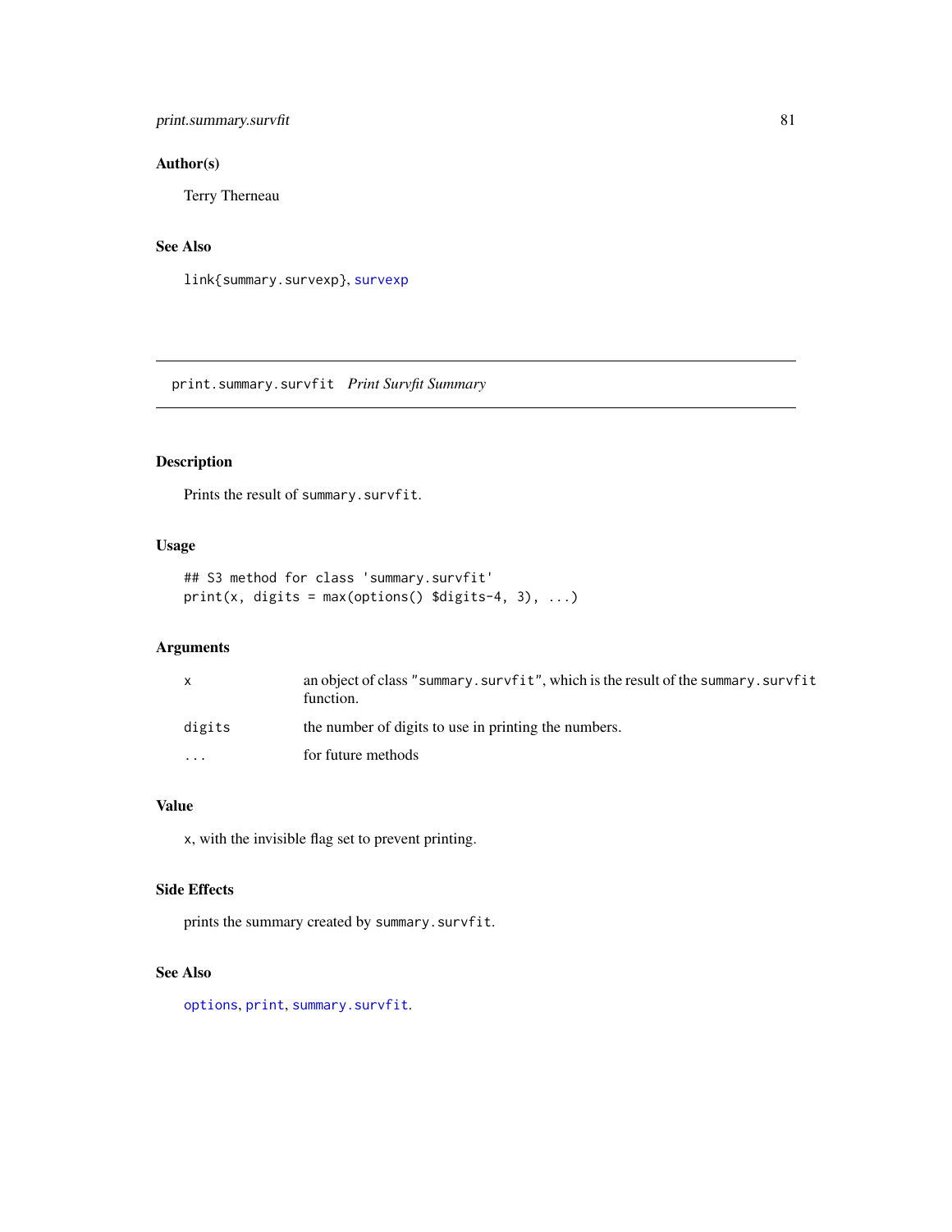## Author(s)

Terry Therneau

## See Also

link{summary.survexp}, survexp

---

# print.summary.survfit *Print Survfit Summary*

## Description

Prints the result of summary.survfit.

## Usage

```
## S3 method for class 'summary.survfit'
print(x, digits = max(options() $digits-4, 3), ...)
```

## Arguments

| | |
|---|---|
| x | an object of class "summary.survfit", which is the result of the summary.survfit function. |
| digits | the number of digits to use in printing the numbers. |
| ... | for future methods |

## Value

x, with the invisible flag set to prevent printing.

## Side Effects

prints the summary created by summary.survfit.

## See Also

options, print, summary.survfit.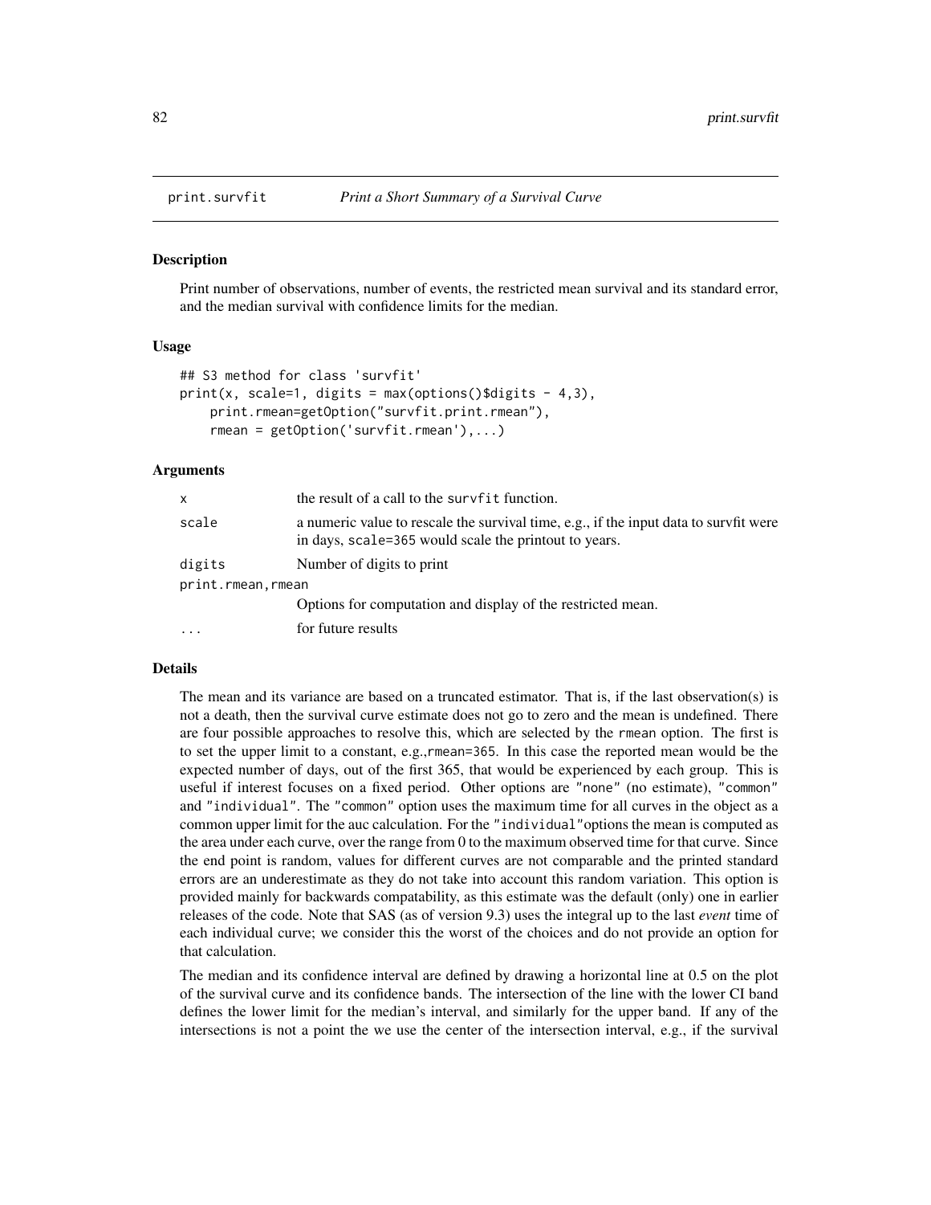## print.survfit — *Print a Short Summary of a Survival Curve*

### Description

Print number of observations, number of events, the restricted mean survival and its standard error, and the median survival with confidence limits for the median.

### Usage

```
## S3 method for class 'survfit'
print(x, scale=1, digits = max(options()$digits - 4,3),
    print.rmean=getOption("survfit.print.rmean"),
    rmean = getOption('survfit.rmean'),...)
```

### Arguments

| | |
|---|---|
| `x` | the result of a call to the `survfit` function. |
| `scale` | a numeric value to rescale the survival time, e.g., if the input data to survfit were in days, `scale=365` would scale the printout to years. |
| `digits` | Number of digits to print |
| `print.rmean,rmean` | Options for computation and display of the restricted mean. |
| `...` | for future results |

### Details

The mean and its variance are based on a truncated estimator. That is, if the last observation(s) is not a death, then the survival curve estimate does not go to zero and the mean is undefined. There are four possible approaches to resolve this, which are selected by the `rmean` option. The first is to set the upper limit to a constant, e.g.,`rmean=365`. In this case the reported mean would be the expected number of days, out of the first 365, that would be experienced by each group. This is useful if interest focuses on a fixed period. Other options are `"none"` (no estimate), `"common"` and `"individual"`. The `"common"` option uses the maximum time for all curves in the object as a common upper limit for the auc calculation. For the `"individual"`options the mean is computed as the area under each curve, over the range from 0 to the maximum observed time for that curve. Since the end point is random, values for different curves are not comparable and the printed standard errors are an underestimate as they do not take into account this random variation. This option is provided mainly for backwards compatability, as this estimate was the default (only) one in earlier releases of the code. Note that SAS (as of version 9.3) uses the integral up to the last *event* time of each individual curve; we consider this the worst of the choices and do not provide an option for that calculation.

The median and its confidence interval are defined by drawing a horizontal line at 0.5 on the plot of the survival curve and its confidence bands. The intersection of the line with the lower CI band defines the lower limit for the median's interval, and similarly for the upper band. If any of the intersections is not a point the we use the center of the intersection interval, e.g., if the survival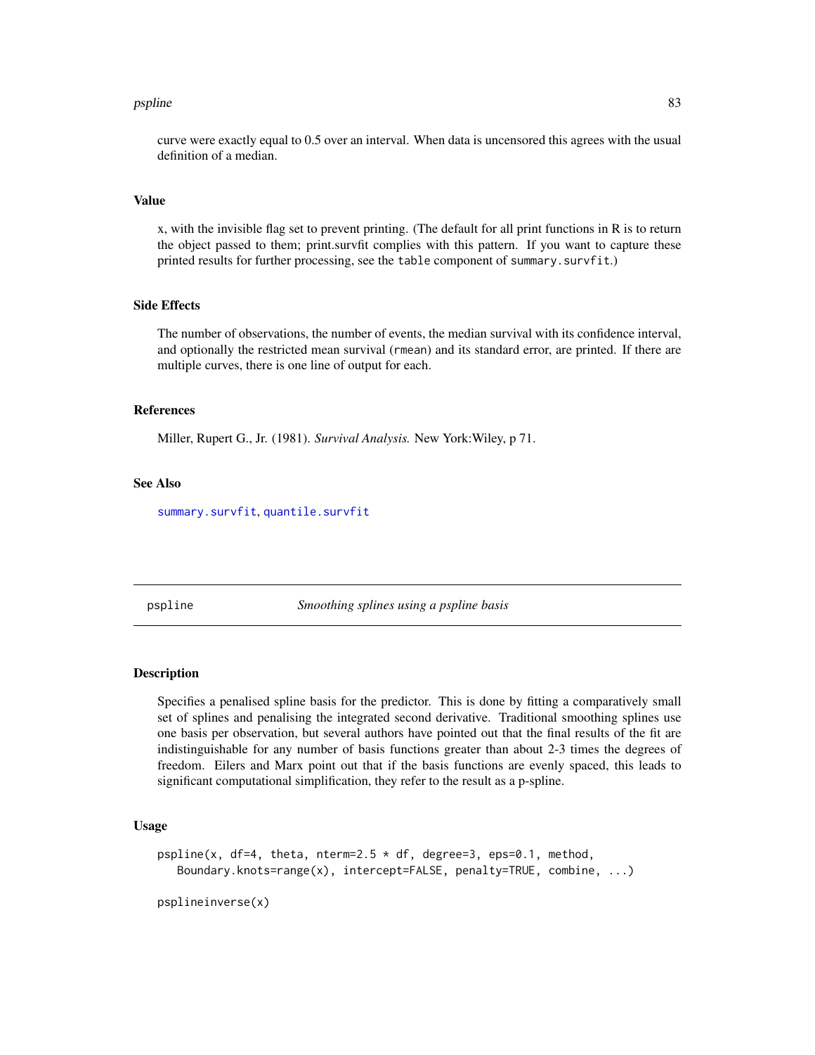curve were exactly equal to 0.5 over an interval. When data is uncensored this agrees with the usual definition of a median.

### Value

x, with the invisible flag set to prevent printing. (The default for all print functions in R is to return the object passed to them; print.survfit complies with this pattern. If you want to capture these printed results for further processing, see the `table` component of `summary.survfit`.)

### Side Effects

The number of observations, the number of events, the median survival with its confidence interval, and optionally the restricted mean survival (`rmean`) and its standard error, are printed. If there are multiple curves, there is one line of output for each.

### References

Miller, Rupert G., Jr. (1981). *Survival Analysis.* New York:Wiley, p 71.

### See Also

`summary.survfit`, `quantile.survfit`

---

## pspline — *Smoothing splines using a pspline basis*

### Description

Specifies a penalised spline basis for the predictor. This is done by fitting a comparatively small set of splines and penalising the integrated second derivative. Traditional smoothing splines use one basis per observation, but several authors have pointed out that the final results of the fit are indistinguishable for any number of basis functions greater than about 2-3 times the degrees of freedom. Eilers and Marx point out that if the basis functions are evenly spaced, this leads to significant computational simplification, they refer to the result as a p-spline.

### Usage

```
pspline(x, df=4, theta, nterm=2.5 * df, degree=3, eps=0.1, method,
   Boundary.knots=range(x), intercept=FALSE, penalty=TRUE, combine, ...)

psplineinverse(x)
```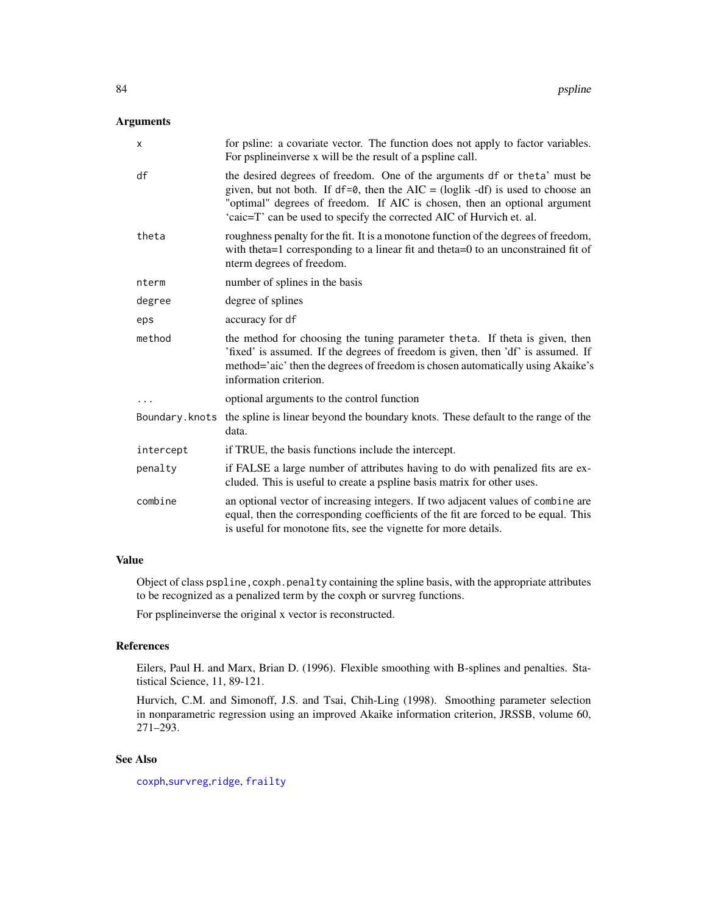## Arguments

| | |
|---|---|
| `x` | for pspline: a covariate vector. The function does not apply to factor variables. For psplineinverse x will be the result of a pspline call. |
| `df` | the desired degrees of freedom. One of the arguments `df` or `theta`' must be given, but not both. If `df=0`, then the AIC = (loglik -df) is used to choose an "optimal" degrees of freedom. If AIC is chosen, then an optional argument 'caic=T' can be used to specify the corrected AIC of Hurvich et. al. |
| `theta` | roughness penalty for the fit. It is a monotone function of the degrees of freedom, with theta=1 corresponding to a linear fit and theta=0 to an unconstrained fit of nterm degrees of freedom. |
| `nterm` | number of splines in the basis |
| `degree` | degree of splines |
| `eps` | accuracy for `df` |
| `method` | the method for choosing the tuning parameter `theta`. If theta is given, then 'fixed' is assumed. If the degrees of freedom is given, then 'df' is assumed. If method='aic' then the degrees of freedom is chosen automatically using Akaike's information criterion. |
| `...` | optional arguments to the control function |
| `Boundary.knots` | the spline is linear beyond the boundary knots. These default to the range of the data. |
| `intercept` | if TRUE, the basis functions include the intercept. |
| `penalty` | if FALSE a large number of attributes having to do with penalized fits are excluded. This is useful to create a pspline basis matrix for other uses. |
| `combine` | an optional vector of increasing integers. If two adjacent values of `combine` are equal, then the corresponding coefficients of the fit are forced to be equal. This is useful for monotone fits, see the vignette for more details. |

## Value

Object of class `pspline,coxph.penalty` containing the spline basis, with the appropriate attributes to be recognized as a penalized term by the coxph or survreg functions.

For psplineinverse the original x vector is reconstructed.

## References

Eilers, Paul H. and Marx, Brian D. (1996). Flexible smoothing with B-splines and penalties. Statistical Science, 11, 89-121.

Hurvich, C.M. and Simonoff, J.S. and Tsai, Chih-Ling (1998). Smoothing parameter selection in nonparametric regression using an improved Akaike information criterion, JRSSB, volume 60, 271–293.

## See Also

`coxph`,`survreg`,`ridge`, `frailty`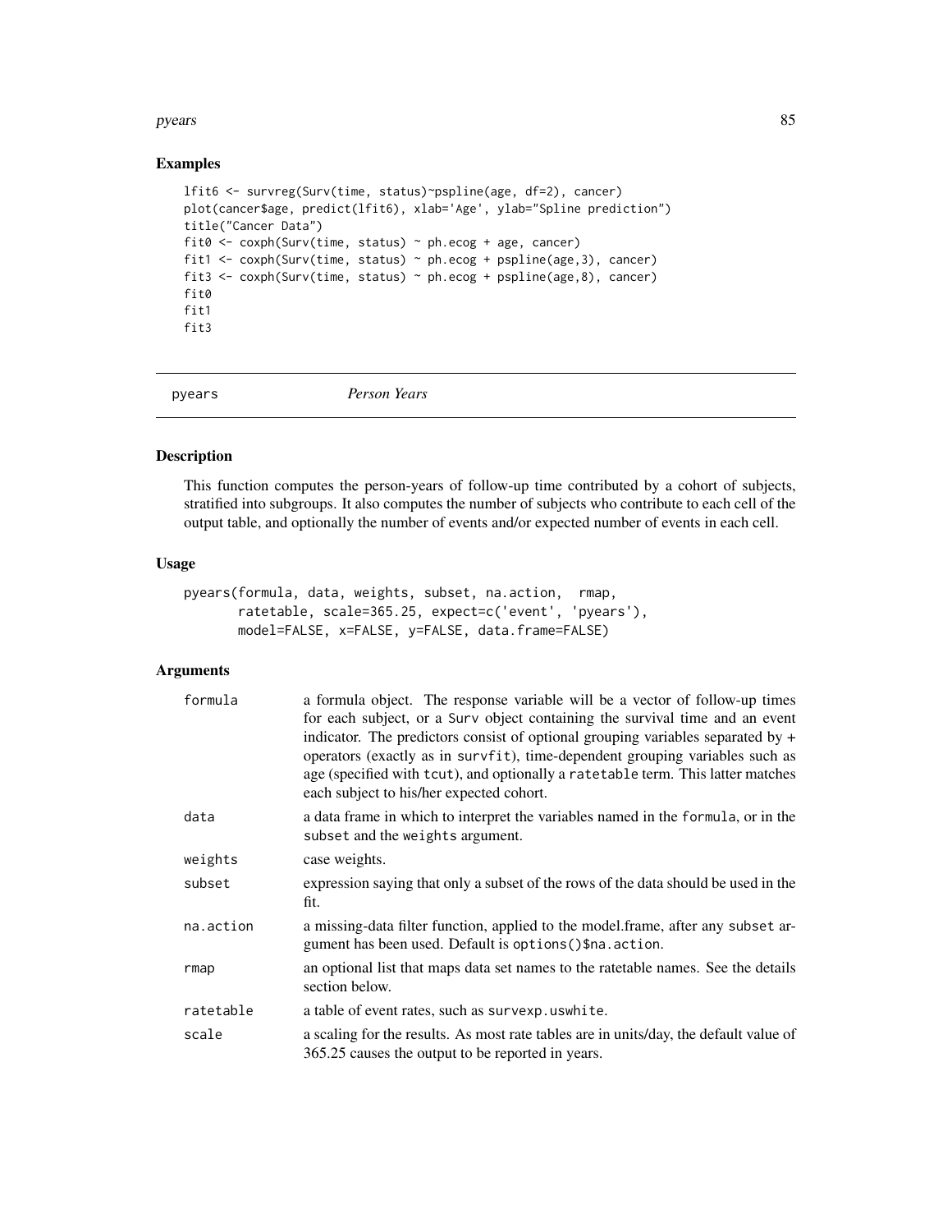## Examples

```
lfit6 <- survreg(Surv(time, status)~pspline(age, df=2), cancer)
plot(cancer$age, predict(lfit6), xlab='Age', ylab="Spline prediction")
title("Cancer Data")
fit0 <- coxph(Surv(time, status) ~ ph.ecog + age, cancer)
fit1 <- coxph(Surv(time, status) ~ ph.ecog + pspline(age,3), cancer)
fit3 <- coxph(Surv(time, status) ~ ph.ecog + pspline(age,8), cancer)
fit0
fit1
fit3
```

---

# pyears *Person Years*

---

## Description

This function computes the person-years of follow-up time contributed by a cohort of subjects, stratified into subgroups. It also computes the number of subjects who contribute to each cell of the output table, and optionally the number of events and/or expected number of events in each cell.

## Usage

```
pyears(formula, data, weights, subset, na.action,  rmap,
       ratetable, scale=365.25, expect=c('event', 'pyears'),
       model=FALSE, x=FALSE, y=FALSE, data.frame=FALSE)
```

## Arguments

| | |
|---|---|
| formula | a formula object. The response variable will be a vector of follow-up times for each subject, or a Surv object containing the survival time and an event indicator. The predictors consist of optional grouping variables separated by + operators (exactly as in survfit), time-dependent grouping variables such as age (specified with tcut), and optionally a ratetable term. This latter matches each subject to his/her expected cohort. |
| data | a data frame in which to interpret the variables named in the formula, or in the subset and the weights argument. |
| weights | case weights. |
| subset | expression saying that only a subset of the rows of the data should be used in the fit. |
| na.action | a missing-data filter function, applied to the model.frame, after any subset argument has been used. Default is options()$na.action. |
| rmap | an optional list that maps data set names to the ratetable names. See the details section below. |
| ratetable | a table of event rates, such as survexp.uswhite. |
| scale | a scaling for the results. As most rate tables are in units/day, the default value of 365.25 causes the output to be reported in years. |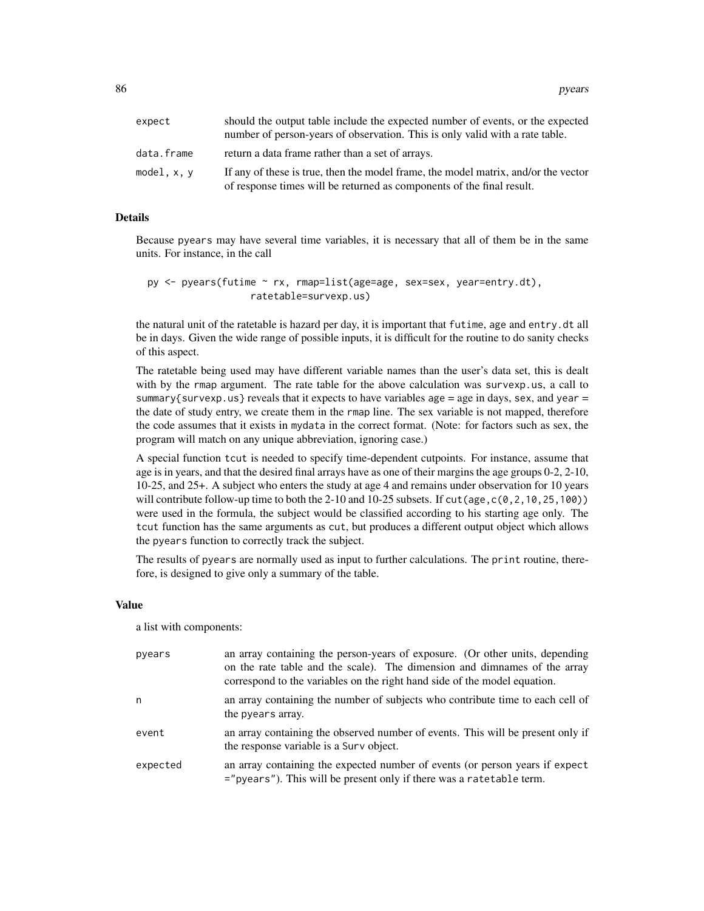| | |
|---|---|
| expect | should the output table include the expected number of events, or the expected number of person-years of observation. This is only valid with a rate table. |
| data.frame | return a data frame rather than a set of arrays. |
| model, x, y | If any of these is true, then the model frame, the model matrix, and/or the vector of response times will be returned as components of the final result. |

## Details

Because pyears may have several time variables, it is necessary that all of them be in the same units. For instance, in the call

```
py <- pyears(futime ~ rx, rmap=list(age=age, sex=sex, year=entry.dt),
                  ratetable=survexp.us)
```

the natural unit of the ratetable is hazard per day, it is important that futime, age and entry.dt all be in days. Given the wide range of possible inputs, it is difficult for the routine to do sanity checks of this aspect.

The ratetable being used may have different variable names than the user's data set, this is dealt with by the rmap argument. The rate table for the above calculation was survexp.us, a call to summary{survexp.us} reveals that it expects to have variables age = age in days, sex, and year = the date of study entry, we create them in the rmap line. The sex variable is not mapped, therefore the code assumes that it exists in mydata in the correct format. (Note: for factors such as sex, the program will match on any unique abbreviation, ignoring case.)

A special function tcut is needed to specify time-dependent cutpoints. For instance, assume that age is in years, and that the desired final arrays have as one of their margins the age groups 0-2, 2-10, 10-25, and 25+. A subject who enters the study at age 4 and remains under observation for 10 years will contribute follow-up time to both the 2-10 and 10-25 subsets. If cut(age,c(0,2,10,25,100)) were used in the formula, the subject would be classified according to his starting age only. The tcut function has the same arguments as cut, but produces a different output object which allows the pyears function to correctly track the subject.

The results of pyears are normally used as input to further calculations. The print routine, therefore, is designed to give only a summary of the table.

## Value

a list with components:

| | |
|---|---|
| pyears | an array containing the person-years of exposure. (Or other units, depending on the rate table and the scale). The dimension and dimnames of the array correspond to the variables on the right hand side of the model equation. |
| n | an array containing the number of subjects who contribute time to each cell of the pyears array. |
| event | an array containing the observed number of events. This will be present only if the response variable is a Surv object. |
| expected | an array containing the expected number of events (or person years if expect ="pyears"). This will be present only if there was a ratetable term. |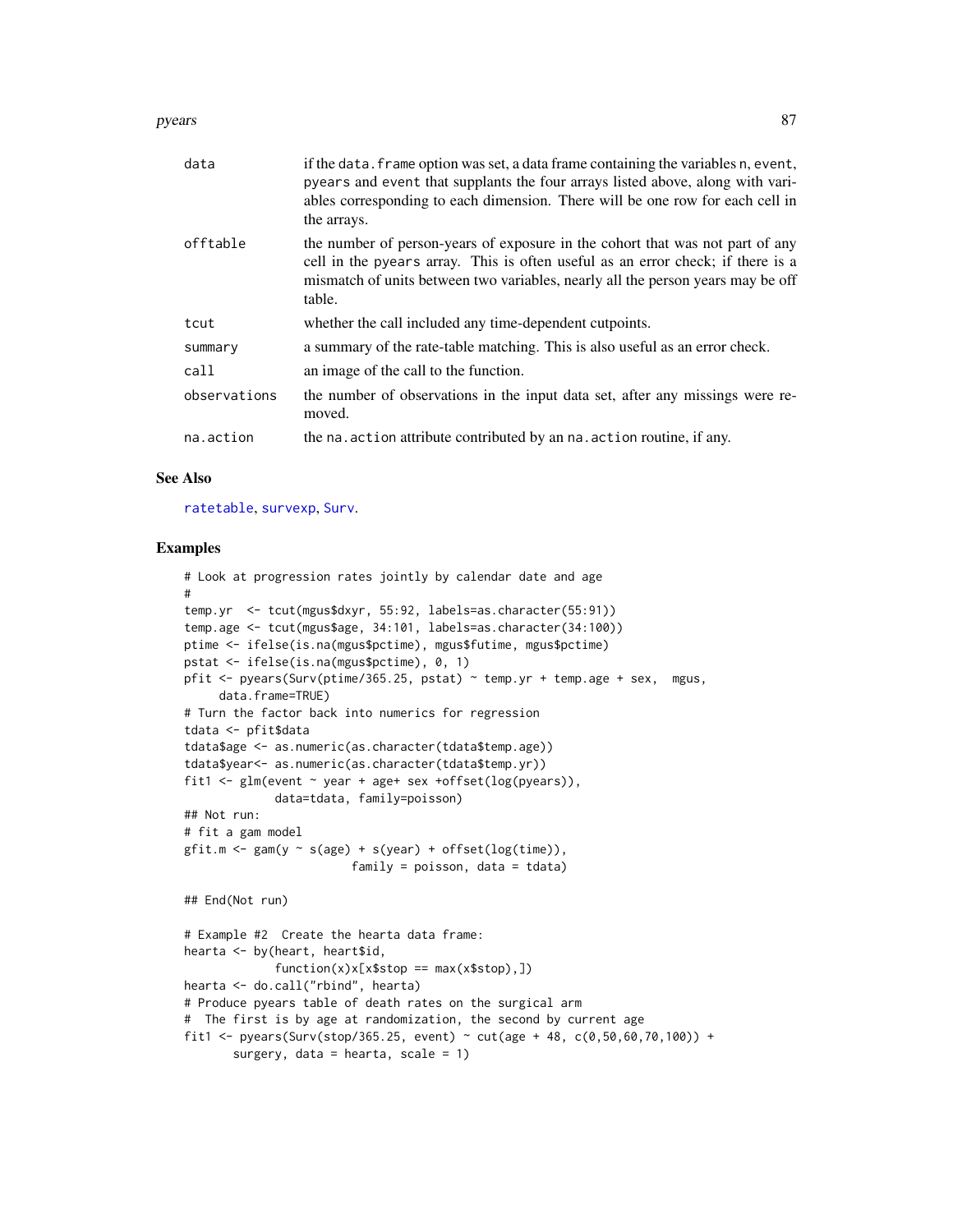| | |
|---|---|
| data | if the data.frame option was set, a data frame containing the variables n, event, pyears and event that supplants the four arrays listed above, along with variables corresponding to each dimension. There will be one row for each cell in the arrays. |
| offtable | the number of person-years of exposure in the cohort that was not part of any cell in the pyears array. This is often useful as an error check; if there is a mismatch of units between two variables, nearly all the person years may be off table. |
| tcut | whether the call included any time-dependent cutpoints. |
| summary | a summary of the rate-table matching. This is also useful as an error check. |
| call | an image of the call to the function. |
| observations | the number of observations in the input data set, after any missings were removed. |
| na.action | the na.action attribute contributed by an na.action routine, if any. |

## See Also

ratetable, survexp, Surv.

## Examples

```
# Look at progression rates jointly by calendar date and age
#
temp.yr  <- tcut(mgus$dxyr, 55:92, labels=as.character(55:91))
temp.age <- tcut(mgus$age, 34:101, labels=as.character(34:100))
ptime <- ifelse(is.na(mgus$pctime), mgus$futime, mgus$pctime)
pstat <- ifelse(is.na(mgus$pctime), 0, 1)
pfit <- pyears(Surv(ptime/365.25, pstat) ~ temp.yr + temp.age + sex,  mgus,
     data.frame=TRUE)
# Turn the factor back into numerics for regression
tdata <- pfit$data
tdata$age <- as.numeric(as.character(tdata$temp.age))
tdata$year<- as.numeric(as.character(tdata$temp.yr))
fit1 <- glm(event ~ year + age+ sex +offset(log(pyears)),
             data=tdata, family=poisson)
## Not run:
# fit a gam model
gfit.m <- gam(y ~ s(age) + s(year) + offset(log(time)),
                        family = poisson, data = tdata)

## End(Not run)

# Example #2  Create the hearta data frame:
hearta <- by(heart, heart$id,
             function(x)x[x$stop == max(x$stop),])
hearta <- do.call("rbind", hearta)
# Produce pyears table of death rates on the surgical arm
#  The first is by age at randomization, the second by current age
fit1 <- pyears(Surv(stop/365.25, event) ~ cut(age + 48, c(0,50,60,70,100)) +
       surgery, data = hearta, scale = 1)
```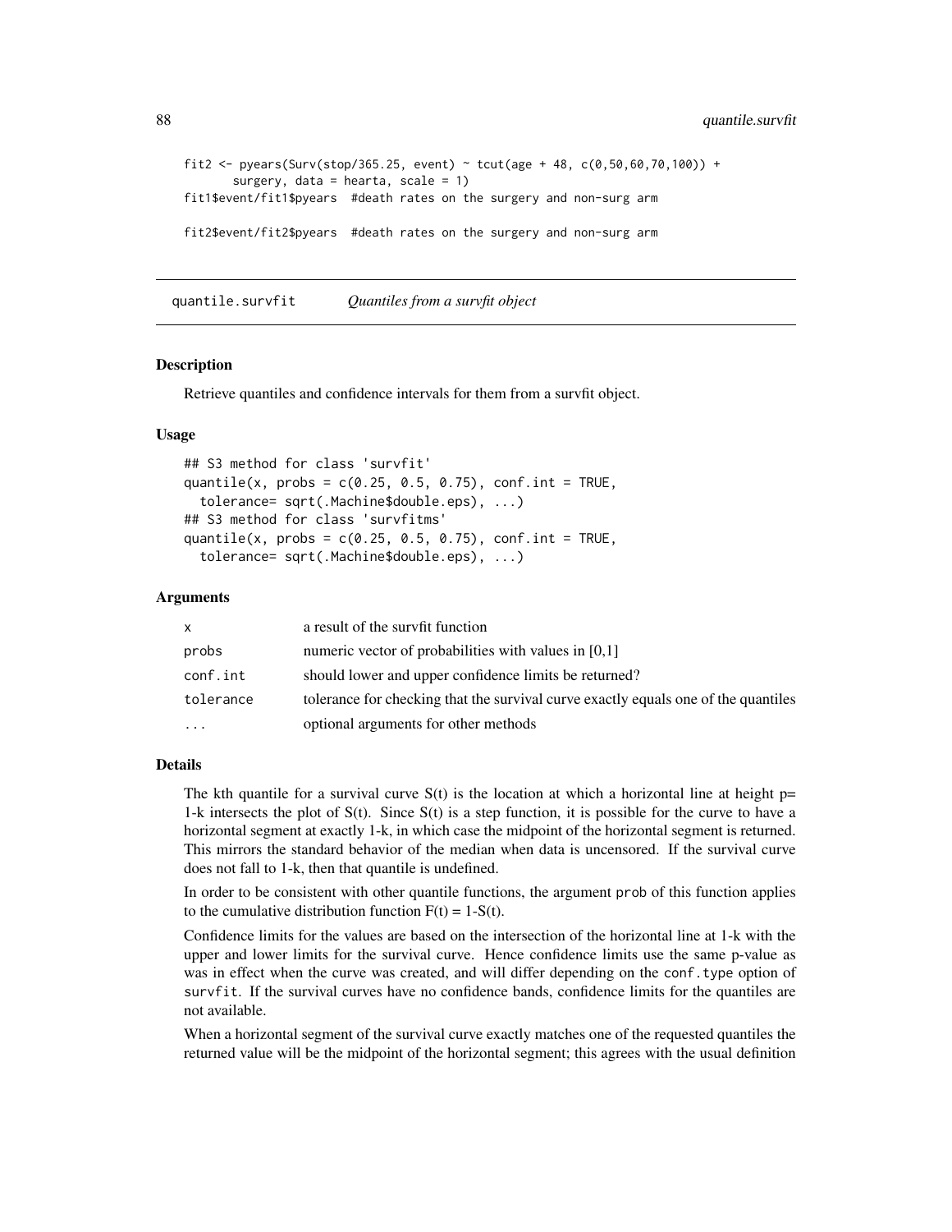```
fit2 <- pyears(Surv(stop/365.25, event) ~ tcut(age + 48, c(0,50,60,70,100)) +
       surgery, data = hearta, scale = 1)
fit1$event/fit1$pyears  #death rates on the surgery and non-surg arm

fit2$event/fit2$pyears  #death rates on the surgery and non-surg arm
```

## quantile.survfit — *Quantiles from a survfit object*

### Description

Retrieve quantiles and confidence intervals for them from a survfit object.

### Usage

```
## S3 method for class 'survfit'
quantile(x, probs = c(0.25, 0.5, 0.75), conf.int = TRUE,
  tolerance= sqrt(.Machine$double.eps), ...)
## S3 method for class 'survfitms'
quantile(x, probs = c(0.25, 0.5, 0.75), conf.int = TRUE,
  tolerance= sqrt(.Machine$double.eps), ...)
```

### Arguments

| | |
|---|---|
| `x` | a result of the survfit function |
| `probs` | numeric vector of probabilities with values in [0,1] |
| `conf.int` | should lower and upper confidence limits be returned? |
| `tolerance` | tolerance for checking that the survival curve exactly equals one of the quantiles |
| `...` | optional arguments for other methods |

### Details

The kth quantile for a survival curve S(t) is the location at which a horizontal line at height p= 1-k intersects the plot of S(t). Since S(t) is a step function, it is possible for the curve to have a horizontal segment at exactly 1-k, in which case the midpoint of the horizontal segment is returned. This mirrors the standard behavior of the median when data is uncensored. If the survival curve does not fall to 1-k, then that quantile is undefined.

In order to be consistent with other quantile functions, the argument `prob` of this function applies to the cumulative distribution function F(t) = 1-S(t).

Confidence limits for the values are based on the intersection of the horizontal line at 1-k with the upper and lower limits for the survival curve. Hence confidence limits use the same p-value as was in effect when the curve was created, and will differ depending on the `conf.type` option of `survfit`. If the survival curves have no confidence bands, confidence limits for the quantiles are not available.

When a horizontal segment of the survival curve exactly matches one of the requested quantiles the returned value will be the midpoint of the horizontal segment; this agrees with the usual definition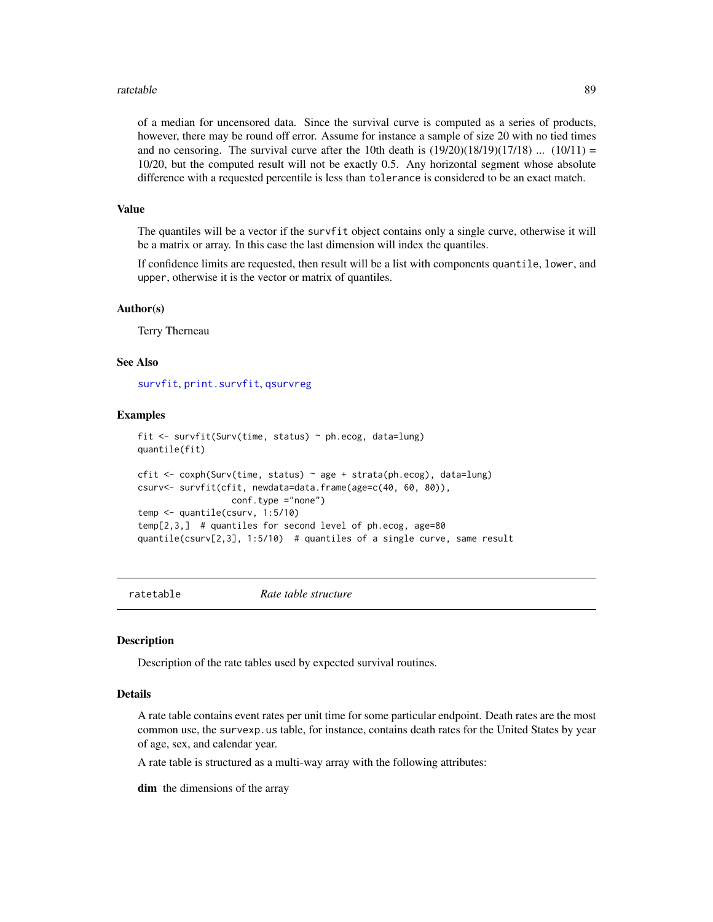of a median for uncensored data. Since the survival curve is computed as a series of products, however, there may be round off error. Assume for instance a sample of size 20 with no tied times and no censoring. The survival curve after the 10th death is (19/20)(18/19)(17/18) ... (10/11) = 10/20, but the computed result will not be exactly 0.5. Any horizontal segment whose absolute difference with a requested percentile is less than `tolerance` is considered to be an exact match.

### Value

The quantiles will be a vector if the `survfit` object contains only a single curve, otherwise it will be a matrix or array. In this case the last dimension will index the quantiles.

If confidence limits are requested, then result will be a list with components `quantile`, `lower`, and `upper`, otherwise it is the vector or matrix of quantiles.

### Author(s)

Terry Therneau

### See Also

`survfit`, `print.survfit`, `qsurvreg`

### Examples

```
fit <- survfit(Surv(time, status) ~ ph.ecog, data=lung)
quantile(fit)

cfit <- coxph(Surv(time, status) ~ age + strata(ph.ecog), data=lung)
csurv<- survfit(cfit, newdata=data.frame(age=c(40, 60, 80)),
                 conf.type ="none")
temp <- quantile(csurv, 1:5/10)
temp[2,3,]  # quantiles for second level of ph.ecog, age=80
quantile(csurv[2,3], 1:5/10)  # quantiles of a single curve, same result
```

---

## ratetable *Rate table structure*

---

### Description

Description of the rate tables used by expected survival routines.

### Details

A rate table contains event rates per unit time for some particular endpoint. Death rates are the most common use, the `survexp.us` table, for instance, contains death rates for the United States by year of age, sex, and calendar year.

A rate table is structured as a multi-way array with the following attributes:

**dim** the dimensions of the array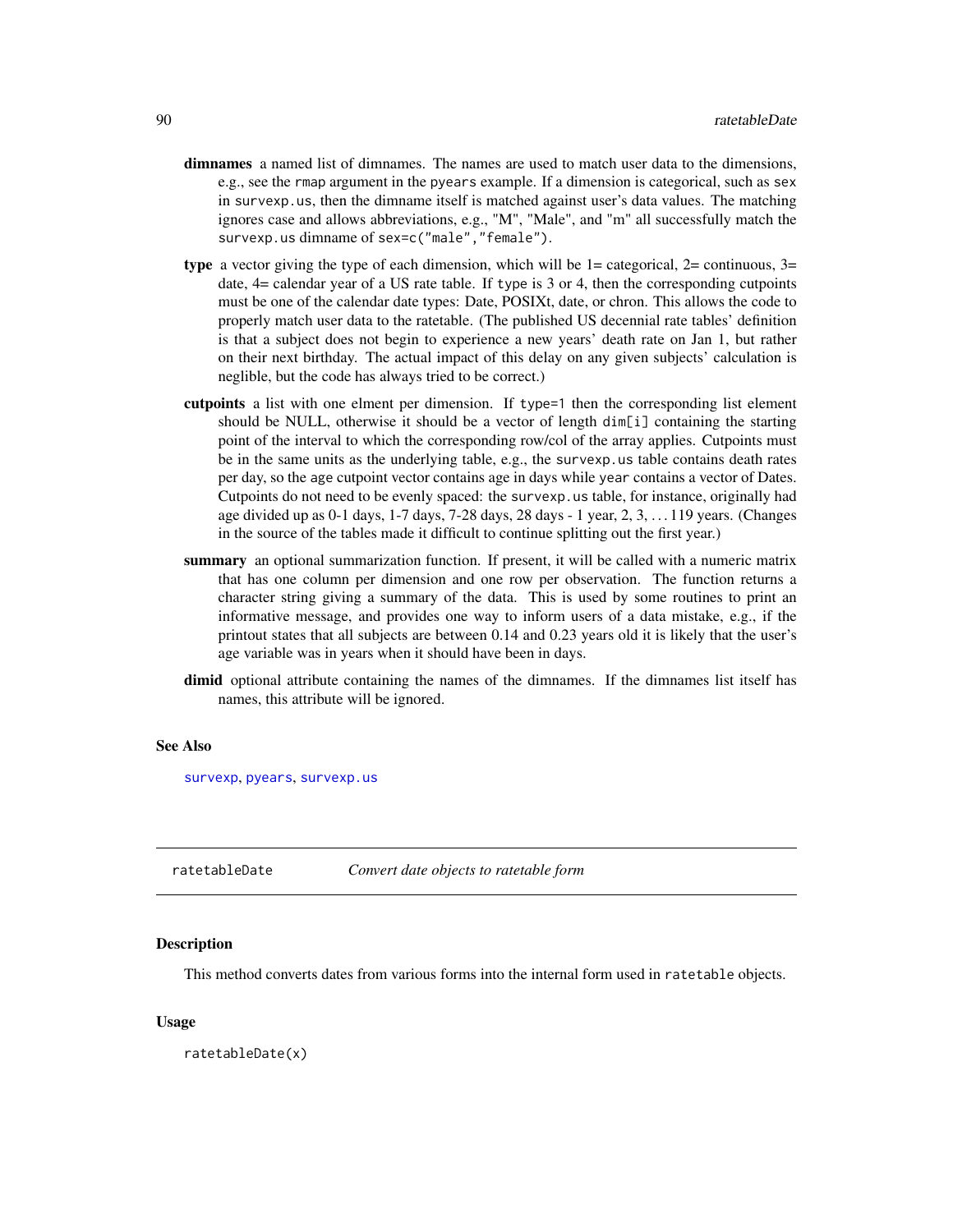**dimnames** a named list of dimnames. The names are used to match user data to the dimensions, e.g., see the `rmap` argument in the `pyears` example. If a dimension is categorical, such as `sex` in `survexp.us`, then the dimname itself is matched against user's data values. The matching ignores case and allows abbreviations, e.g., "M", "Male", and "m" all successfully match the `survexp.us` dimname of `sex=c("male","female")`.

**type** a vector giving the type of each dimension, which will be 1= categorical, 2= continuous, 3= date, 4= calendar year of a US rate table. If `type` is 3 or 4, then the corresponding cutpoints must be one of the calendar date types: Date, POSIXt, date, or chron. This allows the code to properly match user data to the ratetable. (The published US decennial rate tables' definition is that a subject does not begin to experience a new years' death rate on Jan 1, but rather on their next birthday. The actual impact of this delay on any given subjects' calculation is neglible, but the code has always tried to be correct.)

**cutpoints** a list with one elment per dimension. If `type=1` then the corresponding list element should be NULL, otherwise it should be a vector of length `dim[i]` containing the starting point of the interval to which the corresponding row/col of the array applies. Cutpoints must be in the same units as the underlying table, e.g., the `survexp.us` table contains death rates per day, so the `age` cutpoint vector contains age in days while `year` contains a vector of Dates. Cutpoints do not need to be evenly spaced: the `survexp.us` table, for instance, originally had age divided up as 0-1 days, 1-7 days, 7-28 days, 28 days - 1 year, 2, 3, ... 119 years. (Changes in the source of the tables made it difficult to continue splitting out the first year.)

**summary** an optional summarization function. If present, it will be called with a numeric matrix that has one column per dimension and one row per observation. The function returns a character string giving a summary of the data. This is used by some routines to print an informative message, and provides one way to inform users of a data mistake, e.g., if the printout states that all subjects are between 0.14 and 0.23 years old it is likely that the user's age variable was in years when it should have been in days.

**dimid** optional attribute containing the names of the dimnames. If the dimnames list itself has names, this attribute will be ignored.

### See Also

`survexp`, `pyears`, `survexp.us`

---

## ratetableDate — *Convert date objects to ratetable form*

### Description

This method converts dates from various forms into the internal form used in `ratetable` objects.

### Usage

```
ratetableDate(x)
```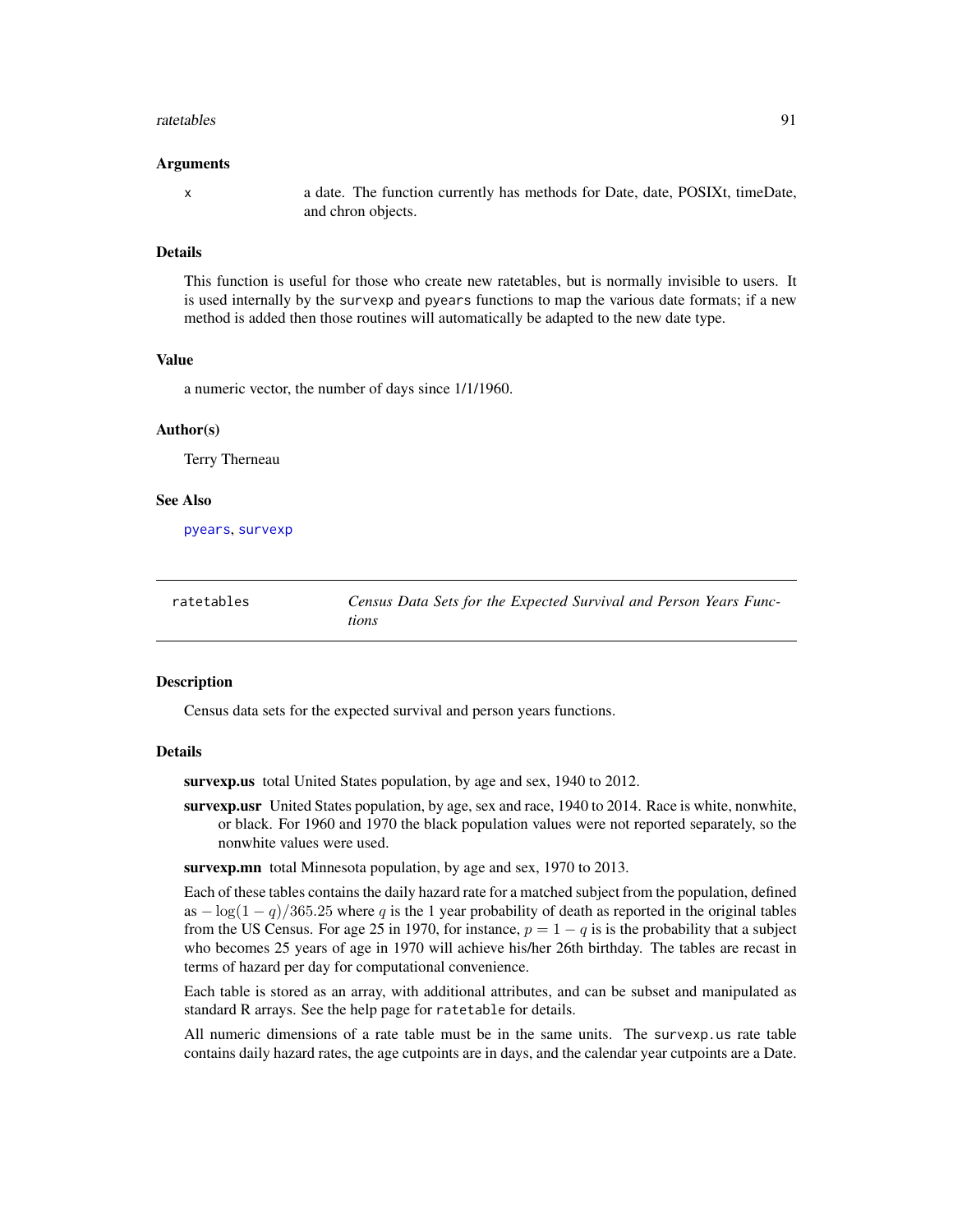## Arguments

x a date. The function currently has methods for Date, date, POSIXt, timeDate, and chron objects.

## Details

This function is useful for those who create new ratetables, but is normally invisible to users. It is used internally by the `survexp` and `pyears` functions to map the various date formats; if a new method is added then those routines will automatically be adapted to the new date type.

## Value

a numeric vector, the number of days since 1/1/1960.

## Author(s)

Terry Therneau

## See Also

`pyears`, `survexp`

---

# ratetables — *Census Data Sets for the Expected Survival and Person Years Functions*

---

## Description

Census data sets for the expected survival and person years functions.

## Details

**survexp.us** total United States population, by age and sex, 1940 to 2012.

**survexp.usr** United States population, by age, sex and race, 1940 to 2014. Race is white, nonwhite, or black. For 1960 and 1970 the black population values were not reported separately, so the nonwhite values were used.

**survexp.mn** total Minnesota population, by age and sex, 1970 to 2013.

Each of these tables contains the daily hazard rate for a matched subject from the population, defined as $-\log(1-q)/365.25$ where $q$ is the 1 year probability of death as reported in the original tables from the US Census. For age 25 in 1970, for instance, $p = 1 - q$ is is the probability that a subject who becomes 25 years of age in 1970 will achieve his/her 26th birthday. The tables are recast in terms of hazard per day for computational convenience.

Each table is stored as an array, with additional attributes, and can be subset and manipulated as standard R arrays. See the help page for `ratetable` for details.

All numeric dimensions of a rate table must be in the same units. The `survexp.us` rate table contains daily hazard rates, the age cutpoints are in days, and the calendar year cutpoints are a Date.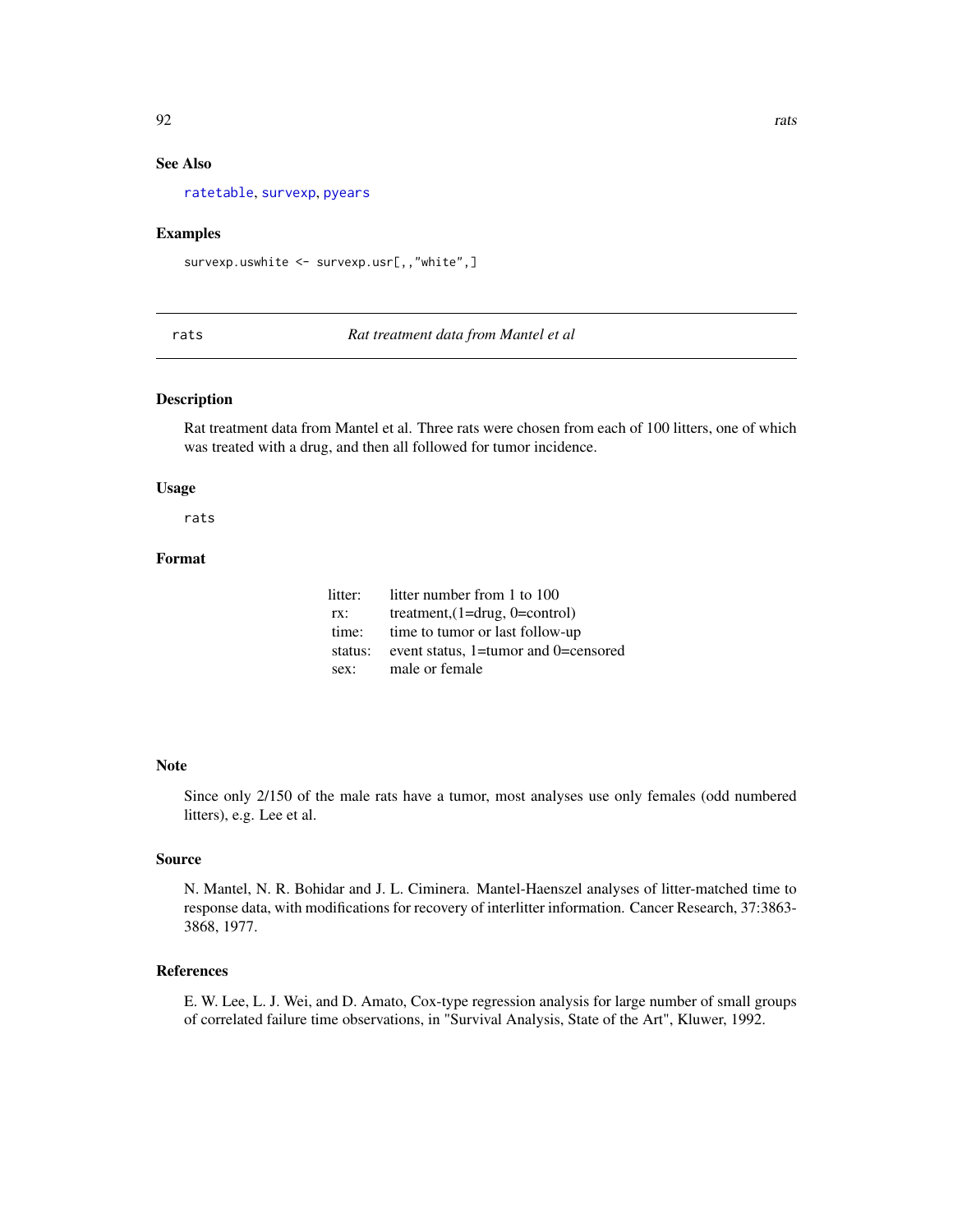### See Also

ratetable, survexp, pyears

### Examples

```
survexp.uswhite <- survexp.usr[,,"white",]
```

---

## rats — *Rat treatment data from Mantel et al*

### Description

Rat treatment data from Mantel et al. Three rats were chosen from each of 100 litters, one of which was treated with a drug, and then all followed for tumor incidence.

### Usage

```
rats
```

### Format

| | |
|---|---|
| litter: | litter number from 1 to 100 |
| rx: | treatment,(1=drug, 0=control) |
| time: | time to tumor or last follow-up |
| status: | event status, 1=tumor and 0=censored |
| sex: | male or female |

### Note

Since only 2/150 of the male rats have a tumor, most analyses use only females (odd numbered litters), e.g. Lee et al.

### Source

N. Mantel, N. R. Bohidar and J. L. Ciminera. Mantel-Haenszel analyses of litter-matched time to response data, with modifications for recovery of interlitter information. Cancer Research, 37:3863-3868, 1977.

### References

E. W. Lee, L. J. Wei, and D. Amato, Cox-type regression analysis for large number of small groups of correlated failure time observations, in "Survival Analysis, State of the Art", Kluwer, 1992.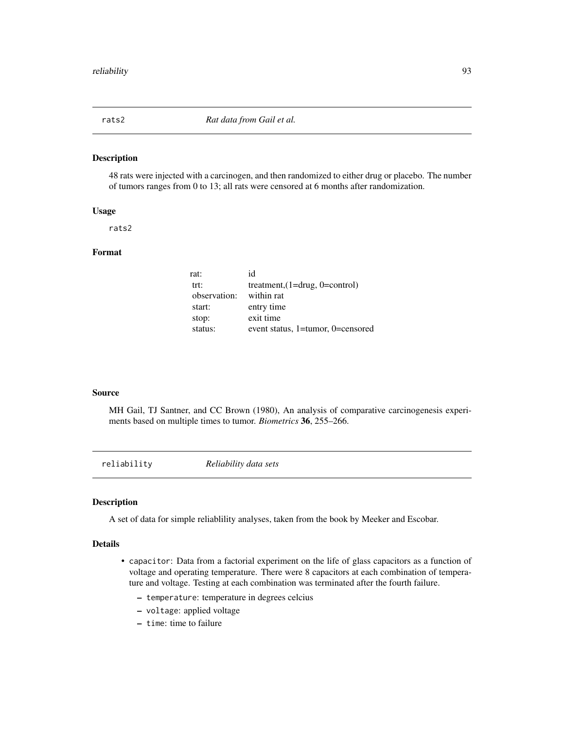## rats2 *Rat data from Gail et al.*

### Description

48 rats were injected with a carcinogen, and then randomized to either drug or placebo. The number of tumors ranges from 0 to 13; all rats were censored at 6 months after randomization.

### Usage

```
rats2
```

### Format

| | |
|---|---|
| rat: | id |
| trt: | treatment,(1=drug, 0=control) |
| observation: | within rat |
| start: | entry time |
| stop: | exit time |
| status: | event status, 1=tumor, 0=censored |

### Source

MH Gail, TJ Santner, and CC Brown (1980), An analysis of comparative carcinogenesis experiments based on multiple times to tumor. *Biometrics* **36**, 255–266.

## reliability *Reliability data sets*

### Description

A set of data for simple reliablility analyses, taken from the book by Meeker and Escobar.

### Details

- `capacitor`: Data from a factorial experiment on the life of glass capacitors as a function of voltage and operating temperature. There were 8 capacitors at each combination of temperature and voltage. Testing at each combination was terminated after the fourth failure.
  - `temperature`: temperature in degrees celcius
  - `voltage`: applied voltage
  - `time`: time to failure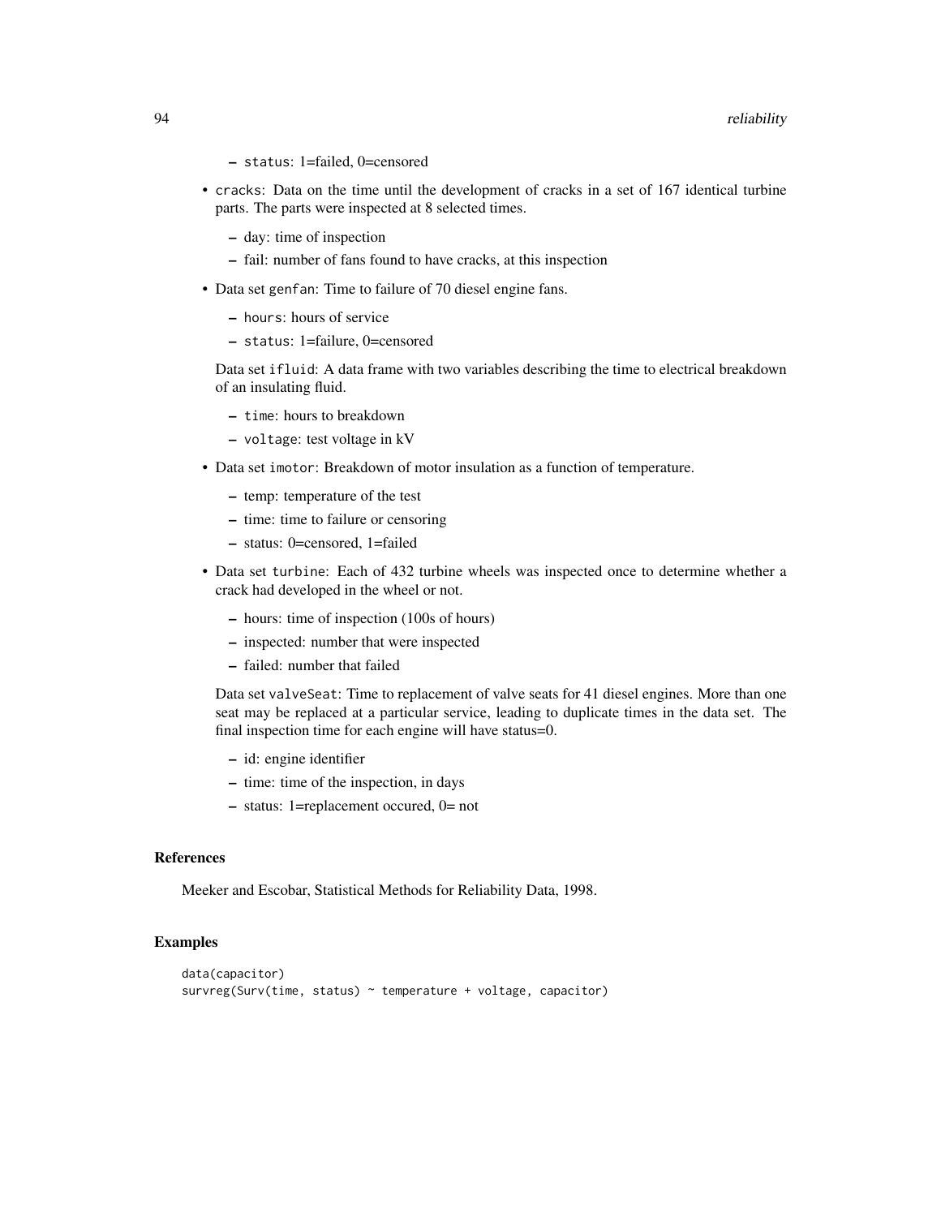- `status`: 1=failed, 0=censored

- `cracks`: Data on the time until the development of cracks in a set of 167 identical turbine parts. The parts were inspected at 8 selected times.
  - day: time of inspection
  - fail: number of fans found to have cracks, at this inspection

- Data set `genfan`: Time to failure of 70 diesel engine fans.
  - `hours`: hours of service
  - `status`: 1=failure, 0=censored

  Data set `ifluid`: A data frame with two variables describing the time to electrical breakdown of an insulating fluid.
  - `time`: hours to breakdown
  - `voltage`: test voltage in kV

- Data set `imotor`: Breakdown of motor insulation as a function of temperature.
  - temp: temperature of the test
  - time: time to failure or censoring
  - status: 0=censored, 1=failed

- Data set `turbine`: Each of 432 turbine wheels was inspected once to determine whether a crack had developed in the wheel or not.
  - hours: time of inspection (100s of hours)
  - inspected: number that were inspected
  - failed: number that failed

  Data set `valveSeat`: Time to replacement of valve seats for 41 diesel engines. More than one seat may be replaced at a particular service, leading to duplicate times in the data set. The final inspection time for each engine will have status=0.
  - id: engine identifier
  - time: time of the inspection, in days
  - status: 1=replacement occured, 0= not

### References

Meeker and Escobar, Statistical Methods for Reliability Data, 1998.

### Examples

```
data(capacitor)
survreg(Surv(time, status) ~ temperature + voltage, capacitor)
```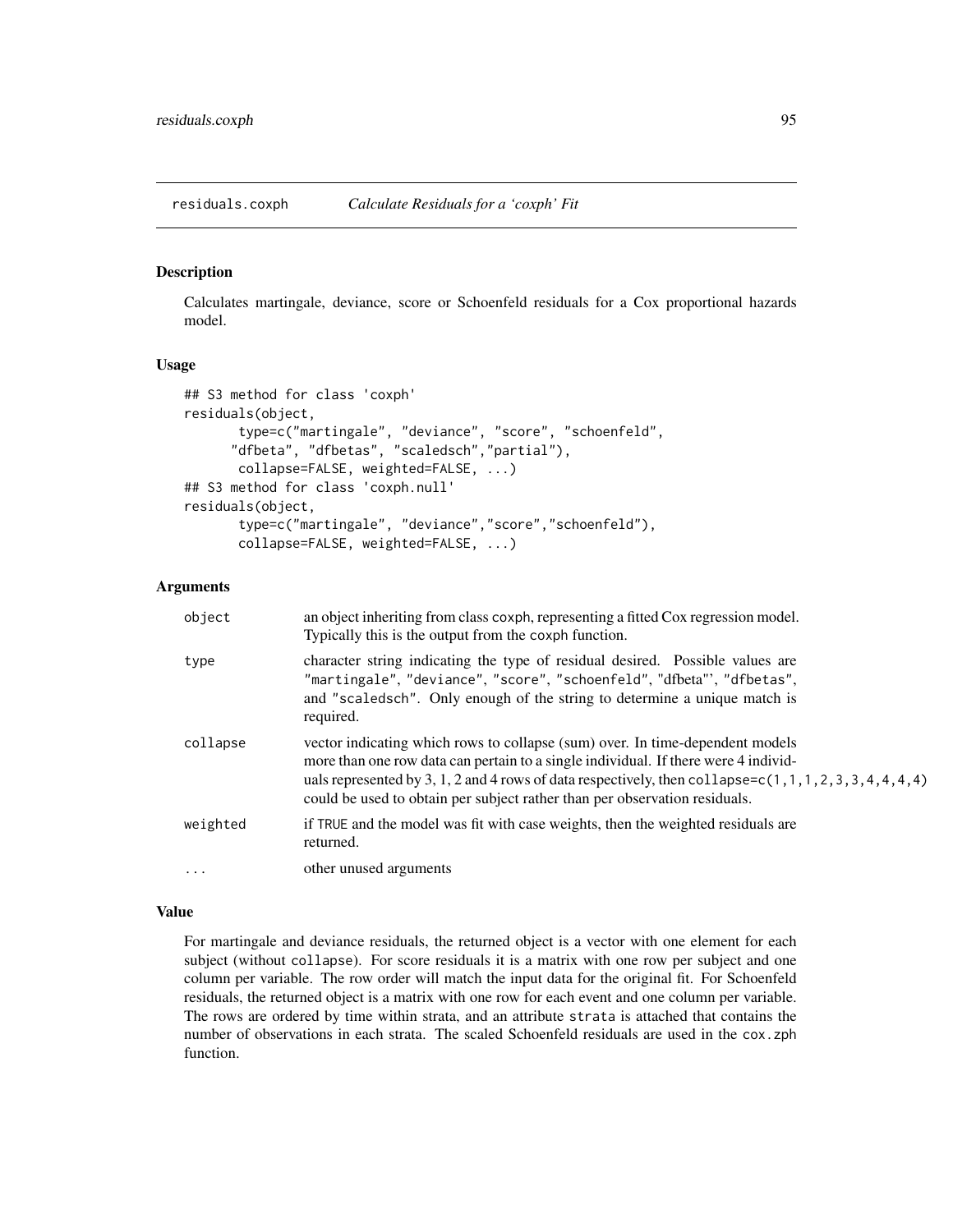## residuals.coxph — *Calculate Residuals for a 'coxph' Fit*

### Description

Calculates martingale, deviance, score or Schoenfeld residuals for a Cox proportional hazards model.

### Usage

```
## S3 method for class 'coxph'
residuals(object,
       type=c("martingale", "deviance", "score", "schoenfeld",
      "dfbeta", "dfbetas", "scaledsch","partial"),
       collapse=FALSE, weighted=FALSE, ...)
## S3 method for class 'coxph.null'
residuals(object,
       type=c("martingale", "deviance","score","schoenfeld"),
       collapse=FALSE, weighted=FALSE, ...)
```

### Arguments

| | |
|---|---|
| `object` | an object inheriting from class `coxph`, representing a fitted Cox regression model. Typically this is the output from the `coxph` function. |
| `type` | character string indicating the type of residual desired. Possible values are `"martingale"`, `"deviance"`, `"score"`, `"schoenfeld"`, "dfbeta"', `"dfbetas"`, and `"scaledsch"`. Only enough of the string to determine a unique match is required. |
| `collapse` | vector indicating which rows to collapse (sum) over. In time-dependent models more than one row data can pertain to a single individual. If there were 4 individuals represented by 3, 1, 2 and 4 rows of data respectively, then `collapse=c(1,1,1,2,3,3,4,4,4,4)` could be used to obtain per subject rather than per observation residuals. |
| `weighted` | if `TRUE` and the model was fit with case weights, then the weighted residuals are returned. |
| `...` | other unused arguments |

### Value

For martingale and deviance residuals, the returned object is a vector with one element for each subject (without `collapse`). For score residuals it is a matrix with one row per subject and one column per variable. The row order will match the input data for the original fit. For Schoenfeld residuals, the returned object is a matrix with one row for each event and one column per variable. The rows are ordered by time within strata, and an attribute `strata` is attached that contains the number of observations in each strata. The scaled Schoenfeld residuals are used in the `cox.zph` function.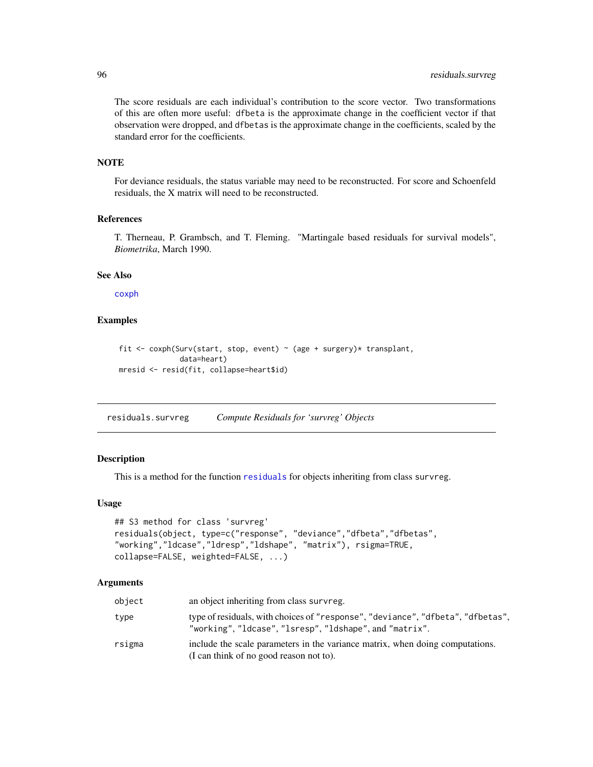The score residuals are each individual's contribution to the score vector. Two transformations of this are often more useful: `dfbeta` is the approximate change in the coefficient vector if that observation were dropped, and `dfbetas` is the approximate change in the coefficients, scaled by the standard error for the coefficients.

### NOTE

For deviance residuals, the status variable may need to be reconstructed. For score and Schoenfeld residuals, the X matrix will need to be reconstructed.

### References

T. Therneau, P. Grambsch, and T. Fleming. "Martingale based residuals for survival models", *Biometrika*, March 1990.

### See Also

`coxph`

### Examples

```
fit <- coxph(Surv(start, stop, event) ~ (age + surgery)* transplant,
             data=heart)
mresid <- resid(fit, collapse=heart$id)
```

---

## residuals.survreg — *Compute Residuals for 'survreg' Objects*

### Description

This is a method for the function `residuals` for objects inheriting from class `survreg`.

### Usage

```
## S3 method for class 'survreg'
residuals(object, type=c("response", "deviance","dfbeta","dfbetas",
"working","ldcase","ldresp","ldshape", "matrix"), rsigma=TRUE,
collapse=FALSE, weighted=FALSE, ...)
```

### Arguments

| | |
|---|---|
| `object` | an object inheriting from class `survreg`. |
| `type` | type of residuals, with choices of `"response"`, `"deviance"`, `"dfbeta"`, `"dfbetas"`, `"working"`, `"ldcase"`, `"lsresp"`, `"ldshape"`, and `"matrix"`. |
| `rsigma` | include the scale parameters in the variance matrix, when doing computations. (I can think of no good reason not to). |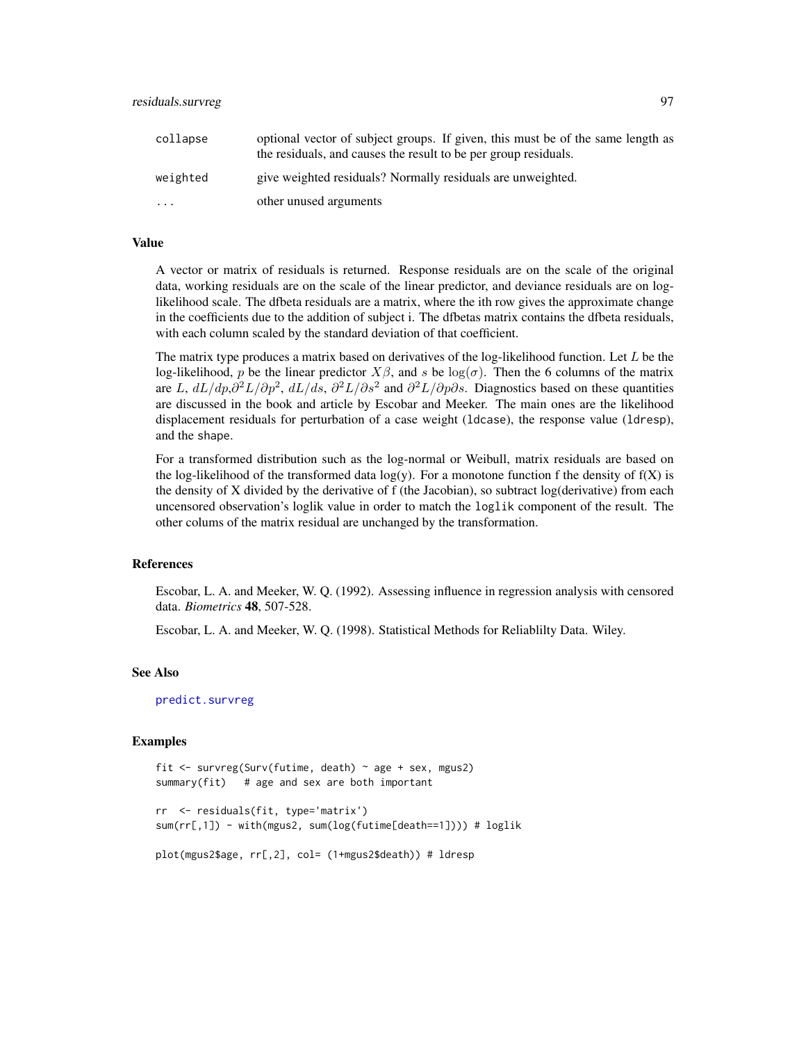| | |
|---|---|
| collapse | optional vector of subject groups. If given, this must be of the same length as the residuals, and causes the result to be per group residuals. |
| weighted | give weighted residuals? Normally residuals are unweighted. |
| ... | other unused arguments |

## Value

A vector or matrix of residuals is returned. Response residuals are on the scale of the original data, working residuals are on the scale of the linear predictor, and deviance residuals are on log-likelihood scale. The dfbeta residuals are a matrix, where the ith row gives the approximate change in the coefficients due to the addition of subject i. The dfbetas matrix contains the dfbeta residuals, with each column scaled by the standard deviation of that coefficient.

The matrix type produces a matrix based on derivatives of the log-likelihood function. Let $L$ be the log-likelihood, $p$ be the linear predictor $X\beta$, and $s$ be $\log(\sigma)$. Then the 6 columns of the matrix are $L$, $dL/dp$,$\partial^2 L/\partial p^2$, $dL/ds$, $\partial^2 L/\partial s^2$ and $\partial^2 L/\partial p \partial s$. Diagnostics based on these quantities are discussed in the book and article by Escobar and Meeker. The main ones are the likelihood displacement residuals for perturbation of a case weight (ldcase), the response value (ldresp), and the shape.

For a transformed distribution such as the log-normal or Weibull, matrix residuals are based on the log-likelihood of the transformed data log(y). For a monotone function f the density of f(X) is the density of X divided by the derivative of f (the Jacobian), so subtract log(derivative) from each uncensored observation's loglik value in order to match the loglik component of the result. The other colums of the matrix residual are unchanged by the transformation.

## References

Escobar, L. A. and Meeker, W. Q. (1992). Assessing influence in regression analysis with censored data. *Biometrics* **48**, 507-528.

Escobar, L. A. and Meeker, W. Q. (1998). Statistical Methods for Reliablilty Data. Wiley.

## See Also

predict.survreg

## Examples

```
fit <- survreg(Surv(futime, death) ~ age + sex, mgus2)
summary(fit)   # age and sex are both important

rr  <- residuals(fit, type='matrix')
sum(rr[,1]) - with(mgus2, sum(log(futime[death==1]))) # loglik

plot(mgus2$age, rr[,2], col= (1+mgus2$death)) # ldresp
```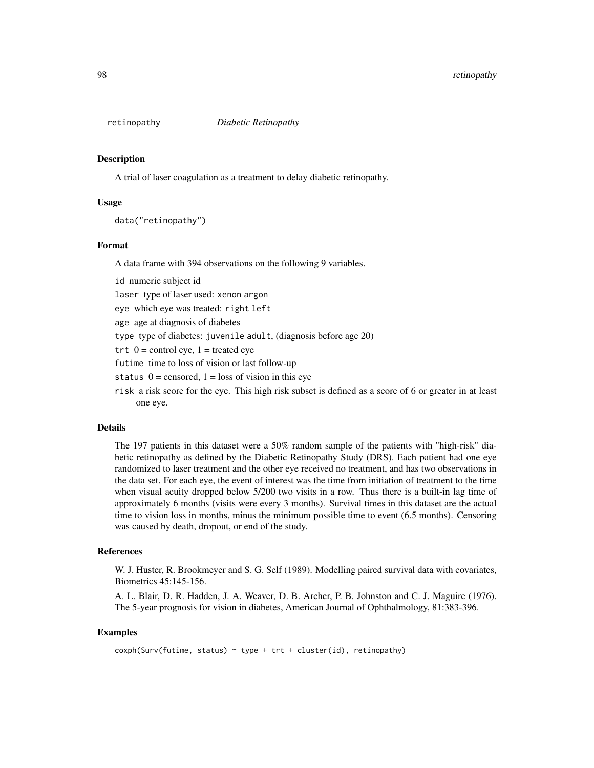`retinopathy` *Diabetic Retinopathy*

## Description

A trial of laser coagulation as a treatment to delay diabetic retinopathy.

## Usage

```
data("retinopathy")
```

## Format

A data frame with 394 observations on the following 9 variables.

- `id` numeric subject id
- `laser` type of laser used: `xenon` `argon`
- `eye` which eye was treated: `right` `left`
- `age` age at diagnosis of diabetes
- `type` type of diabetes: `juvenile` `adult`, (diagnosis before age 20)
- `trt` 0 = control eye, 1 = treated eye
- `futime` time to loss of vision or last follow-up
- `status` 0 = censored, 1 = loss of vision in this eye
- `risk` a risk score for the eye. This high risk subset is defined as a score of 6 or greater in at least one eye.

## Details

The 197 patients in this dataset were a 50% random sample of the patients with "high-risk" diabetic retinopathy as defined by the Diabetic Retinopathy Study (DRS). Each patient had one eye randomized to laser treatment and the other eye received no treatment, and has two observations in the data set. For each eye, the event of interest was the time from initiation of treatment to the time when visual acuity dropped below 5/200 two visits in a row. Thus there is a built-in lag time of approximately 6 months (visits were every 3 months). Survival times in this dataset are the actual time to vision loss in months, minus the minimum possible time to event (6.5 months). Censoring was caused by death, dropout, or end of the study.

## References

W. J. Huster, R. Brookmeyer and S. G. Self (1989). Modelling paired survival data with covariates, Biometrics 45:145-156.

A. L. Blair, D. R. Hadden, J. A. Weaver, D. B. Archer, P. B. Johnston and C. J. Maguire (1976). The 5-year prognosis for vision in diabetes, American Journal of Ophthalmology, 81:383-396.

## Examples

```
coxph(Surv(futime, status) ~ type + trt + cluster(id), retinopathy)
```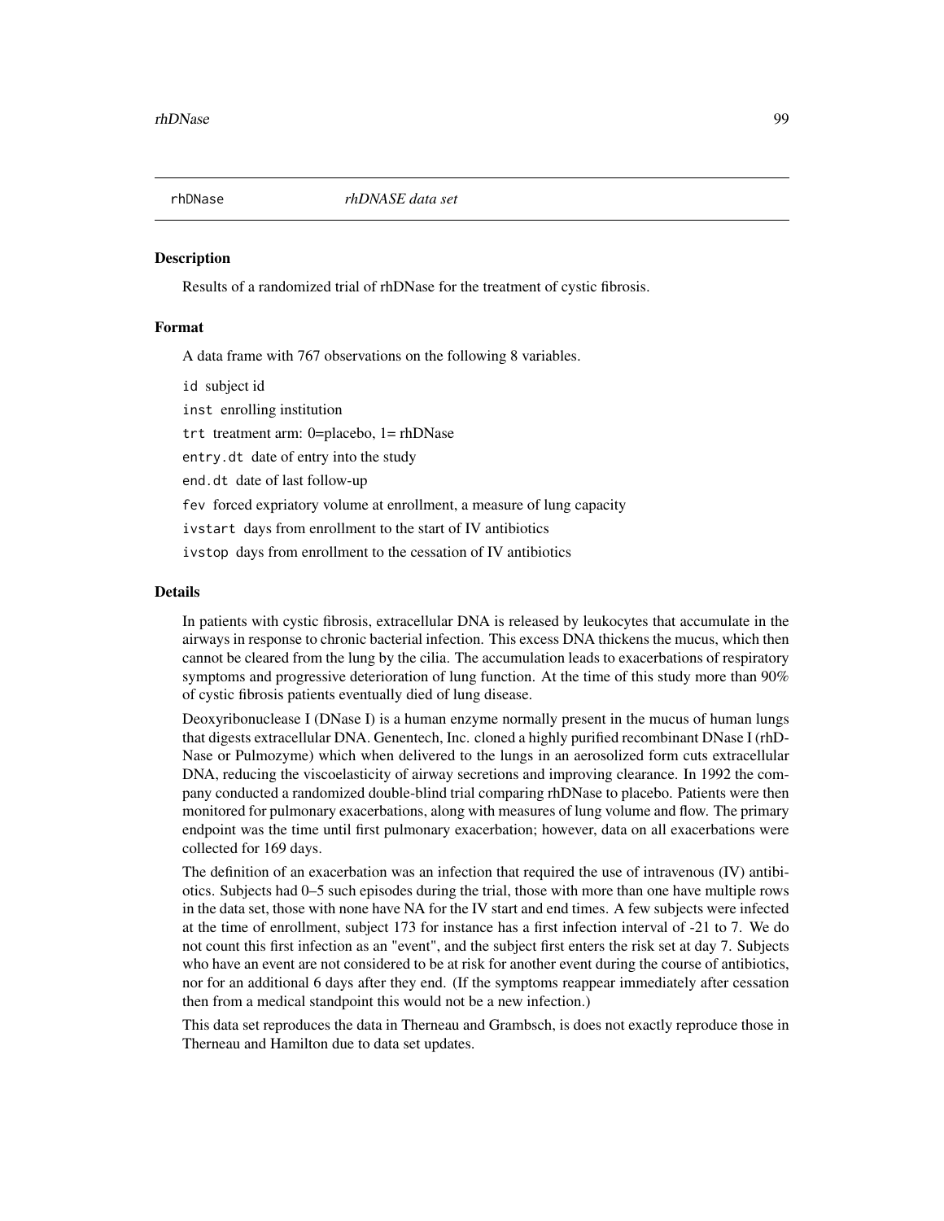# rhDNase *rhDNASE data set*

## Description

Results of a randomized trial of rhDNase for the treatment of cystic fibrosis.

## Format

A data frame with 767 observations on the following 8 variables.

- `id` subject id
- `inst` enrolling institution
- `trt` treatment arm: 0=placebo, 1= rhDNase
- `entry.dt` date of entry into the study
- `end.dt` date of last follow-up
- `fev` forced expriatory volume at enrollment, a measure of lung capacity
- `ivstart` days from enrollment to the start of IV antibiotics
- `ivstop` days from enrollment to the cessation of IV antibiotics

## Details

In patients with cystic fibrosis, extracellular DNA is released by leukocytes that accumulate in the airways in response to chronic bacterial infection. This excess DNA thickens the mucus, which then cannot be cleared from the lung by the cilia. The accumulation leads to exacerbations of respiratory symptoms and progressive deterioration of lung function. At the time of this study more than 90% of cystic fibrosis patients eventually died of lung disease.

Deoxyribonuclease I (DNase I) is a human enzyme normally present in the mucus of human lungs that digests extracellular DNA. Genentech, Inc. cloned a highly purified recombinant DNase I (rhDNase or Pulmozyme) which when delivered to the lungs in an aerosolized form cuts extracellular DNA, reducing the viscoelasticity of airway secretions and improving clearance. In 1992 the company conducted a randomized double-blind trial comparing rhDNase to placebo. Patients were then monitored for pulmonary exacerbations, along with measures of lung volume and flow. The primary endpoint was the time until first pulmonary exacerbation; however, data on all exacerbations were collected for 169 days.

The definition of an exacerbation was an infection that required the use of intravenous (IV) antibiotics. Subjects had 0–5 such episodes during the trial, those with more than one have multiple rows in the data set, those with none have NA for the IV start and end times. A few subjects were infected at the time of enrollment, subject 173 for instance has a first infection interval of -21 to 7. We do not count this first infection as an "event", and the subject first enters the risk set at day 7. Subjects who have an event are not considered to be at risk for another event during the course of antibiotics, nor for an additional 6 days after they end. (If the symptoms reappear immediately after cessation then from a medical standpoint this would not be a new infection.)

This data set reproduces the data in Therneau and Grambsch, is does not exactly reproduce those in Therneau and Hamilton due to data set updates.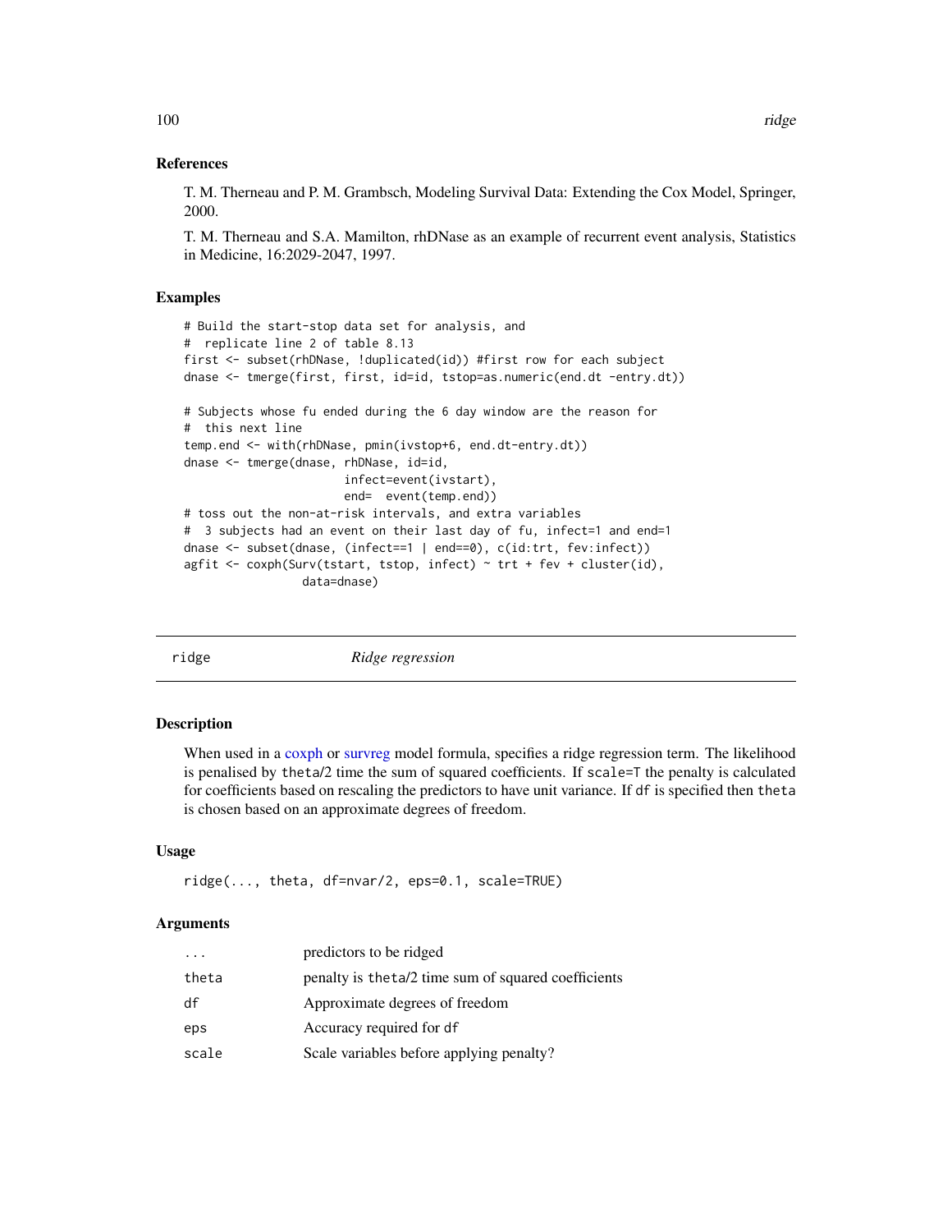## References

T. M. Therneau and P. M. Grambsch, Modeling Survival Data: Extending the Cox Model, Springer, 2000.

T. M. Therneau and S.A. Mamilton, rhDNase as an example of recurrent event analysis, Statistics in Medicine, 16:2029-2047, 1997.

## Examples

```
# Build the start-stop data set for analysis, and
#  replicate line 2 of table 8.13
first <- subset(rhDNase, !duplicated(id)) #first row for each subject
dnase <- tmerge(first, first, id=id, tstop=as.numeric(end.dt -entry.dt))

# Subjects whose fu ended during the 6 day window are the reason for
#  this next line
temp.end <- with(rhDNase, pmin(ivstop+6, end.dt-entry.dt))
dnase <- tmerge(dnase, rhDNase, id=id,
                       infect=event(ivstart),
                       end=  event(temp.end))
# toss out the non-at-risk intervals, and extra variables
#  3 subjects had an event on their last day of fu, infect=1 and end=1
dnase <- subset(dnase, (infect==1 | end==0), c(id:trt, fev:infect))
agfit <- coxph(Surv(tstart, tstop, infect) ~ trt + fev + cluster(id),
                 data=dnase)
```

---

# ridge *Ridge regression*

## Description

When used in a coxph or survreg model formula, specifies a ridge regression term. The likelihood is penalised by theta/2 time the sum of squared coefficients. If scale=T the penalty is calculated for coefficients based on rescaling the predictors to have unit variance. If df is specified then theta is chosen based on an approximate degrees of freedom.

## Usage

```
ridge(..., theta, df=nvar/2, eps=0.1, scale=TRUE)
```

## Arguments

| | |
|---|---|
| ... | predictors to be ridged |
| theta | penalty is theta/2 time sum of squared coefficients |
| df | Approximate degrees of freedom |
| eps | Accuracy required for df |
| scale | Scale variables before applying penalty? |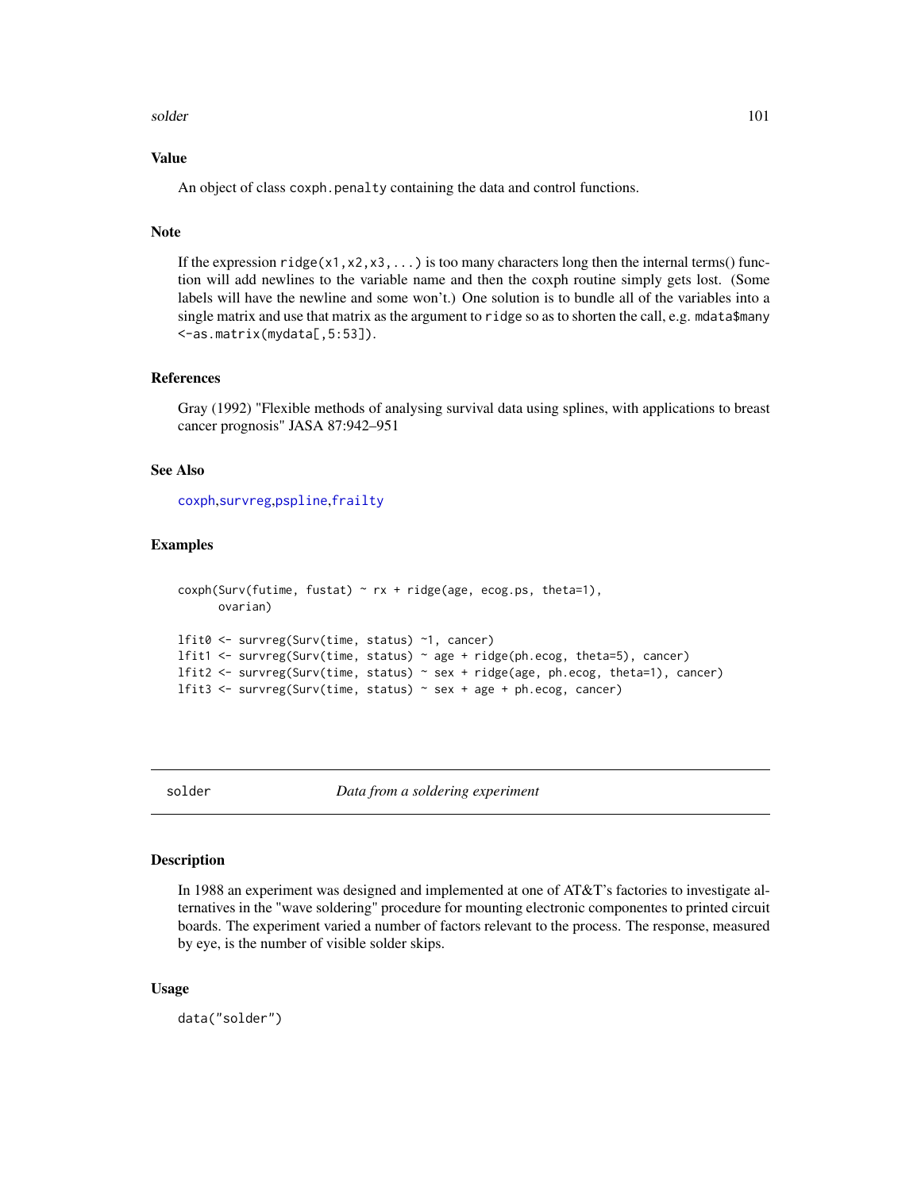## Value

An object of class `coxph.penalty` containing the data and control functions.

## Note

If the expression `ridge(x1,x2,x3,...)` is too many characters long then the internal terms() function will add newlines to the variable name and then the coxph routine simply gets lost. (Some labels will have the newline and some won't.) One solution is to bundle all of the variables into a single matrix and use that matrix as the argument to `ridge` so as to shorten the call, e.g. `mdata$many <-as.matrix(mydata[,5:53])`.

## References

Gray (1992) "Flexible methods of analysing survival data using splines, with applications to breast cancer prognosis" JASA 87:942–951

## See Also

`coxph`, `survreg`, `pspline`, `frailty`

## Examples

```
coxph(Surv(futime, fustat) ~ rx + ridge(age, ecog.ps, theta=1),
      ovarian)

lfit0 <- survreg(Surv(time, status) ~1, cancer)
lfit1 <- survreg(Surv(time, status) ~ age + ridge(ph.ecog, theta=5), cancer)
lfit2 <- survreg(Surv(time, status) ~ sex + ridge(age, ph.ecog, theta=1), cancer)
lfit3 <- survreg(Surv(time, status) ~ sex + age + ph.ecog, cancer)
```

---

# solder — *Data from a soldering experiment*

## Description

In 1988 an experiment was designed and implemented at one of AT&T's factories to investigate alternatives in the "wave soldering" procedure for mounting electronic componentes to printed circuit boards. The experiment varied a number of factors relevant to the process. The response, measured by eye, is the number of visible solder skips.

## Usage

```
data("solder")
```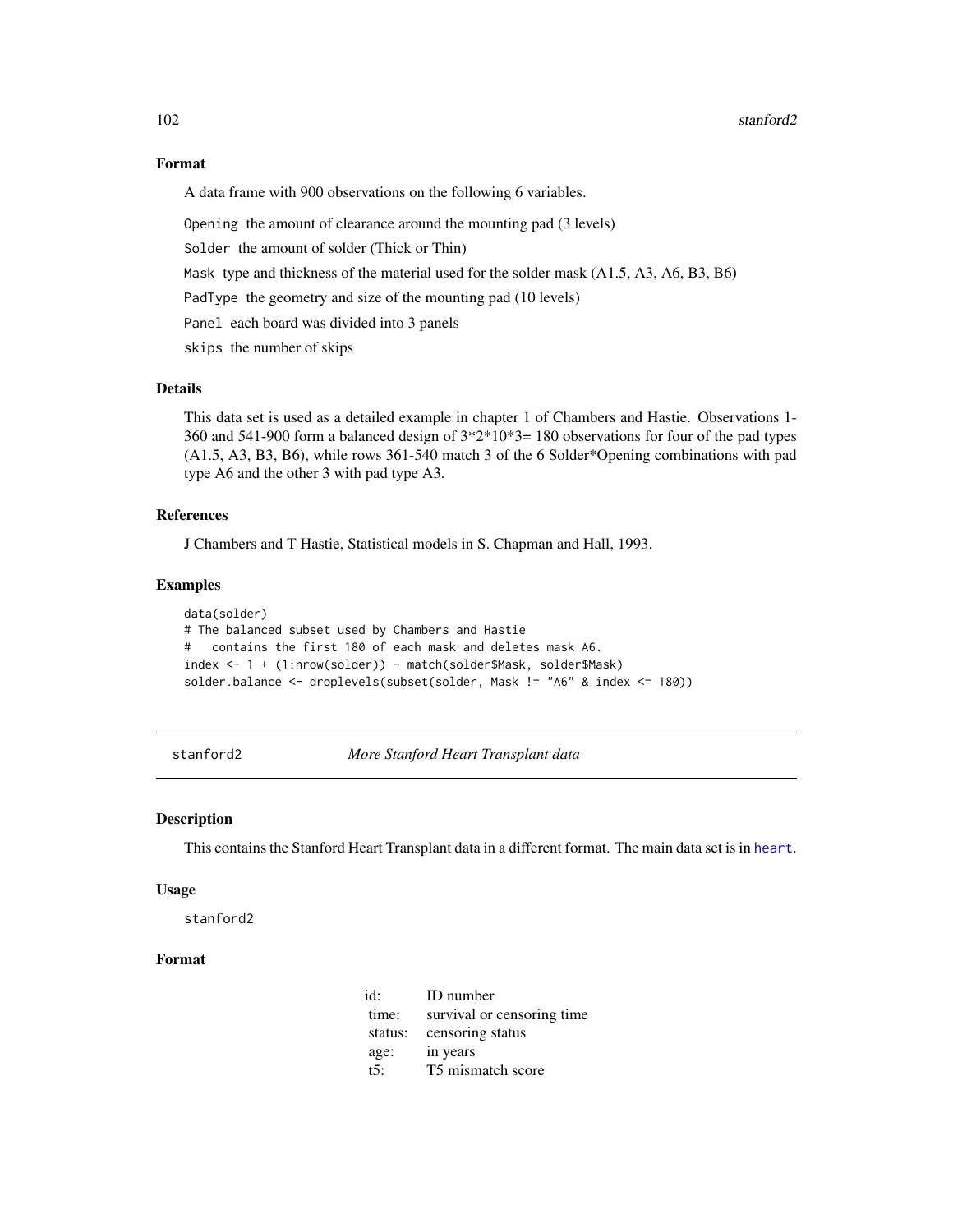## Format

A data frame with 900 observations on the following 6 variables.

Opening the amount of clearance around the mounting pad (3 levels)

Solder the amount of solder (Thick or Thin)

Mask type and thickness of the material used for the solder mask (A1.5, A3, A6, B3, B6)

PadType the geometry and size of the mounting pad (10 levels)

Panel each board was divided into 3 panels

skips the number of skips

## Details

This data set is used as a detailed example in chapter 1 of Chambers and Hastie. Observations 1-360 and 541-900 form a balanced design of 3*2*10*3= 180 observations for four of the pad types (A1.5, A3, B3, B6), while rows 361-540 match 3 of the 6 Solder*Opening combinations with pad type A6 and the other 3 with pad type A3.

## References

J Chambers and T Hastie, Statistical models in S. Chapman and Hall, 1993.

## Examples

```
data(solder)
# The balanced subset used by Chambers and Hastie
#   contains the first 180 of each mask and deletes mask A6.
index <- 1 + (1:nrow(solder)) - match(solder$Mask, solder$Mask)
solder.balance <- droplevels(subset(solder, Mask != "A6" & index <= 180))
```

---

# stanford2 *More Stanford Heart Transplant data*

## Description

This contains the Stanford Heart Transplant data in a different format. The main data set is in heart.

## Usage

```
stanford2
```

## Format

| | |
|---|---|
| id: | ID number |
| time: | survival or censoring time |
| status: | censoring status |
| age: | in years |
| t5: | T5 mismatch score |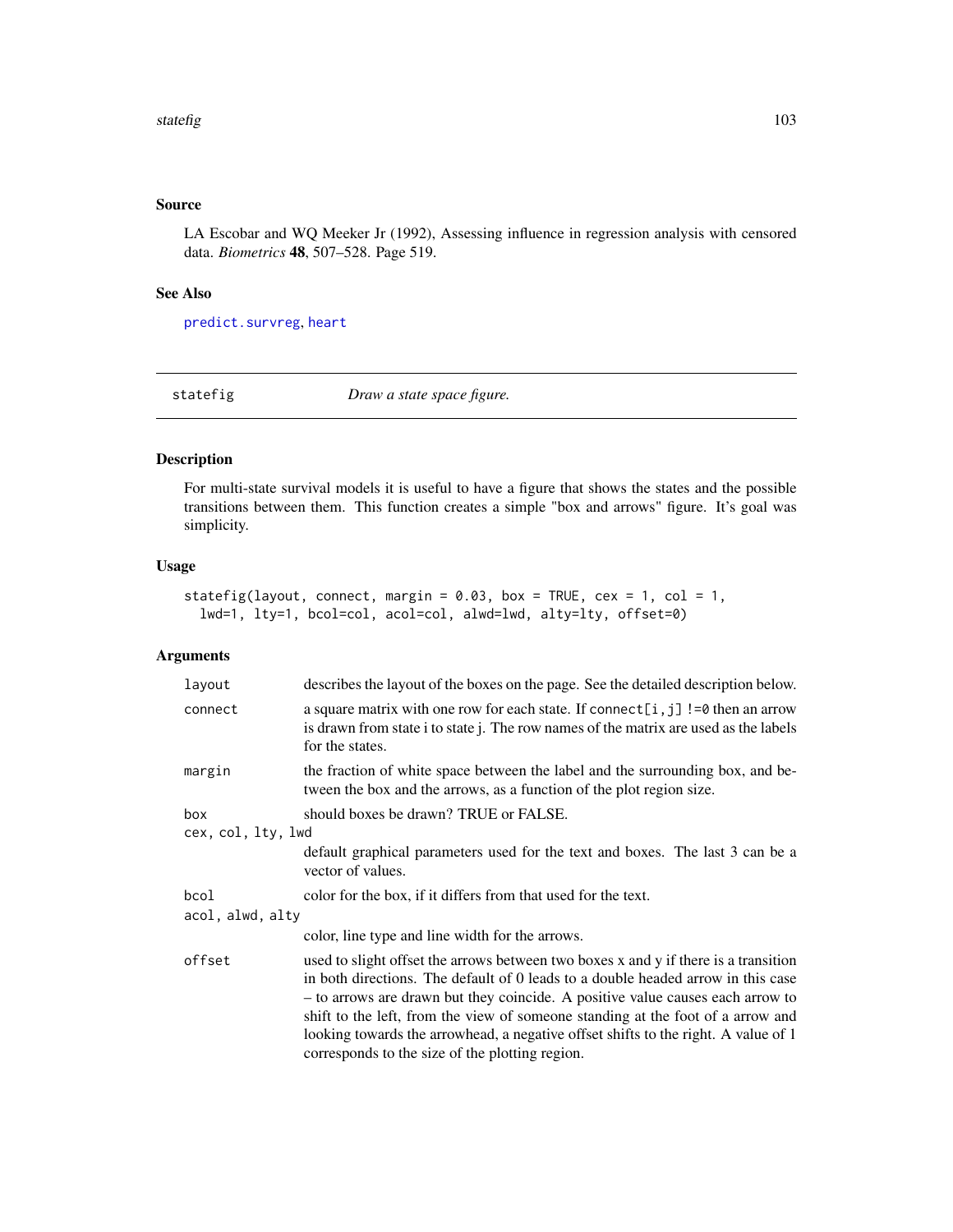## Source

LA Escobar and WQ Meeker Jr (1992), Assessing influence in regression analysis with censored data. *Biometrics* **48**, 507–528. Page 519.

## See Also

predict.survreg, heart

---

# statefig — *Draw a state space figure.*

---

## Description

For multi-state survival models it is useful to have a figure that shows the states and the possible transitions between them. This function creates a simple "box and arrows" figure. It's goal was simplicity.

## Usage

```
statefig(layout, connect, margin = 0.03, box = TRUE, cex = 1, col = 1,
  lwd=1, lty=1, bcol=col, acol=col, alwd=lwd, alty=lty, offset=0)
```

## Arguments

| | |
|---|---|
| `layout` | describes the layout of the boxes on the page. See the detailed description below. |
| `connect` | a square matrix with one row for each state. If `connect[i,j] !=0` then an arrow is drawn from state i to state j. The row names of the matrix are used as the labels for the states. |
| `margin` | the fraction of white space between the label and the surrounding box, and between the box and the arrows, as a function of the plot region size. |
| `box` | should boxes be drawn? TRUE or FALSE. |
| `cex, col, lty, lwd` | default graphical parameters used for the text and boxes. The last 3 can be a vector of values. |
| `bcol` | color for the box, if it differs from that used for the text. |
| `acol, alwd, alty` | color, line type and line width for the arrows. |
| `offset` | used to slight offset the arrows between two boxes x and y if there is a transition in both directions. The default of 0 leads to a double headed arrow in this case – to arrows are drawn but they coincide. A positive value causes each arrow to shift to the left, from the view of someone standing at the foot of a arrow and looking towards the arrowhead, a negative offset shifts to the right. A value of 1 corresponds to the size of the plotting region. |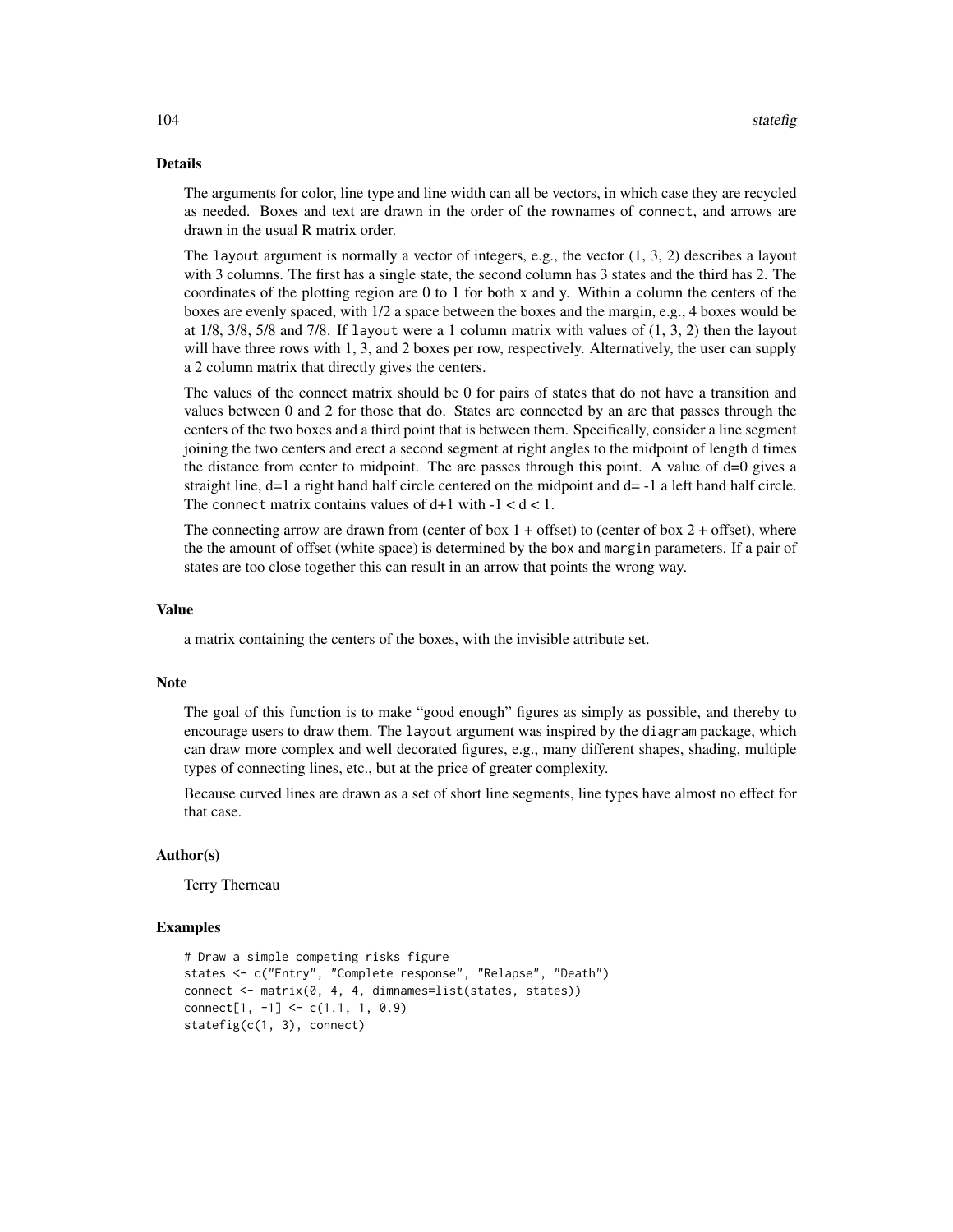## Details

The arguments for color, line type and line width can all be vectors, in which case they are recycled as needed. Boxes and text are drawn in the order of the rownames of `connect`, and arrows are drawn in the usual R matrix order.

The `layout` argument is normally a vector of integers, e.g., the vector (1, 3, 2) describes a layout with 3 columns. The first has a single state, the second column has 3 states and the third has 2. The coordinates of the plotting region are 0 to 1 for both x and y. Within a column the centers of the boxes are evenly spaced, with 1/2 a space between the boxes and the margin, e.g., 4 boxes would be at 1/8, 3/8, 5/8 and 7/8. If `layout` were a 1 column matrix with values of (1, 3, 2) then the layout will have three rows with 1, 3, and 2 boxes per row, respectively. Alternatively, the user can supply a 2 column matrix that directly gives the centers.

The values of the connect matrix should be 0 for pairs of states that do not have a transition and values between 0 and 2 for those that do. States are connected by an arc that passes through the centers of the two boxes and a third point that is between them. Specifically, consider a line segment joining the two centers and erect a second segment at right angles to the midpoint of length d times the distance from center to midpoint. The arc passes through this point. A value of d=0 gives a straight line, d=1 a right hand half circle centered on the midpoint and d= -1 a left hand half circle. The `connect` matrix contains values of d+1 with $-1 < d < 1$.

The connecting arrow are drawn from (center of box 1 + offset) to (center of box 2 + offset), where the the amount of offset (white space) is determined by the `box` and `margin` parameters. If a pair of states are too close together this can result in an arrow that points the wrong way.

## Value

a matrix containing the centers of the boxes, with the invisible attribute set.

## Note

The goal of this function is to make "good enough" figures as simply as possible, and thereby to encourage users to draw them. The `layout` argument was inspired by the `diagram` package, which can draw more complex and well decorated figures, e.g., many different shapes, shading, multiple types of connecting lines, etc., but at the price of greater complexity.

Because curved lines are drawn as a set of short line segments, line types have almost no effect for that case.

## Author(s)

Terry Therneau

## Examples

```
# Draw a simple competing risks figure
states <- c("Entry", "Complete response", "Relapse", "Death")
connect <- matrix(0, 4, 4, dimnames=list(states, states))
connect[1, -1] <- c(1.1, 1, 0.9)
statefig(c(1, 3), connect)
```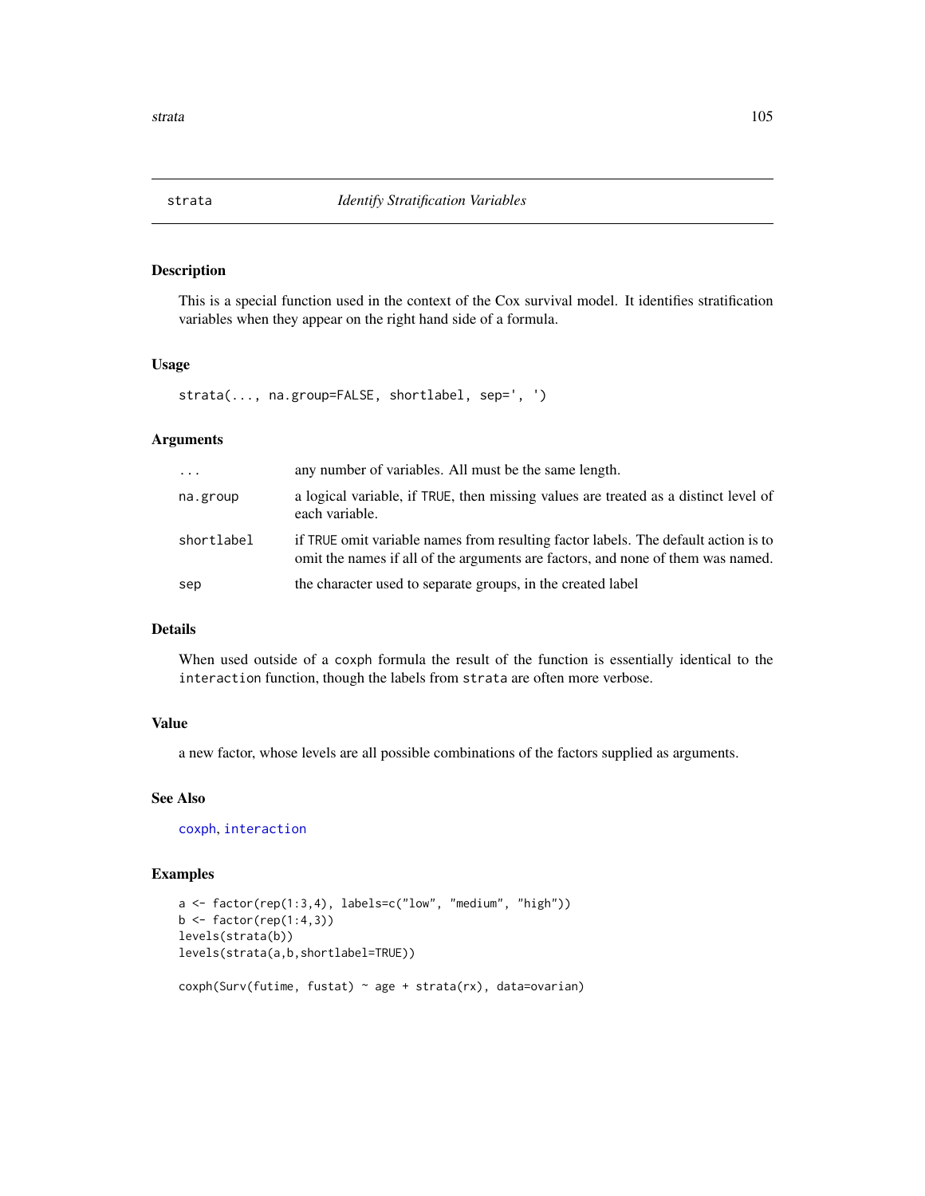# strata — *Identify Stratification Variables*

## Description

This is a special function used in the context of the Cox survival model. It identifies stratification variables when they appear on the right hand side of a formula.

## Usage

```
strata(..., na.group=FALSE, shortlabel, sep=', ')
```

## Arguments

| | |
|---|---|
| `...` | any number of variables. All must be the same length. |
| `na.group` | a logical variable, if `TRUE`, then missing values are treated as a distinct level of each variable. |
| `shortlabel` | if `TRUE` omit variable names from resulting factor labels. The default action is to omit the names if all of the arguments are factors, and none of them was named. |
| `sep` | the character used to separate groups, in the created label |

## Details

When used outside of a `coxph` formula the result of the function is essentially identical to the `interaction` function, though the labels from `strata` are often more verbose.

## Value

a new factor, whose levels are all possible combinations of the factors supplied as arguments.

## See Also

`coxph`, `interaction`

## Examples

```
a <- factor(rep(1:3,4), labels=c("low", "medium", "high"))
b <- factor(rep(1:4,3))
levels(strata(b))
levels(strata(a,b,shortlabel=TRUE))

coxph(Surv(futime, fustat) ~ age + strata(rx), data=ovarian)
```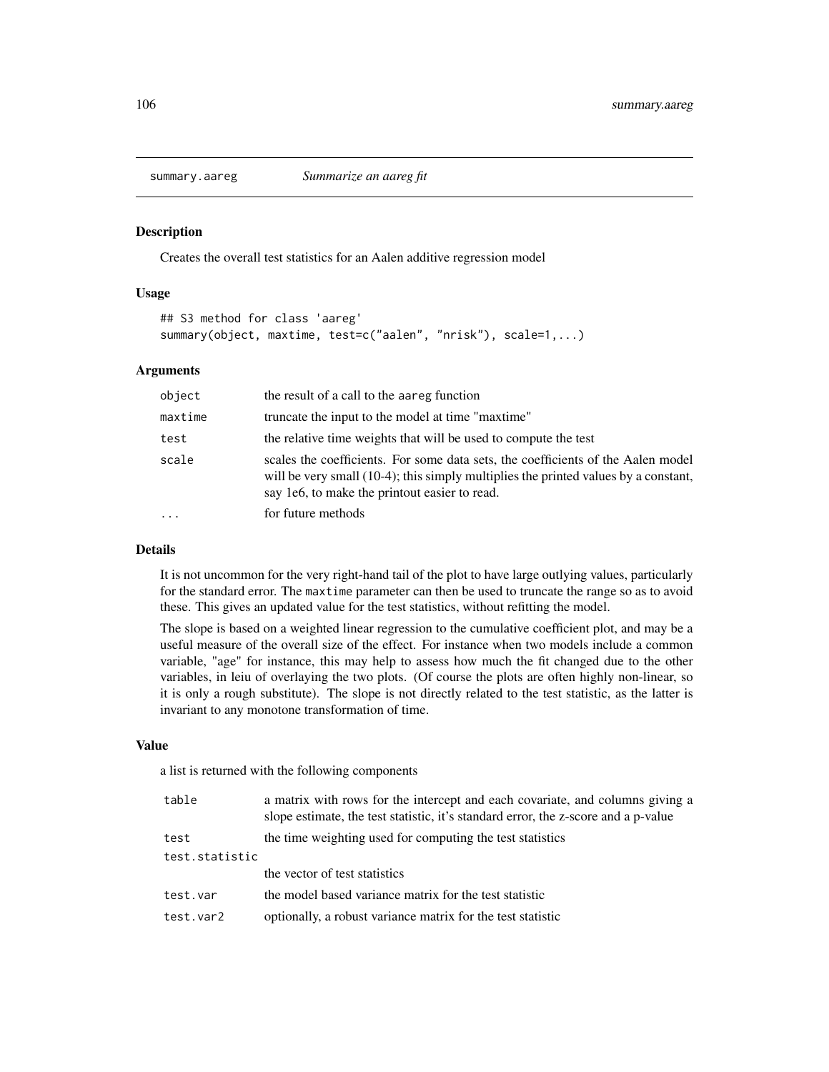# summary.aareg — *Summarize an aareg fit*

## Description

Creates the overall test statistics for an Aalen additive regression model

## Usage

```
## S3 method for class 'aareg'
summary(object, maxtime, test=c("aalen", "nrisk"), scale=1,...)
```

## Arguments

| | |
|---|---|
| `object` | the result of a call to the `aareg` function |
| `maxtime` | truncate the input to the model at time "maxtime" |
| `test` | the relative time weights that will be used to compute the test |
| `scale` | scales the coefficients. For some data sets, the coefficients of the Aalen model will be very small (10-4); this simply multiplies the printed values by a constant, say 1e6, to make the printout easier to read. |
| `...` | for future methods |

## Details

It is not uncommon for the very right-hand tail of the plot to have large outlying values, particularly for the standard error. The `maxtime` parameter can then be used to truncate the range so as to avoid these. This gives an updated value for the test statistics, without refitting the model.

The slope is based on a weighted linear regression to the cumulative coefficient plot, and may be a useful measure of the overall size of the effect. For instance when two models include a common variable, "age" for instance, this may help to assess how much the fit changed due to the other variables, in leiu of overlaying the two plots. (Of course the plots are often highly non-linear, so it is only a rough substitute). The slope is not directly related to the test statistic, as the latter is invariant to any monotone transformation of time.

## Value

a list is returned with the following components

| | |
|---|---|
| `table` | a matrix with rows for the intercept and each covariate, and columns giving a slope estimate, the test statistic, it's standard error, the z-score and a p-value |
| `test` | the time weighting used for computing the test statistics |
| `test.statistic` | the vector of test statistics |
| `test.var` | the model based variance matrix for the test statistic |
| `test.var2` | optionally, a robust variance matrix for the test statistic |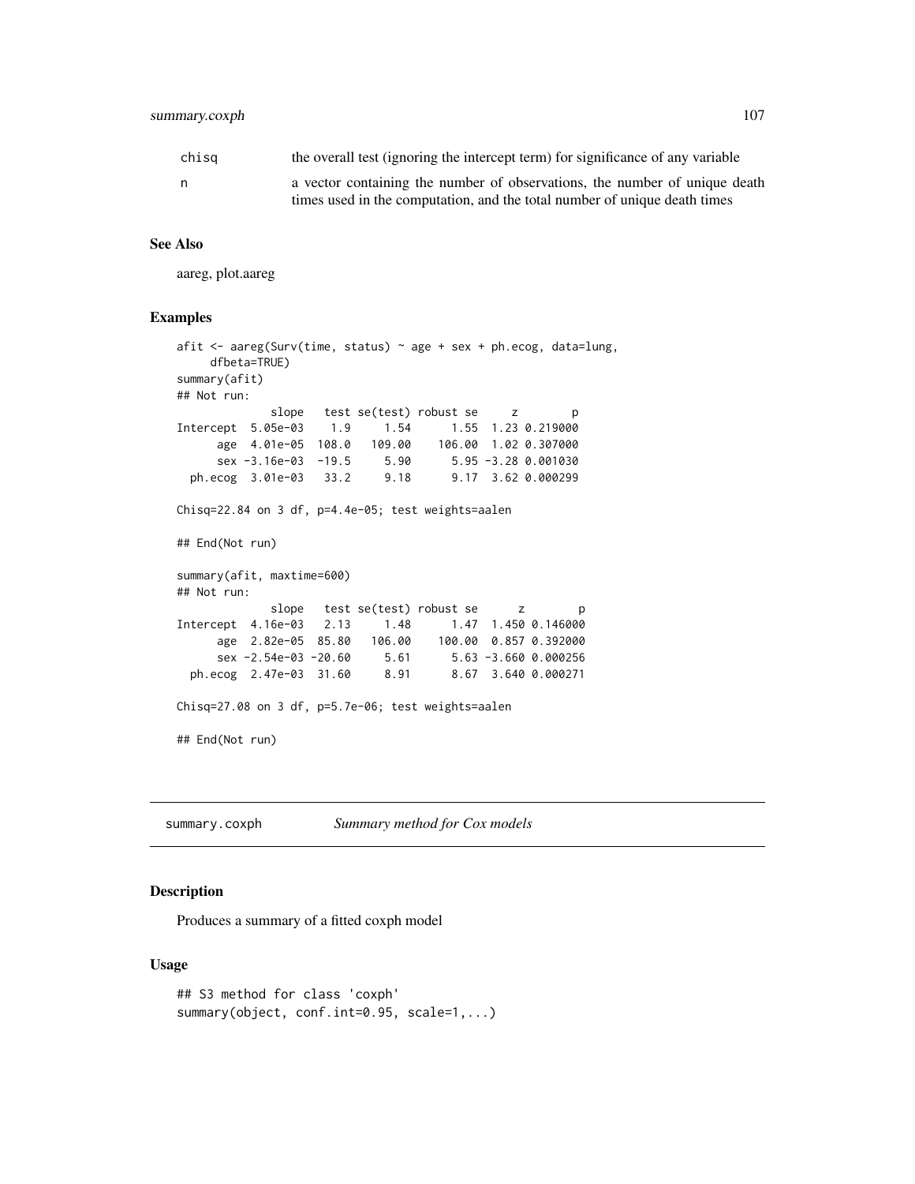| | |
|---|---|
| `chisq` | the overall test (ignoring the intercept term) for significance of any variable |
| `n` | a vector containing the number of observations, the number of unique death times used in the computation, and the total number of unique death times |

### See Also

aareg, plot.aareg

### Examples

```
afit <- aareg(Surv(time, status) ~ age + sex + ph.ecog, data=lung,
     dfbeta=TRUE)
summary(afit)
## Not run:
              slope   test se(test) robust se     z        p
Intercept  5.05e-03    1.9     1.54      1.55  1.23 0.219000
      age  4.01e-05  108.0   109.00    106.00  1.02 0.307000
      sex -3.16e-03  -19.5     5.90      5.95 -3.28 0.001030
  ph.ecog  3.01e-03   33.2     9.18      9.17  3.62 0.000299

Chisq=22.84 on 3 df, p=4.4e-05; test weights=aalen

## End(Not run)

summary(afit, maxtime=600)
## Not run:
              slope   test se(test) robust se      z        p
Intercept  4.16e-03   2.13     1.48      1.47  1.450 0.146000
      age  2.82e-05  85.80   106.00    100.00  0.857 0.392000
      sex -2.54e-03 -20.60     5.61      5.63 -3.660 0.000256
  ph.ecog  2.47e-03  31.60     8.91      8.67  3.640 0.000271

Chisq=27.08 on 3 df, p=5.7e-06; test weights=aalen

## End(Not run)
```

---

## summary.coxph — *Summary method for Cox models*

### Description

Produces a summary of a fitted coxph model

### Usage

```
## S3 method for class 'coxph'
summary(object, conf.int=0.95, scale=1,...)
```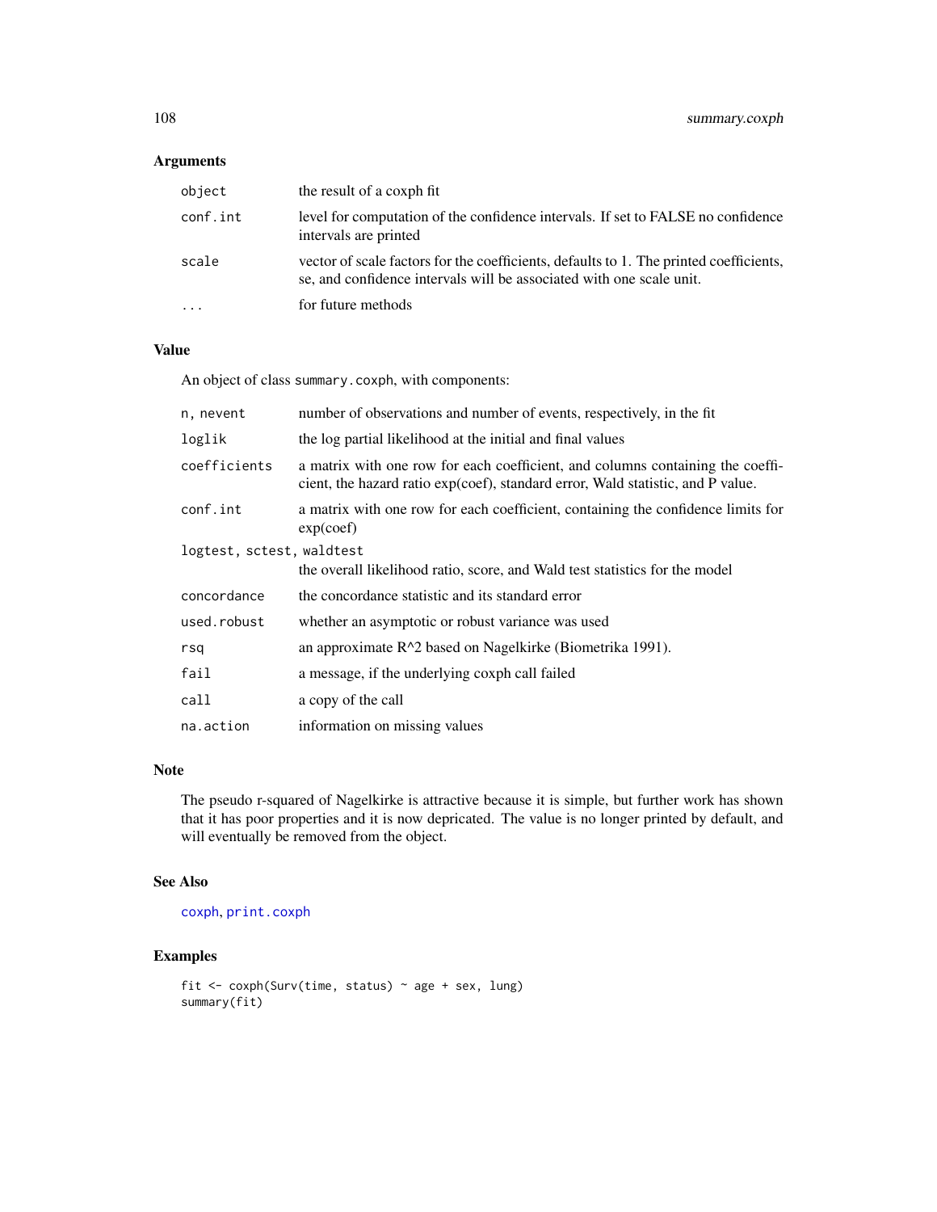## Arguments

| | |
|---|---|
| `object` | the result of a coxph fit |
| `conf.int` | level for computation of the confidence intervals. If set to FALSE no confidence intervals are printed |
| `scale` | vector of scale factors for the coefficients, defaults to 1. The printed coefficients, se, and confidence intervals will be associated with one scale unit. |
| `...` | for future methods |

## Value

An object of class `summary.coxph`, with components:

| | |
|---|---|
| `n, nevent` | number of observations and number of events, respectively, in the fit |
| `loglik` | the log partial likelihood at the initial and final values |
| `coefficients` | a matrix with one row for each coefficient, and columns containing the coefficient, the hazard ratio exp(coef), standard error, Wald statistic, and P value. |
| `conf.int` | a matrix with one row for each coefficient, containing the confidence limits for exp(coef) |
| `logtest, sctest, waldtest` | the overall likelihood ratio, score, and Wald test statistics for the model |
| `concordance` | the concordance statistic and its standard error |
| `used.robust` | whether an asymptotic or robust variance was used |
| `rsq` | an approximate R^2 based on Nagelkirke (Biometrika 1991). |
| `fail` | a message, if the underlying coxph call failed |
| `call` | a copy of the call |
| `na.action` | information on missing values |

## Note

The pseudo r-squared of Nagelkirke is attractive because it is simple, but further work has shown that it has poor properties and it is now depricated. The value is no longer printed by default, and will eventually be removed from the object.

## See Also

`coxph`, `print.coxph`

## Examples

```
fit <- coxph(Surv(time, status) ~ age + sex, lung)
summary(fit)
```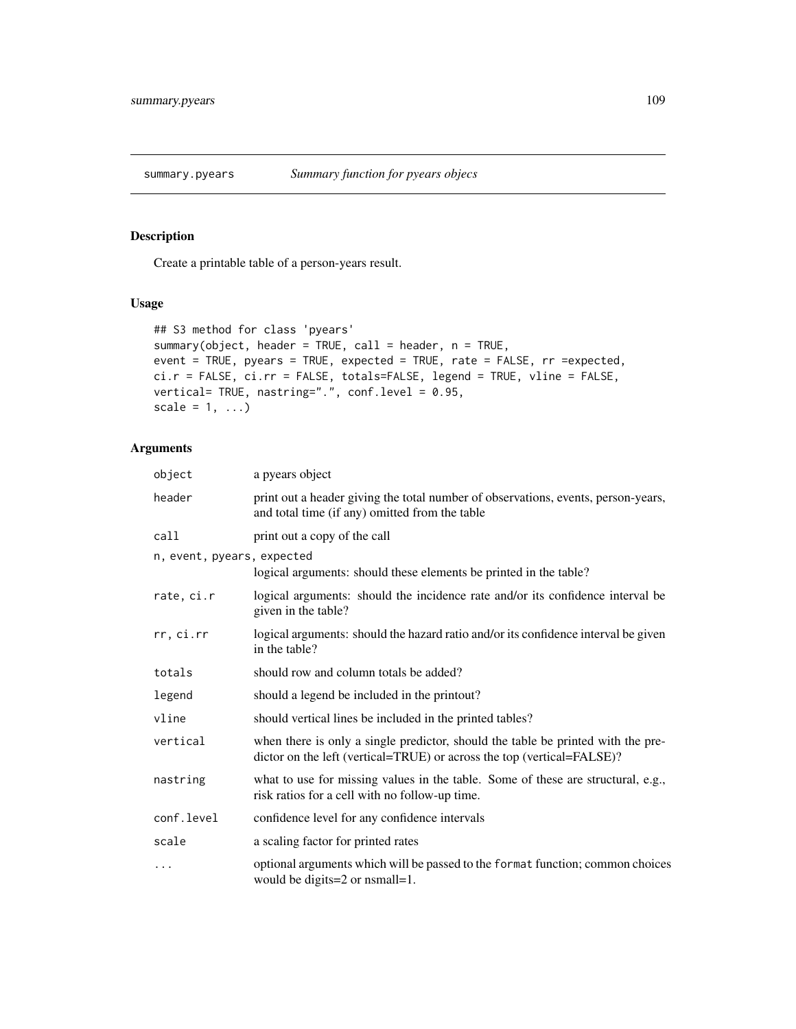summary.pyears *Summary function for pyears objecs*

## Description

Create a printable table of a person-years result.

## Usage

```
## S3 method for class 'pyears'
summary(object, header = TRUE, call = header, n = TRUE,
event = TRUE, pyears = TRUE, expected = TRUE, rate = FALSE, rr =expected,
ci.r = FALSE, ci.rr = FALSE, totals=FALSE, legend = TRUE, vline = FALSE,
vertical= TRUE, nastring=".", conf.level = 0.95,
scale = 1, ...)
```

## Arguments

| | |
|---|---|
| `object` | a pyears object |
| `header` | print out a header giving the total number of observations, events, person-years, and total time (if any) omitted from the table |
| `call` | print out a copy of the call |
| `n, event, pyears, expected` | logical arguments: should these elements be printed in the table? |
| `rate, ci.r` | logical arguments: should the incidence rate and/or its confidence interval be given in the table? |
| `rr, ci.rr` | logical arguments: should the hazard ratio and/or its confidence interval be given in the table? |
| `totals` | should row and column totals be added? |
| `legend` | should a legend be included in the printout? |
| `vline` | should vertical lines be included in the printed tables? |
| `vertical` | when there is only a single predictor, should the table be printed with the predictor on the left (vertical=TRUE) or across the top (vertical=FALSE)? |
| `nastring` | what to use for missing values in the table. Some of these are structural, e.g., risk ratios for a cell with no follow-up time. |
| `conf.level` | confidence level for any confidence intervals |
| `scale` | a scaling factor for printed rates |
| `...` | optional arguments which will be passed to the `format` function; common choices would be digits=2 or nsmall=1. |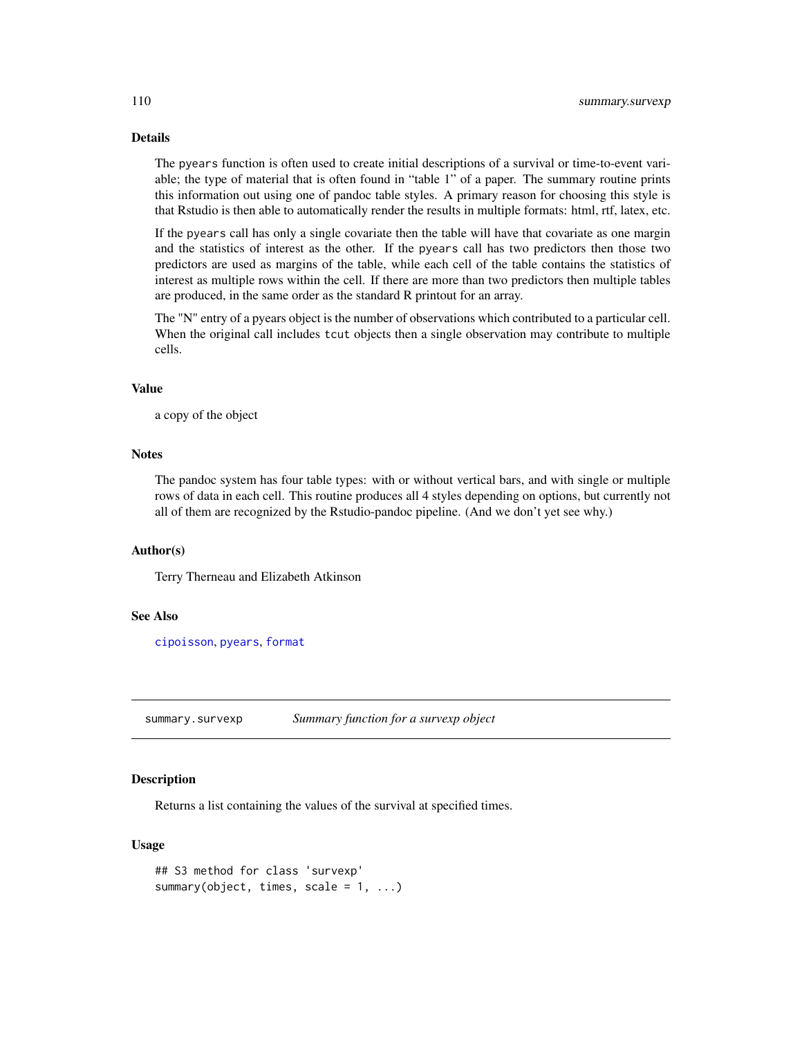### Details

The pyears function is often used to create initial descriptions of a survival or time-to-event variable; the type of material that is often found in “table 1” of a paper. The summary routine prints this information out using one of pandoc table styles. A primary reason for choosing this style is that Rstudio is then able to automatically render the results in multiple formats: html, rtf, latex, etc.

If the pyears call has only a single covariate then the table will have that covariate as one margin and the statistics of interest as the other. If the pyears call has two predictors then those two predictors are used as margins of the table, while each cell of the table contains the statistics of interest as multiple rows within the cell. If there are more than two predictors then multiple tables are produced, in the same order as the standard R printout for an array.

The "N" entry of a pyears object is the number of observations which contributed to a particular cell. When the original call includes tcut objects then a single observation may contribute to multiple cells.

### Value

a copy of the object

### Notes

The pandoc system has four table types: with or without vertical bars, and with single or multiple rows of data in each cell. This routine produces all 4 styles depending on options, but currently not all of them are recognized by the Rstudio-pandoc pipeline. (And we don’t yet see why.)

### Author(s)

Terry Therneau and Elizabeth Atkinson

### See Also

cipoisson, pyears, format

---

## summary.survexp — *Summary function for a survexp object*

### Description

Returns a list containing the values of the survival at specified times.

### Usage

```
## S3 method for class 'survexp'
summary(object, times, scale = 1, ...)
```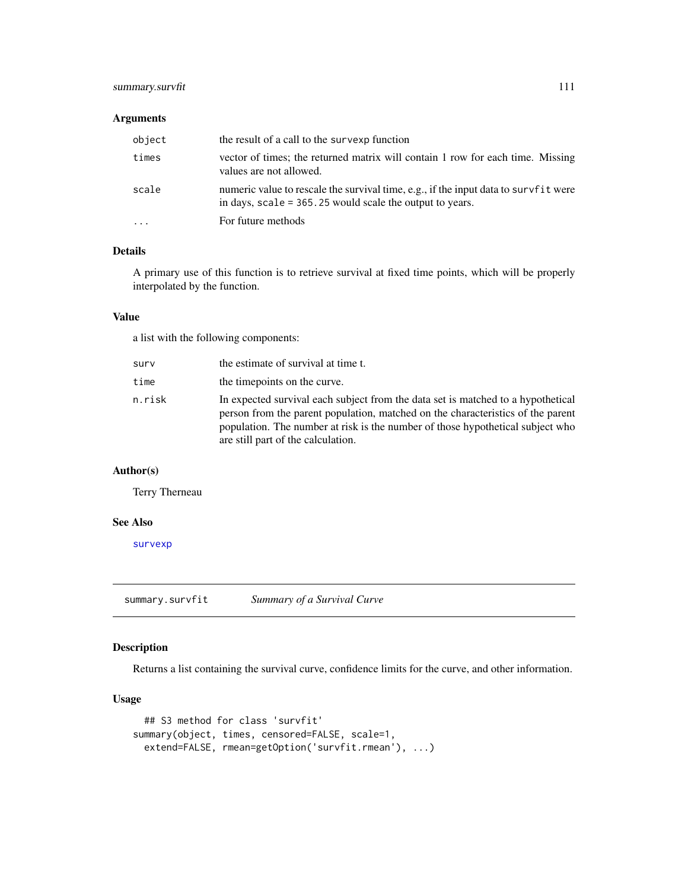### Arguments

| | |
|---|---|
| `object` | the result of a call to the `survexp` function |
| `times` | vector of times; the returned matrix will contain 1 row for each time. Missing values are not allowed. |
| `scale` | numeric value to rescale the survival time, e.g., if the input data to `survfit` were in days, `scale = 365.25` would scale the output to years. |
| `...` | For future methods |

### Details

A primary use of this function is to retrieve survival at fixed time points, which will be properly interpolated by the function.

### Value

a list with the following components:

| | |
|---|---|
| `surv` | the estimate of survival at time t. |
| `time` | the timepoints on the curve. |
| `n.risk` | In expected survival each subject from the data set is matched to a hypothetical person from the parent population, matched on the characteristics of the parent population. The number at risk is the number of those hypothetical subject who are still part of the calculation. |

### Author(s)

Terry Therneau

### See Also

survexp

---

## summary.survfit — *Summary of a Survival Curve*

### Description

Returns a list containing the survival curve, confidence limits for the curve, and other information.

### Usage

```
  ## S3 method for class 'survfit'
summary(object, times, censored=FALSE, scale=1,
  extend=FALSE, rmean=getOption('survfit.rmean'), ...)
```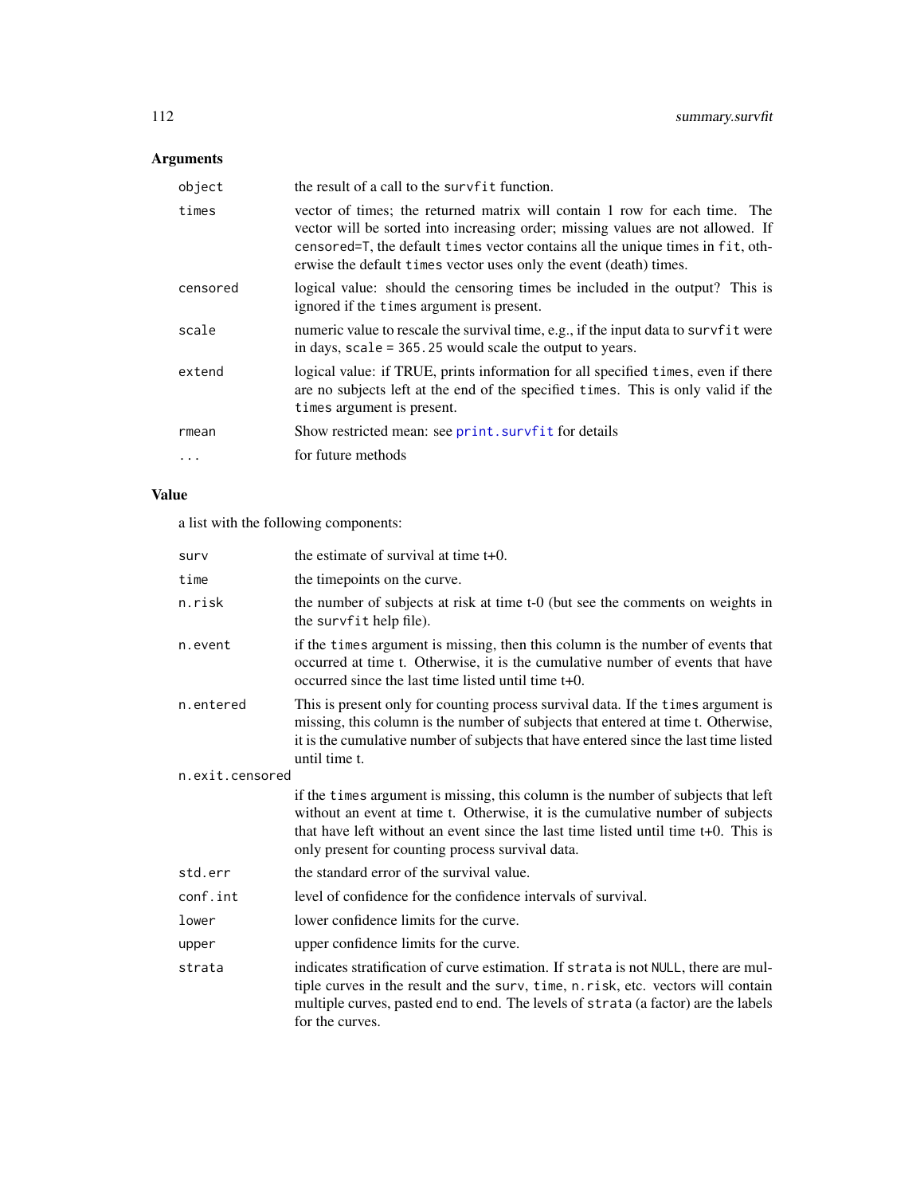## Arguments

| | |
|---|---|
| `object` | the result of a call to the `survfit` function. |
| `times` | vector of times; the returned matrix will contain 1 row for each time. The vector will be sorted into increasing order; missing values are not allowed. If `censored=T`, the default `times` vector contains all the unique times in `fit`, otherwise the default `times` vector uses only the event (death) times. |
| `censored` | logical value: should the censoring times be included in the output? This is ignored if the `times` argument is present. |
| `scale` | numeric value to rescale the survival time, e.g., if the input data to `survfit` were in days, `scale = 365.25` would scale the output to years. |
| `extend` | logical value: if TRUE, prints information for all specified `times`, even if there are no subjects left at the end of the specified `times`. This is only valid if the `times` argument is present. |
| `rmean` | Show restricted mean: see `print.survfit` for details |
| `...` | for future methods |

## Value

a list with the following components:

| | |
|---|---|
| `surv` | the estimate of survival at time t+0. |
| `time` | the timepoints on the curve. |
| `n.risk` | the number of subjects at risk at time t-0 (but see the comments on weights in the `survfit` help file). |
| `n.event` | if the `times` argument is missing, then this column is the number of events that occurred at time t. Otherwise, it is the cumulative number of events that have occurred since the last time listed until time t+0. |
| `n.entered` | This is present only for counting process survival data. If the `times` argument is missing, this column is the number of subjects that entered at time t. Otherwise, it is the cumulative number of subjects that have entered since the last time listed until time t. |
| `n.exit.censored` | if the `times` argument is missing, this column is the number of subjects that left without an event at time t. Otherwise, it is the cumulative number of subjects that have left without an event since the last time listed until time t+0. This is only present for counting process survival data. |
| `std.err` | the standard error of the survival value. |
| `conf.int` | level of confidence for the confidence intervals of survival. |
| `lower` | lower confidence limits for the curve. |
| `upper` | upper confidence limits for the curve. |
| `strata` | indicates stratification of curve estimation. If `strata` is not `NULL`, there are multiple curves in the result and the `surv`, `time`, `n.risk`, etc. vectors will contain multiple curves, pasted end to end. The levels of `strata` (a factor) are the labels for the curves. |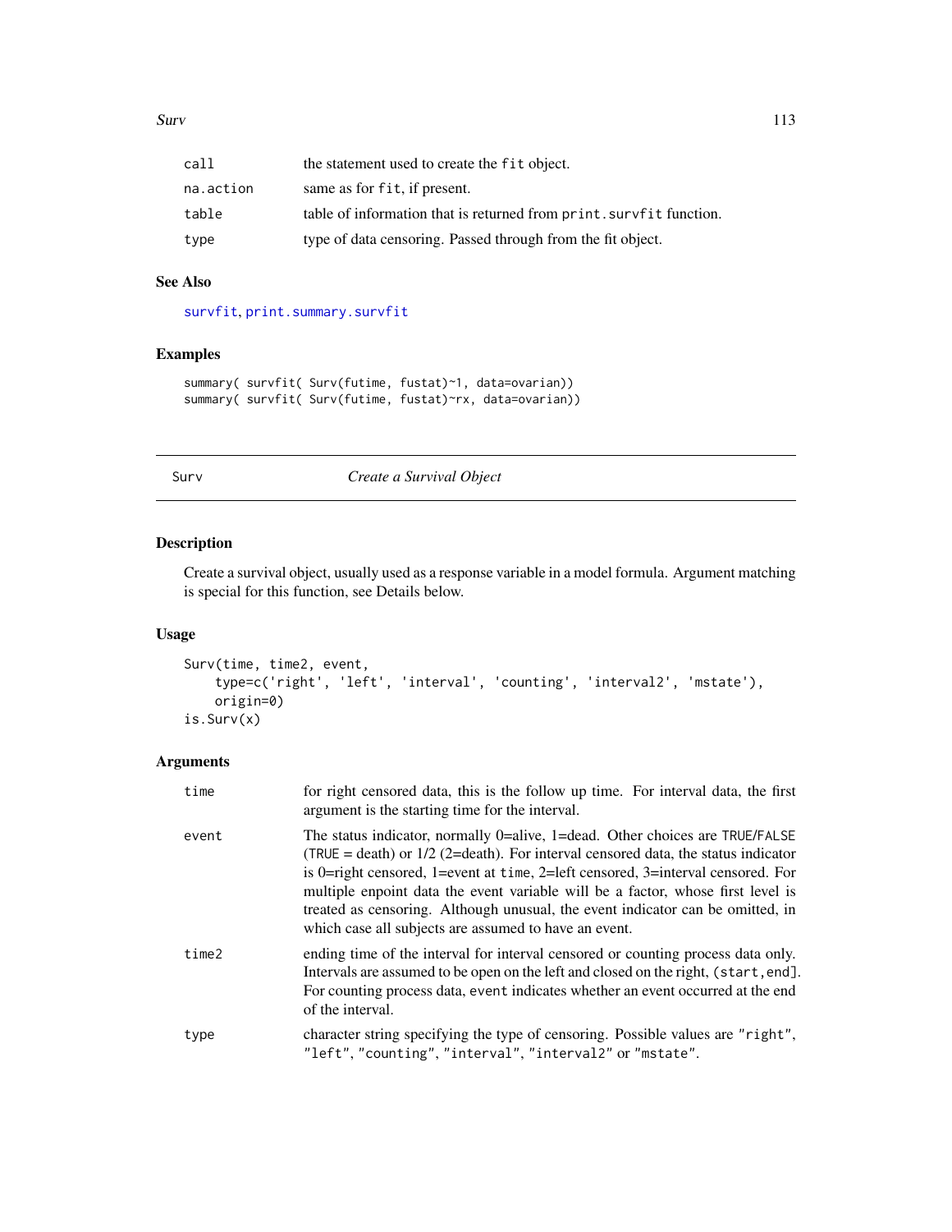| | |
|---|---|
| `call` | the statement used to create the `fit` object. |
| `na.action` | same as for `fit`, if present. |
| `table` | table of information that is returned from `print.survfit` function. |
| `type` | type of data censoring. Passed through from the fit object. |

### See Also

`survfit`, `print.summary.survfit`

### Examples

```
summary( survfit( Surv(futime, fustat)~1, data=ovarian))
summary( survfit( Surv(futime, fustat)~rx, data=ovarian))
```

---

## Surv — *Create a Survival Object*

### Description

Create a survival object, usually used as a response variable in a model formula. Argument matching is special for this function, see Details below.

### Usage

```
Surv(time, time2, event,
    type=c('right', 'left', 'interval', 'counting', 'interval2', 'mstate'),
    origin=0)
is.Surv(x)
```

### Arguments

| | |
|---|---|
| `time` | for right censored data, this is the follow up time. For interval data, the first argument is the starting time for the interval. |
| `event` | The status indicator, normally 0=alive, 1=dead. Other choices are `TRUE`/`FALSE` (`TRUE` = death) or 1/2 (2=death). For interval censored data, the status indicator is 0=right censored, 1=event at `time`, 2=left censored, 3=interval censored. For multiple enpoint data the event variable will be a factor, whose first level is treated as censoring. Although unusual, the event indicator can be omitted, in which case all subjects are assumed to have an event. |
| `time2` | ending time of the interval for interval censored or counting process data only. Intervals are assumed to be open on the left and closed on the right, `(start,end]`. For counting process data, `event` indicates whether an event occurred at the end of the interval. |
| `type` | character string specifying the type of censoring. Possible values are `"right"`, `"left"`, `"counting"`, `"interval"`, `"interval2"` or `"mstate"`. |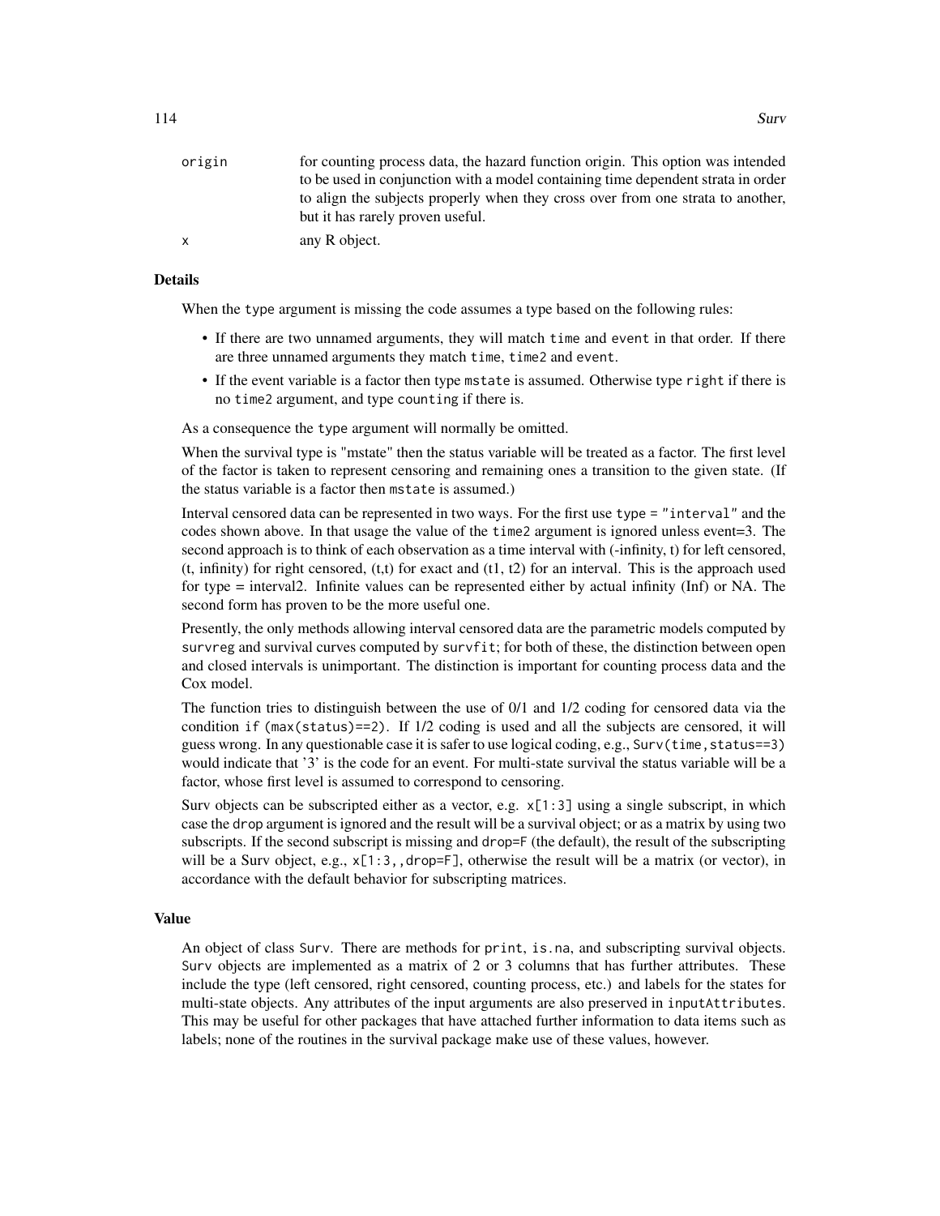origin
: for counting process data, the hazard function origin. This option was intended to be used in conjunction with a model containing time dependent strata in order to align the subjects properly when they cross over from one strata to another, but it has rarely proven useful.

x
: any R object.

## Details

When the `type` argument is missing the code assumes a type based on the following rules:

- If there are two unnamed arguments, they will match `time` and `event` in that order. If there are three unnamed arguments they match `time`, `time2` and `event`.
- If the event variable is a factor then type `mstate` is assumed. Otherwise type `right` if there is no `time2` argument, and type `counting` if there is.

As a consequence the `type` argument will normally be omitted.

When the survival type is "mstate" then the status variable will be treated as a factor. The first level of the factor is taken to represent censoring and remaining ones a transition to the given state. (If the status variable is a factor then `mstate` is assumed.)

Interval censored data can be represented in two ways. For the first use `type = "interval"` and the codes shown above. In that usage the value of the `time2` argument is ignored unless event=3. The second approach is to think of each observation as a time interval with (-infinity, t) for left censored, (t, infinity) for right censored, (t,t) for exact and (t1, t2) for an interval. This is the approach used for type = interval2. Infinite values can be represented either by actual infinity (Inf) or NA. The second form has proven to be the more useful one.

Presently, the only methods allowing interval censored data are the parametric models computed by `survreg` and survival curves computed by `survfit`; for both of these, the distinction between open and closed intervals is unimportant. The distinction is important for counting process data and the Cox model.

The function tries to distinguish between the use of 0/1 and 1/2 coding for censored data via the condition `if (max(status)==2)`. If 1/2 coding is used and all the subjects are censored, it will guess wrong. In any questionable case it is safer to use logical coding, e.g., `Surv(time,status==3)` would indicate that '3' is the code for an event. For multi-state survival the status variable will be a factor, whose first level is assumed to correspond to censoring.

Surv objects can be subscripted either as a vector, e.g. `x[1:3]` using a single subscript, in which case the `drop` argument is ignored and the result will be a survival object; or as a matrix by using two subscripts. If the second subscript is missing and `drop=F` (the default), the result of the subscripting will be a Surv object, e.g., `x[1:3,,drop=F]`, otherwise the result will be a matrix (or vector), in accordance with the default behavior for subscripting matrices.

## Value

An object of class `Surv`. There are methods for `print`, `is.na`, and subscripting survival objects. `Surv` objects are implemented as a matrix of 2 or 3 columns that has further attributes. These include the type (left censored, right censored, counting process, etc.) and labels for the states for multi-state objects. Any attributes of the input arguments are also preserved in `inputAttributes`. This may be useful for other packages that have attached further information to data items such as labels; none of the routines in the survival package make use of these values, however.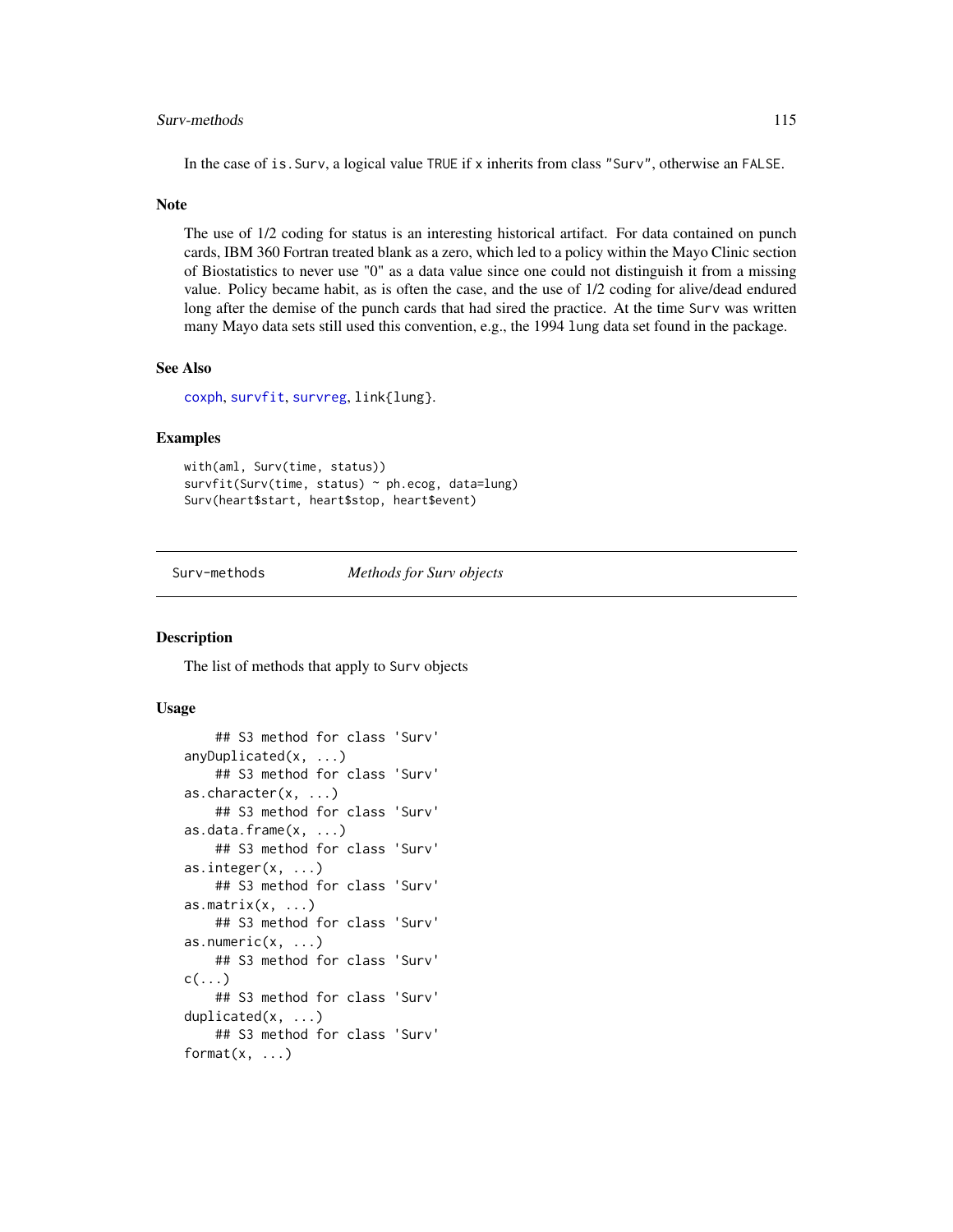In the case of is.Surv, a logical value TRUE if x inherits from class "Surv", otherwise an FALSE.

### Note

The use of 1/2 coding for status is an interesting historical artifact. For data contained on punch cards, IBM 360 Fortran treated blank as a zero, which led to a policy within the Mayo Clinic section of Biostatistics to never use "0" as a data value since one could not distinguish it from a missing value. Policy became habit, as is often the case, and the use of 1/2 coding for alive/dead endured long after the demise of the punch cards that had sired the practice. At the time Surv was written many Mayo data sets still used this convention, e.g., the 1994 lung data set found in the package.

### See Also

coxph, survfit, survreg, link{lung}.

### Examples

```
with(aml, Surv(time, status))
survfit(Surv(time, status) ~ ph.ecog, data=lung)
Surv(heart$start, heart$stop, heart$event)
```

---

## Surv-methods &nbsp;&nbsp;&nbsp;&nbsp;&nbsp;&nbsp; *Methods for Surv objects*

---

### Description

The list of methods that apply to Surv objects

### Usage

```
    ## S3 method for class 'Surv'
anyDuplicated(x, ...)
    ## S3 method for class 'Surv'
as.character(x, ...)
    ## S3 method for class 'Surv'
as.data.frame(x, ...)
    ## S3 method for class 'Surv'
as.integer(x, ...)
    ## S3 method for class 'Surv'
as.matrix(x, ...)
    ## S3 method for class 'Surv'
as.numeric(x, ...)
    ## S3 method for class 'Surv'
c(...)
    ## S3 method for class 'Surv'
duplicated(x, ...)
    ## S3 method for class 'Surv'
format(x, ...)
```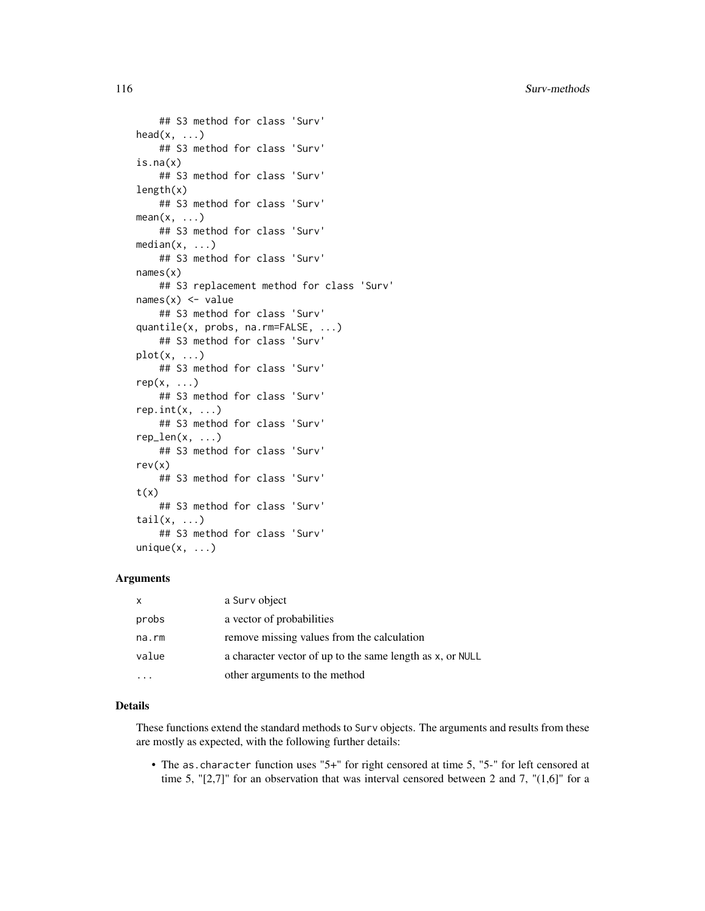```
## S3 method for class 'Surv'
head(x, ...)
## S3 method for class 'Surv'
is.na(x)
## S3 method for class 'Surv'
length(x)
## S3 method for class 'Surv'
mean(x, ...)
## S3 method for class 'Surv'
median(x, ...)
## S3 method for class 'Surv'
names(x)
## S3 replacement method for class 'Surv'
names(x) <- value
## S3 method for class 'Surv'
quantile(x, probs, na.rm=FALSE, ...)
## S3 method for class 'Surv'
plot(x, ...)
## S3 method for class 'Surv'
rep(x, ...)
## S3 method for class 'Surv'
rep.int(x, ...)
## S3 method for class 'Surv'
rep_len(x, ...)
## S3 method for class 'Surv'
rev(x)
## S3 method for class 'Surv'
t(x)
## S3 method for class 'Surv'
tail(x, ...)
## S3 method for class 'Surv'
unique(x, ...)
```

### Arguments

| | |
|---|---|
| x | a `Surv` object |
| probs | a vector of probabilities |
| na.rm | remove missing values from the calculation |
| value | a character vector of up to the same length as `x`, or `NULL` |
| ... | other arguments to the method |

### Details

These functions extend the standard methods to `Surv` objects. The arguments and results from these are mostly as expected, with the following further details:

- The `as.character` function uses "5+" for right censored at time 5, "5-" for left censored at time 5, "[2,7]" for an observation that was interval censored between 2 and 7, "(1,6]" for a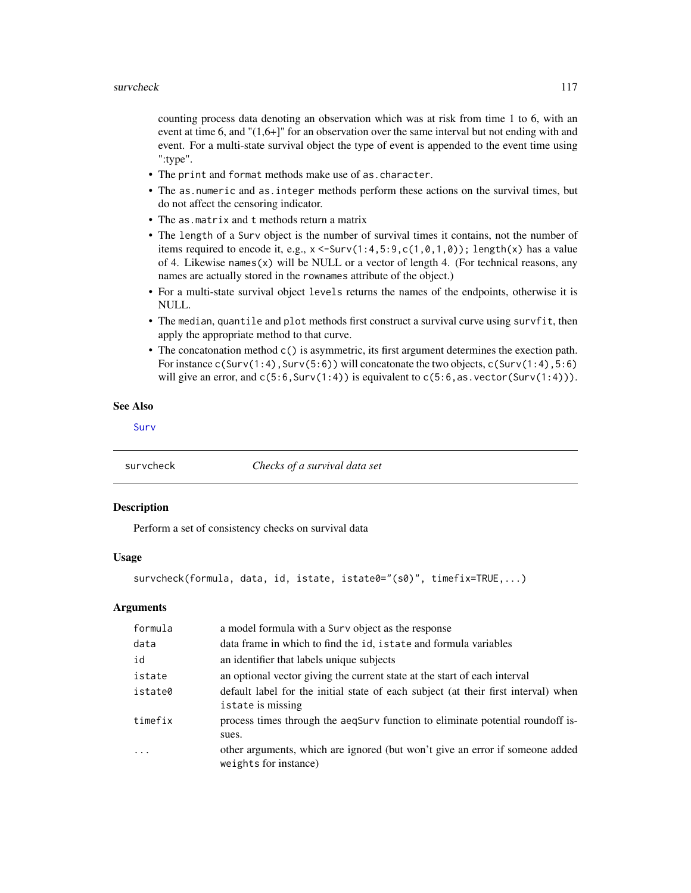counting process data denoting an observation which was at risk from time 1 to 6, with an event at time 6, and "(1,6+]" for an observation over the same interval but not ending with and event. For a multi-state survival object the type of event is appended to the event time using ":type".

- The `print` and `format` methods make use of `as.character`.
- The `as.numeric` and `as.integer` methods perform these actions on the survival times, but do not affect the censoring indicator.
- The `as.matrix` and `t` methods return a matrix
- The `length` of a `Surv` object is the number of survival times it contains, not the number of items required to encode it, e.g., `x <-Surv(1:4,5:9,c(1,0,1,0)); length(x)` has a value of 4. Likewise `names(x)` will be NULL or a vector of length 4. (For technical reasons, any names are actually stored in the `rownames` attribute of the object.)
- For a multi-state survival object `levels` returns the names of the endpoints, otherwise it is NULL.
- The `median`, `quantile` and `plot` methods first construct a survival curve using `survfit`, then apply the appropriate method to that curve.
- The concatonation method `c()` is asymmetric, its first argument determines the exection path. For instance `c(Surv(1:4),Surv(5:6))` will concatonate the two objects, `c(Surv(1:4),5:6)` will give an error, and `c(5:6,Surv(1:4))` is equivalent to `c(5:6,as.vector(Surv(1:4)))`.

### See Also

Surv

---

## survcheck — *Checks of a survival data set*

### Description

Perform a set of consistency checks on survival data

### Usage

```
survcheck(formula, data, id, istate, istate0="(s0)", timefix=TRUE,...)
```

### Arguments

| | |
|---|---|
| `formula` | a model formula with a `Surv` object as the response |
| `data` | data frame in which to find the `id`, `istate` and formula variables |
| `id` | an identifier that labels unique subjects |
| `istate` | an optional vector giving the current state at the start of each interval |
| `istate0` | default label for the initial state of each subject (at their first interval) when `istate` is missing |
| `timefix` | process times through the `aeqSurv` function to eliminate potential roundoff issues. |
| `...` | other arguments, which are ignored (but won't give an error if someone added `weights` for instance) |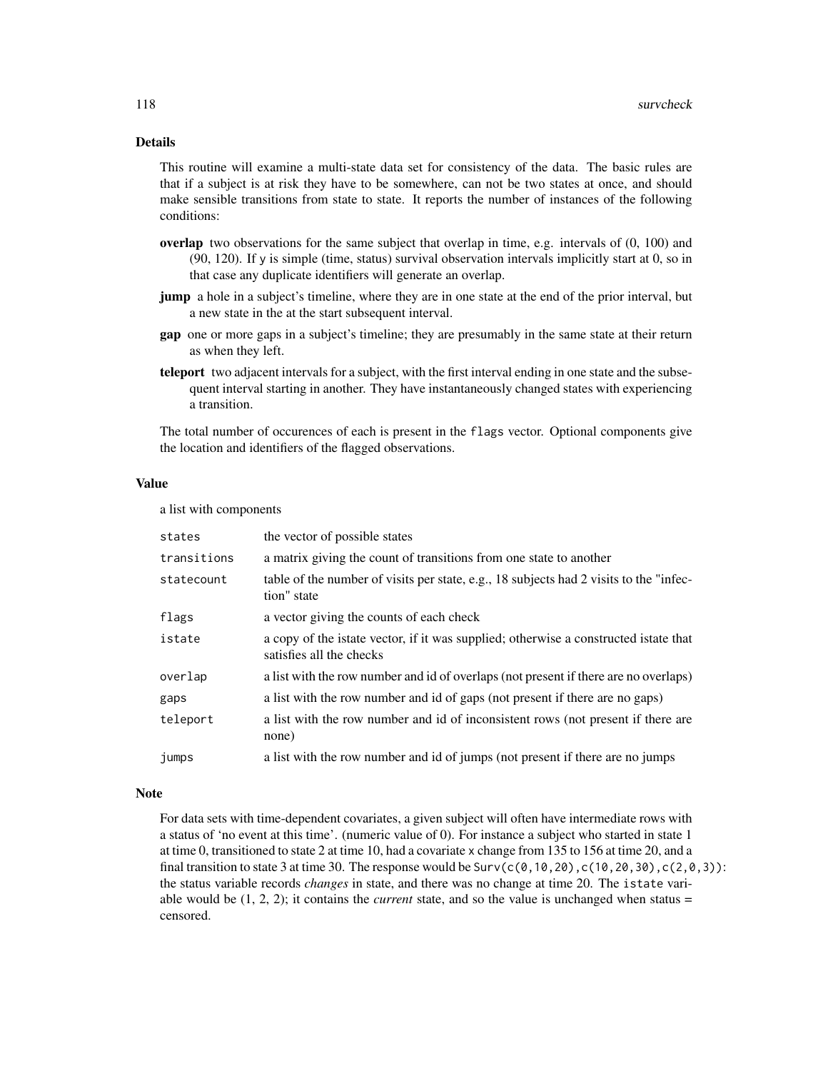## Details

This routine will examine a multi-state data set for consistency of the data. The basic rules are that if a subject is at risk they have to be somewhere, can not be two states at once, and should make sensible transitions from state to state. It reports the number of instances of the following conditions:

- **overlap** two observations for the same subject that overlap in time, e.g. intervals of (0, 100) and (90, 120). If `y` is simple (time, status) survival observation intervals implicitly start at 0, so in that case any duplicate identifiers will generate an overlap.
- **jump** a hole in a subject's timeline, where they are in one state at the end of the prior interval, but a new state in the at the start subsequent interval.
- **gap** one or more gaps in a subject's timeline; they are presumably in the same state at their return as when they left.
- **teleport** two adjacent intervals for a subject, with the first interval ending in one state and the subsequent interval starting in another. They have instantaneously changed states with experiencing a transition.

The total number of occurences of each is present in the `flags` vector. Optional components give the location and identifiers of the flagged observations.

## Value

a list with components

| | |
|---|---|
| `states` | the vector of possible states |
| `transitions` | a matrix giving the count of transitions from one state to another |
| `statecount` | table of the number of visits per state, e.g., 18 subjects had 2 visits to the "infection" state |
| `flags` | a vector giving the counts of each check |
| `istate` | a copy of the istate vector, if it was supplied; otherwise a constructed istate that satisfies all the checks |
| `overlap` | a list with the row number and id of overlaps (not present if there are no overlaps) |
| `gaps` | a list with the row number and id of gaps (not present if there are no gaps) |
| `teleport` | a list with the row number and id of inconsistent rows (not present if there are none) |
| `jumps` | a list with the row number and id of jumps (not present if there are no jumps |

## Note

For data sets with time-dependent covariates, a given subject will often have intermediate rows with a status of 'no event at this time'. (numeric value of 0). For instance a subject who started in state 1 at time 0, transitioned to state 2 at time 10, had a covariate `x` change from 135 to 156 at time 20, and a final transition to state 3 at time 30. The response would be `Surv(c(0,10,20),c(10,20,30),c(2,0,3))`: the status variable records *changes* in state, and there was no change at time 20. The `istate` variable would be (1, 2, 2); it contains the *current* state, and so the value is unchanged when status = censored.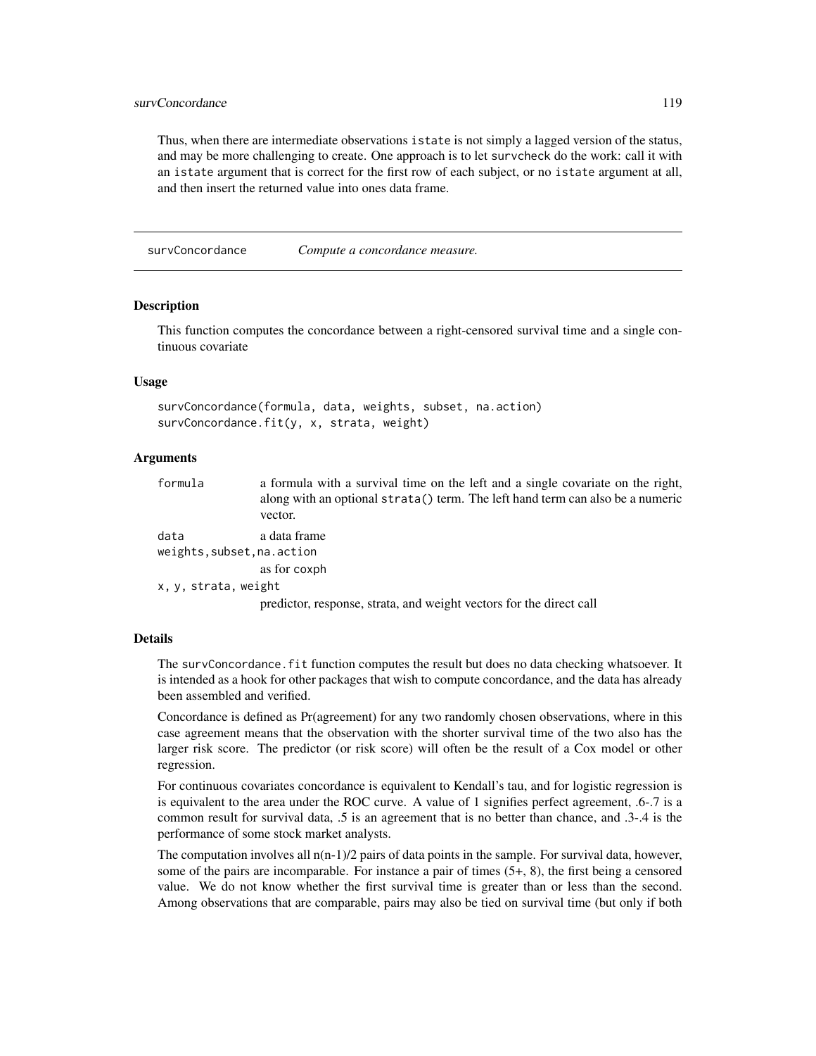Thus, when there are intermediate observations `istate` is not simply a lagged version of the status, and may be more challenging to create. One approach is to let `survcheck` do the work: call it with an `istate` argument that is correct for the first row of each subject, or no `istate` argument at all, and then insert the returned value into ones data frame.

## survConcordance — *Compute a concordance measure.*

### Description

This function computes the concordance between a right-censored survival time and a single continuous covariate

### Usage

```
survConcordance(formula, data, weights, subset, na.action)
survConcordance.fit(y, x, strata, weight)
```

### Arguments

| | |
|---|---|
| `formula` | a formula with a survival time on the left and a single covariate on the right, along with an optional `strata()` term. The left hand term can also be a numeric vector. |
| `data` | a data frame |
| `weights,subset,na.action` | as for `coxph` |
| `x, y, strata, weight` | predictor, response, strata, and weight vectors for the direct call |

### Details

The `survConcordance.fit` function computes the result but does no data checking whatsoever. It is intended as a hook for other packages that wish to compute concordance, and the data has already been assembled and verified.

Concordance is defined as Pr(agreement) for any two randomly chosen observations, where in this case agreement means that the observation with the shorter survival time of the two also has the larger risk score. The predictor (or risk score) will often be the result of a Cox model or other regression.

For continuous covariates concordance is equivalent to Kendall's tau, and for logistic regression is is equivalent to the area under the ROC curve. A value of 1 signifies perfect agreement, .6-.7 is a common result for survival data, .5 is an agreement that is no better than chance, and .3-.4 is the performance of some stock market analysts.

The computation involves all $n(n-1)/2$ pairs of data points in the sample. For survival data, however, some of the pairs are incomparable. For instance a pair of times (5+, 8), the first being a censored value. We do not know whether the first survival time is greater than or less than the second. Among observations that are comparable, pairs may also be tied on survival time (but only if both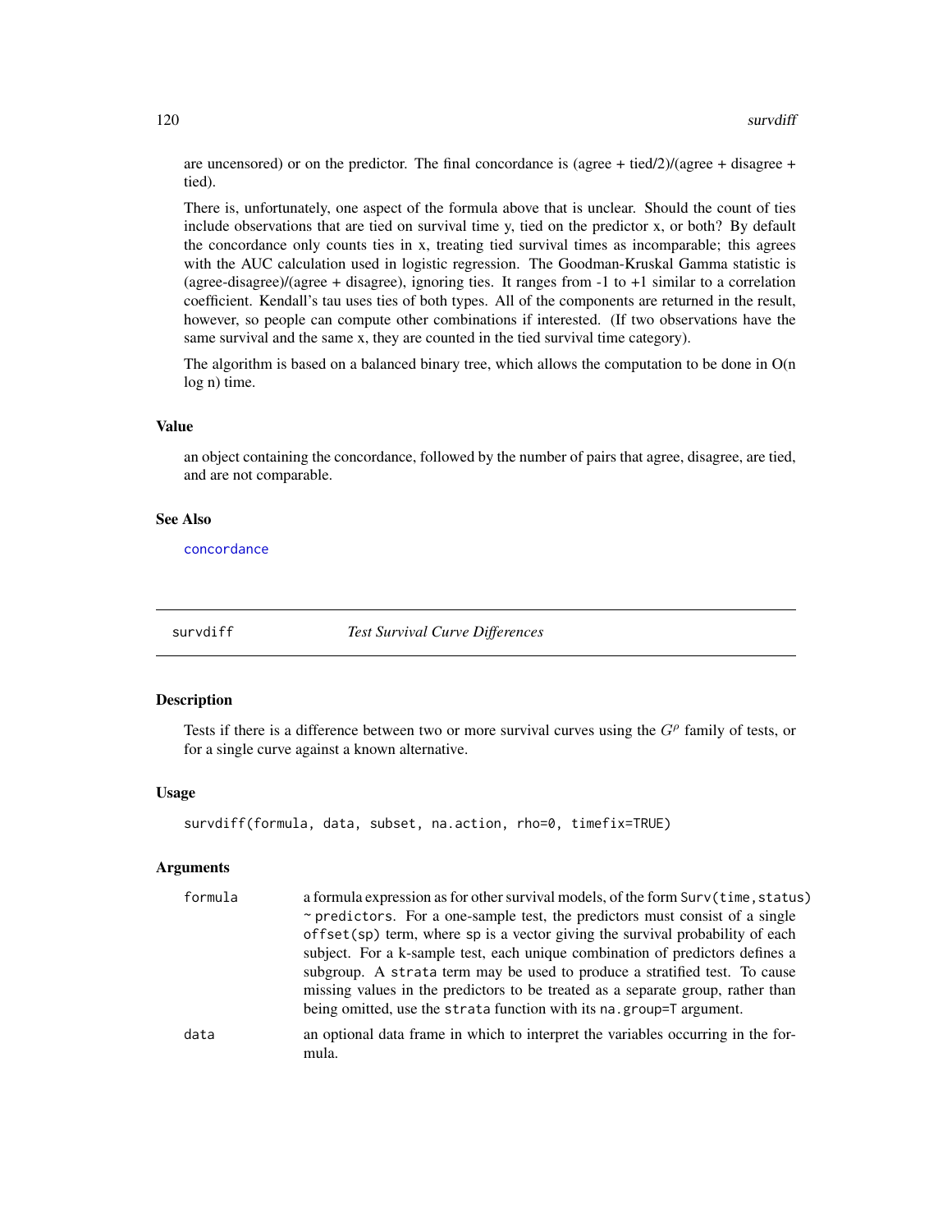are uncensored) or on the predictor. The final concordance is (agree + tied/2)/(agree + disagree + tied).

There is, unfortunately, one aspect of the formula above that is unclear. Should the count of ties include observations that are tied on survival time y, tied on the predictor x, or both? By default the concordance only counts ties in x, treating tied survival times as incomparable; this agrees with the AUC calculation used in logistic regression. The Goodman-Kruskal Gamma statistic is (agree-disagree)/(agree + disagree), ignoring ties. It ranges from -1 to +1 similar to a correlation coefficient. Kendall's tau uses ties of both types. All of the components are returned in the result, however, so people can compute other combinations if interested. (If two observations have the same survival and the same x, they are counted in the tied survival time category).

The algorithm is based on a balanced binary tree, which allows the computation to be done in O(n log n) time.

### Value

an object containing the concordance, followed by the number of pairs that agree, disagree, are tied, and are not comparable.

### See Also

concordance

---

## survdiff — *Test Survival Curve Differences*

### Description

Tests if there is a difference between two or more survival curves using the $G^\rho$ family of tests, or for a single curve against a known alternative.

### Usage

```
survdiff(formula, data, subset, na.action, rho=0, timefix=TRUE)
```

### Arguments

| | |
|---|---|
| `formula` | a formula expression as for other survival models, of the form `Surv(time,status) ~ predictors`. For a one-sample test, the predictors must consist of a single `offset(sp)` term, where `sp` is a vector giving the survival probability of each subject. For a k-sample test, each unique combination of predictors defines a subgroup. A `strata` term may be used to produce a stratified test. To cause missing values in the predictors to be treated as a separate group, rather than being omitted, use the `strata` function with its `na.group=T` argument. |
| `data` | an optional data frame in which to interpret the variables occurring in the formula. |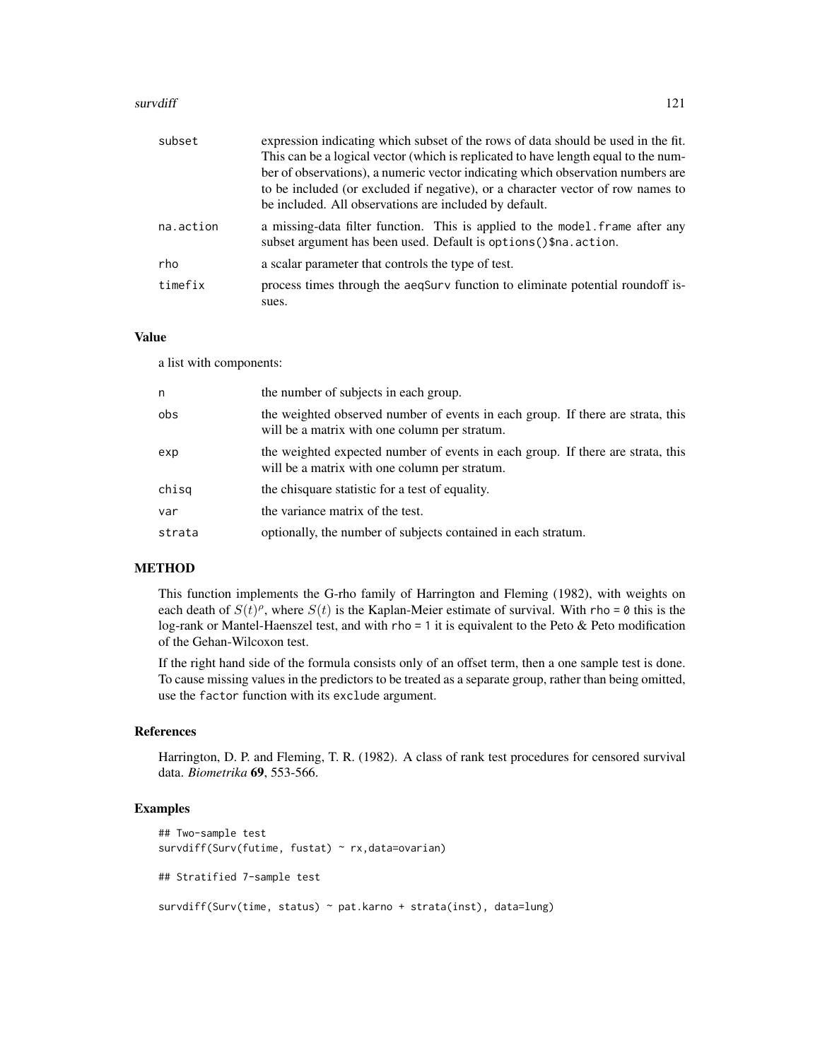| | |
|---|---|
| subset | expression indicating which subset of the rows of data should be used in the fit. This can be a logical vector (which is replicated to have length equal to the number of observations), a numeric vector indicating which observation numbers are to be included (or excluded if negative), or a character vector of row names to be included. All observations are included by default. |
| na.action | a missing-data filter function. This is applied to the model.frame after any subset argument has been used. Default is options()$na.action. |
| rho | a scalar parameter that controls the type of test. |
| timefix | process times through the aeqSurv function to eliminate potential roundoff issues. |

## Value

a list with components:

| | |
|---|---|
| n | the number of subjects in each group. |
| obs | the weighted observed number of events in each group. If there are strata, this will be a matrix with one column per stratum. |
| exp | the weighted expected number of events in each group. If there are strata, this will be a matrix with one column per stratum. |
| chisq | the chisquare statistic for a test of equality. |
| var | the variance matrix of the test. |
| strata | optionally, the number of subjects contained in each stratum. |

## METHOD

This function implements the G-rho family of Harrington and Fleming (1982), with weights on each death of $S(t)^\rho$, where $S(t)$ is the Kaplan-Meier estimate of survival. With rho = 0 this is the log-rank or Mantel-Haenszel test, and with rho = 1 it is equivalent to the Peto & Peto modification of the Gehan-Wilcoxon test.

If the right hand side of the formula consists only of an offset term, then a one sample test is done. To cause missing values in the predictors to be treated as a separate group, rather than being omitted, use the factor function with its exclude argument.

## References

Harrington, D. P. and Fleming, T. R. (1982). A class of rank test procedures for censored survival data. *Biometrika* **69**, 553-566.

## Examples

```
## Two-sample test
survdiff(Surv(futime, fustat) ~ rx,data=ovarian)

## Stratified 7-sample test

survdiff(Surv(time, status) ~ pat.karno + strata(inst), data=lung)
```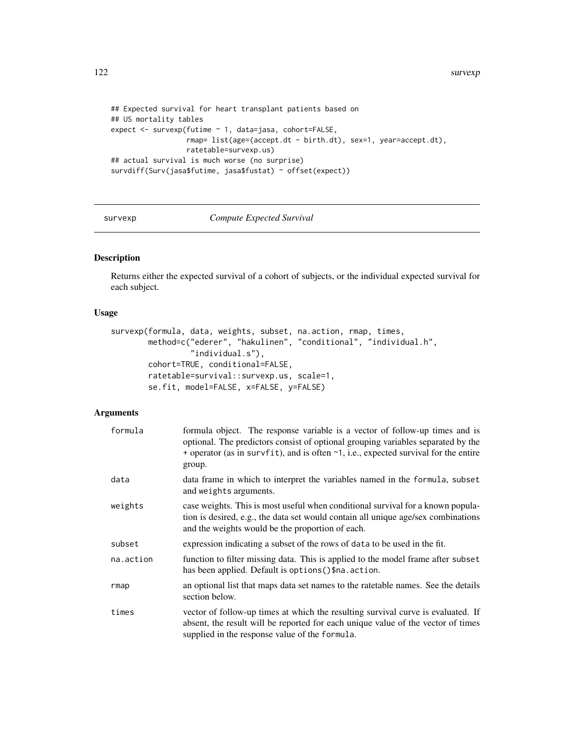```
## Expected survival for heart transplant patients based on
## US mortality tables
expect <- survexp(futime ~ 1, data=jasa, cohort=FALSE,
                  rmap= list(age=(accept.dt - birth.dt), sex=1, year=accept.dt),
                  ratetable=survexp.us)
## actual survival is much worse (no surprise)
survdiff(Surv(jasa$futime, jasa$fustat) ~ offset(expect))
```

---

survexp *Compute Expected Survival*

---

### Description

Returns either the expected survival of a cohort of subjects, or the individual expected survival for each subject.

### Usage

```
survexp(formula, data, weights, subset, na.action, rmap, times,
        method=c("ederer", "hakulinen", "conditional", "individual.h",
                 "individual.s"),
        cohort=TRUE, conditional=FALSE,
        ratetable=survival::survexp.us, scale=1,
        se.fit, model=FALSE, x=FALSE, y=FALSE)
```

### Arguments

| | |
|---|---|
| `formula` | formula object. The response variable is a vector of follow-up times and is optional. The predictors consist of optional grouping variables separated by the + operator (as in `survfit`), and is often ~1, i.e., expected survival for the entire group. |
| `data` | data frame in which to interpret the variables named in the `formula`, `subset` and `weights` arguments. |
| `weights` | case weights. This is most useful when conditional survival for a known population is desired, e.g., the data set would contain all unique age/sex combinations and the weights would be the proportion of each. |
| `subset` | expression indicating a subset of the rows of `data` to be used in the fit. |
| `na.action` | function to filter missing data. This is applied to the model frame after `subset` has been applied. Default is `options()$na.action`. |
| `rmap` | an optional list that maps data set names to the ratetable names. See the details section below. |
| `times` | vector of follow-up times at which the resulting survival curve is evaluated. If absent, the result will be reported for each unique value of the vector of times supplied in the response value of the `formula`. |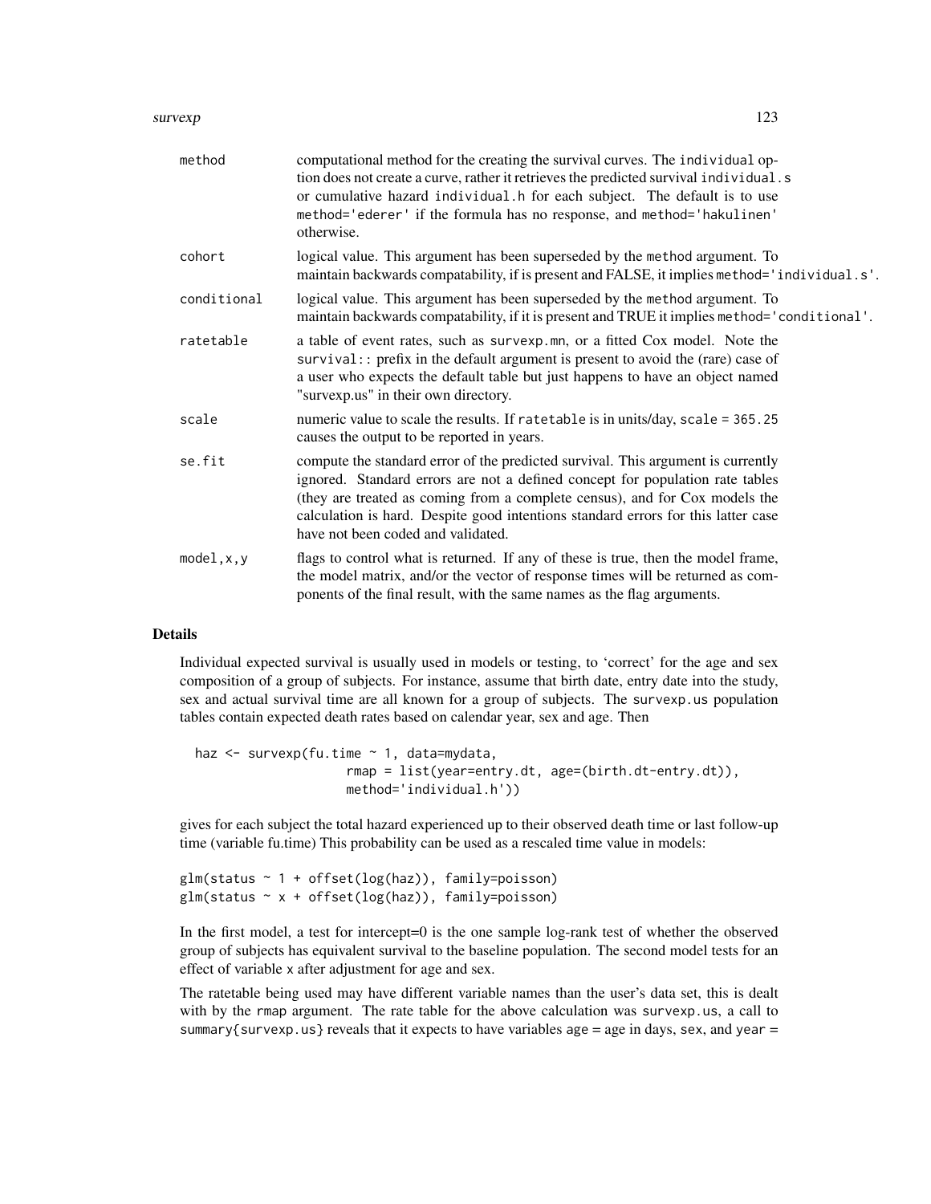| | |
|---|---|
| method | computational method for the creating the survival curves. The `individual` option does not create a curve, rather it retrieves the predicted survival `individual.s` or cumulative hazard `individual.h` for each subject. The default is to use `method='ederer'` if the formula has no response, and `method='hakulinen'` otherwise. |
| cohort | logical value. This argument has been superseded by the `method` argument. To maintain backwards compatability, if is present and FALSE, it implies `method='individual.s'`. |
| conditional | logical value. This argument has been superseded by the `method` argument. To maintain backwards compatability, if it is present and TRUE it implies `method='conditional'`. |
| ratetable | a table of event rates, such as `survexp.mn`, or a fitted Cox model. Note the `survival::` prefix in the default argument is present to avoid the (rare) case of a user who expects the default table but just happens to have an object named "survexp.us" in their own directory. |
| scale | numeric value to scale the results. If `ratetable` is in units/day, `scale = 365.25` causes the output to be reported in years. |
| se.fit | compute the standard error of the predicted survival. This argument is currently ignored. Standard errors are not a defined concept for population rate tables (they are treated as coming from a complete census), and for Cox models the calculation is hard. Despite good intentions standard errors for this latter case have not been coded and validated. |
| model,x,y | flags to control what is returned. If any of these is true, then the model frame, the model matrix, and/or the vector of response times will be returned as components of the final result, with the same names as the flag arguments. |

## Details

Individual expected survival is usually used in models or testing, to 'correct' for the age and sex composition of a group of subjects. For instance, assume that birth date, entry date into the study, sex and actual survival time are all known for a group of subjects. The `survexp.us` population tables contain expected death rates based on calendar year, sex and age. Then

```
haz <- survexp(fu.time ~ 1, data=mydata,
                    rmap = list(year=entry.dt, age=(birth.dt-entry.dt)),
                    method='individual.h'))
```

gives for each subject the total hazard experienced up to their observed death time or last follow-up time (variable fu.time) This probability can be used as a rescaled time value in models:

```
glm(status ~ 1 + offset(log(haz)), family=poisson)
glm(status ~ x + offset(log(haz)), family=poisson)
```

In the first model, a test for intercept=0 is the one sample log-rank test of whether the observed group of subjects has equivalent survival to the baseline population. The second model tests for an effect of variable `x` after adjustment for age and sex.

The ratetable being used may have different variable names than the user's data set, this is dealt with by the `rmap` argument. The rate table for the above calculation was `survexp.us`, a call to `summary{survexp.us}` reveals that it expects to have variables `age` = age in days, `sex`, and `year` =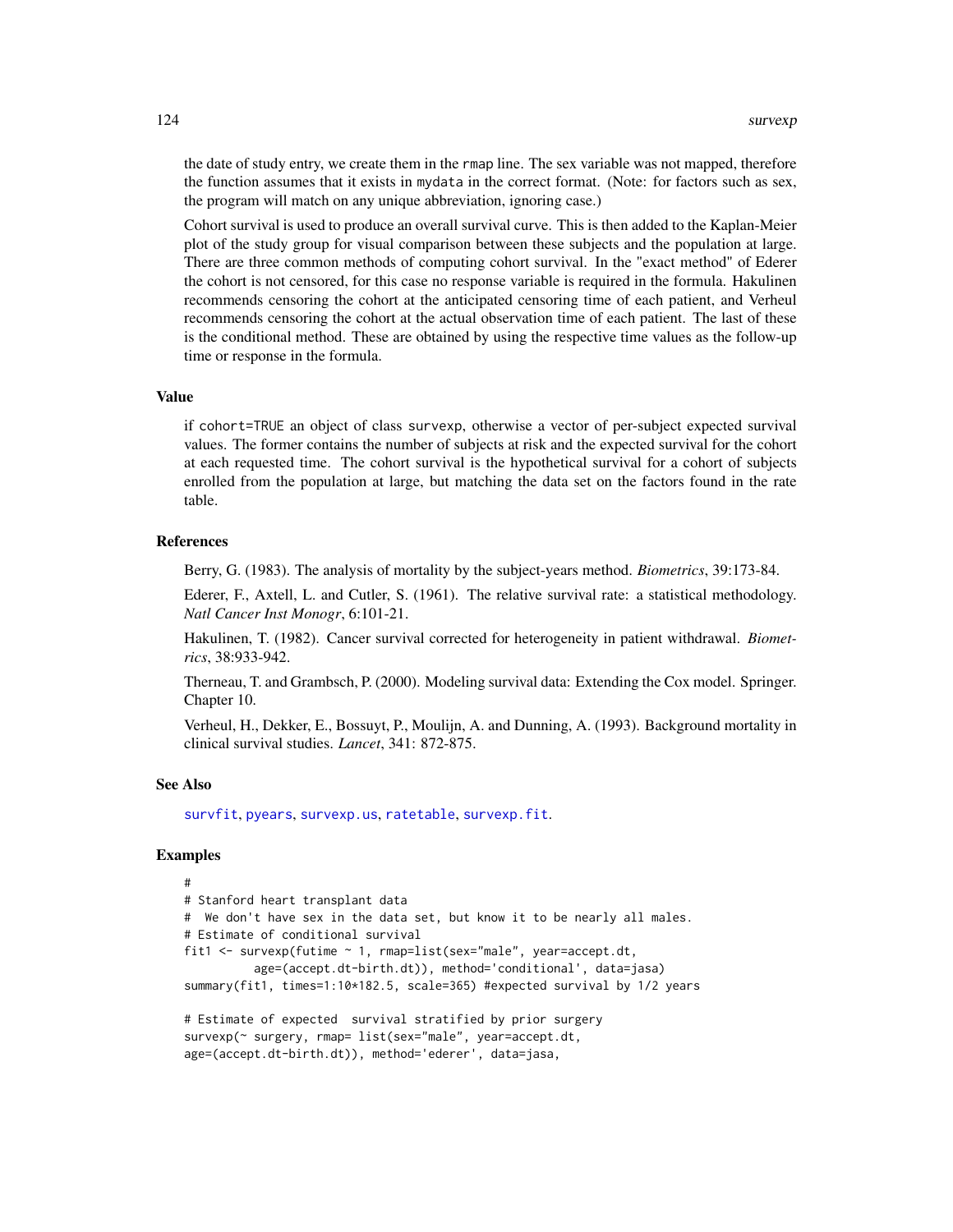the date of study entry, we create them in the `rmap` line. The sex variable was not mapped, therefore the function assumes that it exists in `mydata` in the correct format. (Note: for factors such as sex, the program will match on any unique abbreviation, ignoring case.)

Cohort survival is used to produce an overall survival curve. This is then added to the Kaplan-Meier plot of the study group for visual comparison between these subjects and the population at large. There are three common methods of computing cohort survival. In the "exact method" of Ederer the cohort is not censored, for this case no response variable is required in the formula. Hakulinen recommends censoring the cohort at the anticipated censoring time of each patient, and Verheul recommends censoring the cohort at the actual observation time of each patient. The last of these is the conditional method. These are obtained by using the respective time values as the follow-up time or response in the formula.

### Value

if `cohort=TRUE` an object of class `survexp`, otherwise a vector of per-subject expected survival values. The former contains the number of subjects at risk and the expected survival for the cohort at each requested time. The cohort survival is the hypothetical survival for a cohort of subjects enrolled from the population at large, but matching the data set on the factors found in the rate table.

### References

Berry, G. (1983). The analysis of mortality by the subject-years method. *Biometrics*, 39:173-84.

Ederer, F., Axtell, L. and Cutler, S. (1961). The relative survival rate: a statistical methodology. *Natl Cancer Inst Monogr*, 6:101-21.

Hakulinen, T. (1982). Cancer survival corrected for heterogeneity in patient withdrawal. *Biometrics*, 38:933-942.

Therneau, T. and Grambsch, P. (2000). Modeling survival data: Extending the Cox model. Springer. Chapter 10.

Verheul, H., Dekker, E., Bossuyt, P., Moulijn, A. and Dunning, A. (1993). Background mortality in clinical survival studies. *Lancet*, 341: 872-875.

### See Also

survfit, pyears, survexp.us, ratetable, survexp.fit.

### Examples

```
#
# Stanford heart transplant data
#  We don't have sex in the data set, but know it to be nearly all males.
# Estimate of conditional survival
fit1 <- survexp(futime ~ 1, rmap=list(sex="male", year=accept.dt,
          age=(accept.dt-birth.dt)), method='conditional', data=jasa)
summary(fit1, times=1:10*182.5, scale=365) #expected survival by 1/2 years

# Estimate of expected  survival stratified by prior surgery
survexp(~ surgery, rmap= list(sex="male", year=accept.dt,
age=(accept.dt-birth.dt)), method='ederer', data=jasa,
```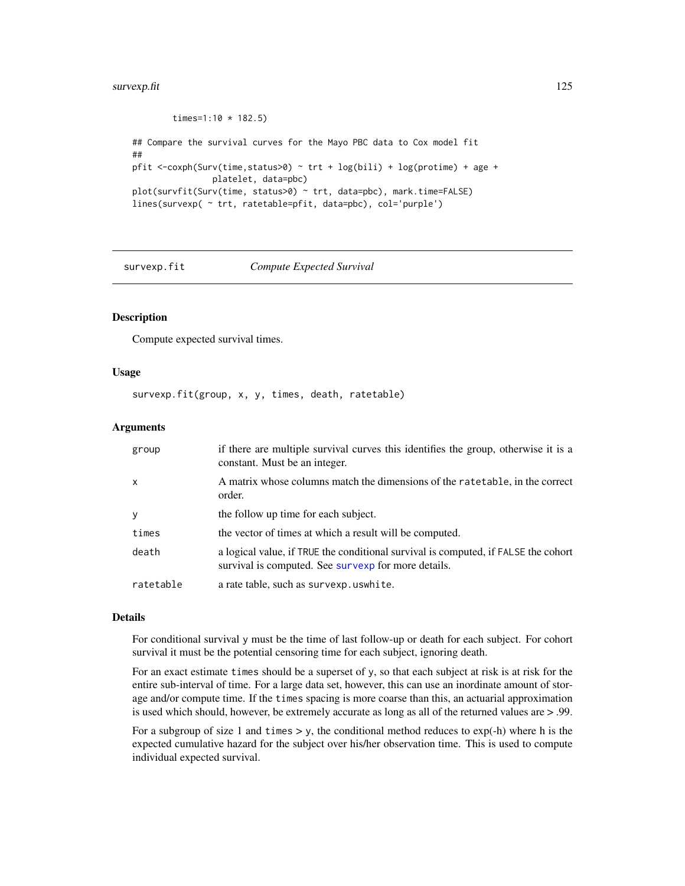```
        times=1:10 * 182.5)

## Compare the survival curves for the Mayo PBC data to Cox model fit
##
pfit <-coxph(Surv(time,status>0) ~ trt + log(bili) + log(protime) + age +
                platelet, data=pbc)
plot(survfit(Surv(time, status>0) ~ trt, data=pbc), mark.time=FALSE)
lines(survexp( ~ trt, ratetable=pfit, data=pbc), col='purple')
```

---

survexp.fit    *Compute Expected Survival*

---

### Description

Compute expected survival times.

### Usage

```
survexp.fit(group, x, y, times, death, ratetable)
```

### Arguments

| | |
|---|---|
| group | if there are multiple survival curves this identifies the group, otherwise it is a constant. Must be an integer. |
| x | A matrix whose columns match the dimensions of the ratetable, in the correct order. |
| y | the follow up time for each subject. |
| times | the vector of times at which a result will be computed. |
| death | a logical value, if TRUE the conditional survival is computed, if FALSE the cohort survival is computed. See survexp for more details. |
| ratetable | a rate table, such as survexp.uswhite. |

### Details

For conditional survival y must be the time of last follow-up or death for each subject. For cohort survival it must be the potential censoring time for each subject, ignoring death.

For an exact estimate times should be a superset of y, so that each subject at risk is at risk for the entire sub-interval of time. For a large data set, however, this can use an inordinate amount of storage and/or compute time. If the times spacing is more coarse than this, an actuarial approximation is used which should, however, be extremely accurate as long as all of the returned values are > .99.

For a subgroup of size 1 and times > y, the conditional method reduces to exp(-h) where h is the expected cumulative hazard for the subject over his/her observation time. This is used to compute individual expected survival.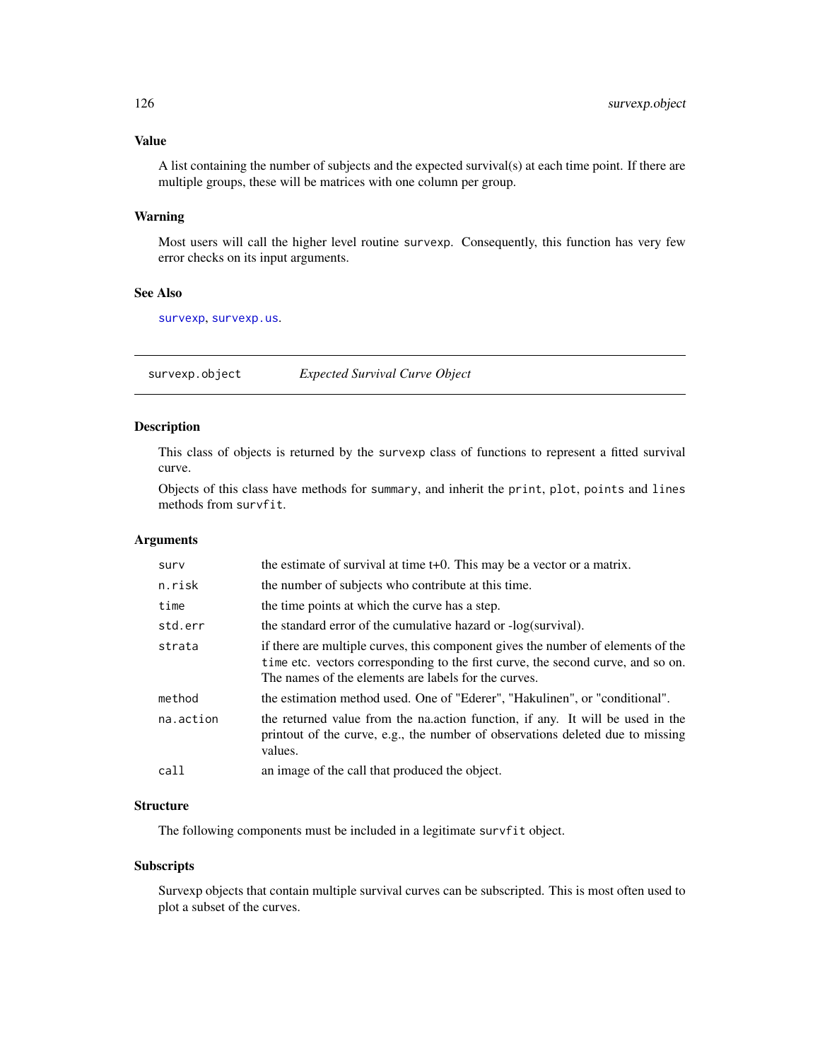### Value

A list containing the number of subjects and the expected survival(s) at each time point. If there are multiple groups, these will be matrices with one column per group.

### Warning

Most users will call the higher level routine `survexp`. Consequently, this function has very few error checks on its input arguments.

### See Also

`survexp`, `survexp.us`.

---

## survexp.object — *Expected Survival Curve Object*

---

### Description

This class of objects is returned by the `survexp` class of functions to represent a fitted survival curve.

Objects of this class have methods for `summary`, and inherit the `print`, `plot`, `points` and `lines` methods from `survfit`.

### Arguments

| | |
|---|---|
| `surv` | the estimate of survival at time t+0. This may be a vector or a matrix. |
| `n.risk` | the number of subjects who contribute at this time. |
| `time` | the time points at which the curve has a step. |
| `std.err` | the standard error of the cumulative hazard or -log(survival). |
| `strata` | if there are multiple curves, this component gives the number of elements of the `time` etc. vectors corresponding to the first curve, the second curve, and so on. The names of the elements are labels for the curves. |
| `method` | the estimation method used. One of "Ederer", "Hakulinen", or "conditional". |
| `na.action` | the returned value from the na.action function, if any. It will be used in the printout of the curve, e.g., the number of observations deleted due to missing values. |
| `call` | an image of the call that produced the object. |

### Structure

The following components must be included in a legitimate `survfit` object.

### Subscripts

Survexp objects that contain multiple survival curves can be subscripted. This is most often used to plot a subset of the curves.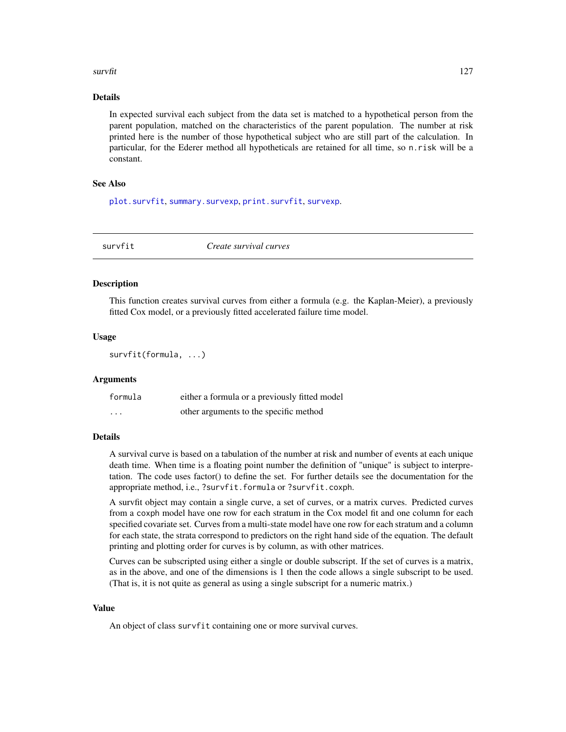### Details

In expected survival each subject from the data set is matched to a hypothetical person from the parent population, matched on the characteristics of the parent population. The number at risk printed here is the number of those hypothetical subject who are still part of the calculation. In particular, for the Ederer method all hypotheticals are retained for all time, so `n.risk` will be a constant.

### See Also

`plot.survfit`, `summary.survexp`, `print.survfit`, `survexp`.

---

## survfit — *Create survival curves*

### Description

This function creates survival curves from either a formula (e.g. the Kaplan-Meier), a previously fitted Cox model, or a previously fitted accelerated failure time model.

### Usage

```
survfit(formula, ...)
```

### Arguments

| | |
|---|---|
| `formula` | either a formula or a previously fitted model |
| `...` | other arguments to the specific method |

### Details

A survival curve is based on a tabulation of the number at risk and number of events at each unique death time. When time is a floating point number the definition of "unique" is subject to interpretation. The code uses factor() to define the set. For further details see the documentation for the appropriate method, i.e., `?survfit.formula` or `?survfit.coxph`.

A survfit object may contain a single curve, a set of curves, or a matrix curves. Predicted curves from a `coxph` model have one row for each stratum in the Cox model fit and one column for each specified covariate set. Curves from a multi-state model have one row for each stratum and a column for each state, the strata correspond to predictors on the right hand side of the equation. The default printing and plotting order for curves is by column, as with other matrices.

Curves can be subscripted using either a single or double subscript. If the set of curves is a matrix, as in the above, and one of the dimensions is 1 then the code allows a single subscript to be used. (That is, it is not quite as general as using a single subscript for a numeric matrix.)

### Value

An object of class `survfit` containing one or more survival curves.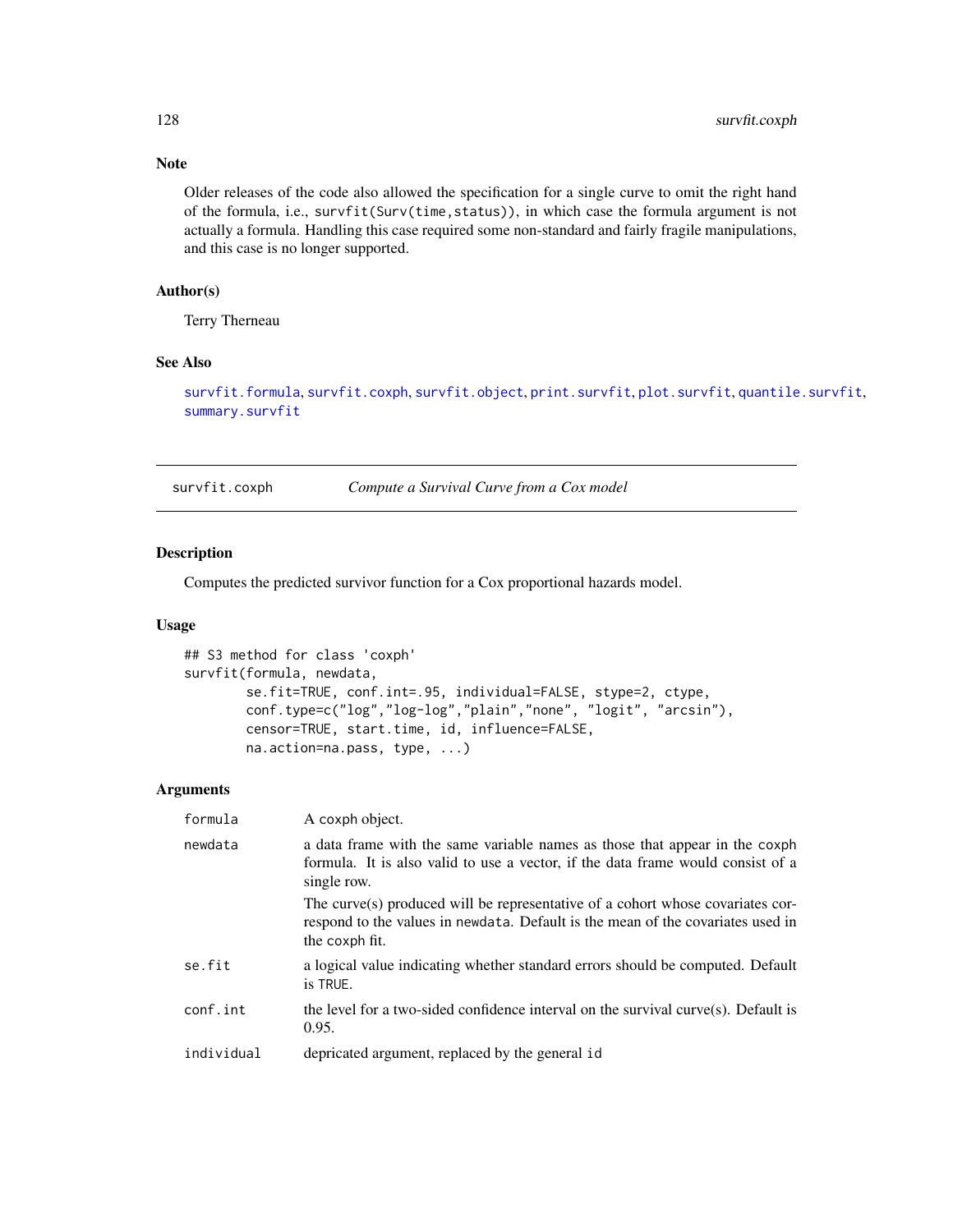## Note

Older releases of the code also allowed the specification for a single curve to omit the right hand of the formula, i.e., `survfit(Surv(time,status))`, in which case the formula argument is not actually a formula. Handling this case required some non-standard and fairly fragile manipulations, and this case is no longer supported.

## Author(s)

Terry Therneau

## See Also

survfit.formula, survfit.coxph, survfit.object, print.survfit, plot.survfit, quantile.survfit, summary.survfit

---

# survfit.coxph — *Compute a Survival Curve from a Cox model*

## Description

Computes the predicted survivor function for a Cox proportional hazards model.

## Usage

```
## S3 method for class 'coxph'
survfit(formula, newdata,
        se.fit=TRUE, conf.int=.95, individual=FALSE, stype=2, ctype,
        conf.type=c("log","log-log","plain","none", "logit", "arcsin"),
        censor=TRUE, start.time, id, influence=FALSE,
        na.action=na.pass, type, ...)
```

## Arguments

| | |
|---|---|
| `formula` | A coxph object. |
| `newdata` | a data frame with the same variable names as those that appear in the coxph formula. It is also valid to use a vector, if the data frame would consist of a single row.<br><br>The curve(s) produced will be representative of a cohort whose covariates correspond to the values in newdata. Default is the mean of the covariates used in the coxph fit. |
| `se.fit` | a logical value indicating whether standard errors should be computed. Default is TRUE. |
| `conf.int` | the level for a two-sided confidence interval on the survival curve(s). Default is 0.95. |
| `individual` | depricated argument, replaced by the general id |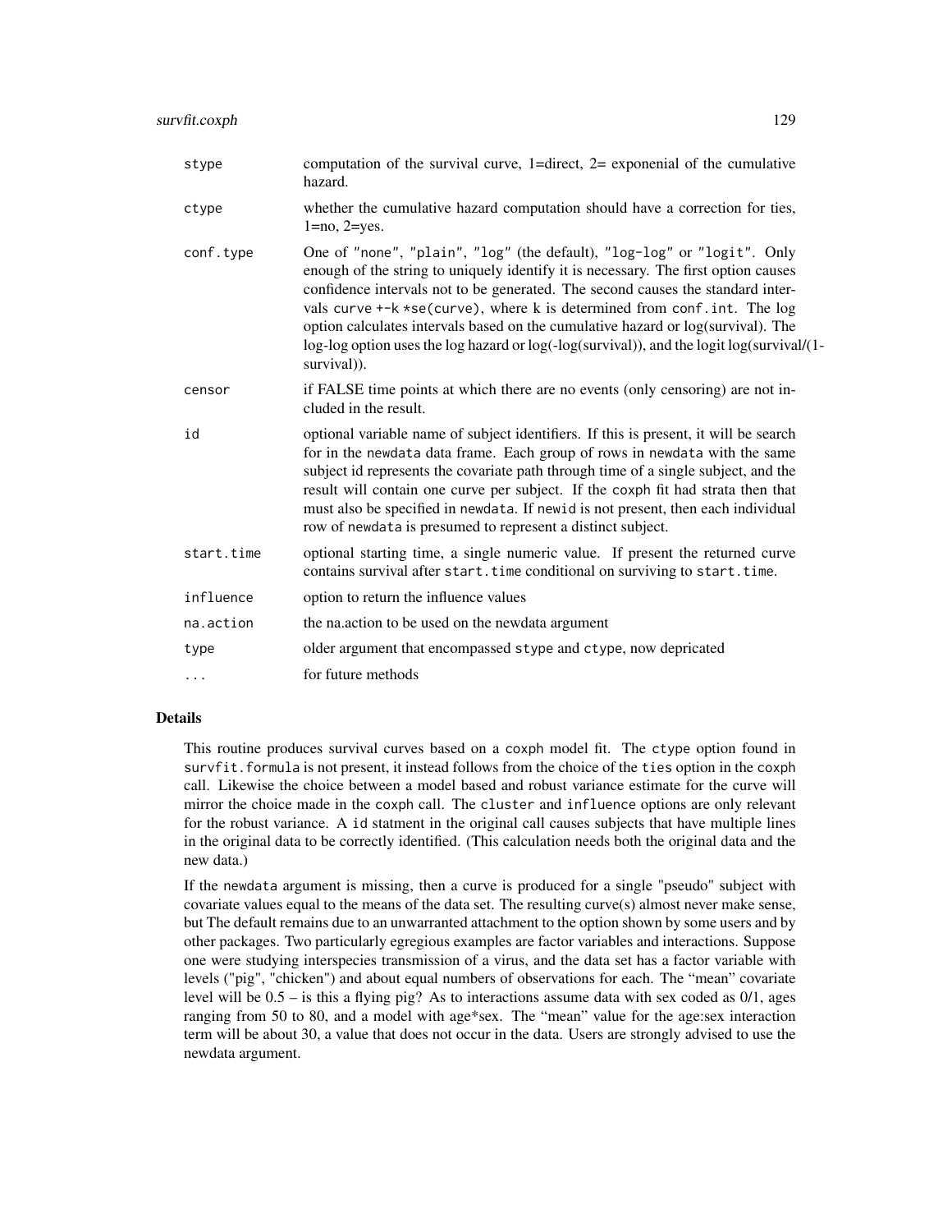| | |
|---|---|
| stype | computation of the survival curve, 1=direct, 2= exponenial of the cumulative hazard. |
| ctype | whether the cumulative hazard computation should have a correction for ties, 1=no, 2=yes. |
| conf.type | One of "none", "plain", "log" (the default), "log-log" or "logit". Only enough of the string to uniquely identify it is necessary. The first option causes confidence intervals not to be generated. The second causes the standard intervals curve +-k *se(curve), where k is determined from conf.int. The log option calculates intervals based on the cumulative hazard or log(survival). The log-log option uses the log hazard or log(-log(survival)), and the logit log(survival/(1-survival)). |
| censor | if FALSE time points at which there are no events (only censoring) are not included in the result. |
| id | optional variable name of subject identifiers. If this is present, it will be search for in the newdata data frame. Each group of rows in newdata with the same subject id represents the covariate path through time of a single subject, and the result will contain one curve per subject. If the coxph fit had strata then that must also be specified in newdata. If newid is not present, then each individual row of newdata is presumed to represent a distinct subject. |
| start.time | optional starting time, a single numeric value. If present the returned curve contains survival after start.time conditional on surviving to start.time. |
| influence | option to return the influence values |
| na.action | the na.action to be used on the newdata argument |
| type | older argument that encompassed stype and ctype, now depricated |
| ... | for future methods |

## Details

This routine produces survival curves based on a coxph model fit. The ctype option found in survfit.formula is not present, it instead follows from the choice of the ties option in the coxph call. Likewise the choice between a model based and robust variance estimate for the curve will mirror the choice made in the coxph call. The cluster and influence options are only relevant for the robust variance. A id statment in the original call causes subjects that have multiple lines in the original data to be correctly identified. (This calculation needs both the original data and the new data.)

If the newdata argument is missing, then a curve is produced for a single "pseudo" subject with covariate values equal to the means of the data set. The resulting curve(s) almost never make sense, but The default remains due to an unwarranted attachment to the option shown by some users and by other packages. Two particularly egregious examples are factor variables and interactions. Suppose one were studying interspecies transmission of a virus, and the data set has a factor variable with levels ("pig", "chicken") and about equal numbers of observations for each. The "mean" covariate level will be 0.5 – is this a flying pig? As to interactions assume data with sex coded as 0/1, ages ranging from 50 to 80, and a model with age*sex. The "mean" value for the age:sex interaction term will be about 30, a value that does not occur in the data. Users are strongly advised to use the newdata argument.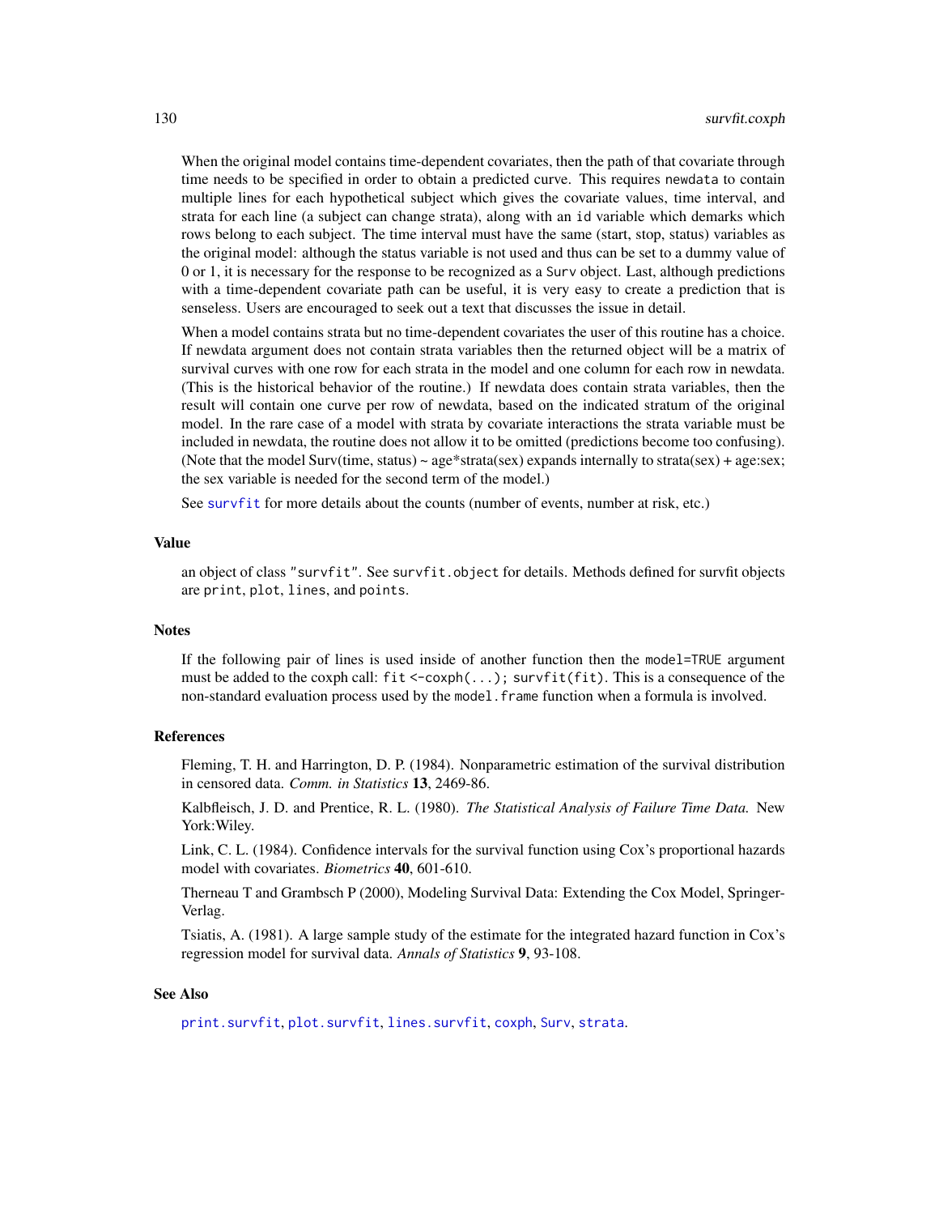When the original model contains time-dependent covariates, then the path of that covariate through time needs to be specified in order to obtain a predicted curve. This requires `newdata` to contain multiple lines for each hypothetical subject which gives the covariate values, time interval, and strata for each line (a subject can change strata), along with an `id` variable which demarks which rows belong to each subject. The time interval must have the same (start, stop, status) variables as the original model: although the status variable is not used and thus can be set to a dummy value of 0 or 1, it is necessary for the response to be recognized as a `Surv` object. Last, although predictions with a time-dependent covariate path can be useful, it is very easy to create a prediction that is senseless. Users are encouraged to seek out a text that discusses the issue in detail.

When a model contains strata but no time-dependent covariates the user of this routine has a choice. If newdata argument does not contain strata variables then the returned object will be a matrix of survival curves with one row for each strata in the model and one column for each row in newdata. (This is the historical behavior of the routine.) If newdata does contain strata variables, then the result will contain one curve per row of newdata, based on the indicated stratum of the original model. In the rare case of a model with strata by covariate interactions the strata variable must be included in newdata, the routine does not allow it to be omitted (predictions become too confusing). (Note that the model Surv(time, status) ~ age*strata(sex) expands internally to strata(sex) + age:sex; the sex variable is needed for the second term of the model.)

See `survfit` for more details about the counts (number of events, number at risk, etc.)

### Value

an object of class `"survfit"`. See `survfit.object` for details. Methods defined for survfit objects are `print`, `plot`, `lines`, and `points`.

### Notes

If the following pair of lines is used inside of another function then the `model=TRUE` argument must be added to the coxph call: `fit <-coxph(...); survfit(fit)`. This is a consequence of the non-standard evaluation process used by the `model.frame` function when a formula is involved.

### References

Fleming, T. H. and Harrington, D. P. (1984). Nonparametric estimation of the survival distribution in censored data. *Comm. in Statistics* **13**, 2469-86.

Kalbfleisch, J. D. and Prentice, R. L. (1980). *The Statistical Analysis of Failure Time Data.* New York:Wiley.

Link, C. L. (1984). Confidence intervals for the survival function using Cox's proportional hazards model with covariates. *Biometrics* **40**, 601-610.

Therneau T and Grambsch P (2000), Modeling Survival Data: Extending the Cox Model, Springer-Verlag.

Tsiatis, A. (1981). A large sample study of the estimate for the integrated hazard function in Cox's regression model for survival data. *Annals of Statistics* **9**, 93-108.

### See Also

`print.survfit`, `plot.survfit`, `lines.survfit`, `coxph`, `Surv`, `strata`.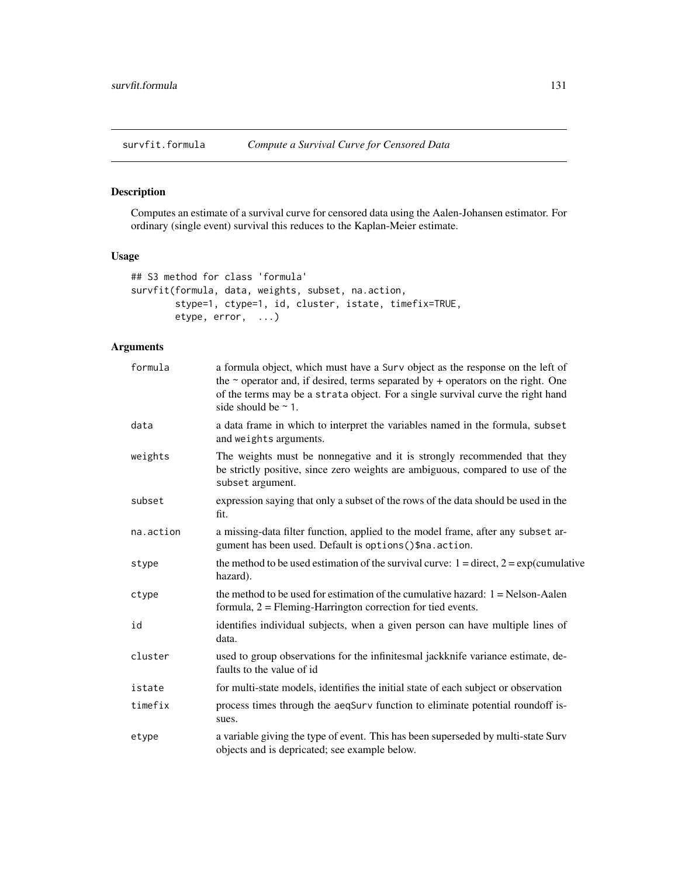# survfit.formula *Compute a Survival Curve for Censored Data*

## Description

Computes an estimate of a survival curve for censored data using the Aalen-Johansen estimator. For ordinary (single event) survival this reduces to the Kaplan-Meier estimate.

## Usage

```
## S3 method for class 'formula'
survfit(formula, data, weights, subset, na.action,
        stype=1, ctype=1, id, cluster, istate, timefix=TRUE,
        etype, error,  ...)
```

## Arguments

| | |
|---|---|
| formula | a formula object, which must have a Surv object as the response on the left of the ~ operator and, if desired, terms separated by + operators on the right. One of the terms may be a strata object. For a single survival curve the right hand side should be ~ 1. |
| data | a data frame in which to interpret the variables named in the formula, subset and weights arguments. |
| weights | The weights must be nonnegative and it is strongly recommended that they be strictly positive, since zero weights are ambiguous, compared to use of the subset argument. |
| subset | expression saying that only a subset of the rows of the data should be used in the fit. |
| na.action | a missing-data filter function, applied to the model frame, after any subset argument has been used. Default is options()$na.action. |
| stype | the method to be used estimation of the survival curve: 1 = direct, 2 = exp(cumulative hazard). |
| ctype | the method to be used for estimation of the cumulative hazard: 1 = Nelson-Aalen formula, 2 = Fleming-Harrington correction for tied events. |
| id | identifies individual subjects, when a given person can have multiple lines of data. |
| cluster | used to group observations for the infinitesmal jackknife variance estimate, defaults to the value of id |
| istate | for multi-state models, identifies the initial state of each subject or observation |
| timefix | process times through the aeqSurv function to eliminate potential roundoff issues. |
| etype | a variable giving the type of event. This has been superseded by multi-state Surv objects and is depricated; see example below. |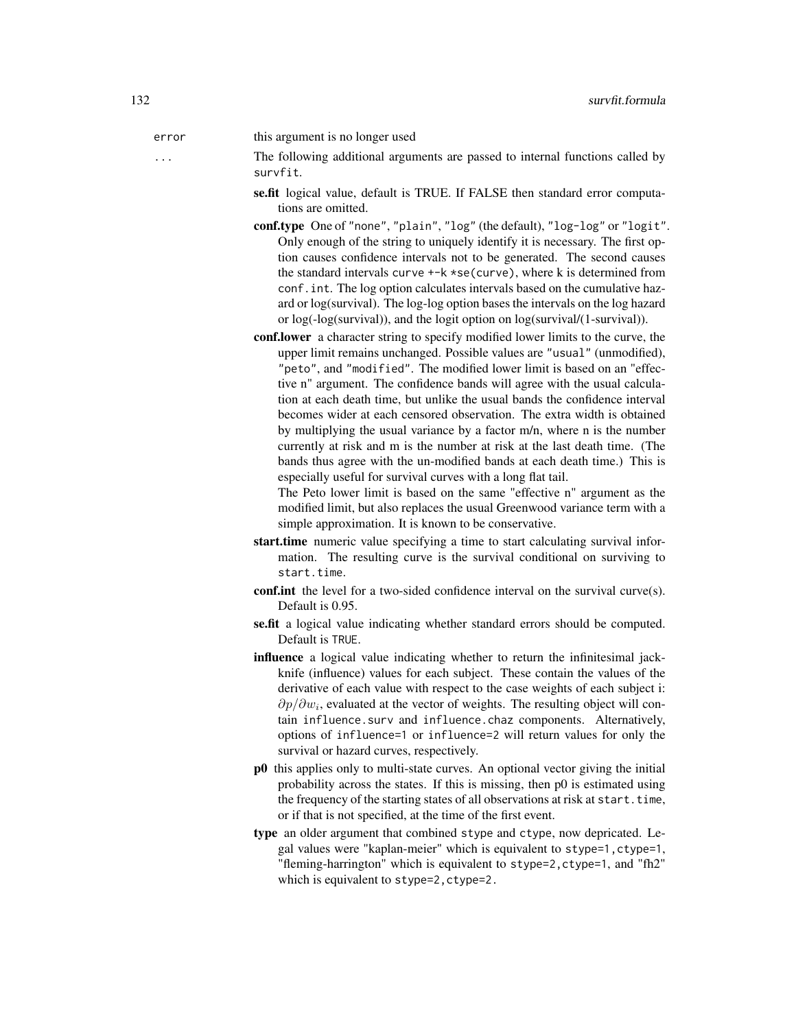error this argument is no longer used

... The following additional arguments are passed to internal functions called by `survfit`.

- **se.fit** logical value, default is TRUE. If FALSE then standard error computations are omitted.
- **conf.type** One of `"none"`, `"plain"`, `"log"` (the default), `"log-log"` or `"logit"`. Only enough of the string to uniquely identify it is necessary. The first option causes confidence intervals not to be generated. The second causes the standard intervals `curve +-k *se(curve)`, where k is determined from `conf.int`. The log option calculates intervals based on the cumulative hazard or log(survival). The log-log option bases the intervals on the log hazard or log(-log(survival)), and the logit option on log(survival/(1-survival)).
- **conf.lower** a character string to specify modified lower limits to the curve, the upper limit remains unchanged. Possible values are `"usual"` (unmodified), `"peto"`, and `"modified"`. The modified lower limit is based on an "effective n" argument. The confidence bands will agree with the usual calculation at each death time, but unlike the usual bands the confidence interval becomes wider at each censored observation. The extra width is obtained by multiplying the usual variance by a factor m/n, where n is the number currently at risk and m is the number at risk at the last death time. (The bands thus agree with the un-modified bands at each death time.) This is especially useful for survival curves with a long flat tail.
  The Peto lower limit is based on the same "effective n" argument as the modified limit, but also replaces the usual Greenwood variance term with a simple approximation. It is known to be conservative.
- **start.time** numeric value specifying a time to start calculating survival information. The resulting curve is the survival conditional on surviving to `start.time`.
- **conf.int** the level for a two-sided confidence interval on the survival curve(s). Default is 0.95.
- **se.fit** a logical value indicating whether standard errors should be computed. Default is `TRUE`.
- **influence** a logical value indicating whether to return the infinitesimal jackknife (influence) values for each subject. These contain the values of the derivative of each value with respect to the case weights of each subject i: $\partial p/\partial w_i$, evaluated at the vector of weights. The resulting object will contain `influence.surv` and `influence.chaz` components. Alternatively, options of `influence=1` or `influence=2` will return values for only the survival or hazard curves, respectively.
- **p0** this applies only to multi-state curves. An optional vector giving the initial probability across the states. If this is missing, then p0 is estimated using the frequency of the starting states of all observations at risk at `start.time`, or if that is not specified, at the time of the first event.
- **type** an older argument that combined `stype` and `ctype`, now depricated. Legal values were "kaplan-meier" which is equivalent to `stype=1,ctype=1`, "fleming-harrington" which is equivalent to `stype=2,ctype=1`, and "fh2" which is equivalent to `stype=2,ctype=2`.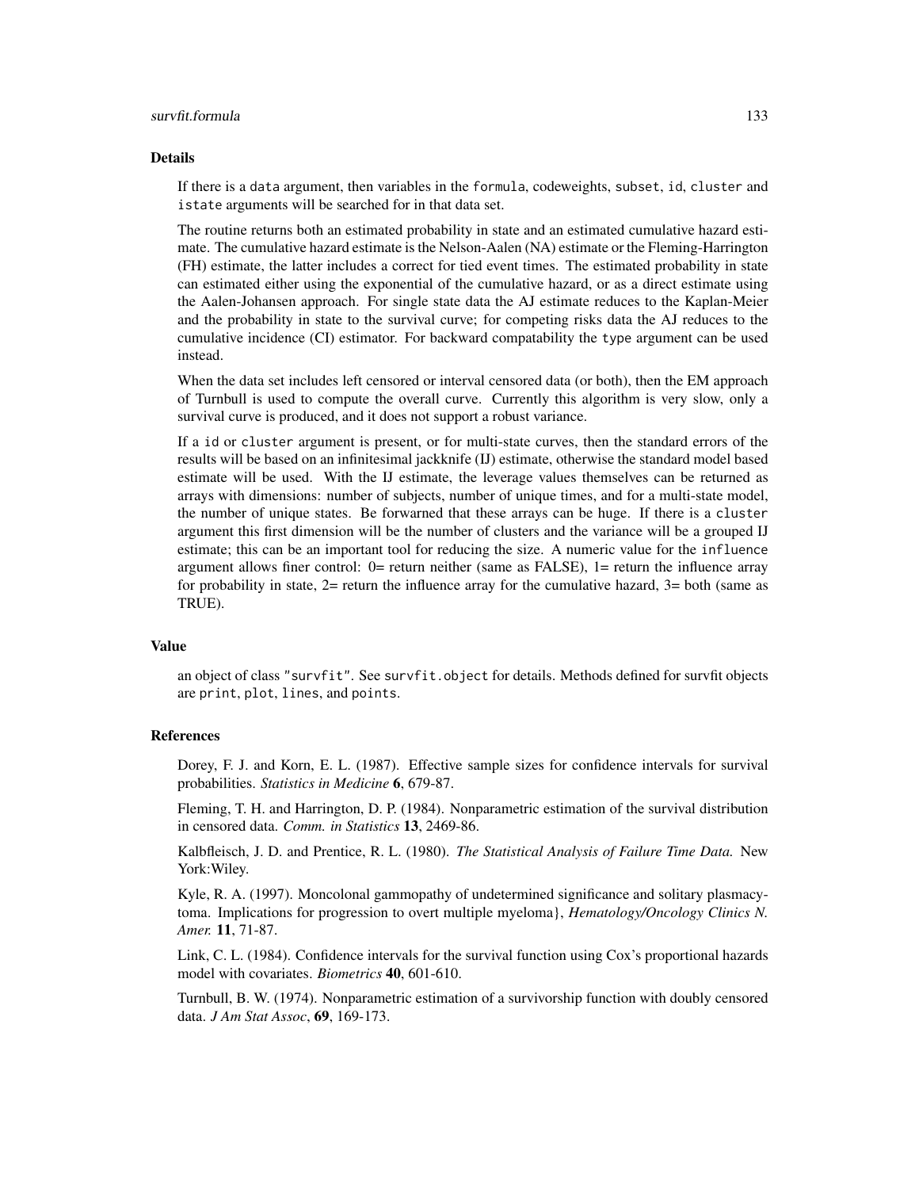## Details

If there is a data argument, then variables in the formula, codeweights, subset, id, cluster and istate arguments will be searched for in that data set.

The routine returns both an estimated probability in state and an estimated cumulative hazard estimate. The cumulative hazard estimate is the Nelson-Aalen (NA) estimate or the Fleming-Harrington (FH) estimate, the latter includes a correct for tied event times. The estimated probability in state can estimated either using the exponential of the cumulative hazard, or as a direct estimate using the Aalen-Johansen approach. For single state data the AJ estimate reduces to the Kaplan-Meier and the probability in state to the survival curve; for competing risks data the AJ reduces to the cumulative incidence (CI) estimator. For backward compatability the type argument can be used instead.

When the data set includes left censored or interval censored data (or both), then the EM approach of Turnbull is used to compute the overall curve. Currently this algorithm is very slow, only a survival curve is produced, and it does not support a robust variance.

If a id or cluster argument is present, or for multi-state curves, then the standard errors of the results will be based on an infinitesimal jackknife (IJ) estimate, otherwise the standard model based estimate will be used. With the IJ estimate, the leverage values themselves can be returned as arrays with dimensions: number of subjects, number of unique times, and for a multi-state model, the number of unique states. Be forwarned that these arrays can be huge. If there is a cluster argument this first dimension will be the number of clusters and the variance will be a grouped IJ estimate; this can be an important tool for reducing the size. A numeric value for the influence argument allows finer control: 0= return neither (same as FALSE), 1= return the influence array for probability in state, 2= return the influence array for the cumulative hazard, 3= both (same as TRUE).

## Value

an object of class "survfit". See survfit.object for details. Methods defined for survfit objects are print, plot, lines, and points.

## References

Dorey, F. J. and Korn, E. L. (1987). Effective sample sizes for confidence intervals for survival probabilities. *Statistics in Medicine* **6**, 679-87.

Fleming, T. H. and Harrington, D. P. (1984). Nonparametric estimation of the survival distribution in censored data. *Comm. in Statistics* **13**, 2469-86.

Kalbfleisch, J. D. and Prentice, R. L. (1980). *The Statistical Analysis of Failure Time Data.* New York:Wiley.

Kyle, R. A. (1997). Moncolonal gammopathy of undetermined significance and solitary plasmacytoma. Implications for progression to overt multiple myeloma}, *Hematology/Oncology Clinics N. Amer.* **11**, 71-87.

Link, C. L. (1984). Confidence intervals for the survival function using Cox's proportional hazards model with covariates. *Biometrics* **40**, 601-610.

Turnbull, B. W. (1974). Nonparametric estimation of a survivorship function with doubly censored data. *J Am Stat Assoc*, **69**, 169-173.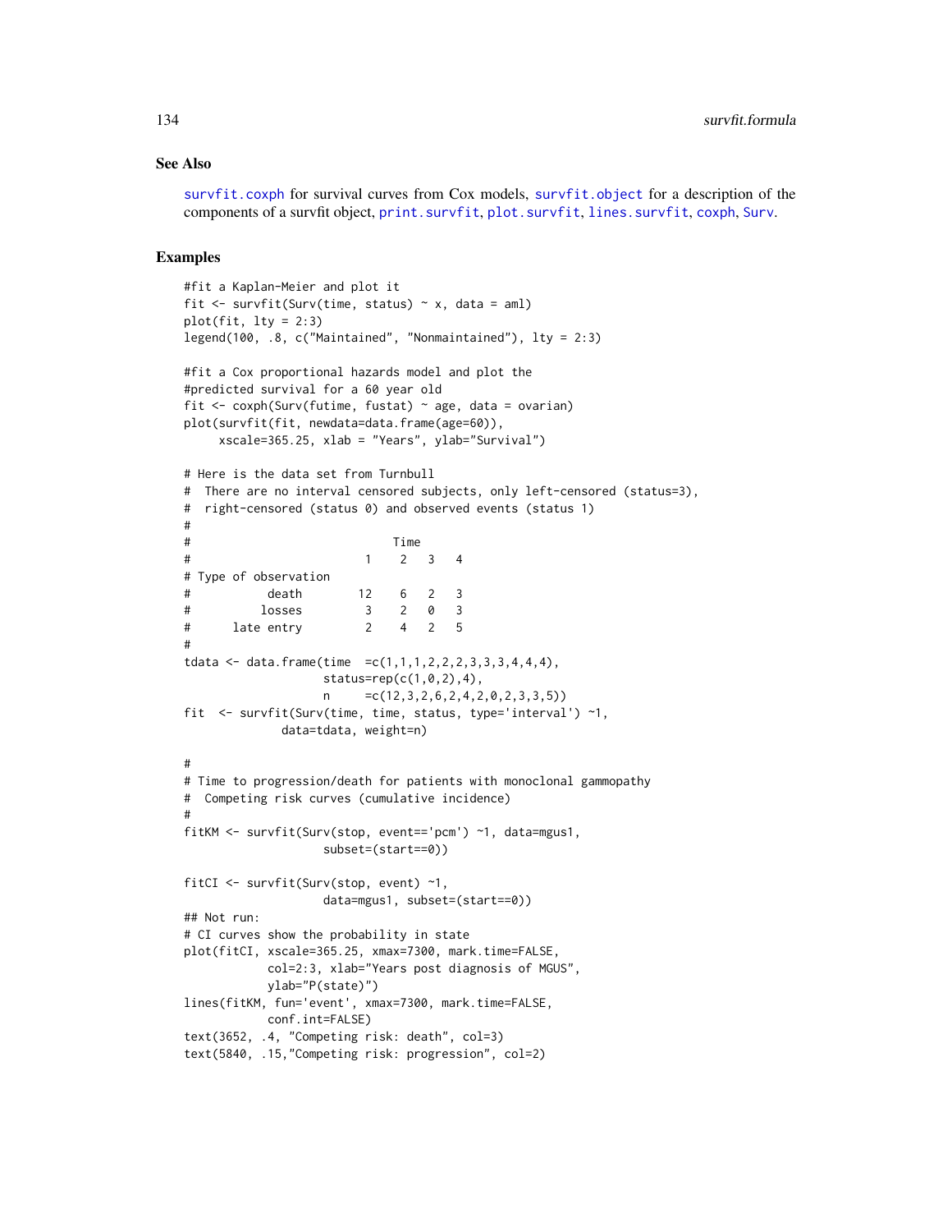### See Also

survfit.coxph for survival curves from Cox models, survfit.object for a description of the components of a survfit object, print.survfit, plot.survfit, lines.survfit, coxph, Surv.

### Examples

```
#fit a Kaplan-Meier and plot it
fit <- survfit(Surv(time, status) ~ x, data = aml)
plot(fit, lty = 2:3)
legend(100, .8, c("Maintained", "Nonmaintained"), lty = 2:3)

#fit a Cox proportional hazards model and plot the
#predicted survival for a 60 year old
fit <- coxph(Surv(futime, fustat) ~ age, data = ovarian)
plot(survfit(fit, newdata=data.frame(age=60)),
     xscale=365.25, xlab = "Years", ylab="Survival")

# Here is the data set from Turnbull
#  There are no interval censored subjects, only left-censored (status=3),
#  right-censored (status 0) and observed events (status 1)
#
#                             Time
#                         1    2   3   4
# Type of observation
#           death        12    6   2   3
#          losses         3    2   0   3
#      late entry         2    4   2   5
#
tdata <- data.frame(time  =c(1,1,1,2,2,2,3,3,3,4,4,4),
                    status=rep(c(1,0,2),4),
                    n     =c(12,3,2,6,2,4,2,0,2,3,3,5))
fit  <- survfit(Surv(time, time, status, type='interval') ~1,
              data=tdata, weight=n)

#
# Time to progression/death for patients with monoclonal gammopathy
#  Competing risk curves (cumulative incidence)
#
fitKM <- survfit(Surv(stop, event=='pcm') ~1, data=mgus1,
                    subset=(start==0))

fitCI <- survfit(Surv(stop, event) ~1,
                    data=mgus1, subset=(start==0))
## Not run:
# CI curves show the probability in state
plot(fitCI, xscale=365.25, xmax=7300, mark.time=FALSE,
            col=2:3, xlab="Years post diagnosis of MGUS",
            ylab="P(state)")
lines(fitKM, fun='event', xmax=7300, mark.time=FALSE,
            conf.int=FALSE)
text(3652, .4, "Competing risk: death", col=3)
text(5840, .15,"Competing risk: progression", col=2)
```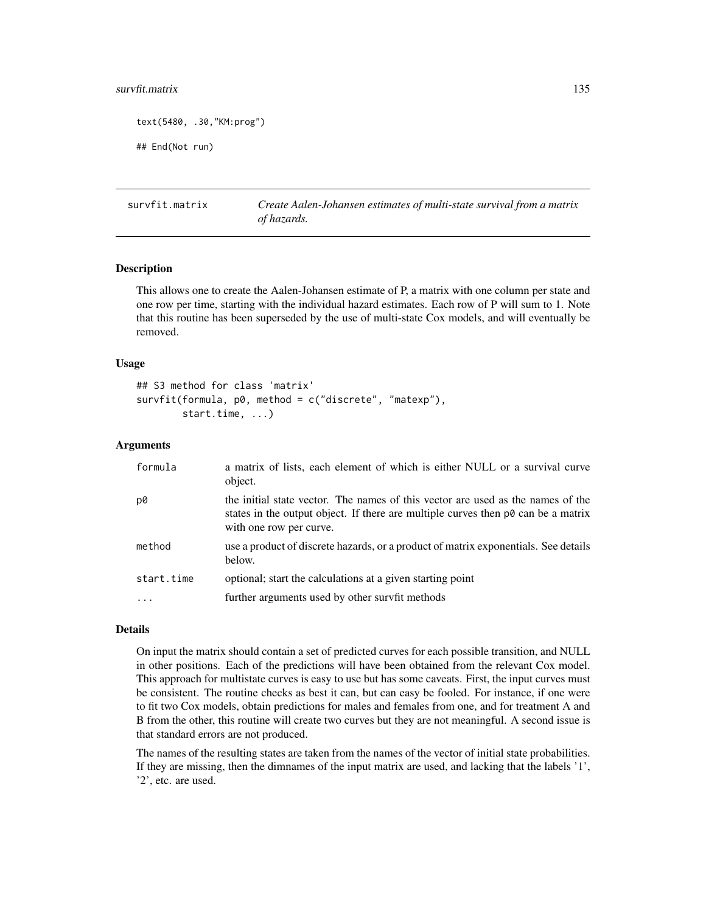```
text(5480, .30,"KM:prog")

## End(Not run)
```

## survfit.matrix — *Create Aalen-Johansen estimates of multi-state survival from a matrix of hazards.*

### Description

This allows one to create the Aalen-Johansen estimate of P, a matrix with one column per state and one row per time, starting with the individual hazard estimates. Each row of P will sum to 1. Note that this routine has been superseded by the use of multi-state Cox models, and will eventually be removed.

### Usage

```
## S3 method for class 'matrix'
survfit(formula, p0, method = c("discrete", "matexp"),
        start.time, ...)
```

### Arguments

| | |
|---|---|
| formula | a matrix of lists, each element of which is either NULL or a survival curve object. |
| p0 | the initial state vector. The names of this vector are used as the names of the states in the output object. If there are multiple curves then p0 can be a matrix with one row per curve. |
| method | use a product of discrete hazards, or a product of matrix exponentials. See details below. |
| start.time | optional; start the calculations at a given starting point |
| ... | further arguments used by other survfit methods |

### Details

On input the matrix should contain a set of predicted curves for each possible transition, and NULL in other positions. Each of the predictions will have been obtained from the relevant Cox model. This approach for multistate curves is easy to use but has some caveats. First, the input curves must be consistent. The routine checks as best it can, but can easy be fooled. For instance, if one were to fit two Cox models, obtain predictions for males and females from one, and for treatment A and B from the other, this routine will create two curves but they are not meaningful. A second issue is that standard errors are not produced.

The names of the resulting states are taken from the names of the vector of initial state probabilities. If they are missing, then the dimnames of the input matrix are used, and lacking that the labels '1', '2', etc. are used.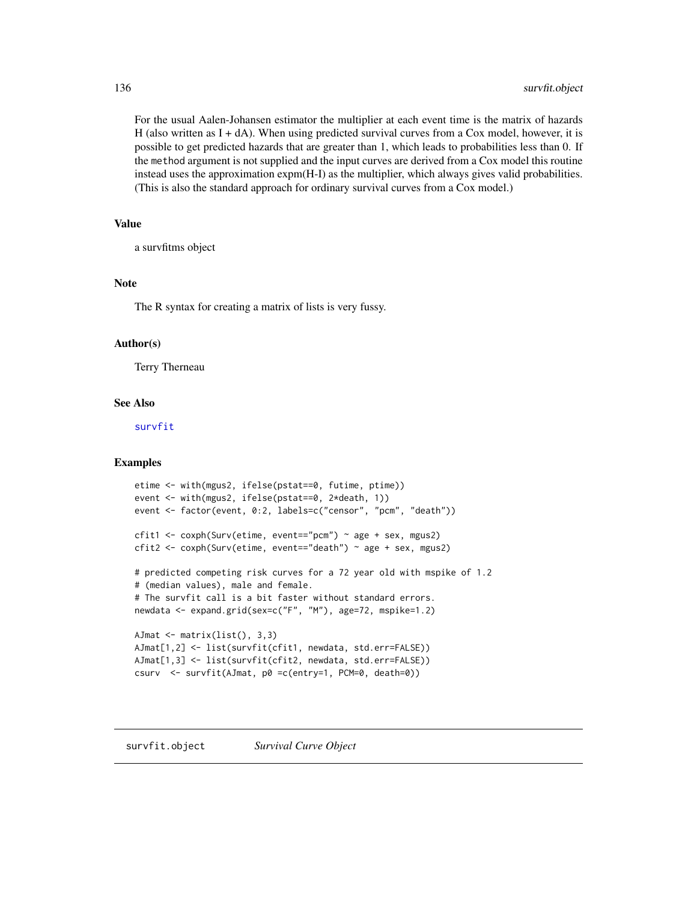For the usual Aalen-Johansen estimator the multiplier at each event time is the matrix of hazards H (also written as I + dA). When using predicted survival curves from a Cox model, however, it is possible to get predicted hazards that are greater than 1, which leads to probabilities less than 0. If the `method` argument is not supplied and the input curves are derived from a Cox model this routine instead uses the approximation expm(H-I) as the multiplier, which always gives valid probabilities. (This is also the standard approach for ordinary survival curves from a Cox model.)

## Value

a survfitms object

## Note

The R syntax for creating a matrix of lists is very fussy.

## Author(s)

Terry Therneau

## See Also

survfit

## Examples

```
etime <- with(mgus2, ifelse(pstat==0, futime, ptime))
event <- with(mgus2, ifelse(pstat==0, 2*death, 1))
event <- factor(event, 0:2, labels=c("censor", "pcm", "death"))

cfit1 <- coxph(Surv(etime, event=="pcm") ~ age + sex, mgus2)
cfit2 <- coxph(Surv(etime, event=="death") ~ age + sex, mgus2)

# predicted competing risk curves for a 72 year old with mspike of 1.2
# (median values), male and female.
# The survfit call is a bit faster without standard errors.
newdata <- expand.grid(sex=c("F", "M"), age=72, mspike=1.2)

AJmat <- matrix(list(), 3,3)
AJmat[1,2] <- list(survfit(cfit1, newdata, std.err=FALSE))
AJmat[1,3] <- list(survfit(cfit2, newdata, std.err=FALSE))
csurv  <- survfit(AJmat, p0 =c(entry=1, PCM=0, death=0))
```

---

# survfit.object *Survival Curve Object*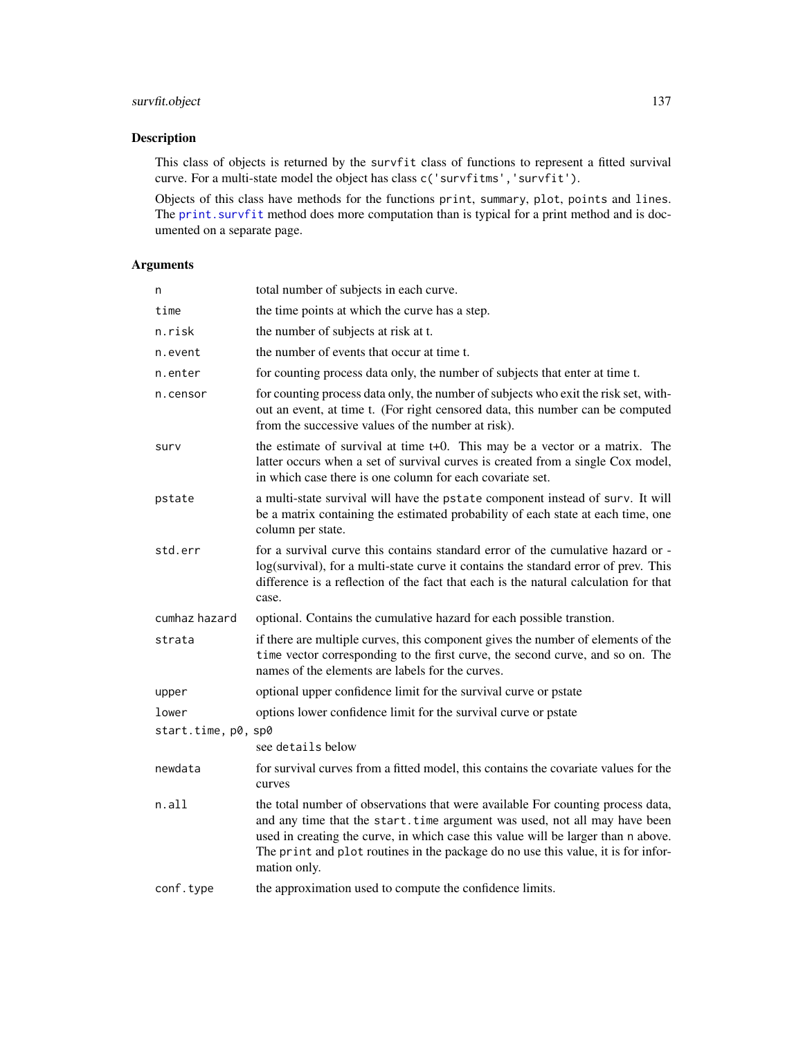## Description

This class of objects is returned by the `survfit` class of functions to represent a fitted survival curve. For a multi-state model the object has class `c('survfitms','survfit')`.

Objects of this class have methods for the functions `print`, `summary`, `plot`, `points` and `lines`. The `print.survfit` method does more computation than is typical for a print method and is documented on a separate page.

## Arguments

| | |
|---|---|
| `n` | total number of subjects in each curve. |
| `time` | the time points at which the curve has a step. |
| `n.risk` | the number of subjects at risk at t. |
| `n.event` | the number of events that occur at time t. |
| `n.enter` | for counting process data only, the number of subjects that enter at time t. |
| `n.censor` | for counting process data only, the number of subjects who exit the risk set, without an event, at time t. (For right censored data, this number can be computed from the successive values of the number at risk). |
| `surv` | the estimate of survival at time t+0. This may be a vector or a matrix. The latter occurs when a set of survival curves is created from a single Cox model, in which case there is one column for each covariate set. |
| `pstate` | a multi-state survival will have the `pstate` component instead of `surv`. It will be a matrix containing the estimated probability of each state at each time, one column per state. |
| `std.err` | for a survival curve this contains standard error of the cumulative hazard or -log(survival), for a multi-state curve it contains the standard error of prev. This difference is a reflection of the fact that each is the natural calculation for that case. |
| `cumhaz hazard` | optional. Contains the cumulative hazard for each possible transtion. |
| `strata` | if there are multiple curves, this component gives the number of elements of the `time` vector corresponding to the first curve, the second curve, and so on. The names of the elements are labels for the curves. |
| `upper` | optional upper confidence limit for the survival curve or pstate |
| `lower` | options lower confidence limit for the survival curve or pstate |
| `start.time, p0, sp0` | see `details` below |
| `newdata` | for survival curves from a fitted model, this contains the covariate values for the curves |
| `n.all` | the total number of observations that were available For counting process data, and any time that the `start.time` argument was used, not all may have been used in creating the curve, in which case this value will be larger than `n` above. The `print` and `plot` routines in the package do no use this value, it is for information only. |
| `conf.type` | the approximation used to compute the confidence limits. |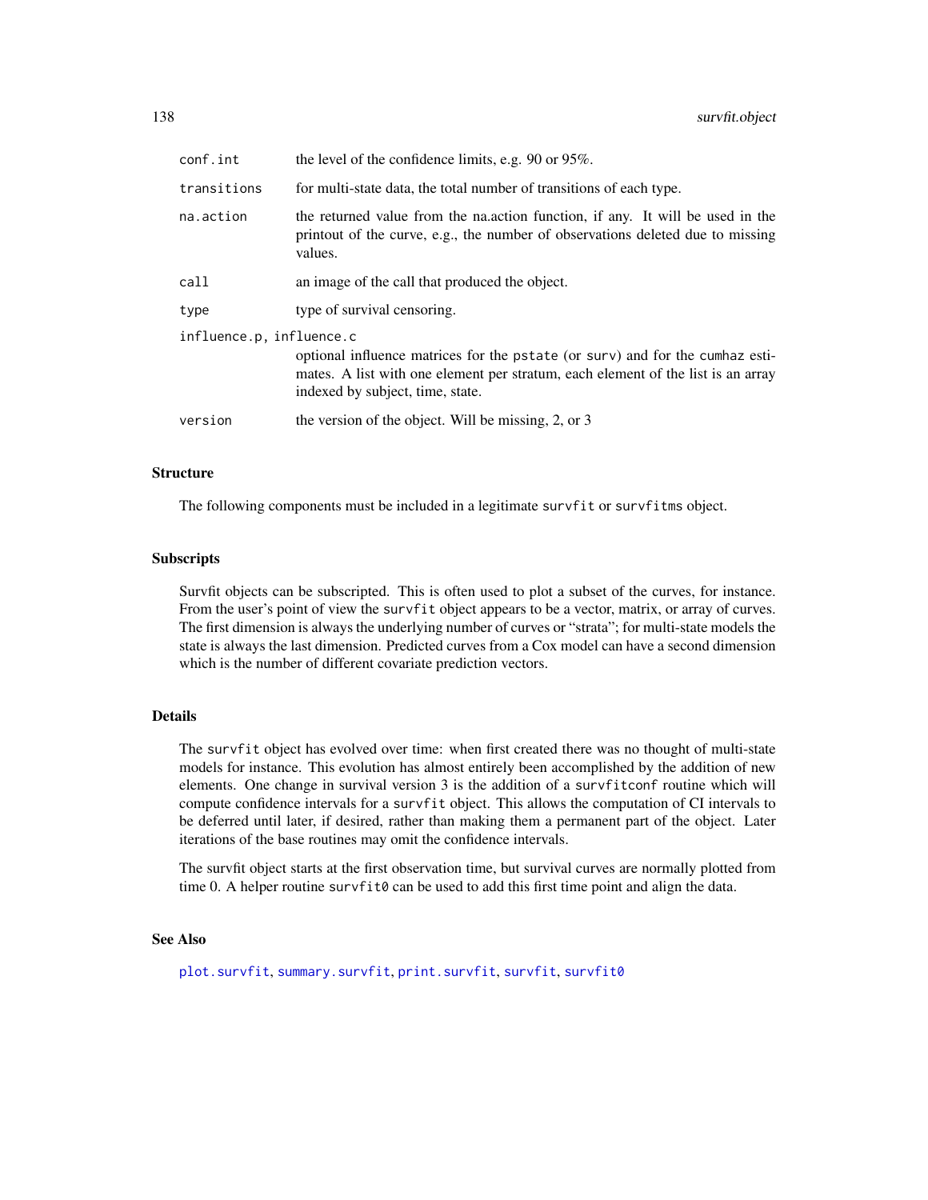| | |
|---|---|
| `conf.int` | the level of the confidence limits, e.g. 90 or 95%. |
| `transitions` | for multi-state data, the total number of transitions of each type. |
| `na.action` | the returned value from the na.action function, if any. It will be used in the printout of the curve, e.g., the number of observations deleted due to missing values. |
| `call` | an image of the call that produced the object. |
| `type` | type of survival censoring. |
| `influence.p, influence.c` | optional influence matrices for the `pstate` (or `surv`) and for the `cumhaz` estimates. A list with one element per stratum, each element of the list is an array indexed by subject, time, state. |
| `version` | the version of the object. Will be missing, 2, or 3 |

### Structure

The following components must be included in a legitimate `survfit` or `survfitms` object.

### Subscripts

Survfit objects can be subscripted. This is often used to plot a subset of the curves, for instance. From the user's point of view the `survfit` object appears to be a vector, matrix, or array of curves. The first dimension is always the underlying number of curves or "strata"; for multi-state models the state is always the last dimension. Predicted curves from a Cox model can have a second dimension which is the number of different covariate prediction vectors.

### Details

The `survfit` object has evolved over time: when first created there was no thought of multi-state models for instance. This evolution has almost entirely been accomplished by the addition of new elements. One change in survival version 3 is the addition of a `survfitconf` routine which will compute confidence intervals for a `survfit` object. This allows the computation of CI intervals to be deferred until later, if desired, rather than making them a permanent part of the object. Later iterations of the base routines may omit the confidence intervals.

The survfit object starts at the first observation time, but survival curves are normally plotted from time 0. A helper routine `survfit0` can be used to add this first time point and align the data.

### See Also

`plot.survfit`, `summary.survfit`, `print.survfit`, `survfit`, `survfit0`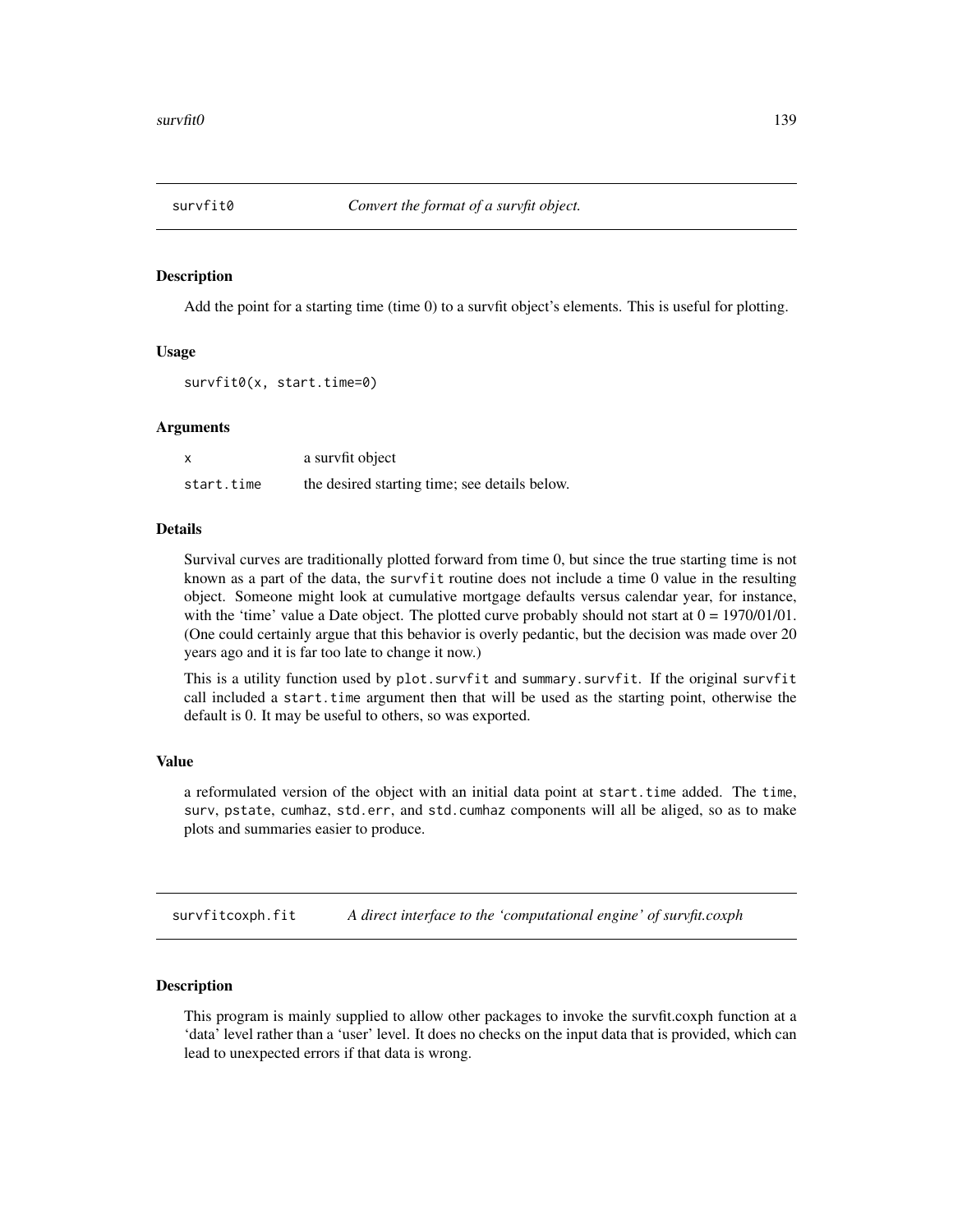## survfit0 *Convert the format of a survfit object.*

### Description

Add the point for a starting time (time 0) to a survfit object's elements. This is useful for plotting.

### Usage

```
survfit0(x, start.time=0)
```

### Arguments

| | |
|---|---|
| x | a survfit object |
| start.time | the desired starting time; see details below. |

### Details

Survival curves are traditionally plotted forward from time 0, but since the true starting time is not known as a part of the data, the `survfit` routine does not include a time 0 value in the resulting object. Someone might look at cumulative mortgage defaults versus calendar year, for instance, with the 'time' value a Date object. The plotted curve probably should not start at 0 = 1970/01/01. (One could certainly argue that this behavior is overly pedantic, but the decision was made over 20 years ago and it is far too late to change it now.)

This is a utility function used by `plot.survfit` and `summary.survfit`. If the original `survfit` call included a `start.time` argument then that will be used as the starting point, otherwise the default is 0. It may be useful to others, so was exported.

### Value

a reformulated version of the object with an initial data point at `start.time` added. The `time`, `surv`, `pstate`, `cumhaz`, `std.err`, and `std.cumhaz` components will all be aliged, so as to make plots and summaries easier to produce.

## survfitcoxph.fit *A direct interface to the 'computational engine' of survfit.coxph*

### Description

This program is mainly supplied to allow other packages to invoke the survfit.coxph function at a 'data' level rather than a 'user' level. It does no checks on the input data that is provided, which can lead to unexpected errors if that data is wrong.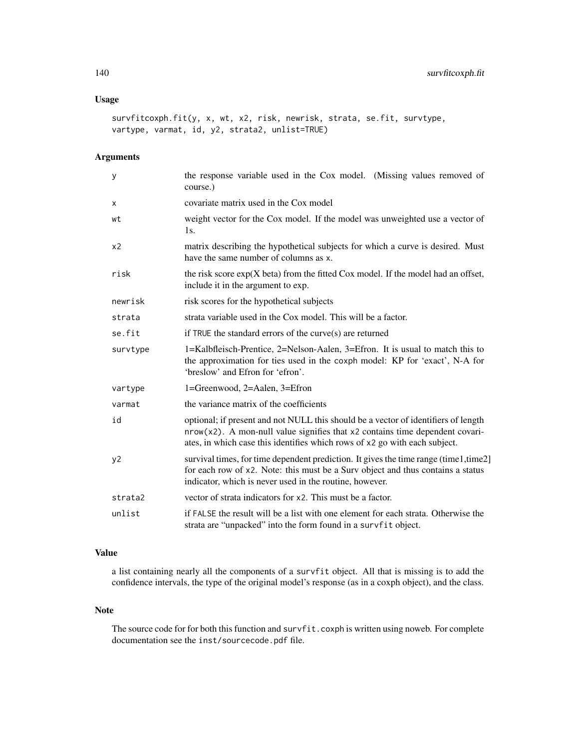## Usage

```
survfitcoxph.fit(y, x, wt, x2, risk, newrisk, strata, se.fit, survtype,
vartype, varmat, id, y2, strata2, unlist=TRUE)
```

## Arguments

| | |
|---|---|
| y | the response variable used in the Cox model. (Missing values removed of course.) |
| x | covariate matrix used in the Cox model |
| wt | weight vector for the Cox model. If the model was unweighted use a vector of 1s. |
| x2 | matrix describing the hypothetical subjects for which a curve is desired. Must have the same number of columns as x. |
| risk | the risk score exp(X beta) from the fitted Cox model. If the model had an offset, include it in the argument to exp. |
| newrisk | risk scores for the hypothetical subjects |
| strata | strata variable used in the Cox model. This will be a factor. |
| se.fit | if TRUE the standard errors of the curve(s) are returned |
| survtype | 1=Kalbfleisch-Prentice, 2=Nelson-Aalen, 3=Efron. It is usual to match this to the approximation for ties used in the coxph model: KP for 'exact', N-A for 'breslow' and Efron for 'efron'. |
| vartype | 1=Greenwood, 2=Aalen, 3=Efron |
| varmat | the variance matrix of the coefficients |
| id | optional; if present and not NULL this should be a vector of identifiers of length nrow(x2). A mon-null value signifies that x2 contains time dependent covariates, in which case this identifies which rows of x2 go with each subject. |
| y2 | survival times, for time dependent prediction. It gives the time range (time1,time2] for each row of x2. Note: this must be a Surv object and thus contains a status indicator, which is never used in the routine, however. |
| strata2 | vector of strata indicators for x2. This must be a factor. |
| unlist | if FALSE the result will be a list with one element for each strata. Otherwise the strata are "unpacked" into the form found in a survfit object. |

## Value

a list containing nearly all the components of a survfit object. All that is missing is to add the confidence intervals, the type of the original model's response (as in a coxph object), and the class.

## Note

The source code for for both this function and survfit.coxph is written using noweb. For complete documentation see the inst/sourcecode.pdf file.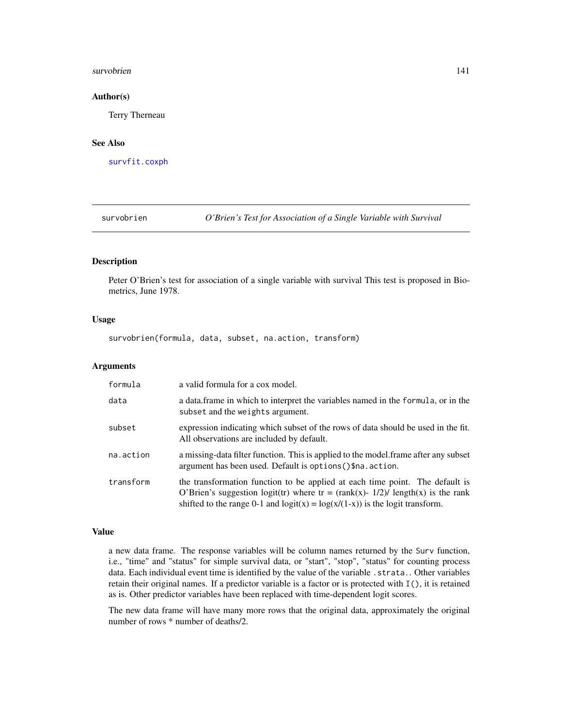### Author(s)

Terry Therneau

### See Also

survfit.coxph

---

## survobrien — *O'Brien's Test for Association of a Single Variable with Survival*

### Description

Peter O'Brien's test for association of a single variable with survival This test is proposed in Biometrics, June 1978.

### Usage

```
survobrien(formula, data, subset, na.action, transform)
```

### Arguments

| | |
|---|---|
| `formula` | a valid formula for a cox model. |
| `data` | a data.frame in which to interpret the variables named in the `formula`, or in the `subset` and the `weights` argument. |
| `subset` | expression indicating which subset of the rows of data should be used in the fit. All observations are included by default. |
| `na.action` | a missing-data filter function. This is applied to the model.frame after any subset argument has been used. Default is `options()$na.action`. |
| `transform` | the transformation function to be applied at each time point. The default is O'Brien's suggestion logit(tr) where tr = (rank(x)- 1/2)/ length(x) is the rank shifted to the range 0-1 and logit(x) = log(x/(1-x)) is the logit transform. |

### Value

a new data frame. The response variables will be column names returned by the `Surv` function, i.e., "time" and "status" for simple survival data, or "start", "stop", "status" for counting process data. Each individual event time is identified by the value of the variable `.strata.`. Other variables retain their original names. If a predictor variable is a factor or is protected with `I()`, it is retained as is. Other predictor variables have been replaced with time-dependent logit scores.

The new data frame will have many more rows that the original data, approximately the original number of rows * number of deaths/2.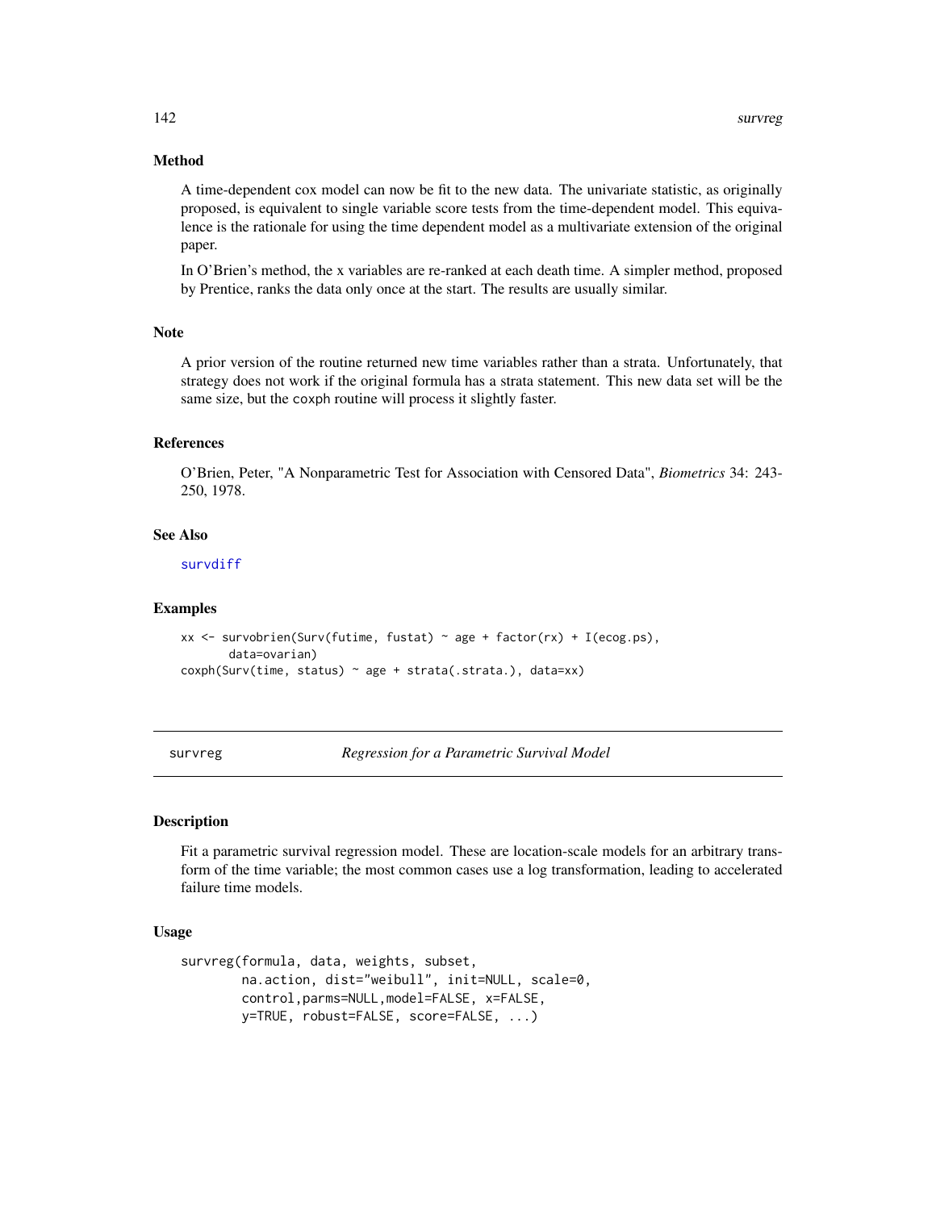## Method

A time-dependent cox model can now be fit to the new data. The univariate statistic, as originally proposed, is equivalent to single variable score tests from the time-dependent model. This equivalence is the rationale for using the time dependent model as a multivariate extension of the original paper.

In O'Brien's method, the x variables are re-ranked at each death time. A simpler method, proposed by Prentice, ranks the data only once at the start. The results are usually similar.

## Note

A prior version of the routine returned new time variables rather than a strata. Unfortunately, that strategy does not work if the original formula has a strata statement. This new data set will be the same size, but the coxph routine will process it slightly faster.

## References

O'Brien, Peter, "A Nonparametric Test for Association with Censored Data", *Biometrics* 34: 243-250, 1978.

## See Also

survdiff

## Examples

```
xx <- survobrien(Surv(futime, fustat) ~ age + factor(rx) + I(ecog.ps),
        data=ovarian)
coxph(Surv(time, status) ~ age + strata(.strata.), data=xx)
```

---

# survreg — *Regression for a Parametric Survival Model*

---

## Description

Fit a parametric survival regression model. These are location-scale models for an arbitrary transform of the time variable; the most common cases use a log transformation, leading to accelerated failure time models.

## Usage

```
survreg(formula, data, weights, subset,
        na.action, dist="weibull", init=NULL, scale=0,
        control,parms=NULL,model=FALSE, x=FALSE,
        y=TRUE, robust=FALSE, score=FALSE, ...)
```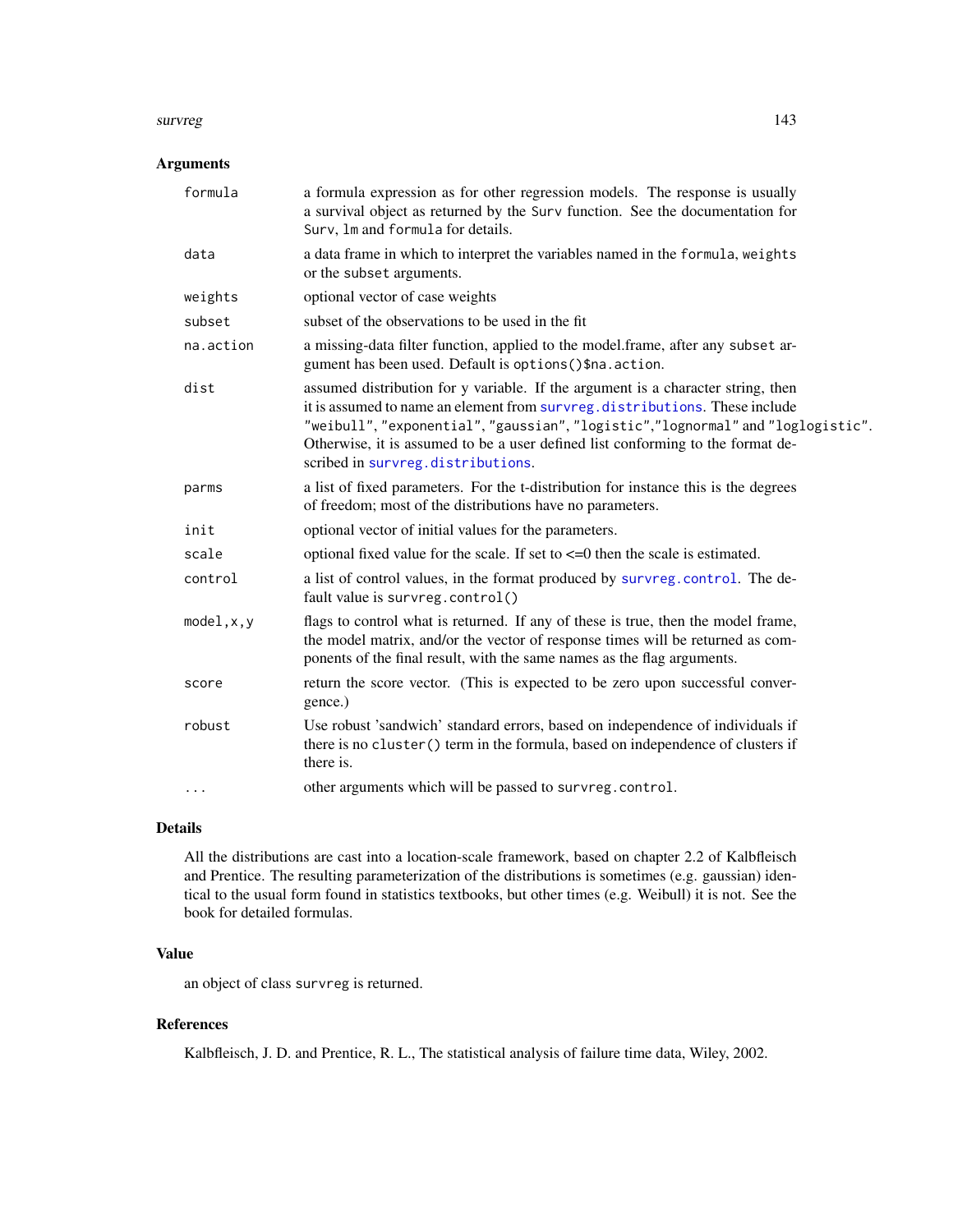## Arguments

| | |
|---|---|
| `formula` | a formula expression as for other regression models. The response is usually a survival object as returned by the `Surv` function. See the documentation for `Surv`, `lm` and `formula` for details. |
| `data` | a data frame in which to interpret the variables named in the `formula`, `weights` or the `subset` arguments. |
| `weights` | optional vector of case weights |
| `subset` | subset of the observations to be used in the fit |
| `na.action` | a missing-data filter function, applied to the model.frame, after any `subset` argument has been used. Default is `options()$na.action`. |
| `dist` | assumed distribution for y variable. If the argument is a character string, then it is assumed to name an element from `survreg.distributions`. These include `"weibull"`, `"exponential"`, `"gaussian"`, `"logistic"`,`"lognormal"` and `"loglogistic"`. Otherwise, it is assumed to be a user defined list conforming to the format described in `survreg.distributions`. |
| `parms` | a list of fixed parameters. For the t-distribution for instance this is the degrees of freedom; most of the distributions have no parameters. |
| `init` | optional vector of initial values for the parameters. |
| `scale` | optional fixed value for the scale. If set to <=0 then the scale is estimated. |
| `control` | a list of control values, in the format produced by `survreg.control`. The default value is `survreg.control()` |
| `model,x,y` | flags to control what is returned. If any of these is true, then the model frame, the model matrix, and/or the vector of response times will be returned as components of the final result, with the same names as the flag arguments. |
| `score` | return the score vector. (This is expected to be zero upon successful convergence.) |
| `robust` | Use robust 'sandwich' standard errors, based on independence of individuals if there is no `cluster()` term in the formula, based on independence of clusters if there is. |
| `...` | other arguments which will be passed to `survreg.control`. |

## Details

All the distributions are cast into a location-scale framework, based on chapter 2.2 of Kalbfleisch and Prentice. The resulting parameterization of the distributions is sometimes (e.g. gaussian) identical to the usual form found in statistics textbooks, but other times (e.g. Weibull) it is not. See the book for detailed formulas.

## Value

an object of class `survreg` is returned.

## References

Kalbfleisch, J. D. and Prentice, R. L., The statistical analysis of failure time data, Wiley, 2002.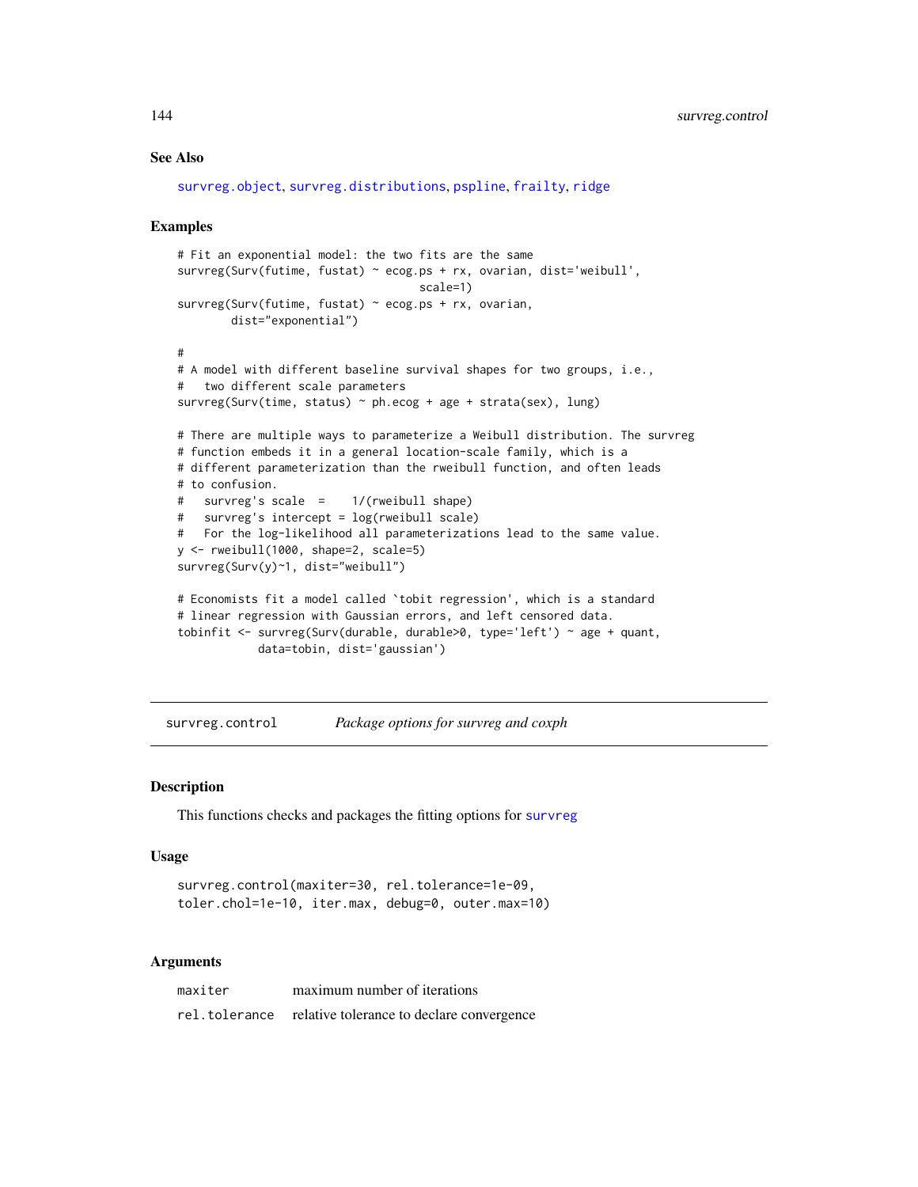## See Also

survreg.object, survreg.distributions, pspline, frailty, ridge

## Examples

```
# Fit an exponential model: the two fits are the same
survreg(Surv(futime, fustat) ~ ecog.ps + rx, ovarian, dist='weibull',
                                    scale=1)
survreg(Surv(futime, fustat) ~ ecog.ps + rx, ovarian,
        dist="exponential")

#
# A model with different baseline survival shapes for two groups, i.e.,
#   two different scale parameters
survreg(Surv(time, status) ~ ph.ecog + age + strata(sex), lung)

# There are multiple ways to parameterize a Weibull distribution. The survreg
# function embeds it in a general location-scale family, which is a
# different parameterization than the rweibull function, and often leads
# to confusion.
#   survreg's scale  =    1/(rweibull shape)
#   survreg's intercept = log(rweibull scale)
#   For the log-likelihood all parameterizations lead to the same value.
y <- rweibull(1000, shape=2, scale=5)
survreg(Surv(y)~1, dist="weibull")

# Economists fit a model called `tobit regression', which is a standard
# linear regression with Gaussian errors, and left censored data.
tobinfit <- survreg(Surv(durable, durable>0, type='left') ~ age + quant,
            data=tobin, dist='gaussian')
```

---

# survreg.control — *Package options for survreg and coxph*

## Description

This functions checks and packages the fitting options for survreg

## Usage

```
survreg.control(maxiter=30, rel.tolerance=1e-09,
toler.chol=1e-10, iter.max, debug=0, outer.max=10)
```

## Arguments

| | |
|---|---|
| maxiter | maximum number of iterations |
| rel.tolerance | relative tolerance to declare convergence |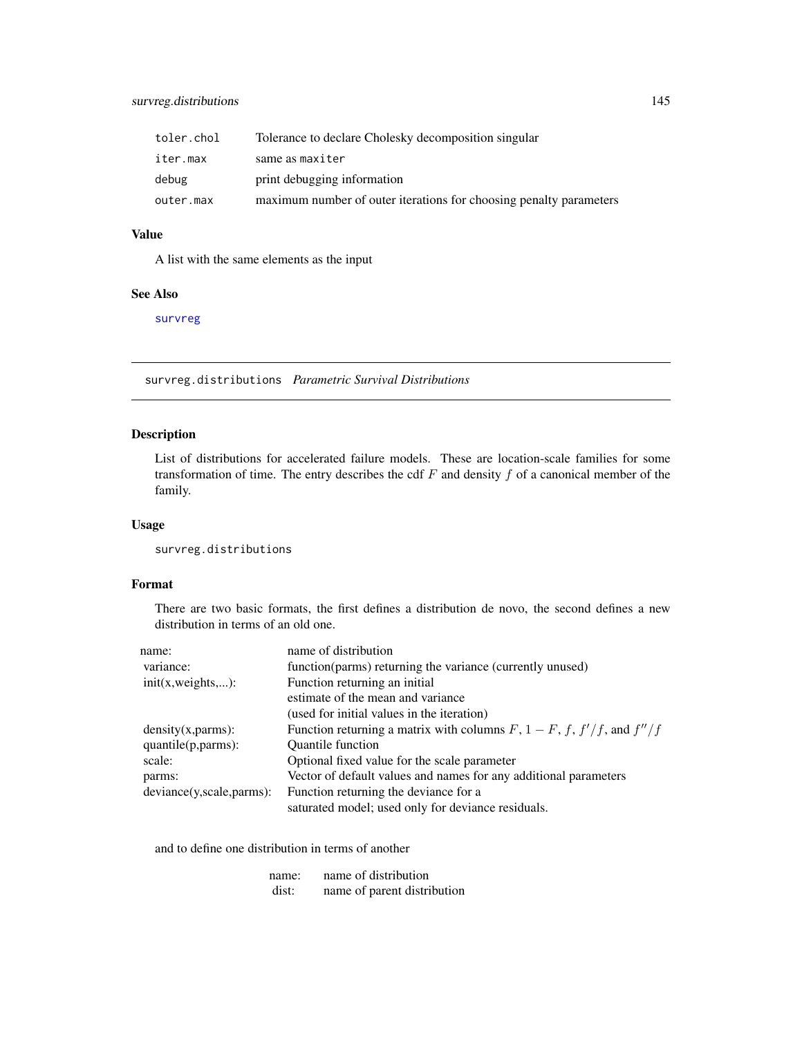| | |
|---|---|
| `toler.chol` | Tolerance to declare Cholesky decomposition singular |
| `iter.max` | same as `maxiter` |
| `debug` | print debugging information |
| `outer.max` | maximum number of outer iterations for choosing penalty parameters |

### Value

A list with the same elements as the input

### See Also

`survreg`

---

## survreg.distributions *Parametric Survival Distributions*

### Description

List of distributions for accelerated failure models. These are location-scale families for some transformation of time. The entry describes the cdf $F$ and density $f$ of a canonical member of the family.

### Usage

```
survreg.distributions
```

### Format

There are two basic formats, the first defines a distribution de novo, the second defines a new distribution in terms of an old one.

| | |
|---|---|
| name: | name of distribution |
| variance: | function(parms) returning the variance (currently unused) |
| init(x,weights,...): | Function returning an initial estimate of the mean and variance (used for initial values in the iteration) |
| density(x,parms): | Function returning a matrix with columns $F$, $1 - F$, $f$, $f'/f$, and $f''/f$ |
| quantile(p,parms): | Quantile function |
| scale: | Optional fixed value for the scale parameter |
| parms: | Vector of default values and names for any additional parameters |
| deviance(y,scale,parms): | Function returning the deviance for a saturated model; used only for deviance residuals. |

and to define one distribution in terms of another

| | |
|---|---|
| name: | name of distribution |
| dist: | name of parent distribution |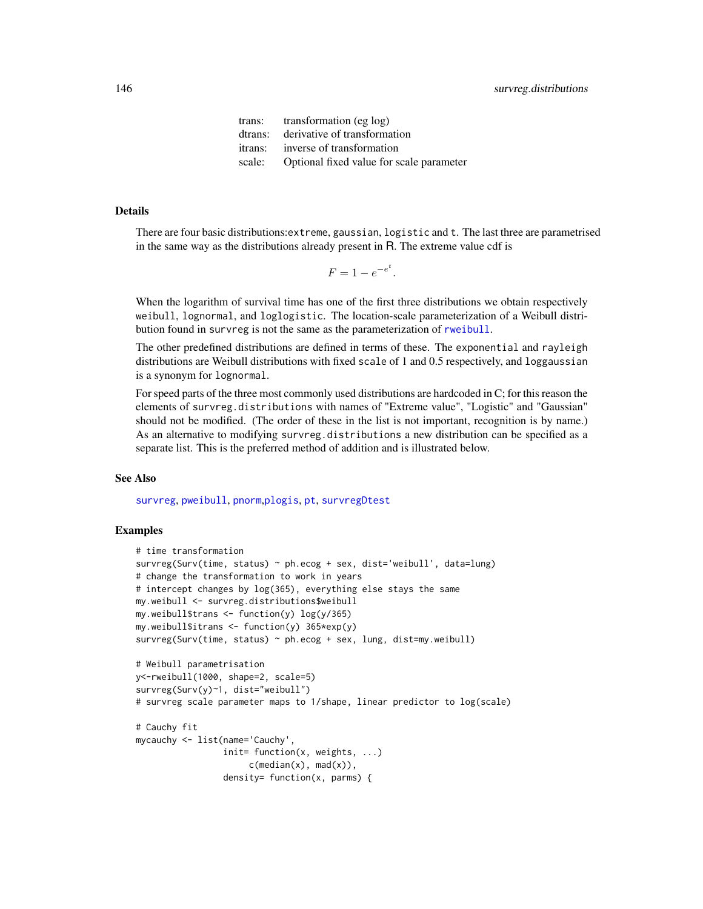| | |
|---|---|
| trans: | transformation (eg log) |
| dtrans: | derivative of transformation |
| itrans: | inverse of transformation |
| scale: | Optional fixed value for scale parameter |

## Details

There are four basic distributions:extreme, gaussian, logistic and t. The last three are parametrised in the same way as the distributions already present in R. The extreme value cdf is

$$F = 1 - e^{-e^t}.$$

When the logarithm of survival time has one of the first three distributions we obtain respectively weibull, lognormal, and loglogistic. The location-scale parameterization of a Weibull distribution found in survreg is not the same as the parameterization of rweibull.

The other predefined distributions are defined in terms of these. The exponential and rayleigh distributions are Weibull distributions with fixed scale of 1 and 0.5 respectively, and loggaussian is a synonym for lognormal.

For speed parts of the three most commonly used distributions are hardcoded in C; for this reason the elements of survreg.distributions with names of "Extreme value", "Logistic" and "Gaussian" should not be modified. (The order of these in the list is not important, recognition is by name.) As an alternative to modifying survreg.distributions a new distribution can be specified as a separate list. This is the preferred method of addition and is illustrated below.

## See Also

survreg, pweibull, pnorm,plogis, pt, survregDtest

## Examples

```
# time transformation
survreg(Surv(time, status) ~ ph.ecog + sex, dist='weibull', data=lung)
# change the transformation to work in years
# intercept changes by log(365), everything else stays the same
my.weibull <- survreg.distributions$weibull
my.weibull$trans <- function(y) log(y/365)
my.weibull$itrans <- function(y) 365*exp(y)
survreg(Surv(time, status) ~ ph.ecog + sex, lung, dist=my.weibull)

# Weibull parametrisation
y<-rweibull(1000, shape=2, scale=5)
survreg(Surv(y)~1, dist="weibull")
# survreg scale parameter maps to 1/shape, linear predictor to log(scale)

# Cauchy fit
mycauchy <- list(name='Cauchy',
                 init= function(x, weights, ...)
                      c(median(x), mad(x)),
                 density= function(x, parms) {
```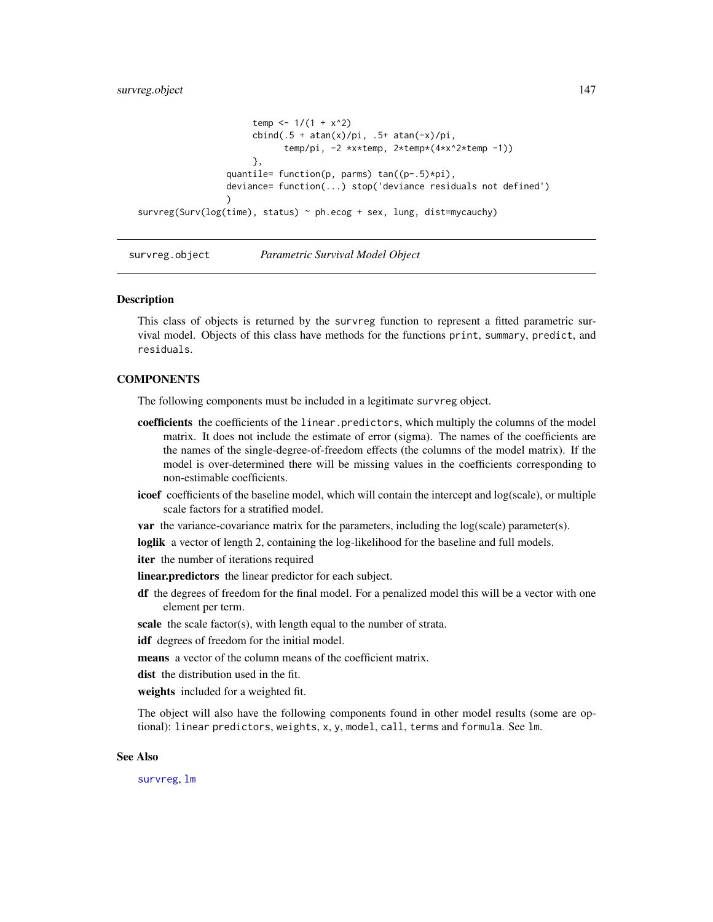```
                temp <- 1/(1 + x^2)
                cbind(.5 + atan(x)/pi, .5+ atan(-x)/pi,
                      temp/pi, -2 *x*temp, 2*temp*(4*x^2*temp -1))
                },
            quantile= function(p, parms) tan((p-.5)*pi),
            deviance= function(...) stop('deviance residuals not defined')
            )
survreg(Surv(log(time), status) ~ ph.ecog + sex, lung, dist=mycauchy)
```

---

## survreg.object — *Parametric Survival Model Object*

### Description

This class of objects is returned by the survreg function to represent a fitted parametric survival model. Objects of this class have methods for the functions print, summary, predict, and residuals.

### COMPONENTS

The following components must be included in a legitimate survreg object.

**coefficients** the coefficients of the linear.predictors, which multiply the columns of the model matrix. It does not include the estimate of error (sigma). The names of the coefficients are the names of the single-degree-of-freedom effects (the columns of the model matrix). If the model is over-determined there will be missing values in the coefficients corresponding to non-estimable coefficients.

**icoef** coefficients of the baseline model, which will contain the intercept and log(scale), or multiple scale factors for a stratified model.

**var** the variance-covariance matrix for the parameters, including the log(scale) parameter(s).

**loglik** a vector of length 2, containing the log-likelihood for the baseline and full models.

**iter** the number of iterations required

**linear.predictors** the linear predictor for each subject.

**df** the degrees of freedom for the final model. For a penalized model this will be a vector with one element per term.

**scale** the scale factor(s), with length equal to the number of strata.

**idf** degrees of freedom for the initial model.

**means** a vector of the column means of the coefficient matrix.

**dist** the distribution used in the fit.

**weights** included for a weighted fit.

The object will also have the following components found in other model results (some are optional): linear predictors, weights, x, y, model, call, terms and formula. See lm.

### See Also

survreg, lm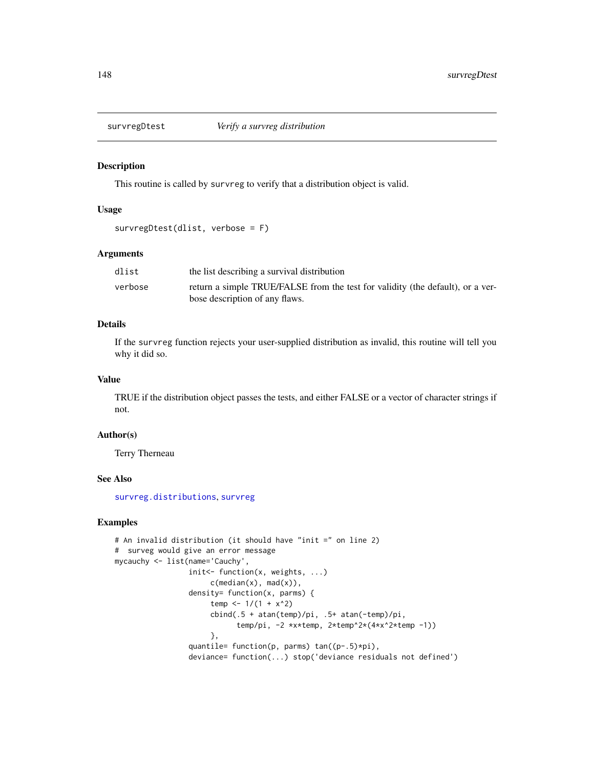## surveygDtest — Verify a survreg distribution

### Description

This routine is called by `survreg` to verify that a distribution object is valid.

### Usage

```
survregDtest(dlist, verbose = F)
```

### Arguments

| | |
|---|---|
| dlist | the list describing a survival distribution |
| verbose | return a simple TRUE/FALSE from the test for validity (the default), or a verbose description of any flaws. |

### Details

If the `survreg` function rejects your user-supplied distribution as invalid, this routine will tell you why it did so.

### Value

TRUE if the distribution object passes the tests, and either FALSE or a vector of character strings if not.

### Author(s)

Terry Therneau

### See Also

survreg.distributions, survreg

### Examples

```
# An invalid distribution (it should have "init =" on line 2)
#  surveg would give an error message
mycauchy <- list(name='Cauchy',
                 init<- function(x, weights, ...)
                      c(median(x), mad(x)),
                 density= function(x, parms) {
                      temp <- 1/(1 + x^2)
                      cbind(.5 + atan(temp)/pi, .5+ atan(-temp)/pi,
                            temp/pi, -2 *x*temp, 2*temp^2*(4*x^2*temp -1))
                      },
                 quantile= function(p, parms) tan((p-.5)*pi),
                 deviance= function(...) stop('deviance residuals not defined')
```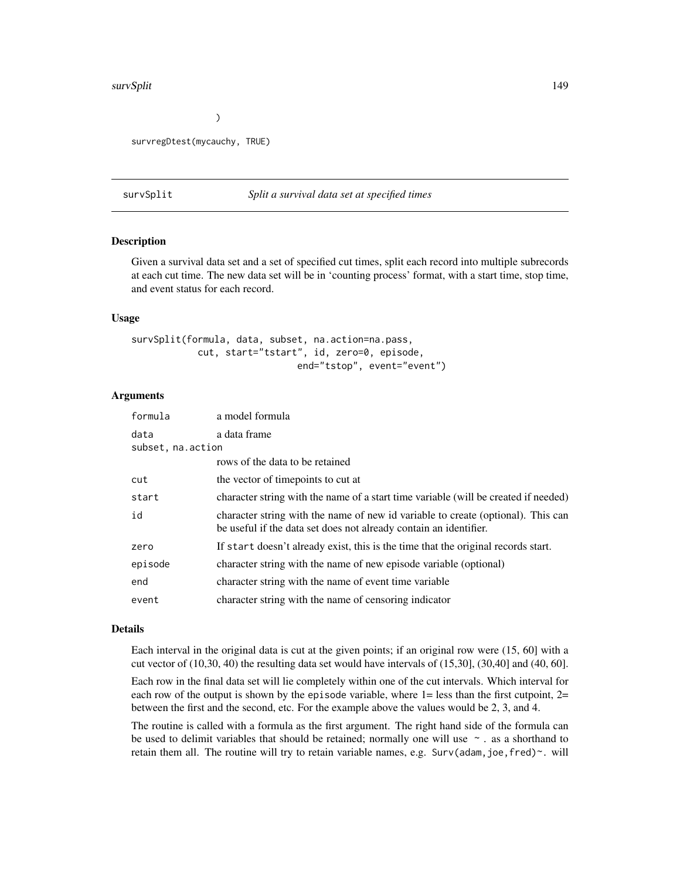```
    )

survregDtest(mycauchy, TRUE)
```

---

## survSplit — *Split a survival data set at specified times*

### Description

Given a survival data set and a set of specified cut times, split each record into multiple subrecords at each cut time. The new data set will be in 'counting process' format, with a start time, stop time, and event status for each record.

### Usage

```
survSplit(formula, data, subset, na.action=na.pass,
          cut, start="tstart", id, zero=0, episode,
                              end="tstop", event="event")
```

### Arguments

| Argument | Description |
|---|---|
| `formula` | a model formula |
| `data` | a data frame |
| `subset, na.action` | rows of the data to be retained |
| `cut` | the vector of timepoints to cut at |
| `start` | character string with the name of a start time variable (will be created if needed) |
| `id` | character string with the name of new id variable to create (optional). This can be useful if the data set does not already contain an identifier. |
| `zero` | If `start` doesn't already exist, this is the time that the original records start. |
| `episode` | character string with the name of new episode variable (optional) |
| `end` | character string with the name of event time variable |
| `event` | character string with the name of censoring indicator |

### Details

Each interval in the original data is cut at the given points; if an original row were (15, 60] with a cut vector of (10,30, 40) the resulting data set would have intervals of (15,30], (30,40] and (40, 60].

Each row in the final data set will lie completely within one of the cut intervals. Which interval for each row of the output is shown by the `episode` variable, where 1= less than the first cutpoint, 2= between the first and the second, etc. For the example above the values would be 2, 3, and 4.

The routine is called with a formula as the first argument. The right hand side of the formula can be used to delimit variables that should be retained; normally one will use `~ .` as a shorthand to retain them all. The routine will try to retain variable names, e.g. `Surv(adam,joe,fred)~.` will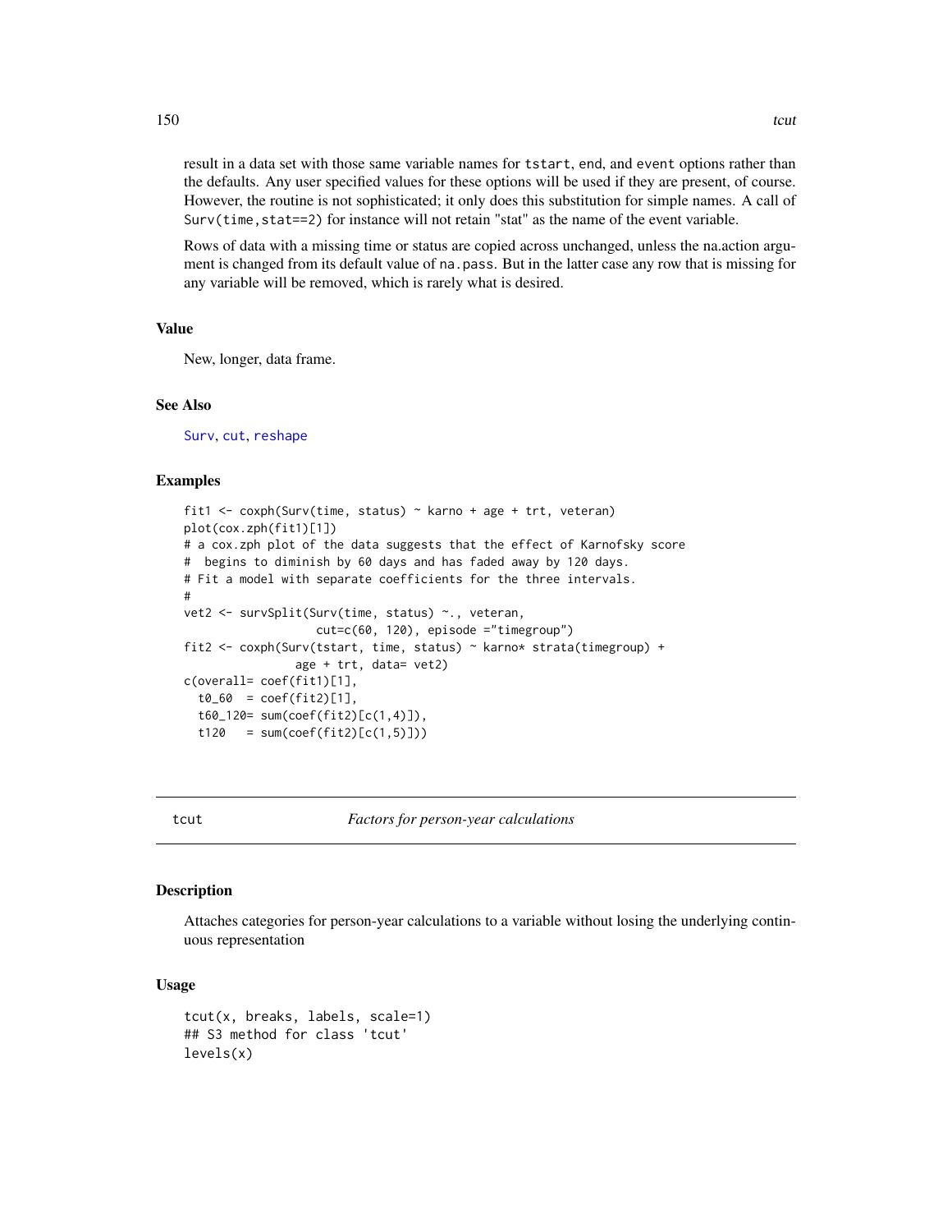result in a data set with those same variable names for `tstart`, `end`, and `event` options rather than the defaults. Any user specified values for these options will be used if they are present, of course. However, the routine is not sophisticated; it only does this substitution for simple names. A call of `Surv(time,stat==2)` for instance will not retain "stat" as the name of the event variable.

Rows of data with a missing time or status are copied across unchanged, unless the na.action argument is changed from its default value of `na.pass`. But in the latter case any row that is missing for any variable will be removed, which is rarely what is desired.

### Value

New, longer, data frame.

### See Also

Surv, cut, reshape

### Examples

```
fit1 <- coxph(Surv(time, status) ~ karno + age + trt, veteran)
plot(cox.zph(fit1)[1])
# a cox.zph plot of the data suggests that the effect of Karnofsky score
#  begins to diminish by 60 days and has faded away by 120 days.
# Fit a model with separate coefficients for the three intervals.
#
vet2 <- survSplit(Surv(time, status) ~., veteran,
                   cut=c(60, 120), episode ="timegroup")
fit2 <- coxph(Surv(tstart, time, status) ~ karno* strata(timegroup) +
                age + trt, data= vet2)
c(overall= coef(fit1)[1],
  t0_60  = coef(fit2)[1],
  t60_120= sum(coef(fit2)[c(1,4)]),
  t120   = sum(coef(fit2)[c(1,5)]))
```

## tcut — *Factors for person-year calculations*

### Description

Attaches categories for person-year calculations to a variable without losing the underlying continuous representation

### Usage

```
tcut(x, breaks, labels, scale=1)
## S3 method for class 'tcut'
levels(x)
```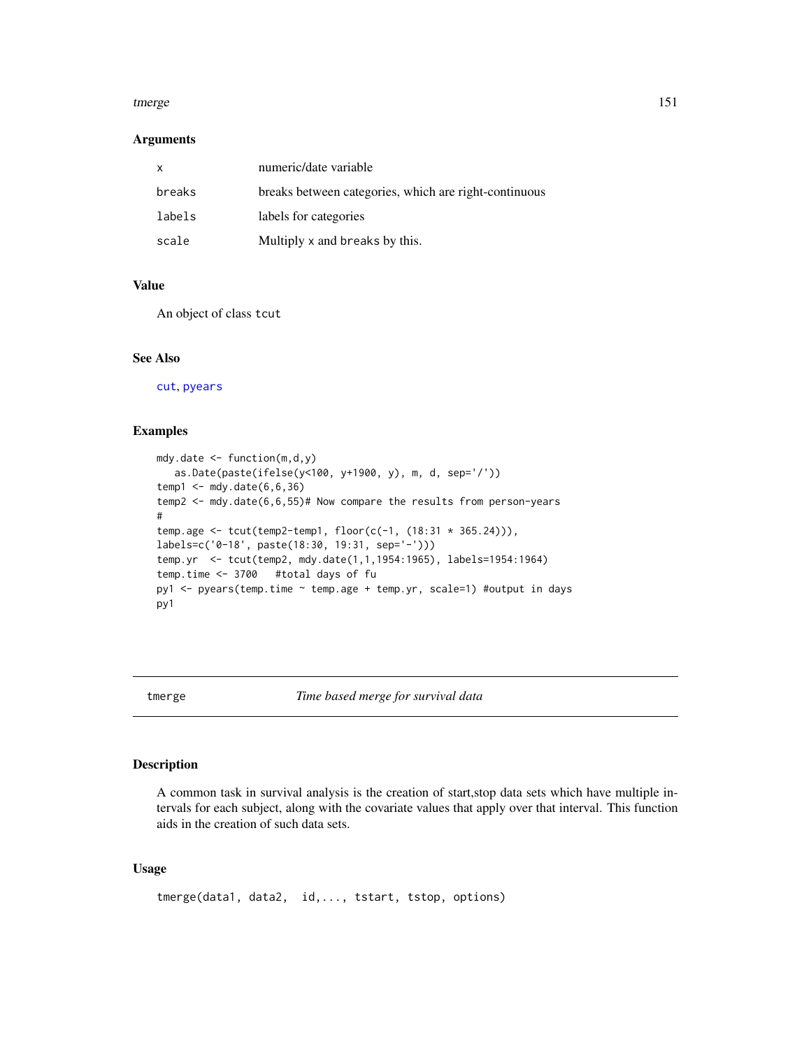### Arguments

| | |
|---|---|
| x | numeric/date variable |
| breaks | breaks between categories, which are right-continuous |
| labels | labels for categories |
| scale | Multiply x and breaks by this. |

### Value

An object of class tcut

### See Also

cut, pyears

### Examples

```
mdy.date <- function(m,d,y)
   as.Date(paste(ifelse(y<100, y+1900, y), m, d, sep='/'))
temp1 <- mdy.date(6,6,36)
temp2 <- mdy.date(6,6,55)# Now compare the results from person-years
#
temp.age <- tcut(temp2-temp1, floor(c(-1, (18:31 * 365.24))),
labels=c('0-18', paste(18:30, 19:31, sep='-')))
temp.yr  <- tcut(temp2, mdy.date(1,1,1954:1965), labels=1954:1964)
temp.time <- 3700   #total days of fu
py1 <- pyears(temp.time ~ temp.age + temp.yr, scale=1) #output in days
py1
```

---

## tmerge — *Time based merge for survival data*

### Description

A common task in survival analysis is the creation of start,stop data sets which have multiple intervals for each subject, along with the covariate values that apply over that interval. This function aids in the creation of such data sets.

### Usage

```
tmerge(data1, data2,  id,..., tstart, tstop, options)
```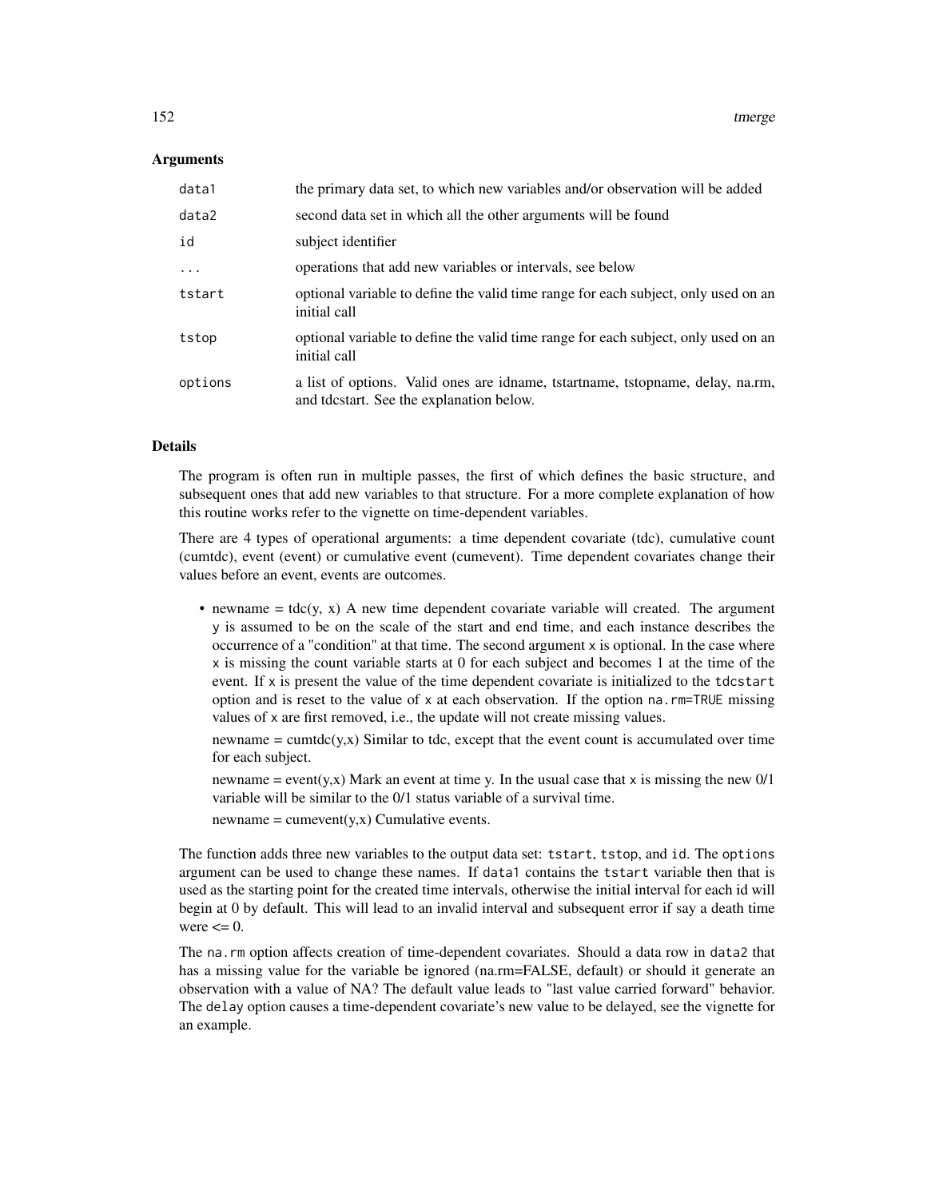### Arguments

| | |
|---|---|
| `data1` | the primary data set, to which new variables and/or observation will be added |
| `data2` | second data set in which all the other arguments will be found |
| `id` | subject identifier |
| `...` | operations that add new variables or intervals, see below |
| `tstart` | optional variable to define the valid time range for each subject, only used on an initial call |
| `tstop` | optional variable to define the valid time range for each subject, only used on an initial call |
| `options` | a list of options. Valid ones are idname, tstartname, tstopname, delay, na.rm, and tdcstart. See the explanation below. |

### Details

The program is often run in multiple passes, the first of which defines the basic structure, and subsequent ones that add new variables to that structure. For a more complete explanation of how this routine works refer to the vignette on time-dependent variables.

There are 4 types of operational arguments: a time dependent covariate (tdc), cumulative count (cumtdc), event (event) or cumulative event (cumevent). Time dependent covariates change their values before an event, events are outcomes.

- newname = tdc(y, x) A new time dependent covariate variable will created. The argument `y` is assumed to be on the scale of the start and end time, and each instance describes the occurrence of a "condition" at that time. The second argument `x` is optional. In the case where `x` is missing the count variable starts at 0 for each subject and becomes 1 at the time of the event. If `x` is present the value of the time dependent covariate is initialized to the `tdcstart` option and is reset to the value of `x` at each observation. If the option `na.rm=TRUE` missing values of `x` are first removed, i.e., the update will not create missing values.

  newname = cumtdc(y,x) Similar to tdc, except that the event count is accumulated over time for each subject.

  newname = event(y,x) Mark an event at time y. In the usual case that `x` is missing the new 0/1 variable will be similar to the 0/1 status variable of a survival time.

  newname = cumevent(y,x) Cumulative events.

The function adds three new variables to the output data set: `tstart`, `tstop`, and `id`. The `options` argument can be used to change these names. If `data1` contains the `tstart` variable then that is used as the starting point for the created time intervals, otherwise the initial interval for each id will begin at 0 by default. This will lead to an invalid interval and subsequent error if say a death time were <= 0.

The `na.rm` option affects creation of time-dependent covariates. Should a data row in `data2` that has a missing value for the variable be ignored (na.rm=FALSE, default) or should it generate an observation with a value of NA? The default value leads to "last value carried forward" behavior. The `delay` option causes a time-dependent covariate's new value to be delayed, see the vignette for an example.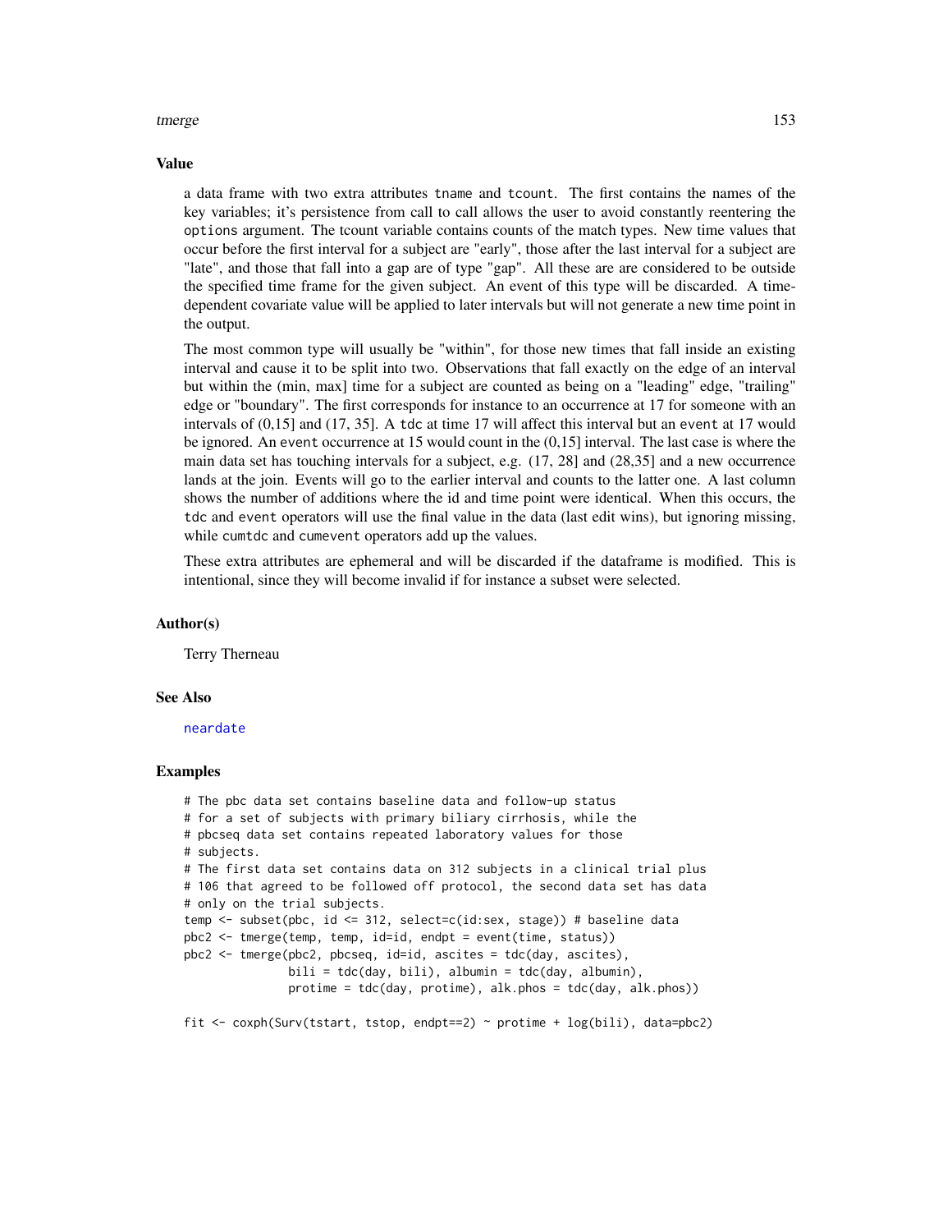## Value

a data frame with two extra attributes `tname` and `tcount`. The first contains the names of the key variables; it's persistence from call to call allows the user to avoid constantly reentering the `options` argument. The tcount variable contains counts of the match types. New time values that occur before the first interval for a subject are "early", those after the last interval for a subject are "late", and those that fall into a gap are of type "gap". All these are are considered to be outside the specified time frame for the given subject. An event of this type will be discarded. A time-dependent covariate value will be applied to later intervals but will not generate a new time point in the output.

The most common type will usually be "within", for those new times that fall inside an existing interval and cause it to be split into two. Observations that fall exactly on the edge of an interval but within the (min, max] time for a subject are counted as being on a "leading" edge, "trailing" edge or "boundary". The first corresponds for instance to an occurrence at 17 for someone with an intervals of (0,15] and (17, 35]. A `tdc` at time 17 will affect this interval but an `event` at 17 would be ignored. An `event` occurrence at 15 would count in the (0,15] interval. The last case is where the main data set has touching intervals for a subject, e.g. (17, 28] and (28,35] and a new occurrence lands at the join. Events will go to the earlier interval and counts to the latter one. A last column shows the number of additions where the id and time point were identical. When this occurs, the `tdc` and `event` operators will use the final value in the data (last edit wins), but ignoring missing, while `cumtdc` and `cumevent` operators add up the values.

These extra attributes are ephemeral and will be discarded if the dataframe is modified. This is intentional, since they will become invalid if for instance a subset were selected.

## Author(s)

Terry Therneau

## See Also

neardate

## Examples

```
# The pbc data set contains baseline data and follow-up status
# for a set of subjects with primary biliary cirrhosis, while the
# pbcseq data set contains repeated laboratory values for those
# subjects.
# The first data set contains data on 312 subjects in a clinical trial plus
# 106 that agreed to be followed off protocol, the second data set has data
# only on the trial subjects.
temp <- subset(pbc, id <= 312, select=c(id:sex, stage)) # baseline data
pbc2 <- tmerge(temp, temp, id=id, endpt = event(time, status))
pbc2 <- tmerge(pbc2, pbcseq, id=id, ascites = tdc(day, ascites),
               bili = tdc(day, bili), albumin = tdc(day, albumin),
               protime = tdc(day, protime), alk.phos = tdc(day, alk.phos))

fit <- coxph(Surv(tstart, tstop, endpt==2) ~ protime + log(bili), data=pbc2)
```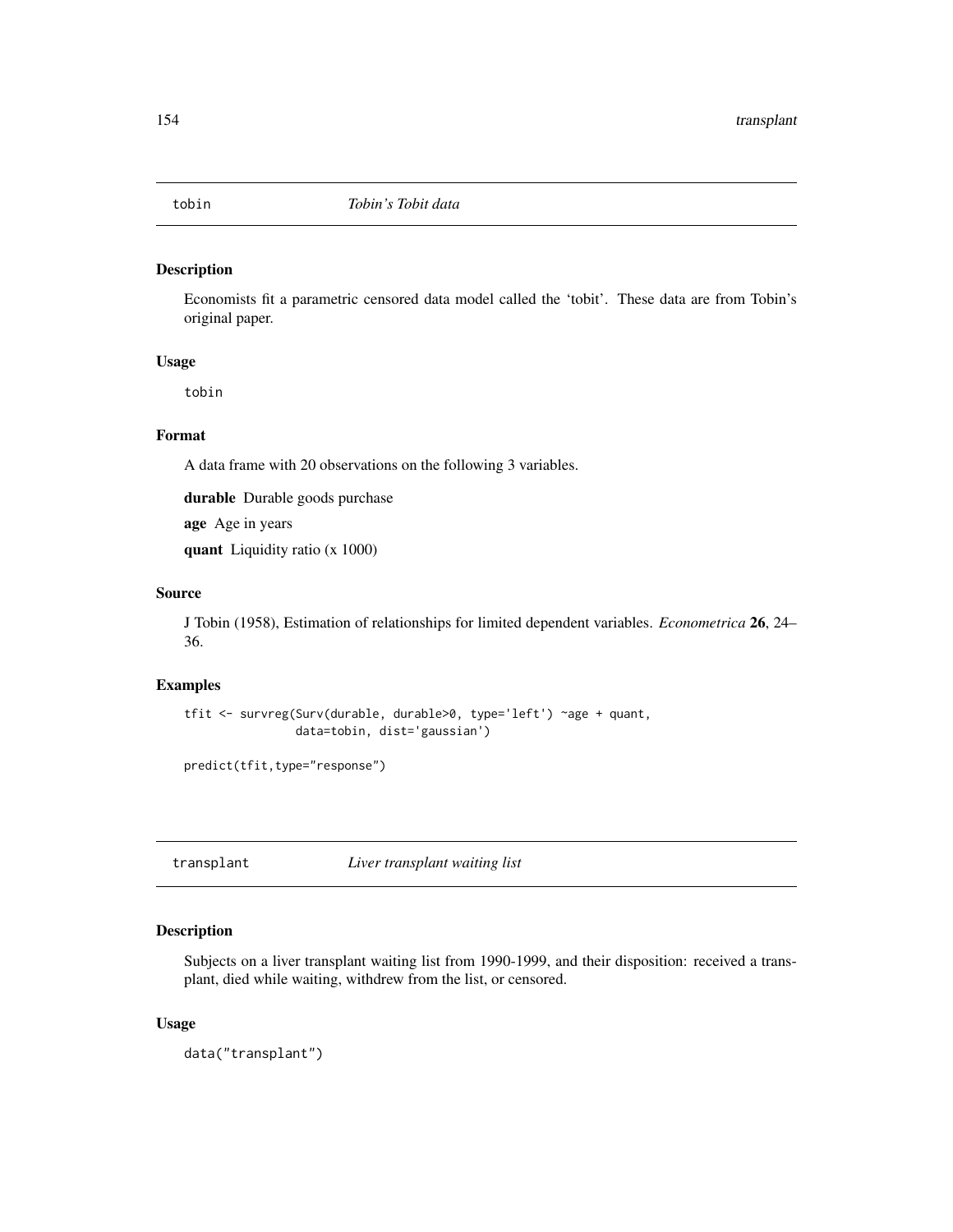## tobin *Tobin's Tobit data*

### Description

Economists fit a parametric censored data model called the 'tobit'. These data are from Tobin's original paper.

### Usage

```
tobin
```

### Format

A data frame with 20 observations on the following 3 variables.

**durable** Durable goods purchase

**age** Age in years

**quant** Liquidity ratio (x 1000)

### Source

J Tobin (1958), Estimation of relationships for limited dependent variables. *Econometrica* **26**, 24–36.

### Examples

```
tfit <- survreg(Surv(durable, durable>0, type='left') ~age + quant,
                data=tobin, dist='gaussian')

predict(tfit,type="response")
```

## transplant *Liver transplant waiting list*

### Description

Subjects on a liver transplant waiting list from 1990-1999, and their disposition: received a transplant, died while waiting, withdrew from the list, or censored.

### Usage

```
data("transplant")
```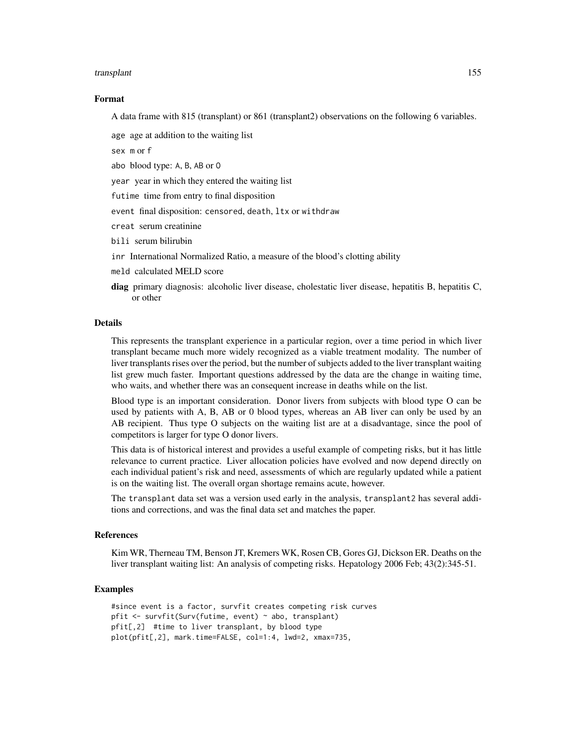## Format

A data frame with 815 (transplant) or 861 (transplant2) observations on the following 6 variables.

- `age` age at addition to the waiting list
- `sex` m or f
- `abo` blood type: A, B, AB or O
- `year` year in which they entered the waiting list
- `futime` time from entry to final disposition
- `event` final disposition: censored, death, ltx or withdraw
- `creat` serum creatinine
- `bili` serum bilirubin
- `inr` International Normalized Ratio, a measure of the blood's clotting ability
- `meld` calculated MELD score
- **diag** primary diagnosis: alcoholic liver disease, cholestatic liver disease, hepatitis B, hepatitis C, or other

## Details

This represents the transplant experience in a particular region, over a time period in which liver transplant became much more widely recognized as a viable treatment modality. The number of liver transplants rises over the period, but the number of subjects added to the liver transplant waiting list grew much faster. Important questions addressed by the data are the change in waiting time, who waits, and whether there was an consequent increase in deaths while on the list.

Blood type is an important consideration. Donor livers from subjects with blood type O can be used by patients with A, B, AB or 0 blood types, whereas an AB liver can only be used by an AB recipient. Thus type O subjects on the waiting list are at a disadvantage, since the pool of competitors is larger for type O donor livers.

This data is of historical interest and provides a useful example of competing risks, but it has little relevance to current practice. Liver allocation policies have evolved and now depend directly on each individual patient's risk and need, assessments of which are regularly updated while a patient is on the waiting list. The overall organ shortage remains acute, however.

The `transplant` data set was a version used early in the analysis, `transplant2` has several additions and corrections, and was the final data set and matches the paper.

## References

Kim WR, Therneau TM, Benson JT, Kremers WK, Rosen CB, Gores GJ, Dickson ER. Deaths on the liver transplant waiting list: An analysis of competing risks. Hepatology 2006 Feb; 43(2):345-51.

## Examples

```
#since event is a factor, survfit creates competing risk curves
pfit <- survfit(Surv(futime, event) ~ abo, transplant)
pfit[,2]  #time to liver transplant, by blood type
plot(pfit[,2], mark.time=FALSE, col=1:4, lwd=2, xmax=735,
```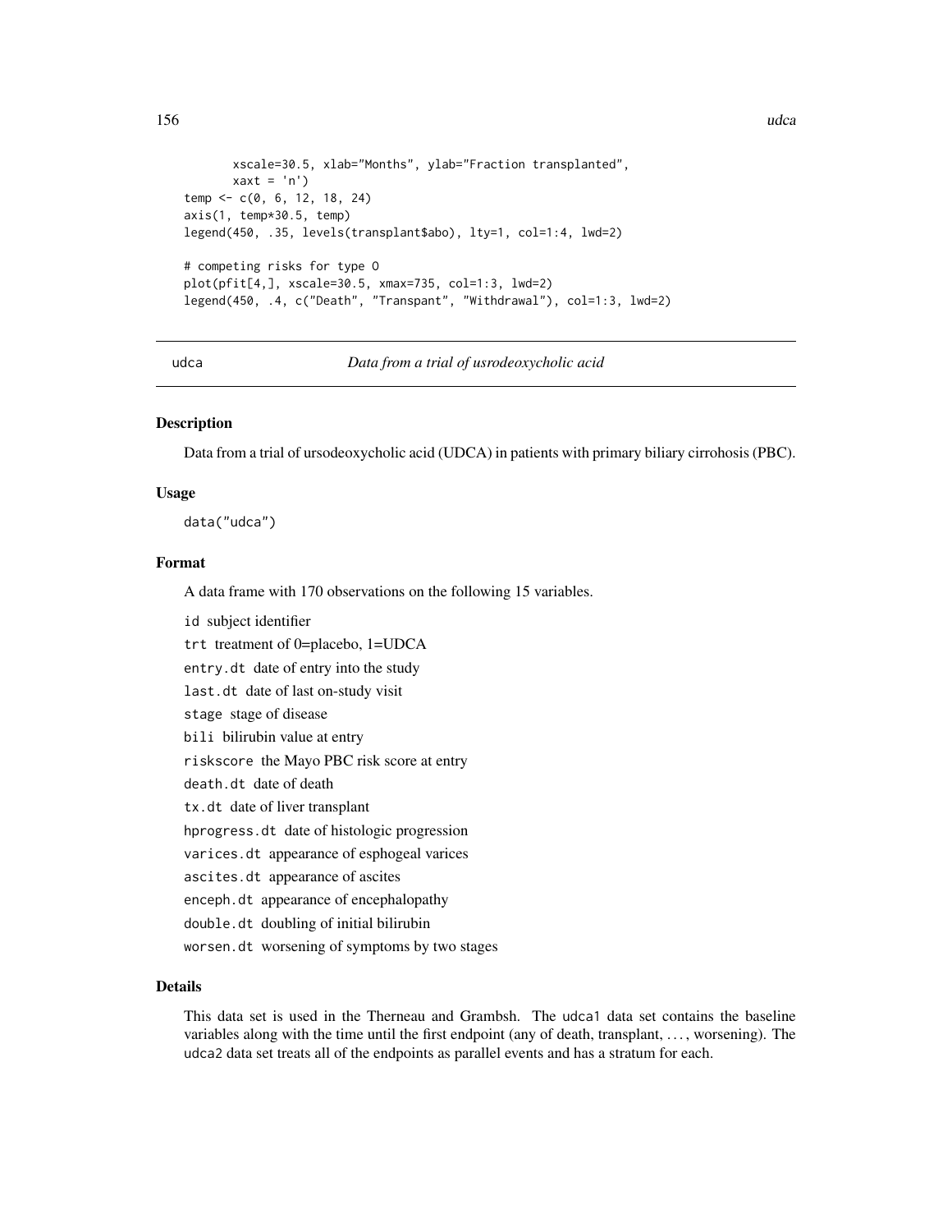```
        xscale=30.5, xlab="Months", ylab="Fraction transplanted",
        xaxt = 'n')
temp <- c(0, 6, 12, 18, 24)
axis(1, temp*30.5, temp)
legend(450, .35, levels(transplant$abo), lty=1, col=1:4, lwd=2)

# competing risks for type O
plot(pfit[4,], xscale=30.5, xmax=735, col=1:3, lwd=2)
legend(450, .4, c("Death", "Transpant", "Withdrawal"), col=1:3, lwd=2)
```

---

## udca — *Data from a trial of usrodeoxycholic acid*

### Description

Data from a trial of ursodeoxycholic acid (UDCA) in patients with primary biliary cirrohosis (PBC).

### Usage

```
data("udca")
```

### Format

A data frame with 170 observations on the following 15 variables.

- `id` subject identifier
- `trt` treatment of 0=placebo, 1=UDCA
- `entry.dt` date of entry into the study
- `last.dt` date of last on-study visit
- `stage` stage of disease
- `bili` bilirubin value at entry
- `riskscore` the Mayo PBC risk score at entry
- `death.dt` date of death
- `tx.dt` date of liver transplant
- `hprogress.dt` date of histologic progression
- `varices.dt` appearance of esphogeal varices
- `ascites.dt` appearance of ascites
- `enceph.dt` appearance of encephalopathy
- `double.dt` doubling of initial bilirubin
- `worsen.dt` worsening of symptoms by two stages

### Details

This data set is used in the Therneau and Grambsh. The `udca1` data set contains the baseline variables along with the time until the first endpoint (any of death, transplant, . . . , worsening). The `udca2` data set treats all of the endpoints as parallel events and has a stratum for each.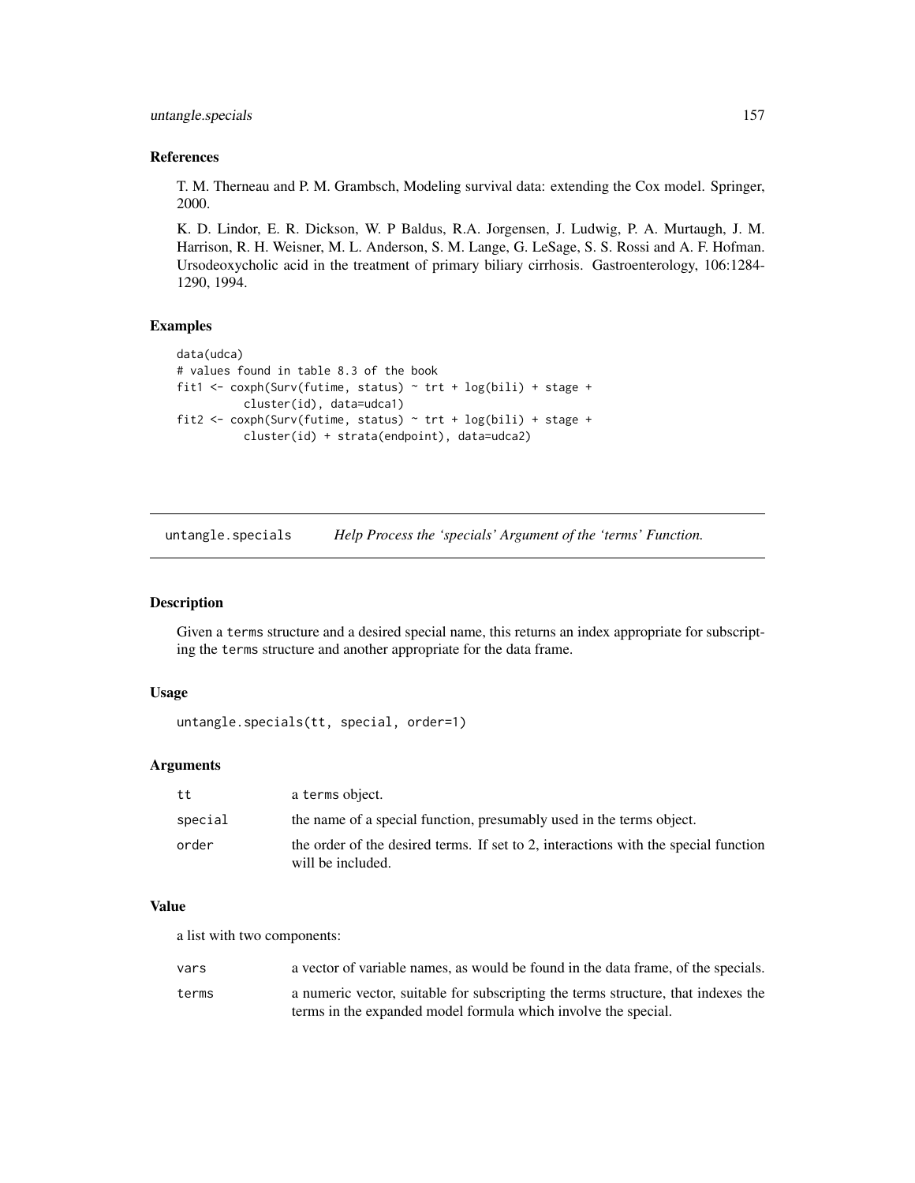### References

T. M. Therneau and P. M. Grambsch, Modeling survival data: extending the Cox model. Springer, 2000.

K. D. Lindor, E. R. Dickson, W. P Baldus, R.A. Jorgensen, J. Ludwig, P. A. Murtaugh, J. M. Harrison, R. H. Weisner, M. L. Anderson, S. M. Lange, G. LeSage, S. S. Rossi and A. F. Hofman. Ursodeoxycholic acid in the treatment of primary biliary cirrhosis. Gastroenterology, 106:1284-1290, 1994.

### Examples

```
data(udca)
# values found in table 8.3 of the book
fit1 <- coxph(Surv(futime, status) ~ trt + log(bili) + stage +
          cluster(id), data=udca1)
fit2 <- coxph(Surv(futime, status) ~ trt + log(bili) + stage +
          cluster(id) + strata(endpoint), data=udca2)
```

---

## untangle.specials    *Help Process the 'specials' Argument of the 'terms' Function.*

### Description

Given a terms structure and a desired special name, this returns an index appropriate for subscripting the terms structure and another appropriate for the data frame.

### Usage

```
untangle.specials(tt, special, order=1)
```

### Arguments

| | |
|---|---|
| tt | a terms object. |
| special | the name of a special function, presumably used in the terms object. |
| order | the order of the desired terms. If set to 2, interactions with the special function will be included. |

### Value

a list with two components:

| | |
|---|---|
| vars | a vector of variable names, as would be found in the data frame, of the specials. |
| terms | a numeric vector, suitable for subscripting the terms structure, that indexes the terms in the expanded model formula which involve the special. |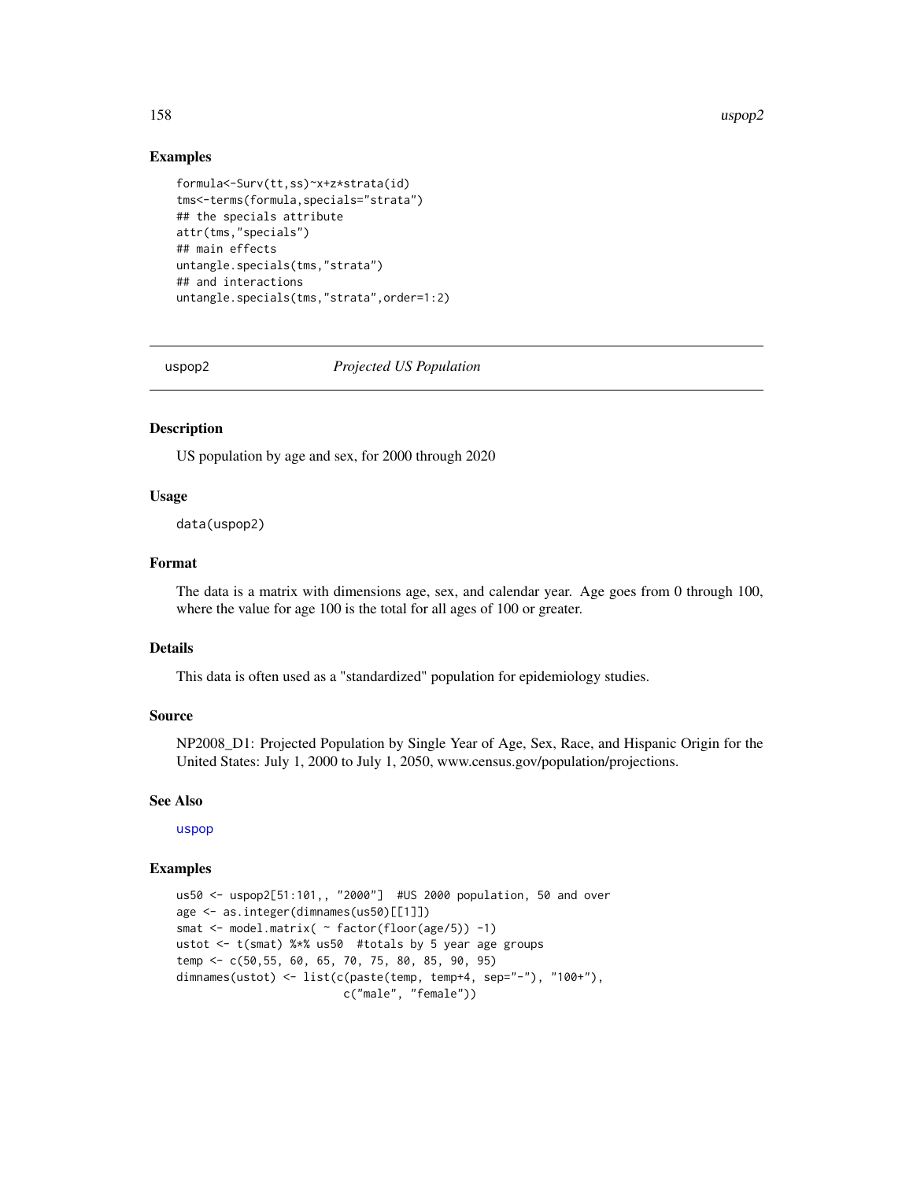## Examples

```
formula<-Surv(tt,ss)~x+z*strata(id)
tms<-terms(formula,specials="strata")
## the specials attribute
attr(tms,"specials")
## main effects
untangle.specials(tms,"strata")
## and interactions
untangle.specials(tms,"strata",order=1:2)
```

---

# uspop2 — *Projected US Population*

## Description

US population by age and sex, for 2000 through 2020

## Usage

```
data(uspop2)
```

## Format

The data is a matrix with dimensions age, sex, and calendar year. Age goes from 0 through 100, where the value for age 100 is the total for all ages of 100 or greater.

## Details

This data is often used as a "standardized" population for epidemiology studies.

## Source

NP2008_D1: Projected Population by Single Year of Age, Sex, Race, and Hispanic Origin for the United States: July 1, 2000 to July 1, 2050, www.census.gov/population/projections.

## See Also

uspop

## Examples

```
us50 <- uspop2[51:101,, "2000"]  #US 2000 population, 50 and over
age <- as.integer(dimnames(us50)[[1]])
smat <- model.matrix( ~ factor(floor(age/5)) -1)
ustot <- t(smat) %*% us50  #totals by 5 year age groups
temp <- c(50,55, 60, 65, 70, 75, 80, 85, 90, 95)
dimnames(ustot) <- list(c(paste(temp, temp+4, sep="-"), "100+"),
                        c("male", "female"))
```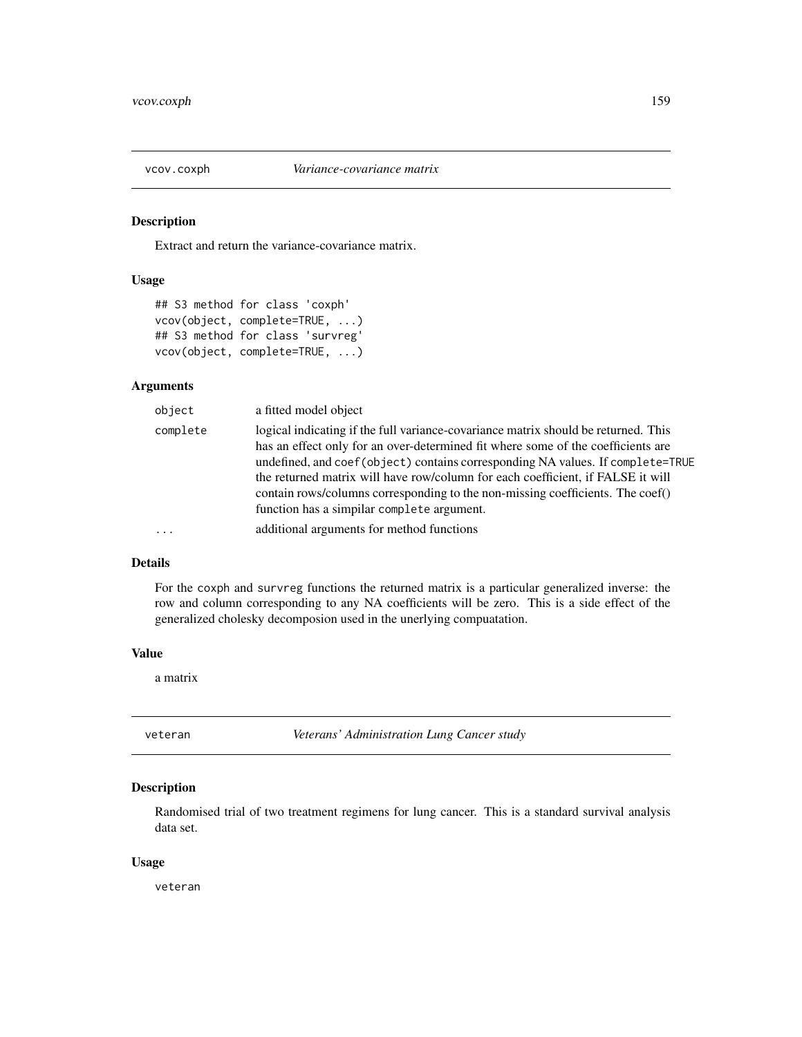## vcov.coxph *Variance-covariance matrix*

### Description

Extract and return the variance-covariance matrix.

### Usage

```
## S3 method for class 'coxph'
vcov(object, complete=TRUE, ...)
## S3 method for class 'survreg'
vcov(object, complete=TRUE, ...)
```

### Arguments

| | |
|---|---|
| `object` | a fitted model object |
| `complete` | logical indicating if the full variance-covariance matrix should be returned. This has an effect only for an over-determined fit where some of the coefficients are undefined, and `coef(object)` contains corresponding NA values. If `complete=TRUE` the returned matrix will have row/column for each coefficient, if FALSE it will contain rows/columns corresponding to the non-missing coefficients. The coef() function has a simpilar `complete` argument. |
| `...` | additional arguments for method functions |

### Details

For the `coxph` and `survreg` functions the returned matrix is a particular generalized inverse: the row and column corresponding to any NA coefficients will be zero. This is a side effect of the generalized cholesky decomposion used in the unerlying compuatation.

### Value

a matrix

## veteran *Veterans' Administration Lung Cancer study*

### Description

Randomised trial of two treatment regimens for lung cancer. This is a standard survival analysis data set.

### Usage

```
veteran
```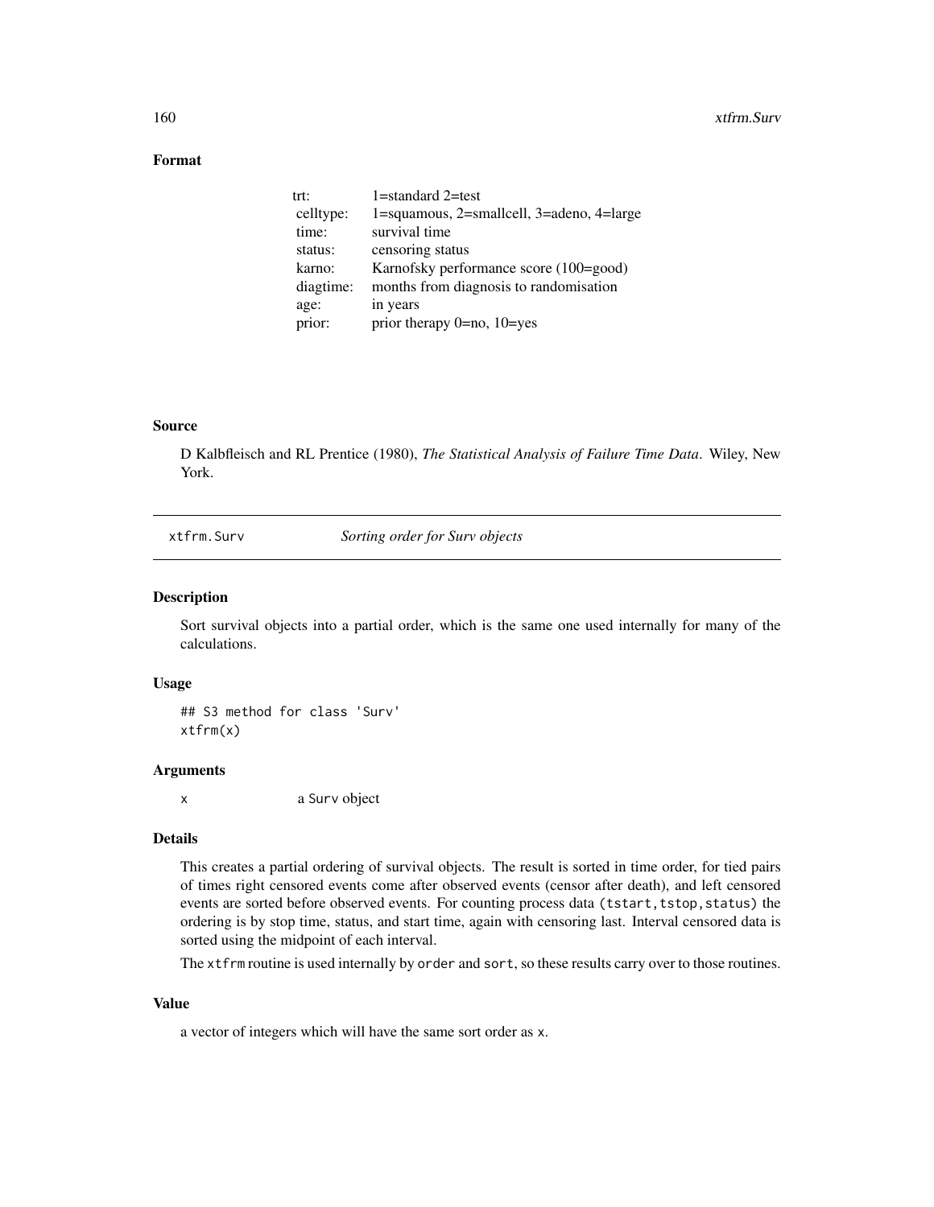## Format

| | |
|---|---|
| trt: | 1=standard 2=test |
| celltype: | 1=squamous, 2=smallcell, 3=adeno, 4=large |
| time: | survival time |
| status: | censoring status |
| karno: | Karnofsky performance score (100=good) |
| diagtime: | months from diagnosis to randomisation |
| age: | in years |
| prior: | prior therapy 0=no, 10=yes |

## Source

D Kalbfleisch and RL Prentice (1980), *The Statistical Analysis of Failure Time Data*. Wiley, New York.

---

# xtfrm.Surv — *Sorting order for Surv objects*

## Description

Sort survival objects into a partial order, which is the same one used internally for many of the calculations.

## Usage

```
## S3 method for class 'Surv'
xtfrm(x)
```

## Arguments

| | |
|---|---|
| `x` | a `Surv` object |

## Details

This creates a partial ordering of survival objects. The result is sorted in time order, for tied pairs of times right censored events come after observed events (censor after death), and left censored events are sorted before observed events. For counting process data `(tstart, tstop, status)` the ordering is by stop time, status, and start time, again with censoring last. Interval censored data is sorted using the midpoint of each interval.

The `xtfrm` routine is used internally by `order` and `sort`, so these results carry over to those routines.

## Value

a vector of integers which will have the same sort order as `x`.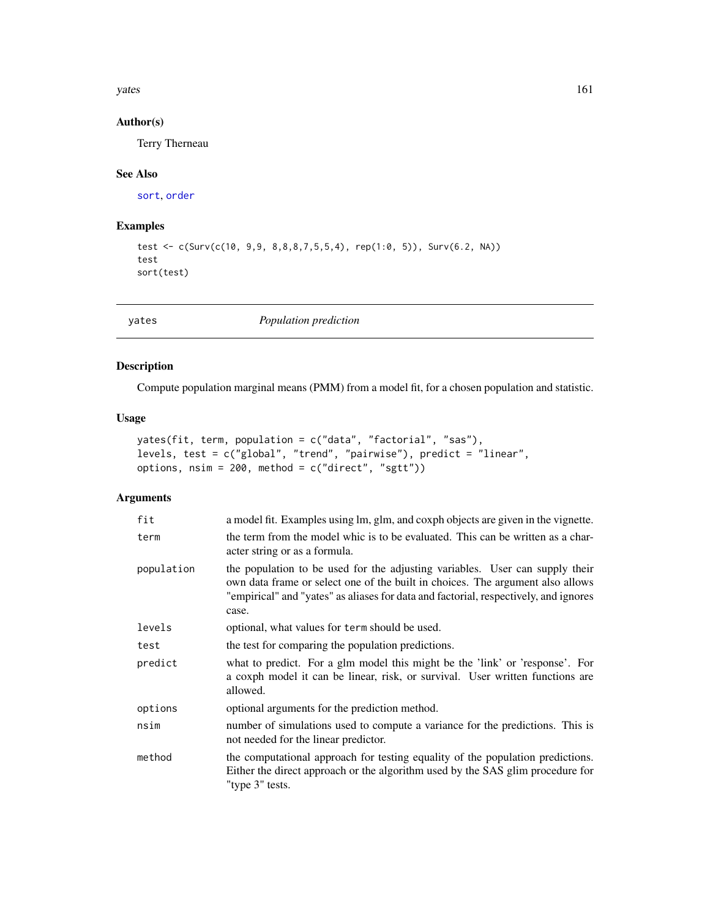### Author(s)

Terry Therneau

### See Also

sort, order

### Examples

```
test <- c(Surv(c(10, 9,9, 8,8,8,7,5,5,4), rep(1:0, 5)), Surv(6.2, NA))
test
sort(test)
```

---

## yates &nbsp;&nbsp;&nbsp;&nbsp;&nbsp;&nbsp; *Population prediction*

---

### Description

Compute population marginal means (PMM) from a model fit, for a chosen population and statistic.

### Usage

```
yates(fit, term, population = c("data", "factorial", "sas"),
levels, test = c("global", "trend", "pairwise"), predict = "linear",
options, nsim = 200, method = c("direct", "sgtt"))
```

### Arguments

| | |
|---|---|
| `fit` | a model fit. Examples using lm, glm, and coxph objects are given in the vignette. |
| `term` | the term from the model whic is to be evaluated. This can be written as a character string or as a formula. |
| `population` | the population to be used for the adjusting variables. User can supply their own data frame or select one of the built in choices. The argument also allows "empirical" and "yates" as aliases for data and factorial, respectively, and ignores case. |
| `levels` | optional, what values for `term` should be used. |
| `test` | the test for comparing the population predictions. |
| `predict` | what to predict. For a glm model this might be the 'link' or 'response'. For a coxph model it can be linear, risk, or survival. User written functions are allowed. |
| `options` | optional arguments for the prediction method. |
| `nsim` | number of simulations used to compute a variance for the predictions. This is not needed for the linear predictor. |
| `method` | the computational approach for testing equality of the population predictions. Either the direct approach or the algorithm used by the SAS glim procedure for "type 3" tests. |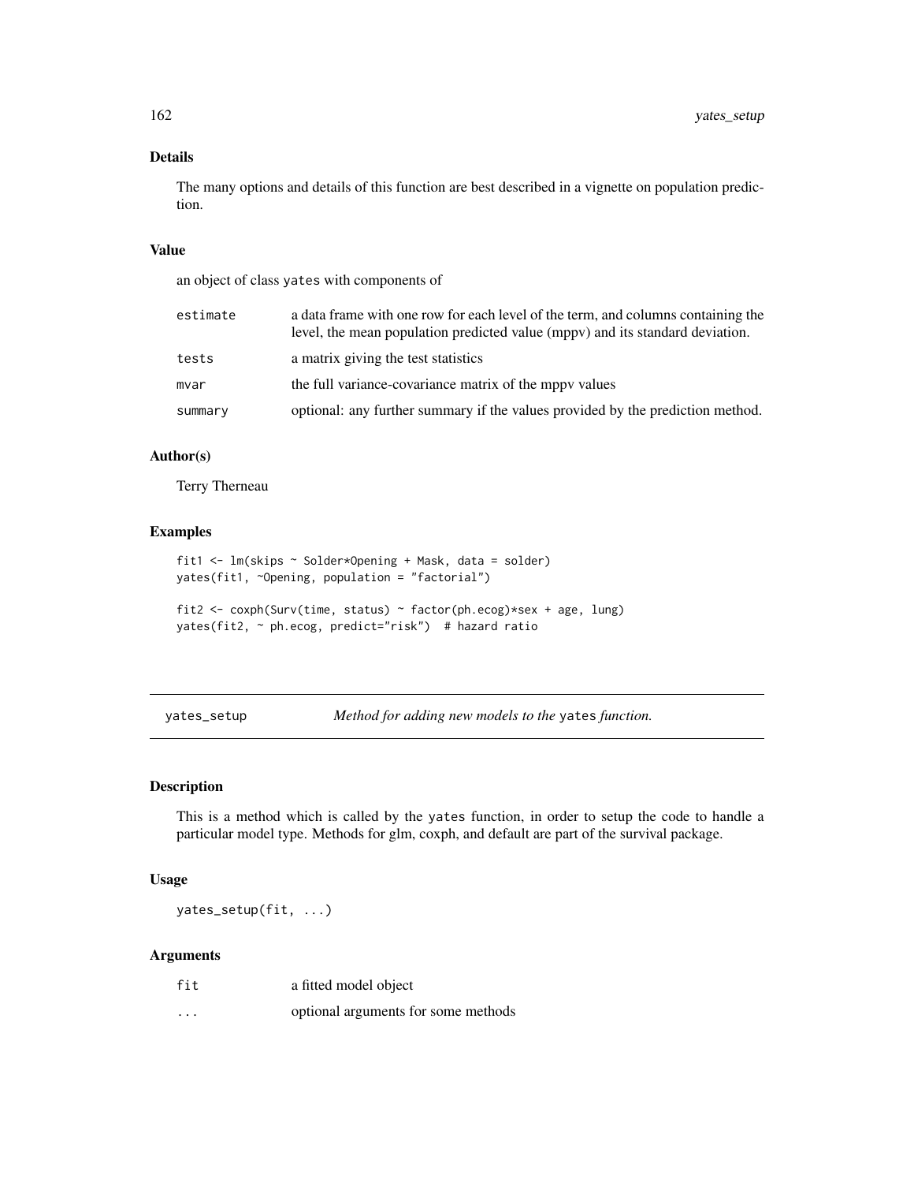### Details

The many options and details of this function are best described in a vignette on population prediction.

### Value

an object of class yates with components of

| | |
|---|---|
| `estimate` | a data frame with one row for each level of the term, and columns containing the level, the mean population predicted value (mppv) and its standard deviation. |
| `tests` | a matrix giving the test statistics |
| `mvar` | the full variance-covariance matrix of the mppv values |
| `summary` | optional: any further summary if the values provided by the prediction method. |

### Author(s)

Terry Therneau

### Examples

```
fit1 <- lm(skips ~ Solder*Opening + Mask, data = solder)
yates(fit1, ~Opening, population = "factorial")

fit2 <- coxph(Surv(time, status) ~ factor(ph.ecog)*sex + age, lung)
yates(fit2, ~ ph.ecog, predict="risk")  # hazard ratio
```

---

## yates_setup — *Method for adding new models to the* yates *function.*

### Description

This is a method which is called by the yates function, in order to setup the code to handle a particular model type. Methods for glm, coxph, and default are part of the survival package.

### Usage

```
yates_setup(fit, ...)
```

### Arguments

| | |
|---|---|
| `fit` | a fitted model object |
| `...` | optional arguments for some methods |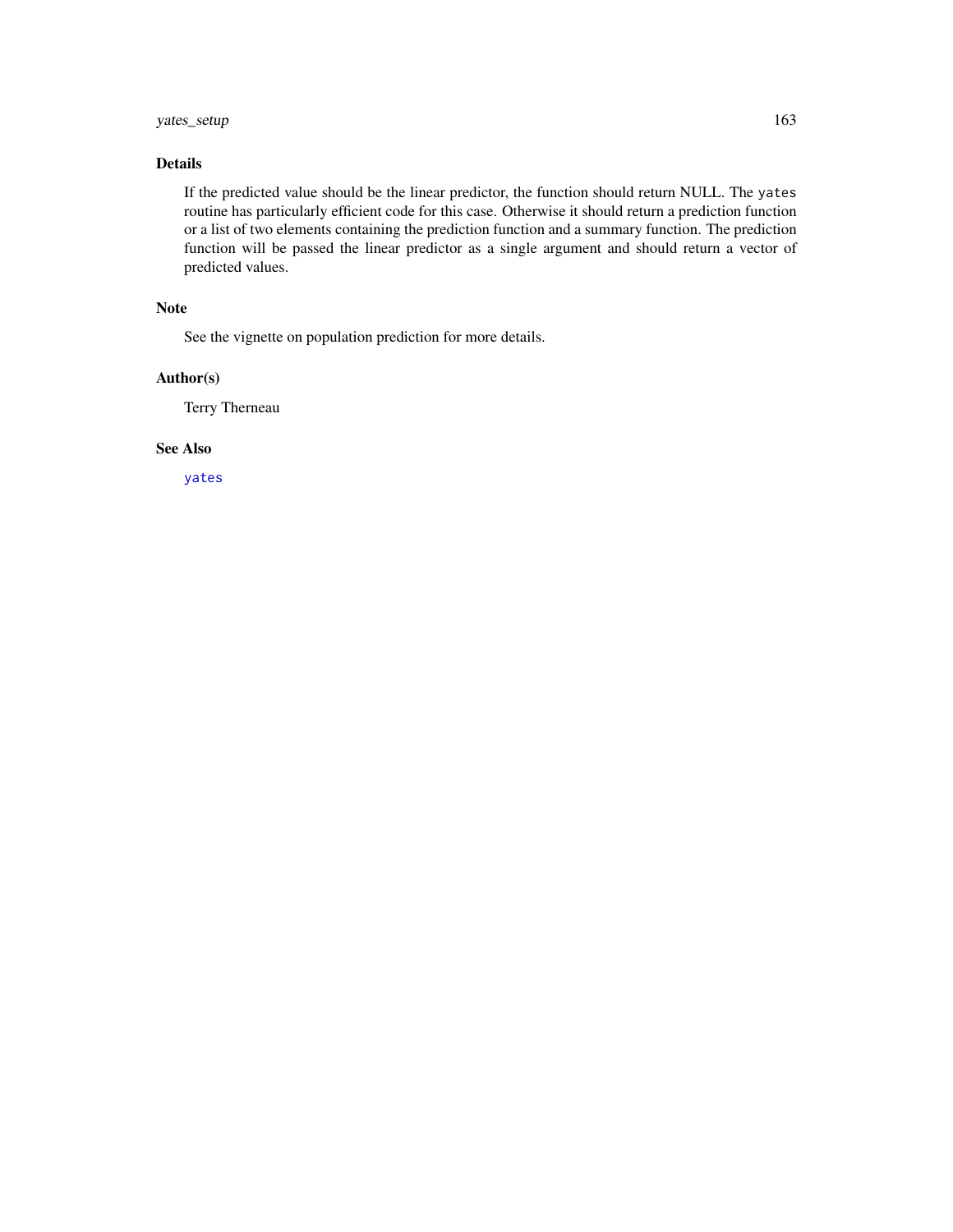## Details

If the predicted value should be the linear predictor, the function should return NULL. The `yates` routine has particularly efficient code for this case. Otherwise it should return a prediction function or a list of two elements containing the prediction function and a summary function. The prediction function will be passed the linear predictor as a single argument and should return a vector of predicted values.

## Note

See the vignette on population prediction for more details.

## Author(s)

Terry Therneau

## See Also

`yates`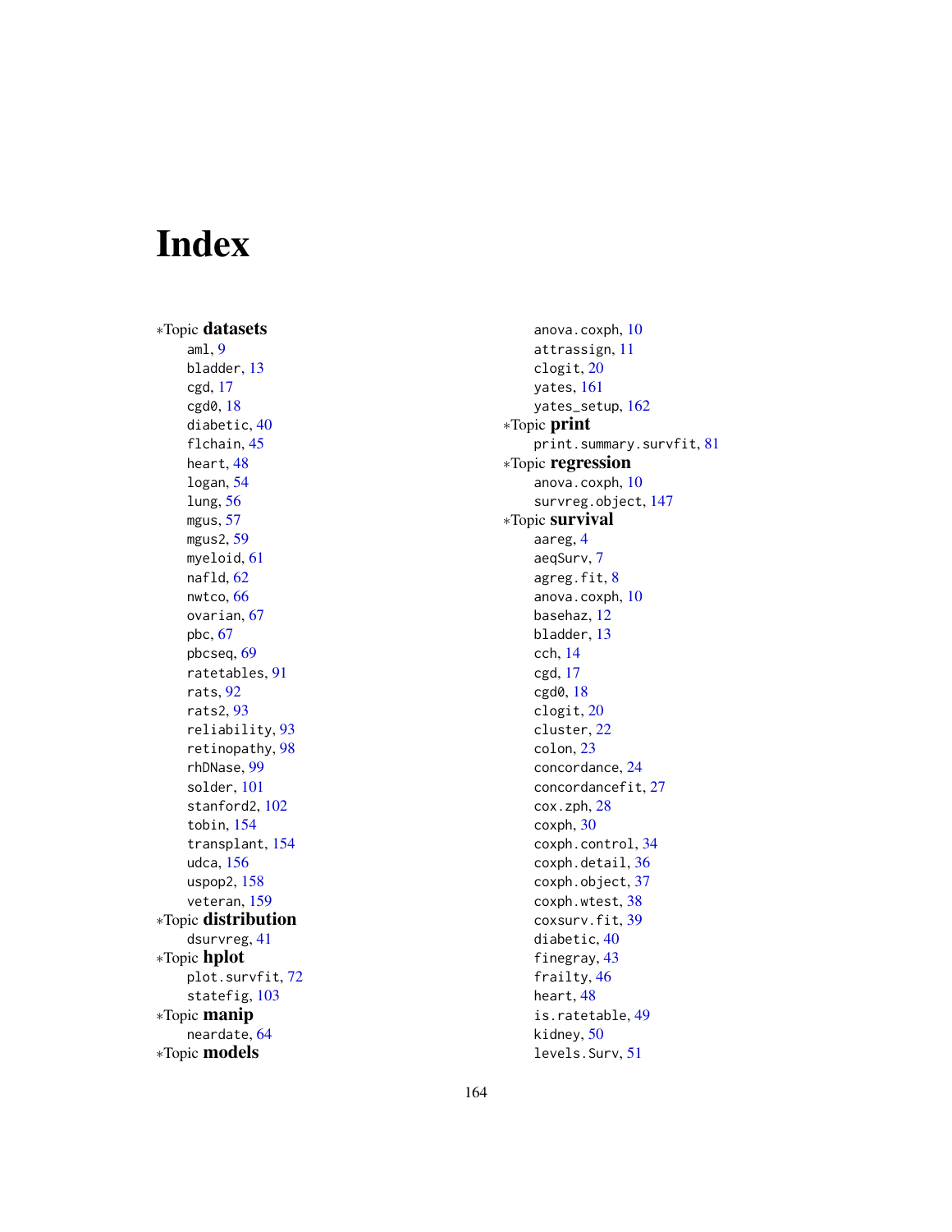# Index

*Topic **datasets**
- aml, 9
- bladder, 13
- cgd, 17
- cgd0, 18
- diabetic, 40
- flchain, 45
- heart, 48
- logan, 54
- lung, 56
- mgus, 57
- mgus2, 59
- myeloid, 61
- nafld, 62
- nwtco, 66
- ovarian, 67
- pbc, 67
- pbcseq, 69
- ratetables, 91
- rats, 92
- rats2, 93
- reliability, 93
- retinopathy, 98
- rhDNase, 99
- solder, 101
- stanford2, 102
- tobin, 154
- transplant, 154
- udca, 156
- uspop2, 158
- veteran, 159

*Topic **distribution**
- dsurvreg, 41

*Topic **hplot**
- plot.survfit, 72
- statefig, 103

*Topic **manip**
- neardate, 64

*Topic **models**
- anova.coxph, 10
- attrassign, 11
- clogit, 20
- yates, 161
- yates_setup, 162

*Topic **print**
- print.summary.survfit, 81

*Topic **regression**
- anova.coxph, 10
- survreg.object, 147

*Topic **survival**
- aareg, 4
- aeqSurv, 7
- agreg.fit, 8
- anova.coxph, 10
- basehaz, 12
- bladder, 13
- cch, 14
- cgd, 17
- cgd0, 18
- clogit, 20
- cluster, 22
- colon, 23
- concordance, 24
- concordancefit, 27
- cox.zph, 28
- coxph, 30
- coxph.control, 34
- coxph.detail, 36
- coxph.object, 37
- coxph.wtest, 38
- coxsurv.fit, 39
- diabetic, 40
- finegray, 43
- frailty, 46
- heart, 48
- is.ratetable, 49
- kidney, 50
- levels.Surv, 51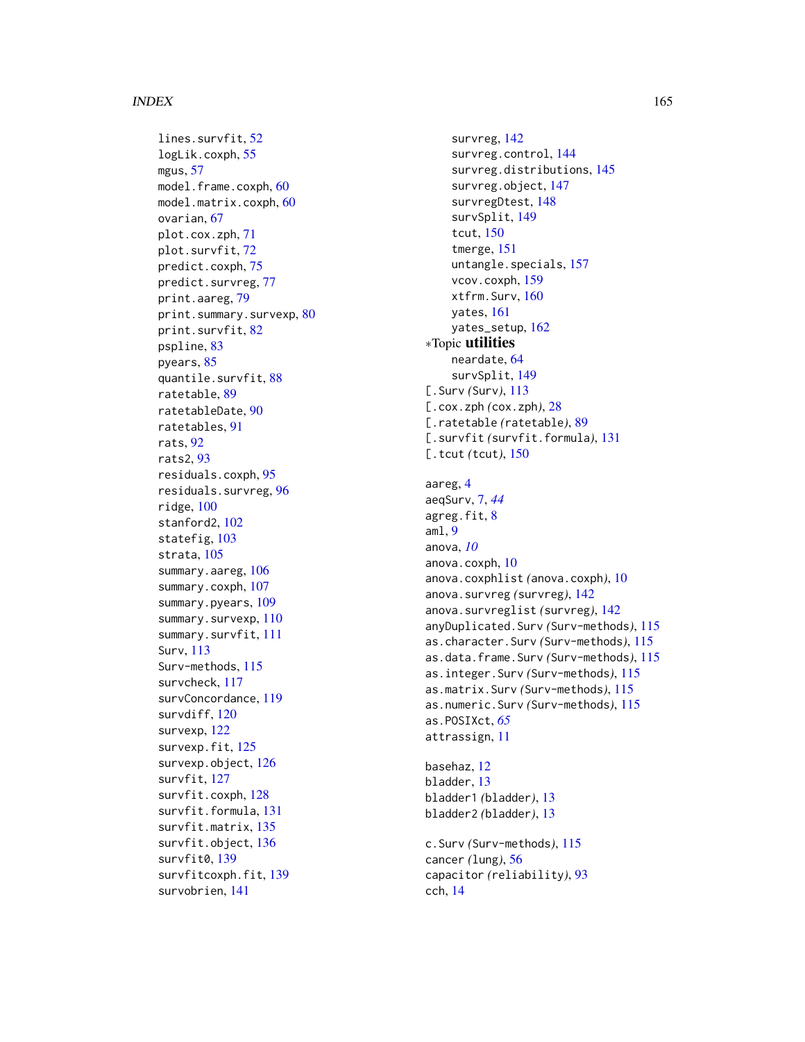lines.survfit, 52
logLik.coxph, 55
mgus, 57
model.frame.coxph, 60
model.matrix.coxph, 60
ovarian, 67
plot.cox.zph, 71
plot.survfit, 72
predict.coxph, 75
predict.survreg, 77
print.aareg, 79
print.summary.survexp, 80
print.survfit, 82
pspline, 83
pyears, 85
quantile.survfit, 88
ratetable, 89
ratetableDate, 90
ratetables, 91
rats, 92
rats2, 93
residuals.coxph, 95
residuals.survreg, 96
ridge, 100
stanford2, 102
statefig, 103
strata, 105
summary.aareg, 106
summary.coxph, 107
summary.pyears, 109
summary.survexp, 110
summary.survfit, 111
Surv, 113
Surv-methods, 115
survcheck, 117
survConcordance, 119
survdiff, 120
survexp, 122
survexp.fit, 125
survexp.object, 126
survfit, 127
survfit.coxph, 128
survfit.formula, 131
survfit.matrix, 135
survfit.object, 136
survfit0, 139
survfitcoxph.fit, 139
survobrien, 141
survreg, 142
survreg.control, 144
survreg.distributions, 145
survreg.object, 147
survregDtest, 148
survSplit, 149
tcut, 150
tmerge, 151
untangle.specials, 157
vcov.coxph, 159
xtfrm.Surv, 160
yates, 161
yates_setup, 162

*Topic **utilities**

neardate, 64
survSplit, 149

[.Surv *(Surv)*, 113
[.cox.zph *(cox.zph)*, 28
[.ratetable *(ratetable)*, 89
[.survfit *(survfit.formula)*, 131
[.tcut *(tcut)*, 150

aareg, 4
aeqSurv, 7, *44*
agreg.fit, 8
aml, 9
anova, *10*
anova.coxph, 10
anova.coxphlist *(anova.coxph)*, 10
anova.survreg *(survreg)*, 142
anova.survreglist *(survreg)*, 142
anyDuplicated.Surv *(Surv-methods)*, 115
as.character.Surv *(Surv-methods)*, 115
as.data.frame.Surv *(Surv-methods)*, 115
as.integer.Surv *(Surv-methods)*, 115
as.matrix.Surv *(Surv-methods)*, 115
as.numeric.Surv *(Surv-methods)*, 115
as.POSIXct, *65*
attrassign, 11

basehaz, 12
bladder, 13
bladder1 *(bladder)*, 13
bladder2 *(bladder)*, 13

c.Surv *(Surv-methods)*, 115
cancer *(lung)*, 56
capacitor *(reliability)*, 93
cch, 14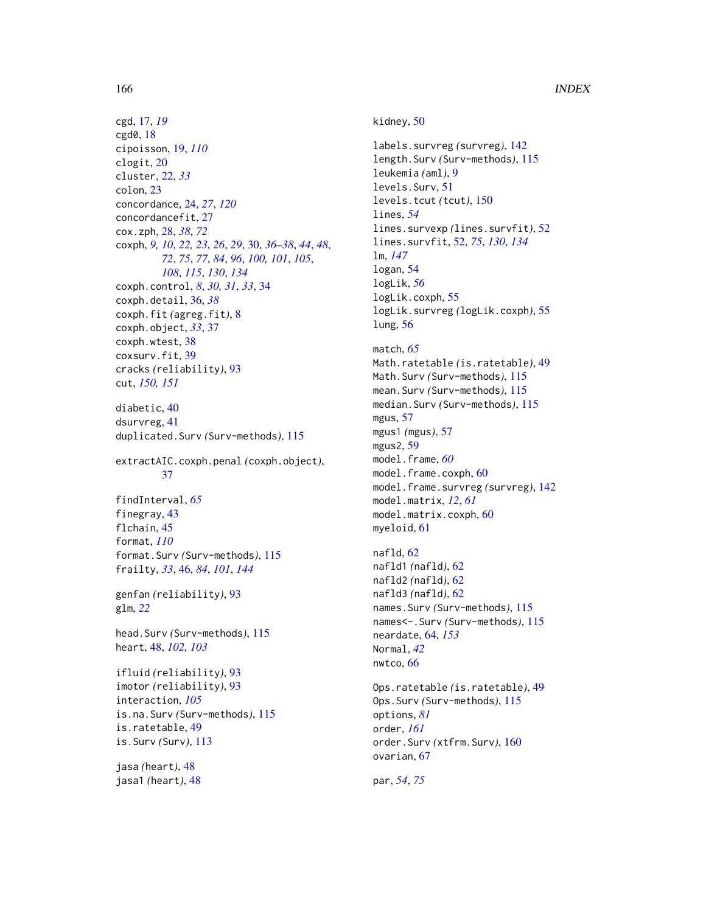cgd, 17, *19*
cgd0, 18
cipoisson, 19, *110*
clogit, 20
cluster, 22, *33*
colon, 23
concordance, 24, *27*, *120*
concordancefit, 27
cox.zph, 28, *38*, *72*
coxph, *9, 10*, *22, 23*, *26*, *29*, 30, *36–38*, *44*, *48*, *72*, *75*, *77*, *84*, *96*, *100, 101*, *105*, *108*, *115*, *130*, *134*
coxph.control, *8*, *30, 31*, *33*, 34
coxph.detail, 36, *38*
coxph.fit *(agreg.fit)*, 8
coxph.object, *33*, 37
coxph.wtest, 38
coxsurv.fit, 39
cracks *(reliability)*, 93
cut, *150, 151*

diabetic, 40
dsurvreg, 41
duplicated.Surv *(Surv-methods)*, 115

extractAIC.coxph.penal *(coxph.object)*, 37

findInterval, *65*
finegray, 43
flchain, 45
format, *110*
format.Surv *(Surv-methods)*, 115
frailty, *33*, 46, *84*, *101*, *144*

genfan *(reliability)*, 93
glm, *22*

head.Surv *(Surv-methods)*, 115
heart, 48, *102, 103*

ifluid *(reliability)*, 93
imotor *(reliability)*, 93
interaction, *105*
is.na.Surv *(Surv-methods)*, 115
is.ratetable, 49
is.Surv *(Surv)*, 113

jasa *(heart)*, 48
jasa1 *(heart)*, 48

kidney, 50

labels.survreg *(survreg)*, 142
length.Surv *(Surv-methods)*, 115
leukemia *(aml)*, 9
levels.Surv, 51
levels.tcut *(tcut)*, 150
lines, *54*
lines.survexp *(lines.survfit)*, 52
lines.survfit, 52, *75*, *130*, *134*
lm, *147*
logan, 54
logLik, *56*
logLik.coxph, 55
logLik.survreg *(logLik.coxph)*, 55
lung, 56

match, *65*
Math.ratetable *(is.ratetable)*, 49
Math.Surv *(Surv-methods)*, 115
mean.Surv *(Surv-methods)*, 115
median.Surv *(Surv-methods)*, 115
mgus, 57
mgus1 *(mgus)*, 57
mgus2, 59
model.frame, *60*
model.frame.coxph, 60
model.frame.survreg *(survreg)*, 142
model.matrix, *12*, *61*
model.matrix.coxph, 60
myeloid, 61

nafld, 62
nafld1 *(nafld)*, 62
nafld2 *(nafld)*, 62
nafld3 *(nafld)*, 62
names.Surv *(Surv-methods)*, 115
names<-.Surv *(Surv-methods)*, 115
neardate, 64, *153*
Normal, *42*
nwtco, 66

Ops.ratetable *(is.ratetable)*, 49
Ops.Surv *(Surv-methods)*, 115
options, *81*
order, *161*
order.Surv *(xtfrm.Surv)*, 160
ovarian, 67

par, *54*, *75*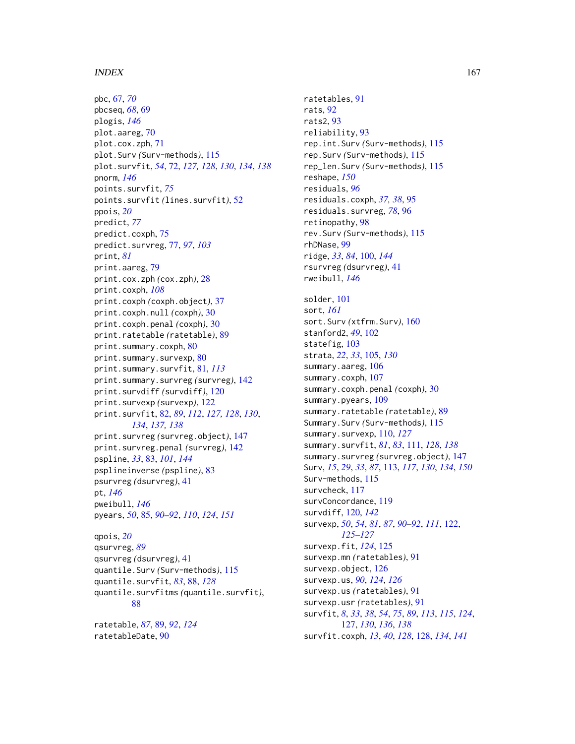pbc, 67, *70*
pbcseq, *68*, 69
plogis, *146*
plot.aareg, 70
plot.cox.zph, 71
plot.Surv *(*Surv-methods*)*, 115
plot.survfit, *54*, 72, *127, 128*, *130*, *134*, *138*
pnorm, *146*
points.survfit, *75*
points.survfit *(*lines.survfit*)*, 52
ppois, *20*
predict, *77*
predict.coxph, 75
predict.survreg, 77, *97*, *103*
print, *81*
print.aareg, 79
print.cox.zph *(*cox.zph*)*, 28
print.coxph, *108*
print.coxph *(*coxph.object*)*, 37
print.coxph.null *(*coxph*)*, 30
print.coxph.penal *(*coxph*)*, 30
print.ratetable *(*ratetable*)*, 89
print.summary.coxph, 80
print.summary.survexp, 80
print.summary.survfit, 81, *113*
print.summary.survreg *(*survreg*)*, 142
print.survdiff *(*survdiff*)*, 120
print.survexp *(*survexp*)*, 122
print.survfit, 82, *89*, *112*, *127, 128*, *130*, *134*, *137, 138*
print.survreg *(*survreg.object*)*, 147
print.survreg.penal *(*survreg*)*, 142
pspline, *33*, 83, *101*, *144*
psplineinverse *(*pspline*)*, 83
psurvreg *(*dsurvreg*)*, 41
pt, *146*
pweibull, *146*
pyears, *50*, 85, *90–92*, *110*, *124*, *151*

qpois, *20*
qsurvreg, *89*
qsurvreg *(*dsurvreg*)*, 41
quantile.Surv *(*Surv-methods*)*, 115
quantile.survfit, *83*, 88, *128*
quantile.survfitms *(*quantile.survfit*)*, 88

ratetable, *87*, 89, *92*, *124*
ratetableDate, 90
ratetables, 91
rats, 92
rats2, 93
reliability, 93
rep.int.Surv *(*Surv-methods*)*, 115
rep.Surv *(*Surv-methods*)*, 115
rep_len.Surv *(*Surv-methods*)*, 115
reshape, *150*
residuals, *96*
residuals.coxph, *37, 38*, 95
residuals.survreg, *78*, 96
retinopathy, 98
rev.Surv *(*Surv-methods*)*, 115
rhDNase, 99
ridge, *33*, *84*, 100, *144*
rsurvreg *(*dsurvreg*)*, 41
rweibull, *146*

solder, 101
sort, *161*
sort.Surv *(*xtfrm.Surv*)*, 160
stanford2, *49*, 102
statefig, 103
strata, *22*, *33*, 105, *130*
summary.aareg, 106
summary.coxph, 107
summary.coxph.penal *(*coxph*)*, 30
summary.pyears, 109
summary.ratetable *(*ratetable*)*, 89
Summary.Surv *(*Surv-methods*)*, 115
summary.survexp, 110, *127*
summary.survfit, *81*, *83*, 111, *128*, *138*
summary.survreg *(*survreg.object*)*, 147
Surv, *15*, *29*, *33*, *87*, 113, *117*, *130*, *134*, *150*
Surv-methods, 115
survcheck, 117
survConcordance, 119
survdiff, 120, *142*
survexp, *50*, *54*, *81*, *87*, *90–92*, *111*, 122, *125–127*
survexp.fit, *124*, 125
survexp.mn *(*ratetables*)*, 91
survexp.object, 126
survexp.us, *90*, *124*, *126*
survexp.us *(*ratetables*)*, 91
survexp.usr *(*ratetables*)*, 91
survfit, *8*, *33*, *38*, *54*, *75*, *89*, *113*, *115*, *124*, 127, *130*, *136*, *138*
survfit.coxph, *13*, *40*, *128*, 128, *134*, *141*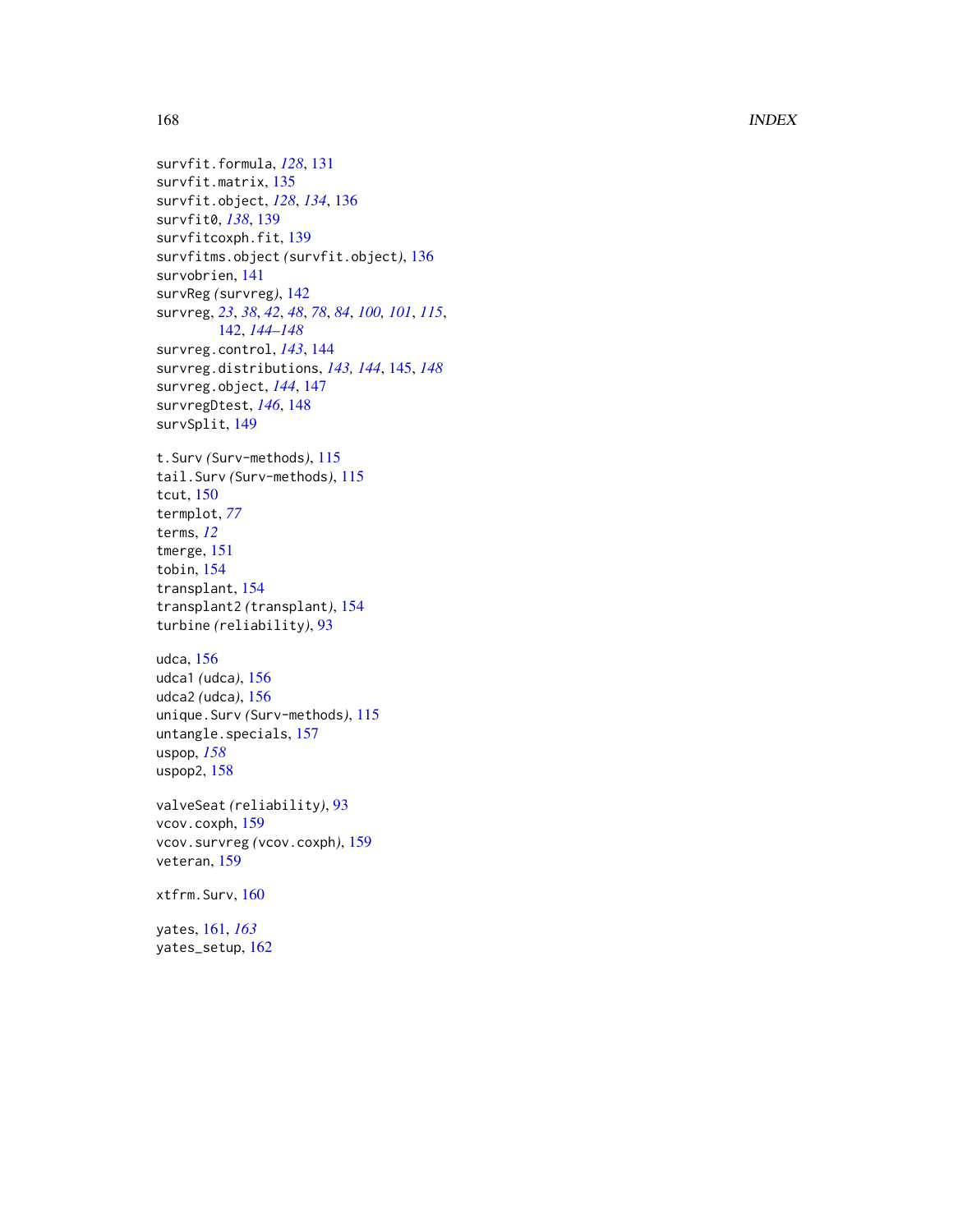survfit.formula, *128*, 131
survfit.matrix, 135
survfit.object, *128*, *134*, 136
survfit0, *138*, 139
survfitcoxph.fit, 139
survfitms.object *(*survfit.object*)*, 136
survobrien, 141
survReg *(*survreg*)*, 142
survreg, *23*, *38*, *42*, *48*, *78*, *84*, *100, 101*, *115*, 142, *144–148*
survreg.control, *143*, 144
survreg.distributions, *143, 144*, 145, *148*
survreg.object, *144*, 147
survregDtest, *146*, 148
survSplit, 149

t.Surv *(*Surv-methods*)*, 115
tail.Surv *(*Surv-methods*)*, 115
tcut, 150
termplot, *77*
terms, *12*
tmerge, 151
tobin, 154
transplant, 154
transplant2 *(*transplant*)*, 154
turbine *(*reliability*)*, 93

udca, 156
udca1 *(*udca*)*, 156
udca2 *(*udca*)*, 156
unique.Surv *(*Surv-methods*)*, 115
untangle.specials, 157
uspop, *158*
uspop2, 158

valveSeat *(*reliability*)*, 93
vcov.coxph, 159
vcov.survreg *(*vcov.coxph*)*, 159
veteran, 159

xtfrm.Surv, 160

yates, 161, *163*
yates_setup, 162